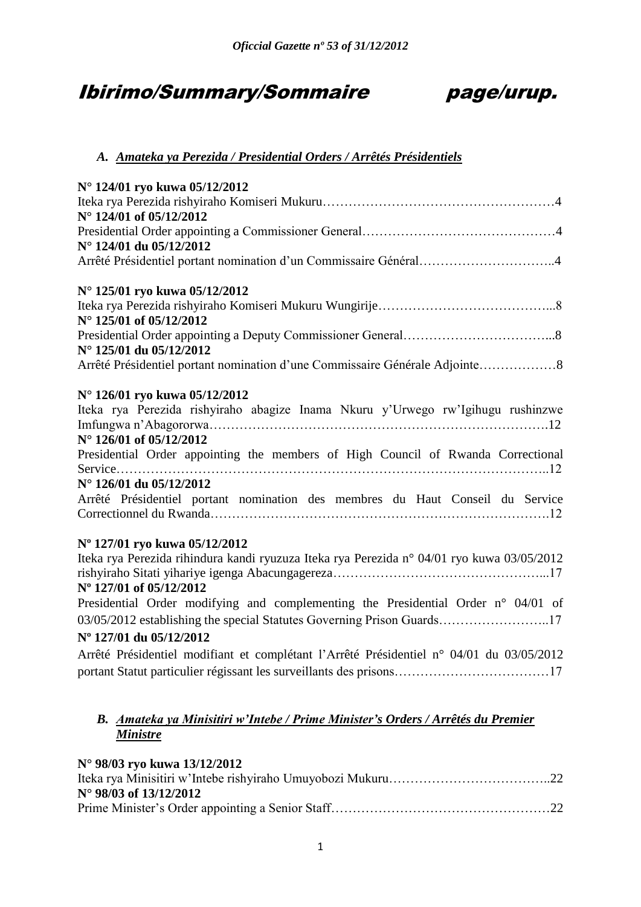# Ibirimo/Summary/Sommaire page/urup.

### *A. Amateka ya Perezida / Presidential Orders / Arrêtés Présidentiels*

**N° 124/01 ryo kuwa 05/12/2012**
Iteka rya Perezida rishyiraho Komiseri Mukuru……………………………………………….4
**N° 124/01 of 05/12/2012**
Presidential Order appointing a Commissioner General………………………………………4
**N° 124/01 du 05/12/2012**
Arrêté Présidentiel portant nomination d'un Commissaire Général…………………………..4

**N° 125/01 ryo kuwa 05/12/2012**
Iteka rya Perezida rishyiraho Komiseri Mukuru Wungirije…………………………………...8
**N° 125/01 of 05/12/2012**
Presidential Order appointing a Deputy Commissioner General……………………………...8
**N° 125/01 du 05/12/2012**
Arrêté Présidentiel portant nomination d'une Commissaire Générale Adjointe………………8

**N° 126/01 ryo kuwa 05/12/2012**
Iteka rya Perezida rishyiraho abagize Inama Nkuru y'Urwego rw'Igihugu rushinzwe Imfungwa n'Abagororwa…………………………………………………………………….12
**N° 126/01 of 05/12/2012**
Presidential Order appointing the members of High Council of Rwanda Correctional Service……………………………………………………………………………………..12
**N° 126/01 du 05/12/2012**
Arrêté Présidentiel portant nomination des membres du Haut Conseil du Service Correctionnel du Rwanda…………………………………………………………………….12

**Nº 127/01 ryo kuwa 05/12/2012**
Iteka rya Perezida rihindura kandi ryuzuza Iteka rya Perezida n° 04/01 ryo kuwa 03/05/2012 rishyiraho Sitati yihariye igenga Abacungagereza…………………………………………...17
**Nº 127/01 of 05/12/2012**
Presidential Order modifying and complementing the Presidential Order n° 04/01 of 03/05/2012 establishing the special Statutes Governing Prison Guards……………………..17
**Nº 127/01 du 05/12/2012**
Arrêté Présidentiel modifiant et complétant l'Arrêté Présidentiel n° 04/01 du 03/05/2012 portant Statut particulier régissant les surveillants des prisons………………………………17

### *B. Amateka ya Minisitiri w'Intebe / Prime Minister's Orders / Arrêtés du Premier Ministre*

**N° 98/03 ryo kuwa 13/12/2012**
Iteka rya Minisitiri w'Intebe rishyiraho Umuyobozi Mukuru………………………………..22
**N° 98/03 of 13/12/2012**
Prime Minister's Order appointing a Senior Staff……………………………………………22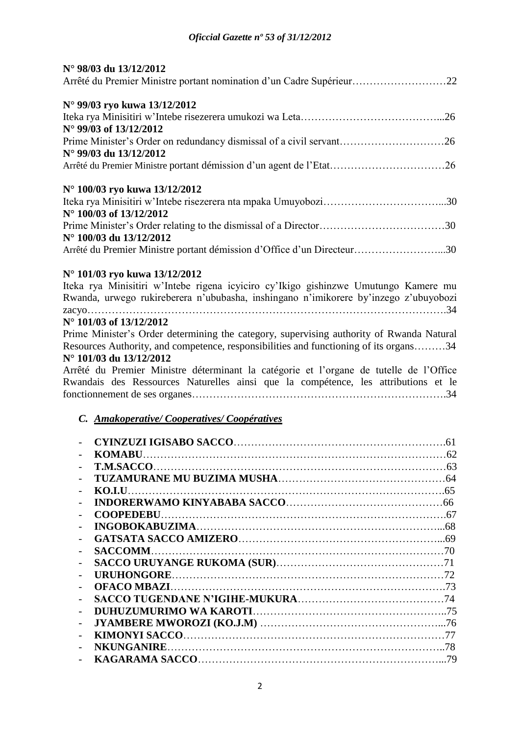**N° 98/03 du 13/12/2012**
Arrêté du Premier Ministre portant nomination d'un Cadre Supérieur………………………22

**N° 99/03 ryo kuwa 13/12/2012**
Iteka rya Minisitiri w'Intebe risezerera umukozi wa Leta…………………………………...26
**N° 99/03 of 13/12/2012**
Prime Minister's Order on redundancy dismissal of a civil servant…………………………26
**N° 99/03 du 13/12/2012**
Arrêté du Premier Ministre portant démission d'un agent de l'Etat……………………………26

**N° 100/03 ryo kuwa 13/12/2012**
Iteka rya Minisitiri w'Intebe risezerera nta mpaka Umuyobozi……………………………...30
**N° 100/03 of 13/12/2012**
Prime Minister's Order relating to the dismissal of a Director………………………………30
**N° 100/03 du 13/12/2012**
Arrêté du Premier Ministre portant démission d'Office d'un Directeur……………………...30

**N° 101/03 ryo kuwa 13/12/2012**
Iteka rya Minisitiri w'Intebe rigena icyiciro cy'Ikigo gishinzwe Umutungo Kamere mu Rwanda, urwego rukireberera n'ububasha, inshingano n'imikorere by'inzego z'ubuyobozi zacyo……………………………………………………………………………………….34
**N° 101/03 of 13/12/2012**
Prime Minister's Order determining the category, supervising authority of Rwanda Natural Resources Authority, and competence, responsibilities and functioning of its organs………34
**N° 101/03 du 13/12/2012**
Arrêté du Premier Ministre déterminant la catégorie et l'organe de tutelle de l'Office Rwandais des Ressources Naturelles ainsi que la compétence, les attributions et le fonctionnement de ses organes……………………………………………………………….34

### C. *Amakoperative/ Cooperatives/ Coopératives*

- **CYINZUZI IGISABO SACCO**…………………………………………………….61
- **KOMABU**……………………………………………………………………………62
- **T.M.SACCO**…………………………………………………………………………63
- **TUZAMURANE MU BUZIMA MUSHA**…………………………………………64
- **KO.I.U**……………………………………………………………………………….65
- **INDORERWAMO KINYABABA SACCO**………………………………………66
- **COOPEDEBU**……………………………………………………………………….67
- **INGOBOKABUZIMA**……………………………………………………………...68
- **GATSATA SACCO AMIZERO**…………………………………………………...69
- **SACCOMM**…………………………………………………………………………70
- **SACCO URUYANGE RUKOMA (SUR)**…………………………………………71
- **URUHONGORE**……………………………………………………………………72
- **OFACO MBAZI**……………………………………………………………………73
- **SACCO TUGENDANE N'IGIHE-MUKURA**……………………………………74
- **DUHUZUMURIMO WA KAROTI**………………………………………………..75
- **JYAMBERE MWOROZI (KO.J.M)** ……………………………………………...76
- **KIMONYI SACCO**…………………………………………………………………77
- **NKUNGANIRE**……………………………………………………………………..78
- **KAGARAMA SACCO**……………………………………………………………...79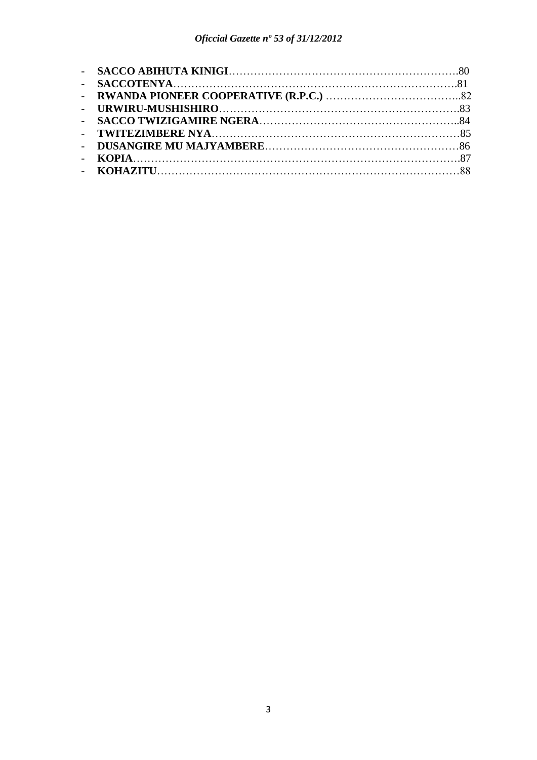- **SACCO ABIHUTA KINIGI**………………………………………………………….80
- **SACCOTENYA**………………………………………………………………….81
- **RWANDA PIONEER COOPERATIVE (R.P.C.)** ………………………………..82
- **URWIRU-MUSHISHIRO**………………………………………………………….83
- **SACCO TWIZIGAMIRE NGERA**………………………………………………..84
- **TWITEZIMBERE NYA**……………………………………………………………85
- **DUSANGIRE MU MAJYAMBERE**………………………………………………86
- **KOPIA**…………………………………………………………………………….87
- **KOHAZITU**……………………………………………………………………88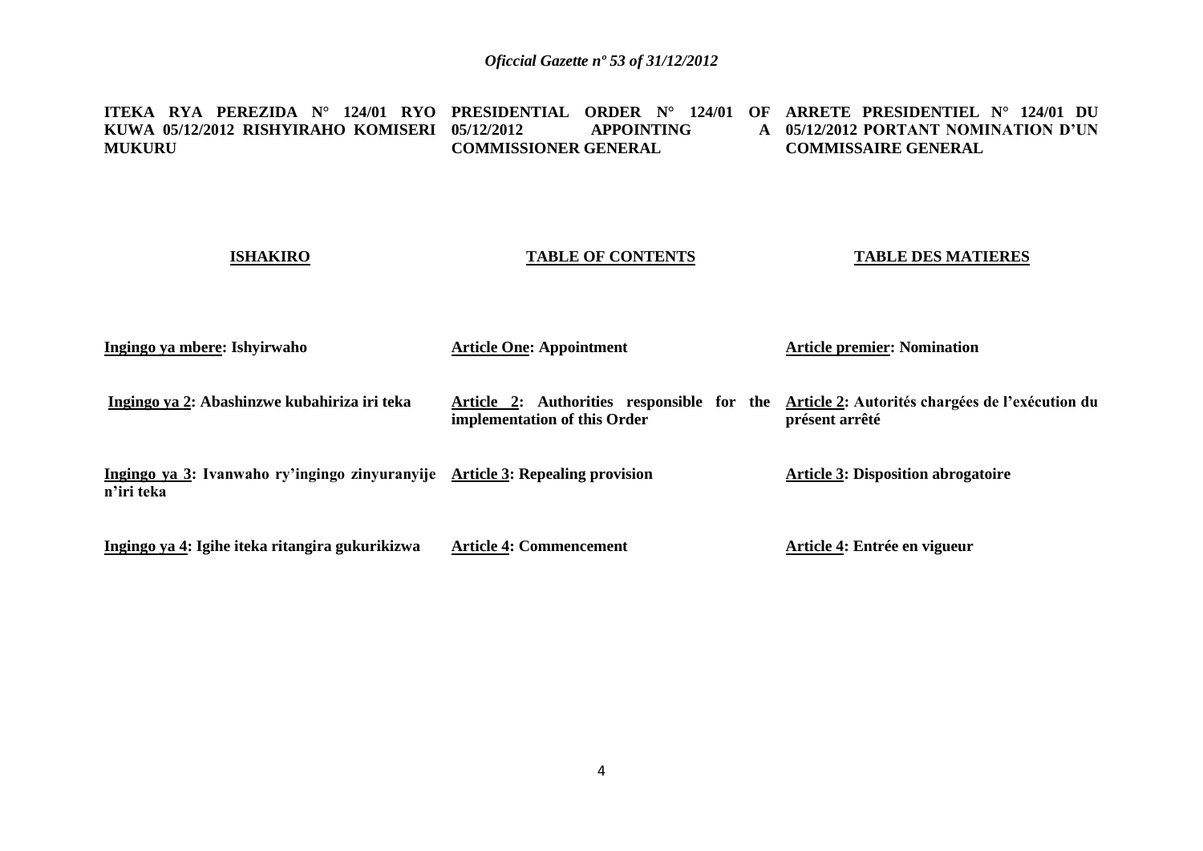**ITEKA RYA PEREZIDA N° 124/01 RYO KUWA 05/12/2012 RISHYIRAHO KOMISERI MUKURU**

**PRESIDENTIAL ORDER N° 124/01 OF 05/12/2012 APPOINTING A COMMISSIONER GENERAL**

**ARRETE PRESIDENTIEL N° 124/01 DU 05/12/2012 PORTANT NOMINATION D'UN COMMISSAIRE GENERAL**

| **ISHAKIRO** | **TABLE OF CONTENTS** | **TABLE DES MATIERES** |
|---|---|---|
| **Ingingo ya mbere: Ishyirwaho** | **Article One: Appointment** | **Article premier: Nomination** |
| **Ingingo ya 2: Abashinzwe kubahiriza iri teka** | **Article 2: Authorities responsible for the implementation of this Order** | **Article 2: Autorités chargées de l'exécution du présent arrêté** |
| **Ingingo ya 3: Ivanwaho ry'ingingo zinyuranyije n'iri teka** | **Article 3: Repealing provision** | **Article 3: Disposition abrogatoire** |
| **Ingingo ya 4: Igihe iteka ritangira gukurikizwa** | **Article 4: Commencement** | **Article 4: Entrée en vigueur** |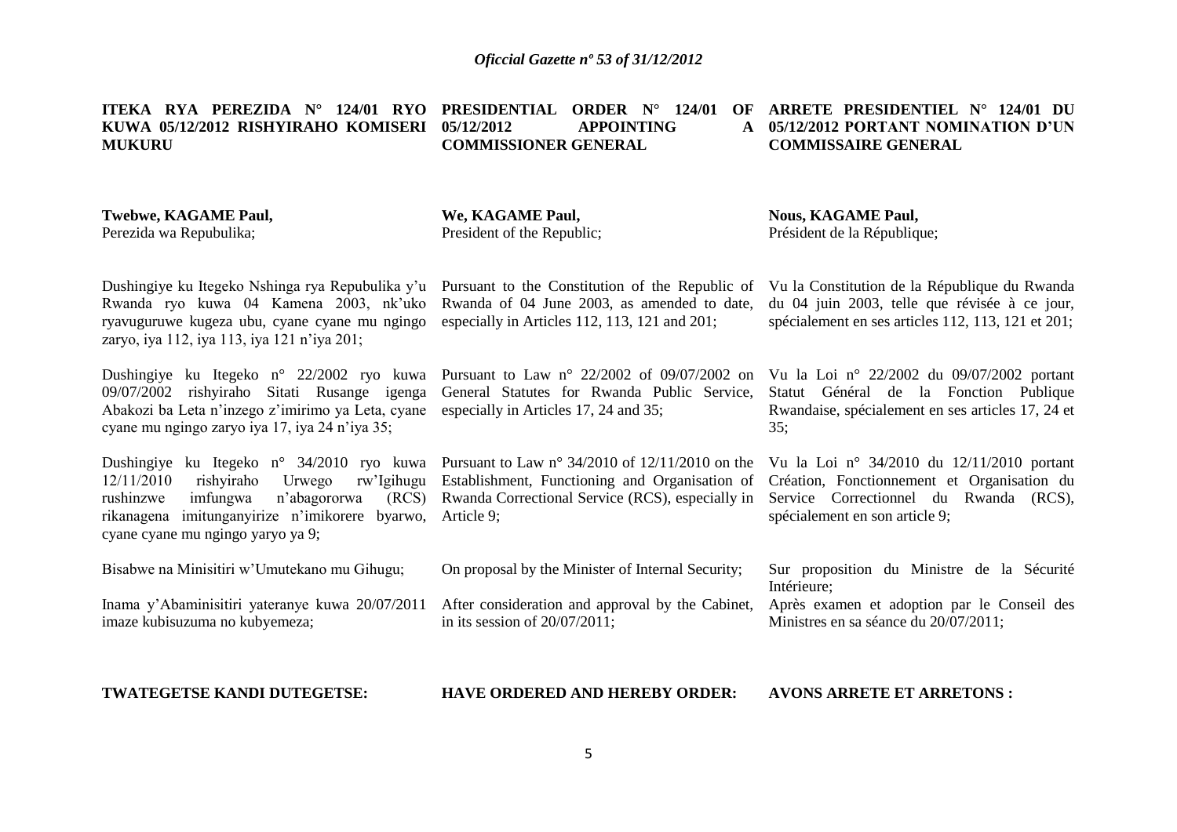**ITEKA RYA PEREZIDA N° 124/01 RYO KUWA 05/12/2012 RISHYIRAHO KOMISERI MUKURU**

**Twebwe, KAGAME Paul,**
Perezida wa Repubulika;

Dushingiye ku Itegeko Nshinga rya Repubulika y'u Rwanda ryo kuwa 04 Kamena 2003, nk'uko ryavuguruwe kugeza ubu, cyane cyane mu ngingo zaryo, iya 112, iya 113, iya 121 n'iya 201;

Dushingiye ku Itegeko n° 22/2002 ryo kuwa 09/07/2002 rishyiraho Sitati Rusange igenga Abakozi ba Leta n'inzego z'imirimo ya Leta, cyane cyane mu ngingo zaryo iya 17, iya 24 n'iya 35;

Dushingiye ku Itegeko n° 34/2010 ryo kuwa 12/11/2010 rishyiraho Urwego rw'Igihugu rushinzwe imfungwa n'abagororwa (RCS) rikanagena imitunganyirize n'imikorere byarwo, cyane cyane mu ngingo yaryo ya 9;

Bisabwe na Minisitiri w'Umutekano mu Gihugu;

Inama y'Abaminisitiri yateranye kuwa 20/07/2011 imaze kubisuzuma no kubyemeza;

**TWATEGETSE KANDI DUTEGETSE:**

**PRESIDENTIAL ORDER N° 124/01 OF 05/12/2012 APPOINTING A COMMISSIONER GENERAL**

**We, KAGAME Paul,**
President of the Republic;

Pursuant to the Constitution of the Republic of Rwanda of 04 June 2003, as amended to date, especially in Articles 112, 113, 121 and 201;

Pursuant to Law n° 22/2002 of 09/07/2002 on General Statutes for Rwanda Public Service, especially in Articles 17, 24 and 35;

Pursuant to Law n° 34/2010 of 12/11/2010 on the Establishment, Functioning and Organisation of Rwanda Correctional Service (RCS), especially in Article 9;

On proposal by the Minister of Internal Security;

After consideration and approval by the Cabinet, in its session of 20/07/2011;

**HAVE ORDERED AND HEREBY ORDER:**

**ARRETE PRESIDENTIEL N° 124/01 DU 05/12/2012 PORTANT NOMINATION D'UN COMMISSAIRE GENERAL**

**Nous, KAGAME Paul,**
Président de la République;

Vu la Constitution de la République du Rwanda du 04 juin 2003, telle que révisée à ce jour, spécialement en ses articles 112, 113, 121 et 201;

Vu la Loi n° 22/2002 du 09/07/2002 portant Statut Général de la Fonction Publique Rwandaise, spécialement en ses articles 17, 24 et 35;

Vu la Loi n° 34/2010 du 12/11/2010 portant Création, Fonctionnement et Organisation du Service Correctionnel du Rwanda (RCS), spécialement en son article 9;

Sur proposition du Ministre de la Sécurité Intérieure;

Après examen et adoption par le Conseil des Ministres en sa séance du 20/07/2011;

**AVONS ARRETE ET ARRETONS :**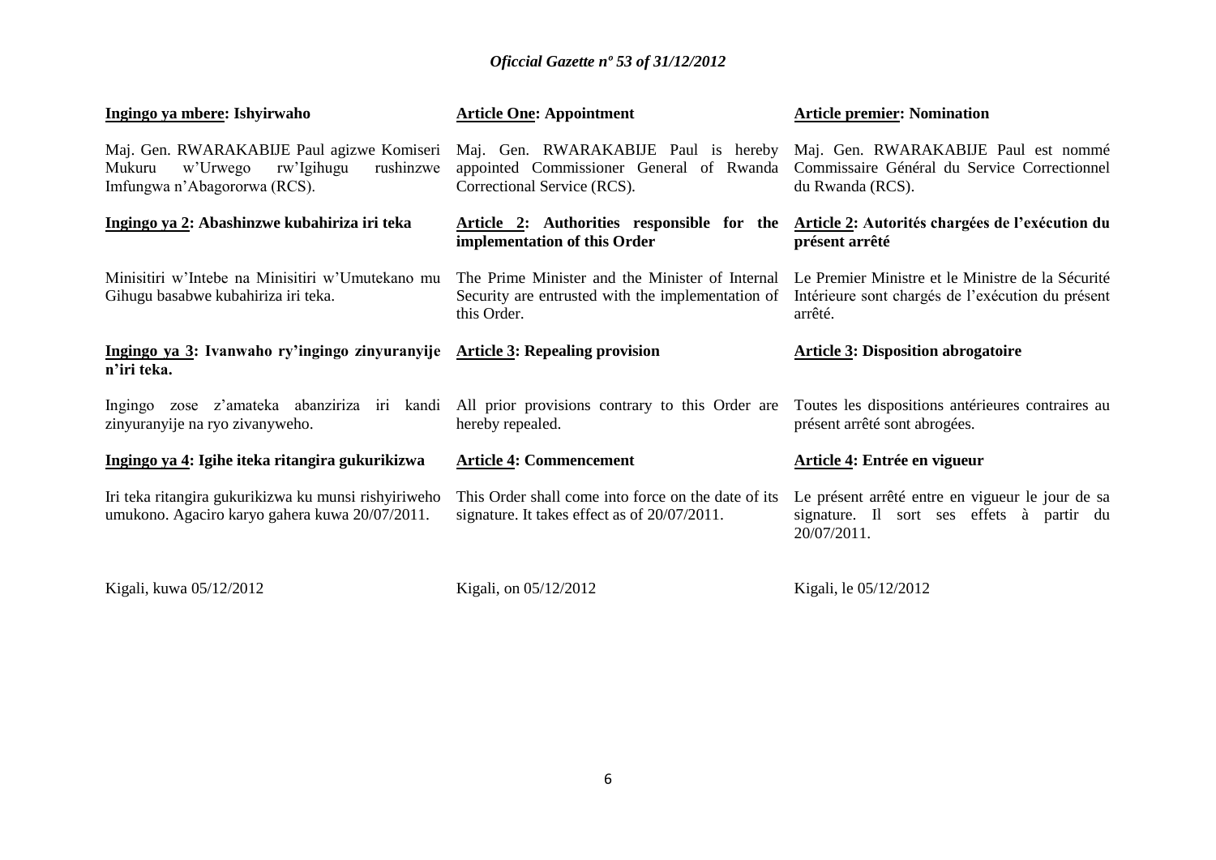**Ingingo ya mbere: Ishyirwaho**

Maj. Gen. RWARAKABIJE Paul agizwe Komiseri Mukuru w'Urwego rw'Igihugu rushinzwe Imfungwa n'Abagororwa (RCS).

**Ingingo ya 2: Abashinzwe kubahiriza iri teka**

Minisitiri w'Intebe na Minisitiri w'Umutekano mu Gihugu basabwe kubahiriza iri teka.

**Ingingo ya 3: Ivanwaho ry'ingingo zinyuranyije n'iri teka.**

Ingingo zose z'amateka abanziriza iri kandi zinyuranyije na ryo zivanyweho.

**Ingingo ya 4: Igihe iteka ritangira gukurikizwa**

Iri teka ritangira gukurikizwa ku munsi rishyiriweho umukono. Agaciro karyo gahera kuwa 20/07/2011.

Kigali, kuwa 05/12/2012

**Article One: Appointment**

Maj. Gen. RWARAKABIJE Paul is hereby appointed Commissioner General of Rwanda Correctional Service (RCS).

**Article 2: Authorities responsible for the implementation of this Order**

The Prime Minister and the Minister of Internal Security are entrusted with the implementation of this Order.

**Article 3: Repealing provision**

All prior provisions contrary to this Order are hereby repealed.

**Article 4: Commencement**

This Order shall come into force on the date of its signature. It takes effect as of 20/07/2011.

Kigali, on 05/12/2012

**Article premier: Nomination**

Maj. Gen. RWARAKABIJE Paul est nommé Commissaire Général du Service Correctionnel du Rwanda (RCS).

**Article 2: Autorités chargées de l'exécution du présent arrêté**

Le Premier Ministre et le Ministre de la Sécurité Intérieure sont chargés de l'exécution du présent arrêté.

**Article 3: Disposition abrogatoire**

Toutes les dispositions antérieures contraires au présent arrêté sont abrogées.

**Article 4: Entrée en vigueur**

Le présent arrêté entre en vigueur le jour de sa signature. Il sort ses effets à partir du 20/07/2011.

Kigali, le 05/12/2012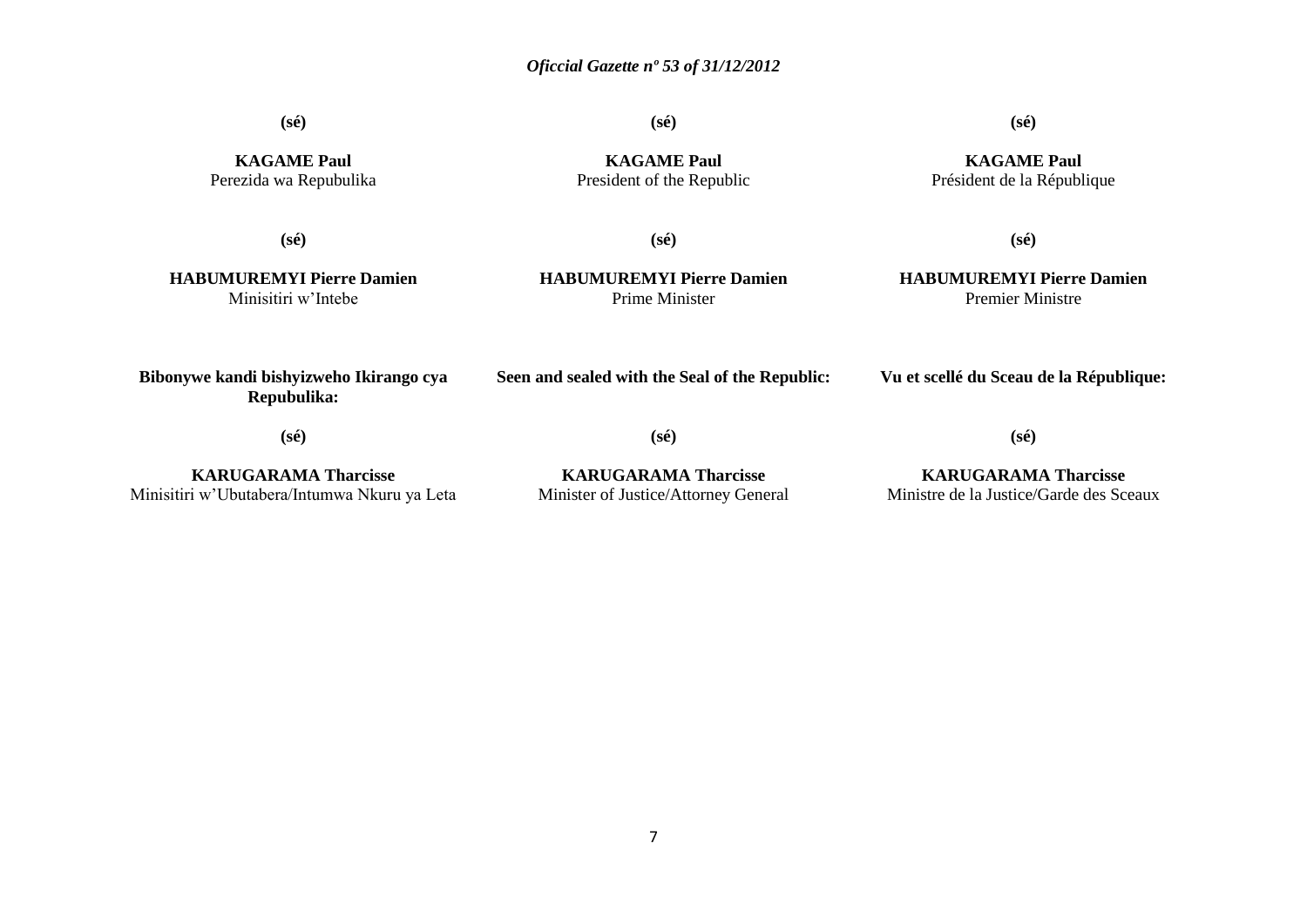**(sé)**

**KAGAME Paul**
Perezida wa Repubulika

**(sé)**

**HABUMUREMYI Pierre Damien**
Minisitiri w'Intebe

**Bibonywe kandi bishyizweho Ikirango cya Repubulika:**

**(sé)**

**KARUGARAMA Tharcisse**
Minisitiri w'Ubutabera/Intumwa Nkuru ya Leta

**(sé)**

**KAGAME Paul**
President of the Republic

**(sé)**

**HABUMUREMYI Pierre Damien**
Prime Minister

**Seen and sealed with the Seal of the Republic:**

**(sé)**

**KARUGARAMA Tharcisse**
Minister of Justice/Attorney General

**(sé)**

**KAGAME Paul**
Président de la République

**(sé)**

**HABUMUREMYI Pierre Damien**
Premier Ministre

**Vu et scellé du Sceau de la République:**

**(sé)**

**KARUGARAMA Tharcisse**
Ministre de la Justice/Garde des Sceaux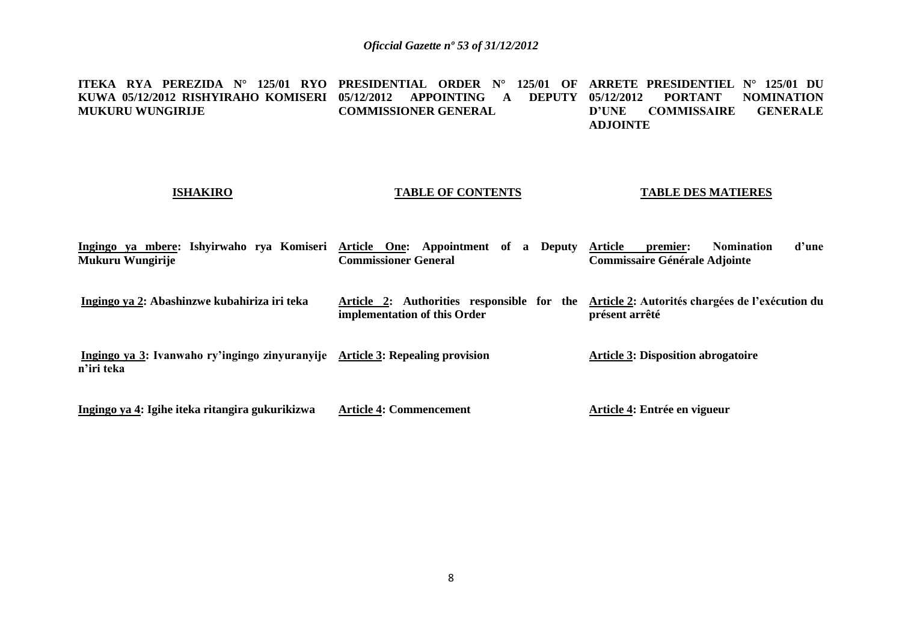**ITEKA RYA PEREZIDA N° 125/01 RYO KUWA 05/12/2012 RISHYIRAHO KOMISERI MUKURU WUNGIRIJE**

**ISHAKIRO**

**Ingingo ya mbere: Ishyirwaho rya Komiseri Mukuru Wungirije**

**Ingingo ya 2: Abashinzwe kubahiriza iri teka**

**Ingingo ya 3: Ivanwaho ry'ingingo zinyuranyije n'iri teka**

**Ingingo ya 4: Igihe iteka ritangira gukurikizwa**

**PRESIDENTIAL ORDER N° 125/01 OF 05/12/2012 APPOINTING A DEPUTY COMMISSIONER GENERAL**

**TABLE OF CONTENTS**

**Article One: Appointment of a Deputy Commissioner General**

**Article 2: Authorities responsible for the implementation of this Order**

**Article 3: Repealing provision**

**Article 4: Commencement**

**ARRETE PRESIDENTIEL N° 125/01 DU 05/12/2012 PORTANT NOMINATION D'UNE COMMISSAIRE GENERALE ADJOINTE**

**TABLE DES MATIERES**

**Article premier: Nomination d'une Commissaire Générale Adjointe**

**Article 2: Autorités chargées de l'exécution du présent arrêté**

**Article 3: Disposition abrogatoire**

**Article 4: Entrée en vigueur**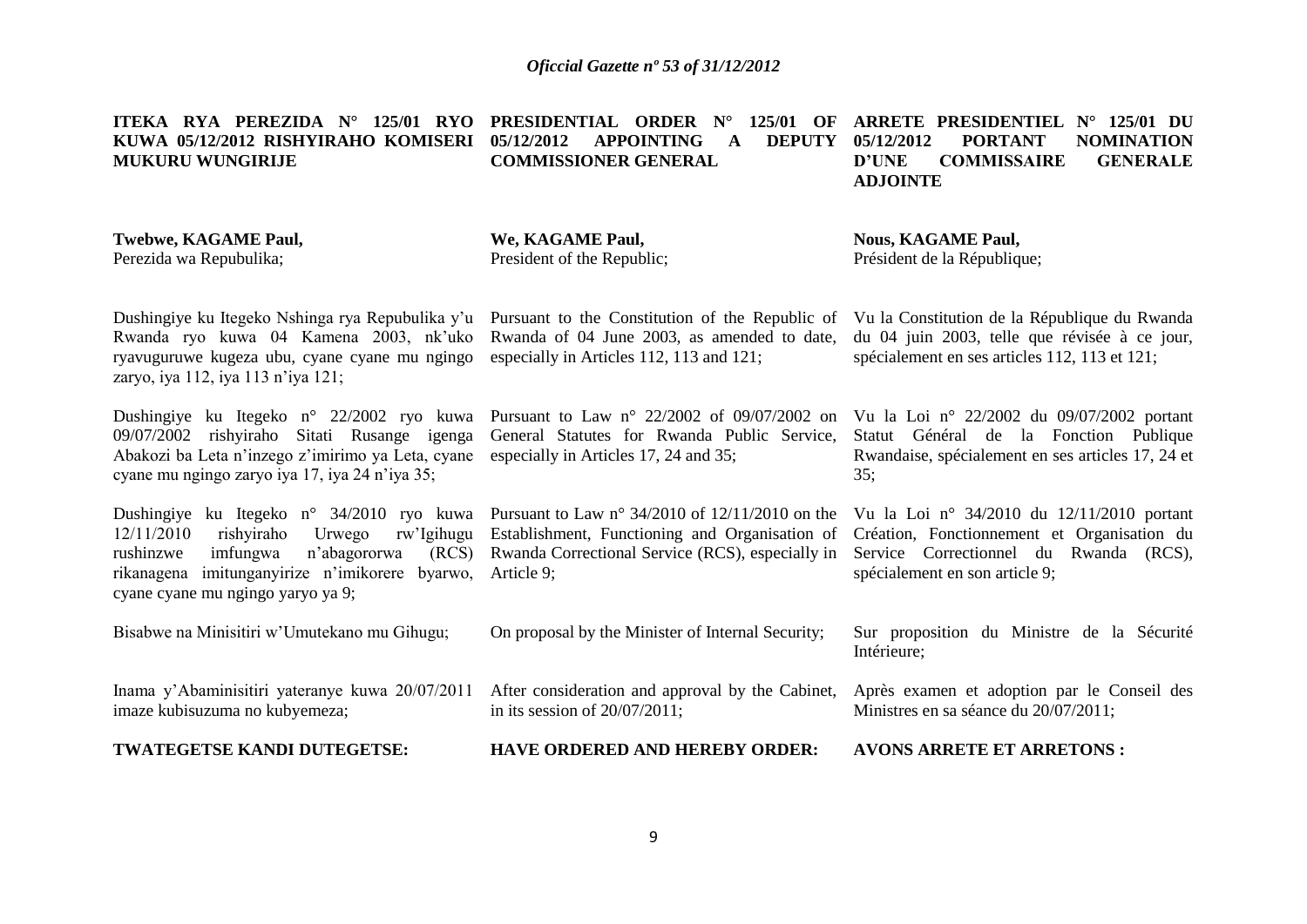**ITEKA RYA PEREZIDA N° 125/01 RYO KUWA 05/12/2012 RISHYIRAHO KOMISERI MUKURU WUNGIRIJE**

**Twebwe, KAGAME Paul,**
Perezida wa Repubulika;

Dushingiye ku Itegeko Nshinga rya Repubulika y'u Rwanda ryo kuwa 04 Kamena 2003, nk'uko ryavuguruwe kugeza ubu, cyane cyane mu ngingo zaryo, iya 112, iya 113 n'iya 121;

Dushingiye ku Itegeko n° 22/2002 ryo kuwa 09/07/2002 rishyiraho Sitati Rusange igenga Abakozi ba Leta n'inzego z'imirimo ya Leta, cyane cyane mu ngingo zaryo iya 17, iya 24 n'iya 35;

Dushingiye ku Itegeko n° 34/2010 ryo kuwa 12/11/2010 rishyiraho Urwego rw'Igihugu rushinzwe imfungwa n'abagororwa (RCS) rikanagena imitunganyirize n'imikorere byarwo, cyane cyane mu ngingo yaryo ya 9;

Bisabwe na Minisitiri w'Umutekano mu Gihugu;

Inama y'Abaminisitiri yateranye kuwa 20/07/2011 imaze kubisuzuma no kubyemeza;

**TWATEGETSE KANDI DUTEGETSE:**

**PRESIDENTIAL ORDER N° 125/01 OF 05/12/2012 APPOINTING A DEPUTY COMMISSIONER GENERAL**

**We, KAGAME Paul,**
President of the Republic;

Pursuant to the Constitution of the Republic of Rwanda of 04 June 2003, as amended to date, especially in Articles 112, 113 and 121;

Pursuant to Law n° 22/2002 of 09/07/2002 on General Statutes for Rwanda Public Service, especially in Articles 17, 24 and 35;

Pursuant to Law n° 34/2010 of 12/11/2010 on the Establishment, Functioning and Organisation of Rwanda Correctional Service (RCS), especially in Article 9;

On proposal by the Minister of Internal Security;

After consideration and approval by the Cabinet, in its session of 20/07/2011;

**HAVE ORDERED AND HEREBY ORDER:**

**ARRETE PRESIDENTIEL N° 125/01 DU 05/12/2012 PORTANT NOMINATION D'UNE COMMISSAIRE GENERALE ADJOINTE**

**Nous, KAGAME Paul,**
Président de la République;

Vu la Constitution de la République du Rwanda du 04 juin 2003, telle que révisée à ce jour, spécialement en ses articles 112, 113 et 121;

Vu la Loi n° 22/2002 du 09/07/2002 portant Statut Général de la Fonction Publique Rwandaise, spécialement en ses articles 17, 24 et 35;

Vu la Loi n° 34/2010 du 12/11/2010 portant Création, Fonctionnement et Organisation du Service Correctionnel du Rwanda (RCS), spécialement en son article 9;

Sur proposition du Ministre de la Sécurité Intérieure;

Après examen et adoption par le Conseil des Ministres en sa séance du 20/07/2011;

**AVONS ARRETE ET ARRETONS :**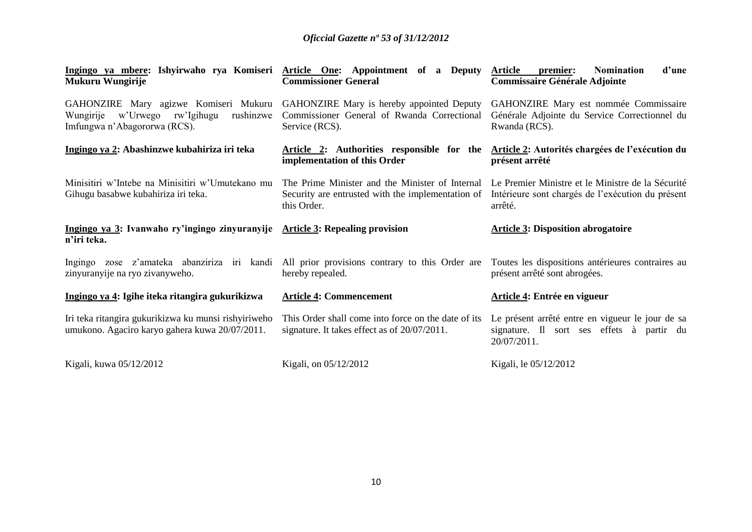**Ingingo ya mbere: Ishyirwaho rya Komiseri Mukuru Wungirije**

GAHONZIRE Mary agizwe Komiseri Mukuru Wungirije w'Urwego rw'Igihugu rushinzwe Imfungwa n'Abagororwa (RCS).

**Ingingo ya 2: Abashinzwe kubahiriza iri teka**

Minisitiri w'Intebe na Minisitiri w'Umutekano mu Gihugu basabwe kubahiriza iri teka.

**Ingingo ya 3: Ivanwaho ry'ingingo zinyuranyije n'iri teka.**

Ingingo zose z'amateka abanziriza iri kandi zinyuranyije na ryo zivanyweho.

**Ingingo ya 4: Igihe iteka ritangira gukurikizwa**

Iri teka ritangira gukurikizwa ku munsi rishyiriweho umukono. Agaciro karyo gahera kuwa 20/07/2011.

Kigali, kuwa 05/12/2012

**Article One: Appointment of a Deputy Commissioner General**

GAHONZIRE Mary is hereby appointed Deputy Commissioner General of Rwanda Correctional Service (RCS).

**Article 2: Authorities responsible for the implementation of this Order**

The Prime Minister and the Minister of Internal Security are entrusted with the implementation of this Order.

**Article 3: Repealing provision**

All prior provisions contrary to this Order are hereby repealed.

**Article 4: Commencement**

This Order shall come into force on the date of its signature. It takes effect as of 20/07/2011.

Kigali, on 05/12/2012

**Article premier: Nomination d'une Commissaire Générale Adjointe**

GAHONZIRE Mary est nommée Commissaire Générale Adjointe du Service Correctionnel du Rwanda (RCS).

**Article 2: Autorités chargées de l'exécution du présent arrêté**

Le Premier Ministre et le Ministre de la Sécurité Intérieure sont chargés de l'exécution du présent arrêté.

**Article 3: Disposition abrogatoire**

Toutes les dispositions antérieures contraires au présent arrêté sont abrogées.

**Article 4: Entrée en vigueur**

Le présent arrêté entre en vigueur le jour de sa signature. Il sort ses effets à partir du 20/07/2011.

Kigali, le 05/12/2012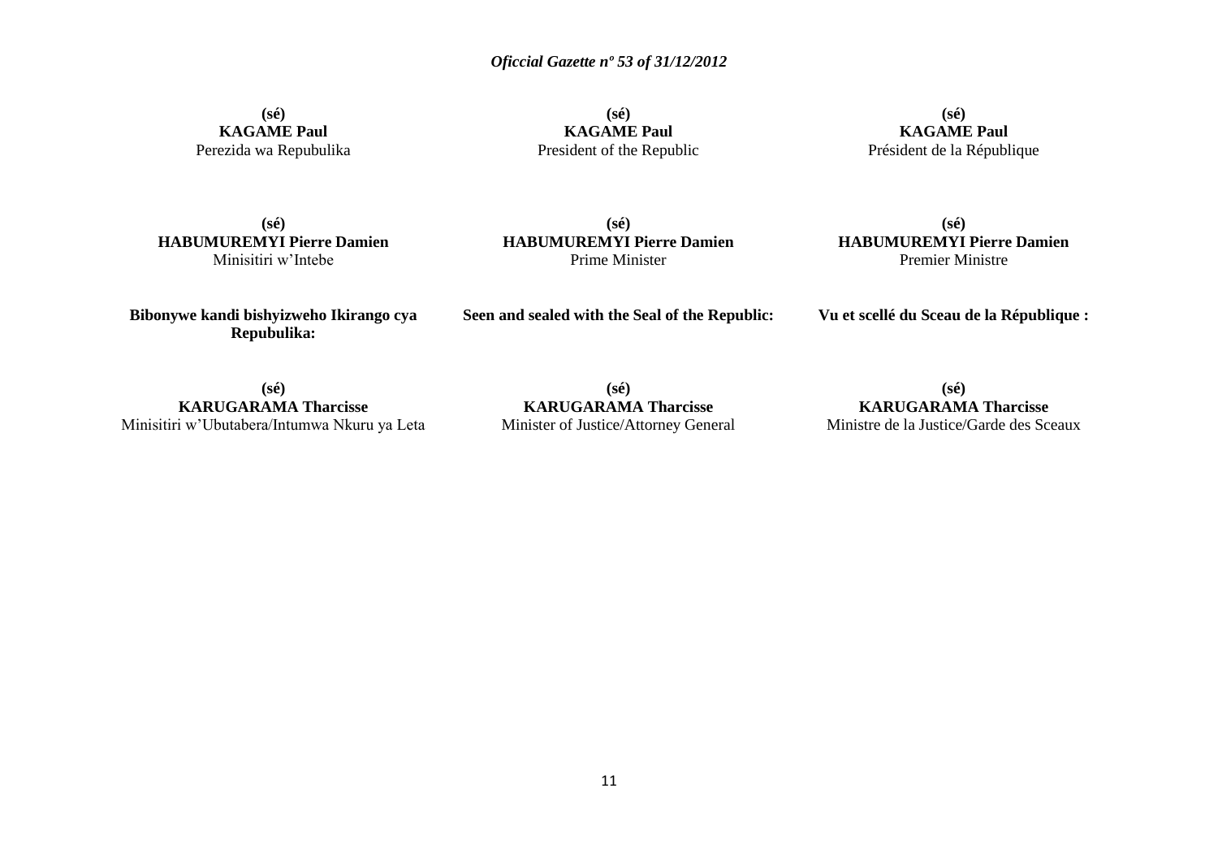**(sé)**
**KAGAME Paul**
Perezida wa Repubulika

**(sé)**
**HABUMUREMYI Pierre Damien**
Minisitiri w'Intebe

**Bibonywe kandi bishyizweho Ikirango cya Repubulika:**

**(sé)**
**KARUGARAMA Tharcisse**
Minisitiri w'Ubutabera/Intumwa Nkuru ya Leta

**(sé)**
**KAGAME Paul**
President of the Republic

**(sé)**
**HABUMUREMYI Pierre Damien**
Prime Minister

**Seen and sealed with the Seal of the Republic:**

**(sé)**
**KARUGARAMA Tharcisse**
Minister of Justice/Attorney General

**(sé)**
**KAGAME Paul**
Président de la République

**(sé)**
**HABUMUREMYI Pierre Damien**
Premier Ministre

**Vu et scellé du Sceau de la République :**

**(sé)**
**KARUGARAMA Tharcisse**
Ministre de la Justice/Garde des Sceaux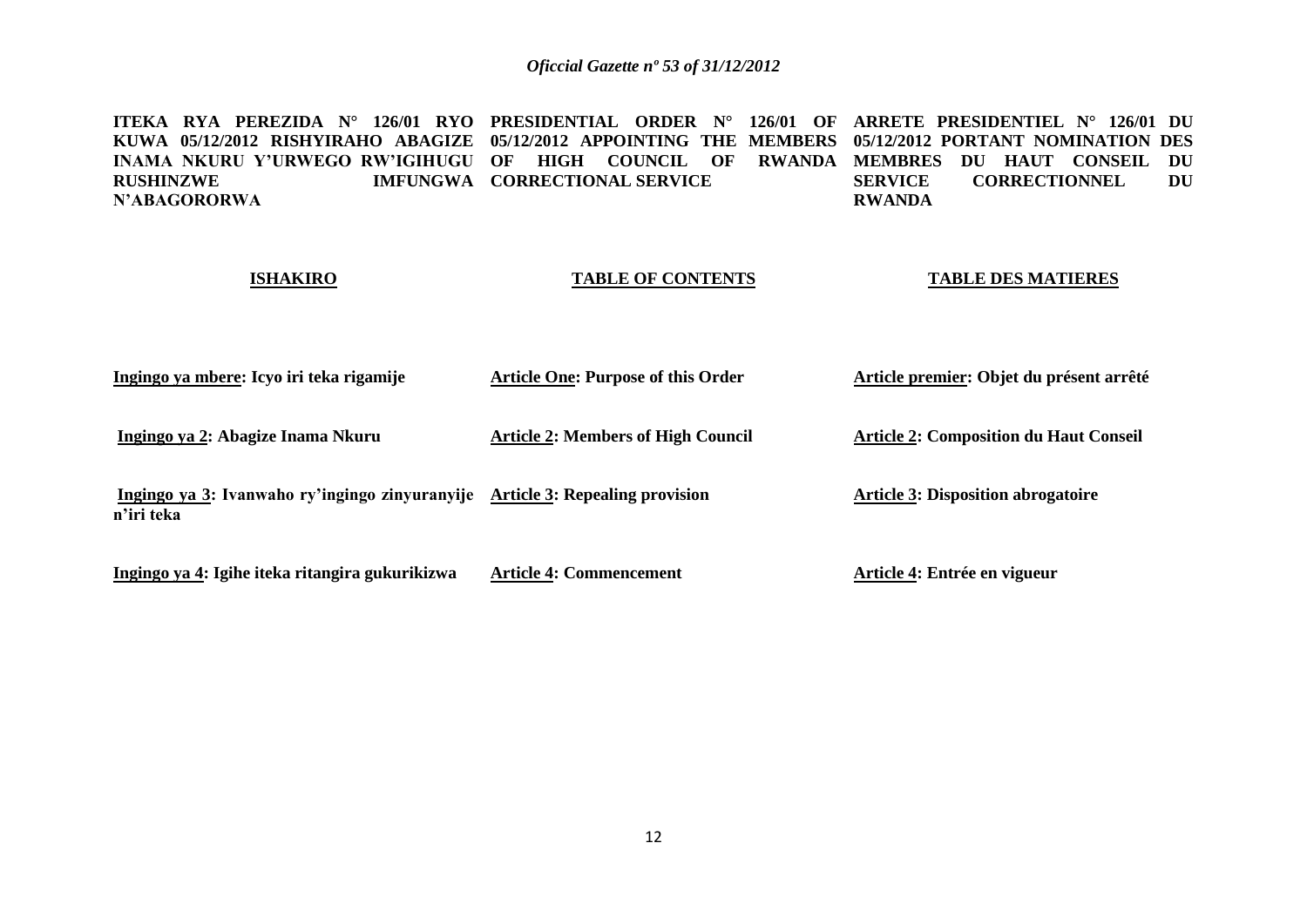**ITEKA RYA PEREZIDA N° 126/01 RYO KUWA 05/12/2012 RISHYIRAHO ABAGIZE INAMA NKURU Y'URWEGO RW'IGIHUGU RUSHINZWE IMFUNGWA N'ABAGORORWA**

**ISHAKIRO**

Ingingo ya mbere: Icyo iri teka rigamije

Ingingo ya 2: Abagize Inama Nkuru

Ingingo ya 3: Ivanwaho ry'ingingo zinyuranyije n'iri teka

Ingingo ya 4: Igihe iteka ritangira gukurikizwa

**PRESIDENTIAL ORDER N° 126/01 OF 05/12/2012 APPOINTING THE MEMBERS OF HIGH COUNCIL OF RWANDA CORRECTIONAL SERVICE**

**TABLE OF CONTENTS**

Article One: Purpose of this Order

Article 2: Members of High Council

Article 3: Repealing provision

Article 4: Commencement

**ARRETE PRESIDENTIEL N° 126/01 DU 05/12/2012 PORTANT NOMINATION DES MEMBRES DU HAUT CONSEIL DU SERVICE CORRECTIONNEL DU RWANDA**

**TABLE DES MATIERES**

Article premier: Objet du présent arrêté

Article 2: Composition du Haut Conseil

Article 3: Disposition abrogatoire

Article 4: Entrée en vigueur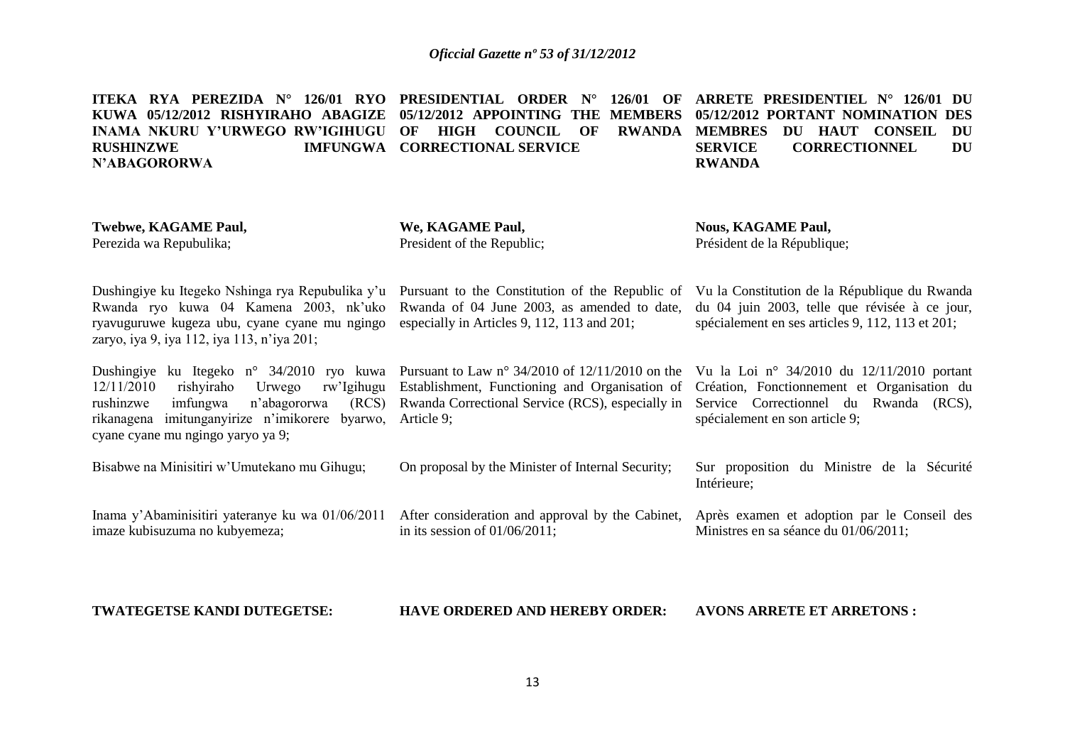**ITEKA RYA PEREZIDA N° 126/01 RYO KUWA 05/12/2012 RISHYIRAHO ABAGIZE INAMA NKURU Y'URWEGO RW'IGIHUGU RUSHINZWE IMFUNGWA N'ABAGORORWA**

**Twebwe, KAGAME Paul,**
Perezida wa Repubulika;

Dushingiye ku Itegeko Nshinga rya Repubulika y'u Rwanda ryo kuwa 04 Kamena 2003, nk'uko ryavuguruwe kugeza ubu, cyane cyane mu ngingo zaryo, iya 9, iya 112, iya 113, n'iya 201;

Dushingiye ku Itegeko n° 34/2010 ryo kuwa 12/11/2010 rishyiraho Urwego rw'Igihugu rushinzwe imfungwa n'abagororwa (RCS) rikanagena imitunganyirize n'imikorere byarwo, cyane cyane mu ngingo yaryo ya 9;

Bisabwe na Minisitiri w'Umutekano mu Gihugu;

Inama y'Abaminisitiri yateranye ku wa 01/06/2011 imaze kubisuzuma no kubyemeza;

**TWATEGETSE KANDI DUTEGETSE:**

**PRESIDENTIAL ORDER N° 126/01 OF 05/12/2012 APPOINTING THE MEMBERS OF HIGH COUNCIL OF RWANDA CORRECTIONAL SERVICE**

**We, KAGAME Paul,**
President of the Republic;

Pursuant to the Constitution of the Republic of Rwanda of 04 June 2003, as amended to date, especially in Articles 9, 112, 113 and 201;

Pursuant to Law n° 34/2010 of 12/11/2010 on the Establishment, Functioning and Organisation of Rwanda Correctional Service (RCS), especially in Article 9;

On proposal by the Minister of Internal Security;

After consideration and approval by the Cabinet, in its session of 01/06/2011;

**HAVE ORDERED AND HEREBY ORDER:**

**ARRETE PRESIDENTIEL N° 126/01 DU 05/12/2012 PORTANT NOMINATION DES MEMBRES DU HAUT CONSEIL DU SERVICE CORRECTIONNEL DU RWANDA**

**Nous, KAGAME Paul,**
Président de la République;

Vu la Constitution de la République du Rwanda du 04 juin 2003, telle que révisée à ce jour, spécialement en ses articles 9, 112, 113 et 201;

Vu la Loi n° 34/2010 du 12/11/2010 portant Création, Fonctionnement et Organisation du Service Correctionnel du Rwanda (RCS), spécialement en son article 9;

Sur proposition du Ministre de la Sécurité Intérieure;

Après examen et adoption par le Conseil des Ministres en sa séance du 01/06/2011;

**AVONS ARRETE ET ARRETONS :**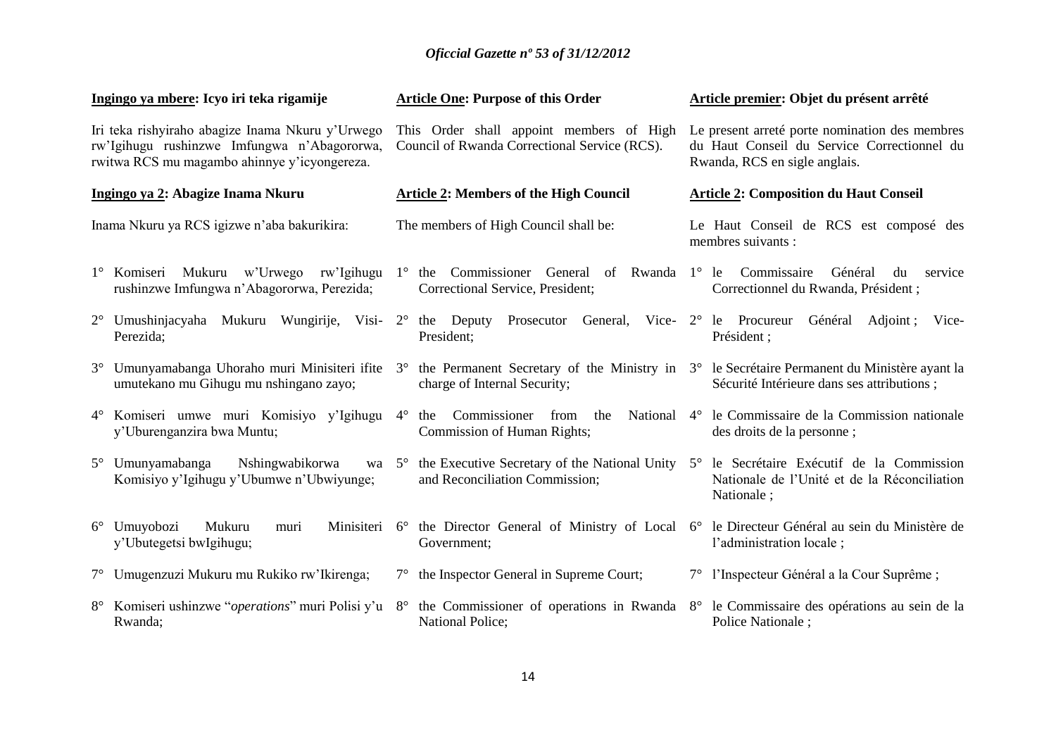**Ingingo ya mbere: Icyo iri teka rigamije**

Iri teka rishyiraho abagize Inama Nkuru y'Urwego rw'Igihugu rushinzwe Imfungwa n'Abagororwa, rwitwa RCS mu magambo ahinnye y'icyongereza.

**Ingingo ya 2: Abagize Inama Nkuru**

Inama Nkuru ya RCS igizwe n'aba bakurikira:

1° Komiseri Mukuru w'Urwego rw'Igihugu rushinzwe Imfungwa n'Abagororwa, Perezida;

2° Umushinjacyaha Mukuru Wungirije, Visi-Perezida;

3° Umunyamabanga Uhoraho muri Minisiteri ifite umutekano mu Gihugu mu nshingano zayo;

4° Komiseri umwe muri Komisiyo y'Igihugu y'Uburenganzira bwa Muntu;

5° Umunyamabanga Nshingwabikorwa wa Komisiyo y'Igihugu y'Ubumwe n'Ubwiyunge;

6° Umuyobozi Mukuru muri Minisiteri y'Ubutegetsi bwIgihugu;

7° Umugenzuzi Mukuru mu Rukiko rw'Ikirenga;

8° Komiseri ushinzwe "*operations*" muri Polisi y'u Rwanda;

**Article One: Purpose of this Order**

This Order shall appoint members of High Council of Rwanda Correctional Service (RCS).

**Article 2: Members of the High Council**

The members of High Council shall be:

1° the Commissioner General of Rwanda Correctional Service, President;

2° the Deputy Prosecutor General, Vice-President;

3° the Permanent Secretary of the Ministry in charge of Internal Security;

4° the Commissioner from the National Commission of Human Rights;

5° the Executive Secretary of the National Unity and Reconciliation Commission;

6° the Director General of Ministry of Local Government;

7° the Inspector General in Supreme Court;

8° the Commissioner of operations in Rwanda National Police;

**Article premier: Objet du présent arrêté**

Le present arreté porte nomination des membres du Haut Conseil du Service Correctionnel du Rwanda, RCS en sigle anglais.

**Article 2: Composition du Haut Conseil**

Le Haut Conseil de RCS est composé des membres suivants :

1° le Commissaire Général du service Correctionnel du Rwanda, Président ;

2° le Procureur Général Adjoint ; Vice-Président ;

3° le Secrétaire Permanent du Ministère ayant la Sécurité Intérieure dans ses attributions ;

4° le Commissaire de la Commission nationale des droits de la personne ;

5° le Secrétaire Exécutif de la Commission Nationale de l'Unité et de la Réconciliation Nationale ;

6° le Directeur Général au sein du Ministère de l'administration locale ;

7° l'Inspecteur Général a la Cour Suprême ;

8° le Commissaire des opérations au sein de la Police Nationale ;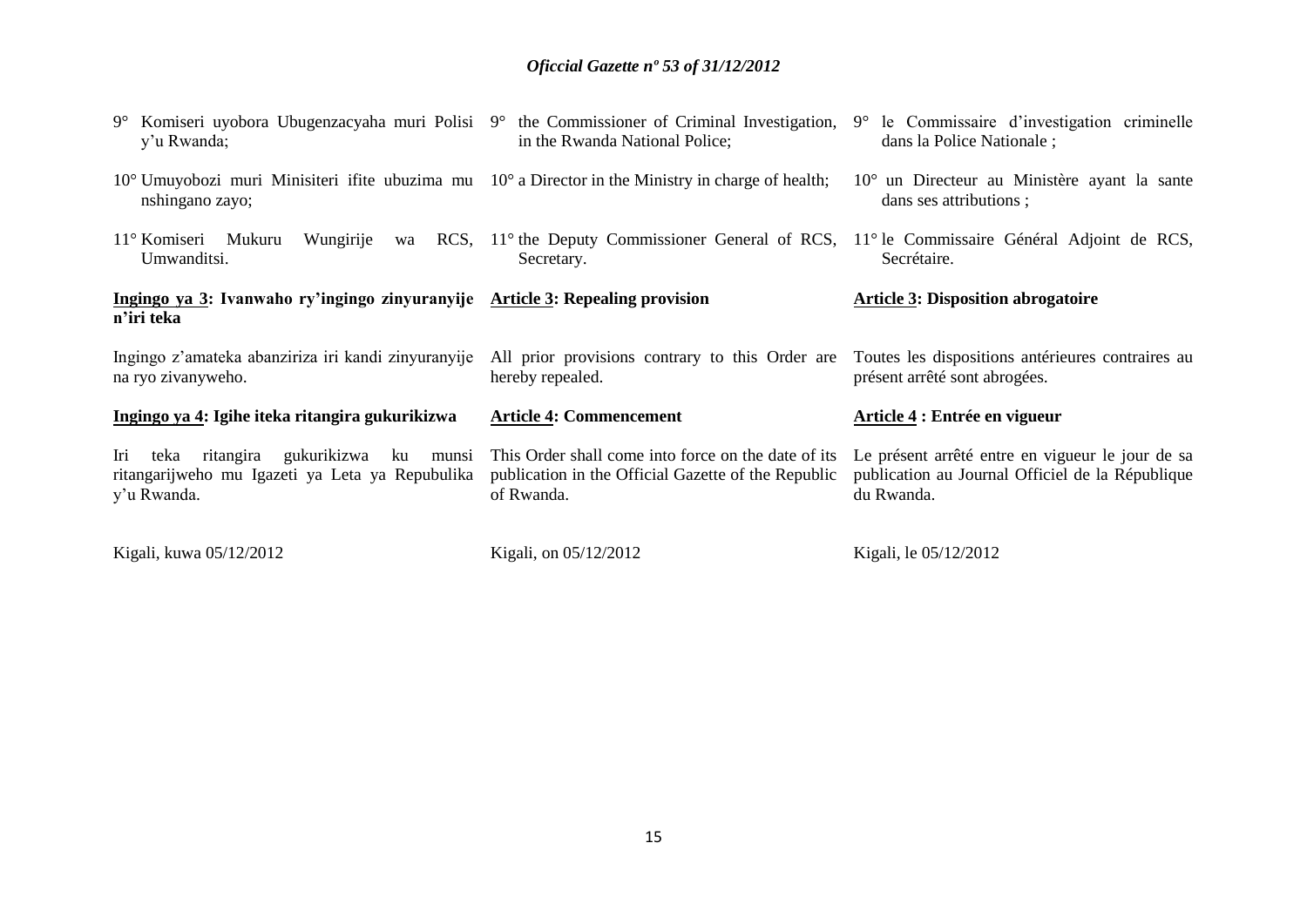9° Komiseri uyobora Ubugenzacyaha muri Polisi y'u Rwanda;

10° Umuyobozi muri Minisiteri ifite ubuzima mu nshingano zayo;

11° Komiseri Mukuru Wungirije wa RCS, Umwanditsi.

**Ingingo ya 3: Ivanwaho ry'ingingo zinyuranyije n'iri teka**

Ingingo z'amateka abanziriza iri kandi zinyuranyije na ryo zivanyweho.

**Ingingo ya 4: Igihe iteka ritangira gukurikizwa**

Iri teka ritangira gukurikizwa ku munsi ritangarijweho mu Igazeti ya Leta ya Repubulika y'u Rwanda.

Kigali, kuwa 05/12/2012

9° the Commissioner of Criminal Investigation, in the Rwanda National Police;

10° a Director in the Ministry in charge of health;

11° the Deputy Commissioner General of RCS, Secretary.

**Article 3: Repealing provision**

All prior provisions contrary to this Order are hereby repealed.

**Article 4: Commencement**

This Order shall come into force on the date of its publication in the Official Gazette of the Republic of Rwanda.

Kigali, on 05/12/2012

9° le Commissaire d'investigation criminelle dans la Police Nationale ;

10° un Directeur au Ministère ayant la sante dans ses attributions ;

11° le Commissaire Général Adjoint de RCS, Secrétaire.

**Article 3: Disposition abrogatoire**

Toutes les dispositions antérieures contraires au présent arrêté sont abrogées.

**Article 4 : Entrée en vigueur**

Le présent arrêté entre en vigueur le jour de sa publication au Journal Officiel de la République du Rwanda.

Kigali, le 05/12/2012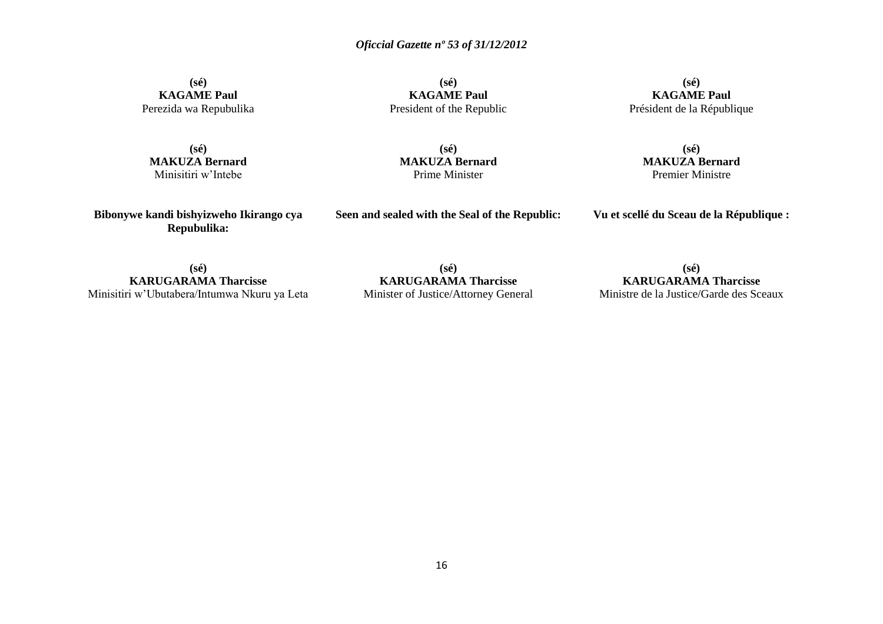**(sé)**
**KAGAME Paul**
Perezida wa Repubulika

**(sé)**
**KAGAME Paul**
President of the Republic

**(sé)**
**KAGAME Paul**
Président de la République

**(sé)**
**MAKUZA Bernard**
Minisitiri w'Intebe

**(sé)**
**MAKUZA Bernard**
Prime Minister

**(sé)**
**MAKUZA Bernard**
Premier Ministre

**Bibonywe kandi bishyizweho Ikirango cya Repubulika:**

**Seen and sealed with the Seal of the Republic:**

**Vu et scellé du Sceau de la République :**

**(sé)**
**KARUGARAMA Tharcisse**
Minisitiri w'Ubutabera/Intumwa Nkuru ya Leta

**(sé)**
**KARUGARAMA Tharcisse**
Minister of Justice/Attorney General

**(sé)**
**KARUGARAMA Tharcisse**
Ministre de la Justice/Garde des Sceaux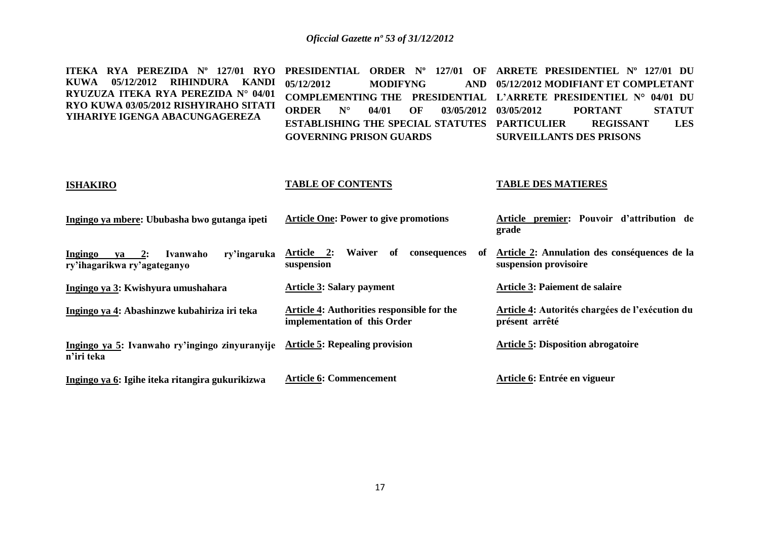**ITEKA RYA PEREZIDA Nº 127/01 RYO KUWA 05/12/2012 RIHINDURA KANDI RYUZUZA ITEKA RYA PEREZIDA N° 04/01 RYO KUWA 03/05/2012 RISHYIRAHO SITATI YIHARIYE IGENGA ABACUNGAGEREZA**

**ISHAKIRO**

**Ingingo ya mbere: Ububasha bwo gutanga ipeti**

**Ingingo ya 2: Ivanwaho ry'ingaruka ry'ihagarikwa ry'agateganyo**

**Ingingo ya 3: Kwishyura umushahara**

**Ingingo ya 4: Abashinzwe kubahiriza iri teka**

**Ingingo ya 5: Ivanwaho ry'ingingo zinyuranyije n'iri teka**

**Ingingo ya 6: Igihe iteka ritangira gukurikizwa**

**PRESIDENTIAL ORDER Nº 127/01 OF 05/12/2012 MODIFYNG AND COMPLEMENTING THE PRESIDENTIAL ORDER N° 04/01 OF 03/05/2012 ESTABLISHING THE SPECIAL STATUTES GOVERNING PRISON GUARDS**

**TABLE OF CONTENTS**

**Article One: Power to give promotions**

**Article 2: Waiver of consequences of suspension**

**Article 3: Salary payment**

**Article 4: Authorities responsible for the implementation of this Order**

**Article 5: Repealing provision**

**Article 6: Commencement**

**ARRETE PRESIDENTIEL Nº 127/01 DU 05/12/2012 MODIFIANT ET COMPLETANT L'ARRETE PRESIDENTIEL N° 04/01 DU 03/05/2012 PORTANT STATUT PARTICULIER REGISSANT LES SURVEILLANTS DES PRISONS**

**TABLE DES MATIERES**

**Article premier: Pouvoir d'attribution de grade**

**Article 2: Annulation des conséquences de la suspension provisoire**

**Article 3: Paiement de salaire**

**Article 4: Autorités chargées de l'exécution du présent arrêté**

**Article 5: Disposition abrogatoire**

**Article 6: Entrée en vigueur**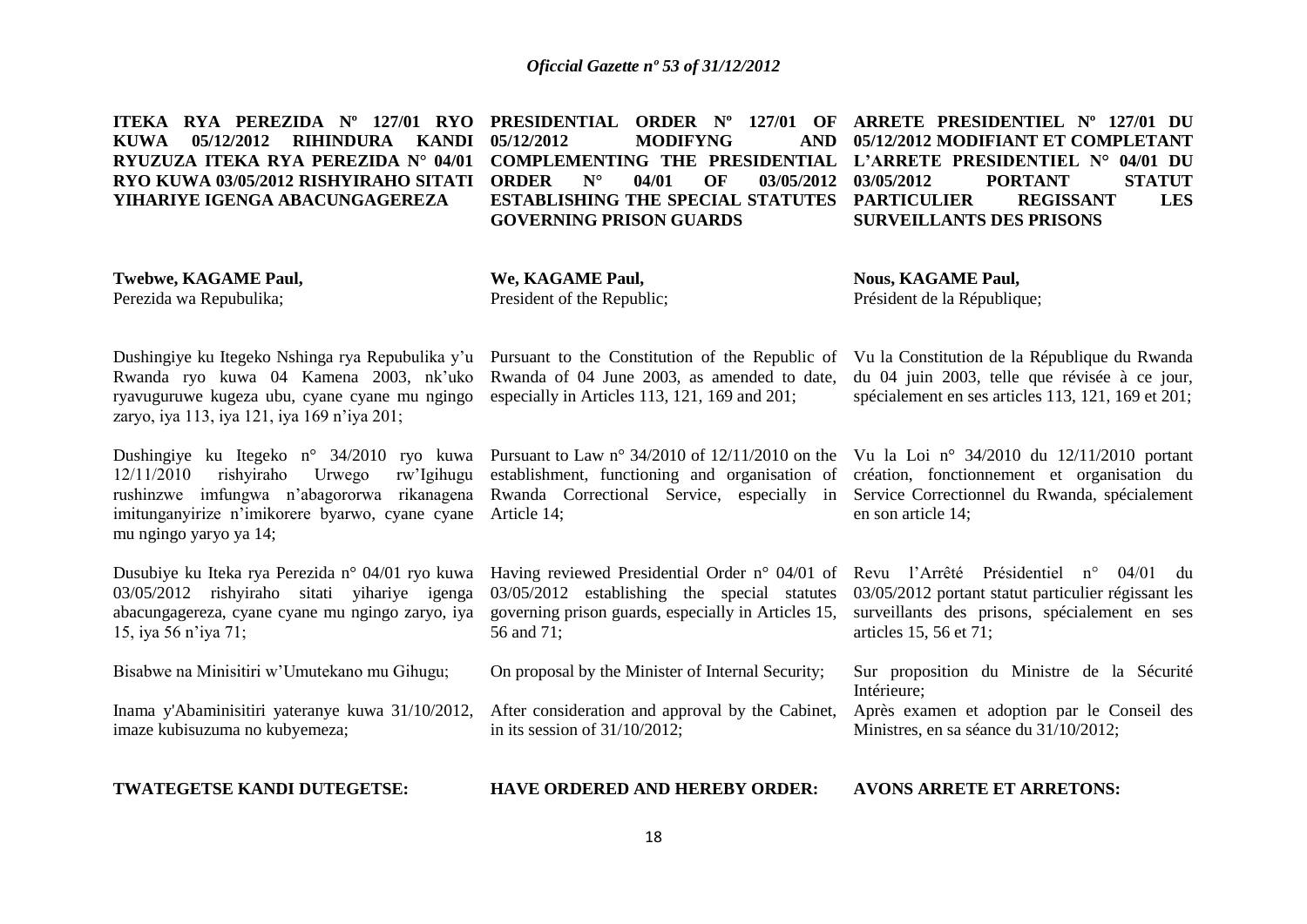**ITEKA RYA PEREZIDA Nº 127/01 RYO KUWA 05/12/2012 RIHINDURA KANDI RYUZUZA ITEKA RYA PEREZIDA N° 04/01 RYO KUWA 03/05/2012 RISHYIRAHO SITATI YIHARIYE IGENGA ABACUNGAGEREZA**

**Twebwe, KAGAME Paul,**
Perezida wa Repubulika;

Dushingiye ku Itegeko Nshinga rya Repubulika y'u Rwanda ryo kuwa 04 Kamena 2003, nk'uko ryavuguruwe kugeza ubu, cyane cyane mu ngingo zaryo, iya 113, iya 121, iya 169 n'iya 201;

Dushingiye ku Itegeko n° 34/2010 ryo kuwa 12/11/2010 rishyiraho Urwego rw'Igihugu rushinzwe imfungwa n'abagororwa rikanagena imitunganyirize n'imikorere byarwo, cyane cyane mu ngingo yaryo ya 14;

Dusubiye ku Iteka rya Perezida n° 04/01 ryo kuwa 03/05/2012 rishyiraho sitati yihariye igenga abacungagereza, cyane cyane mu ngingo zaryo, iya 15, iya 56 n'iya 71;

Bisabwe na Minisitiri w'Umutekano mu Gihugu;

Inama y'Abaminisitiri yateranye kuwa 31/10/2012, imaze kubisuzuma no kubyemeza;

**TWATEGETSE KANDI DUTEGETSE:**

**PRESIDENTIAL ORDER Nº 127/01 OF 05/12/2012 MODIFYNG AND COMPLEMENTING THE PRESIDENTIAL ORDER N° 04/01 OF 03/05/2012 ESTABLISHING THE SPECIAL STATUTES GOVERNING PRISON GUARDS**

**We, KAGAME Paul,**
President of the Republic;

Pursuant to the Constitution of the Republic of Rwanda of 04 June 2003, as amended to date, especially in Articles 113, 121, 169 and 201;

Pursuant to Law n° 34/2010 of 12/11/2010 on the establishment, functioning and organisation of Rwanda Correctional Service, especially in Article 14;

Having reviewed Presidential Order n° 04/01 of 03/05/2012 establishing the special statutes governing prison guards, especially in Articles 15, 56 and 71;

On proposal by the Minister of Internal Security;

After consideration and approval by the Cabinet, in its session of 31/10/2012;

**HAVE ORDERED AND HEREBY ORDER:**

**ARRETE PRESIDENTIEL Nº 127/01 DU 05/12/2012 MODIFIANT ET COMPLETANT L'ARRETE PRESIDENTIEL N° 04/01 DU 03/05/2012 PORTANT STATUT PARTICULIER REGISSANT LES SURVEILLANTS DES PRISONS**

**Nous, KAGAME Paul,**
Président de la République;

Vu la Constitution de la République du Rwanda du 04 juin 2003, telle que révisée à ce jour, spécialement en ses articles 113, 121, 169 et 201;

Vu la Loi n° 34/2010 du 12/11/2010 portant création, fonctionnement et organisation du Service Correctionnel du Rwanda, spécialement en son article 14;

Revu l'Arrêté Présidentiel n° 04/01 du 03/05/2012 portant statut particulier régissant les surveillants des prisons, spécialement en ses articles 15, 56 et 71;

Sur proposition du Ministre de la Sécurité Intérieure;

Après examen et adoption par le Conseil des Ministres, en sa séance du 31/10/2012;

**AVONS ARRETE ET ARRETONS:**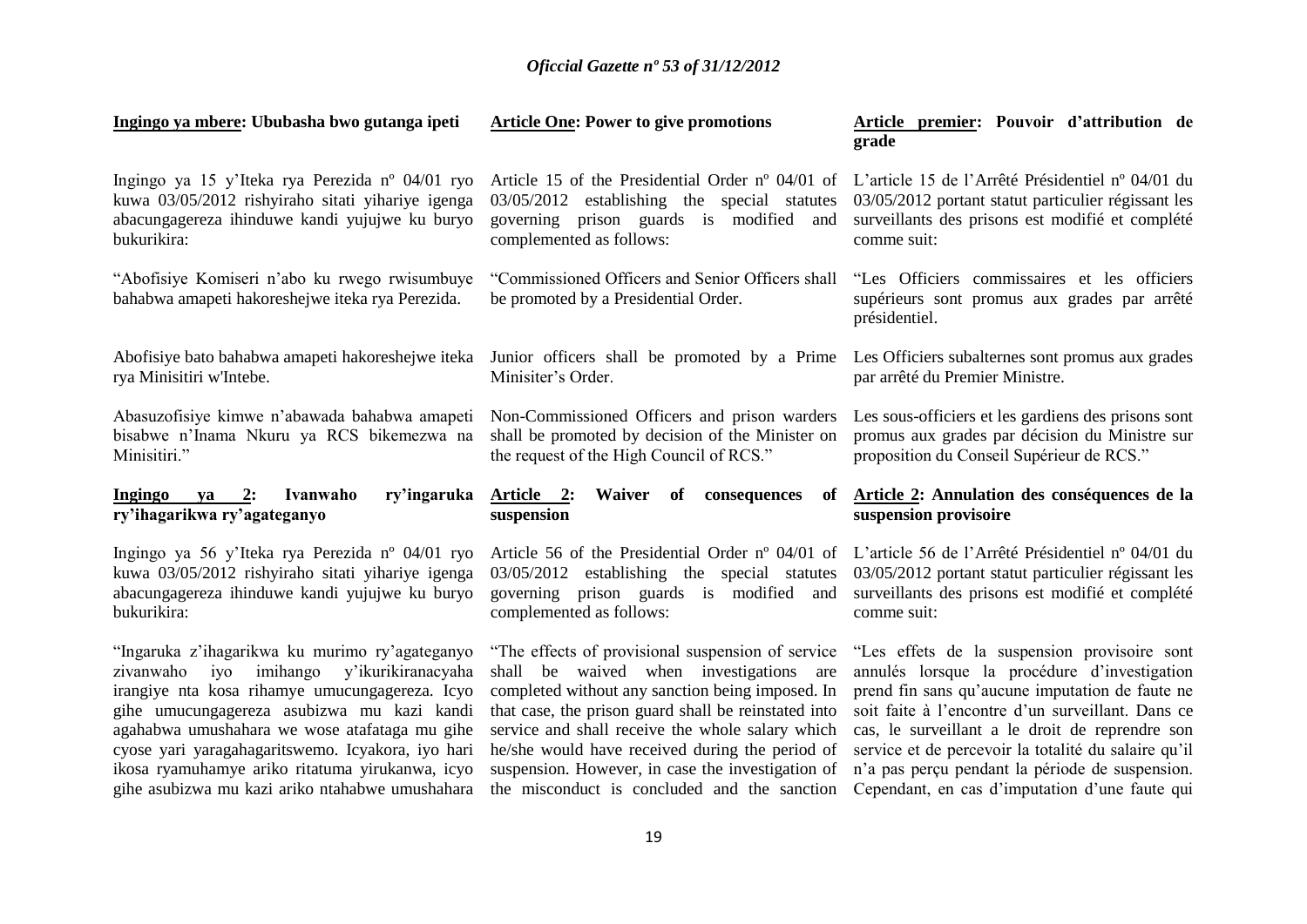**Ingingo ya mbere: Ububasha bwo gutanga ipeti**

Ingingo ya 15 y'Iteka rya Perezida nº 04/01 ryo kuwa 03/05/2012 rishyiraho sitati yihariye igenga abacungagereza ihinduwe kandi yujujwe ku buryo bukurikira:

"Abofisiye Komiseri n'abo ku rwego rwisumbuye bahabwa amapeti hakoreshejwe iteka rya Perezida.

Abofisiye bato bahabwa amapeti hakoreshejwe iteka rya Minisitiri w'Intebe.

Abasuzofisiye kimwe n'abawada bahabwa amapeti bisabwe n'Inama Nkuru ya RCS bikemezwa na Minisitiri."

**Ingingo ya 2: Ivanwaho ry'ingaruka ry'ihagarikwa ry'agateganyo**

Ingingo ya 56 y'Iteka rya Perezida nº 04/01 ryo kuwa 03/05/2012 rishyiraho sitati yihariye igenga abacungagereza ihinduwe kandi yujujwe ku buryo bukurikira:

"Ingaruka z'ihagarikwa ku murimo ry'agateganyo zivanwaho iyo imihango y'ikurikiranacyaha irangiye nta kosa rihamye umucungagereza. Icyo gihe umucungagereza asubizwa mu kazi kandi agahabwa umushahara we wose atafataga mu gihe cyose yari yaragahagaritswemo. Icyakora, iyo hari ikosa ryamuhamye ariko ritatuma yirukanwa, icyo gihe asubizwa mu kazi ariko ntahabwe umushahara

**Article One: Power to give promotions**

Article 15 of the Presidential Order nº 04/01 of 03/05/2012 establishing the special statutes governing prison guards is modified and complemented as follows:

"Commissioned Officers and Senior Officers shall be promoted by a Presidential Order.

Junior officers shall be promoted by a Prime Minisiter's Order.

Non-Commissioned Officers and prison warders shall be promoted by decision of the Minister on the request of the High Council of RCS."

**Article 2: Waiver of consequences of suspension**

Article 56 of the Presidential Order nº 04/01 of 03/05/2012 establishing the special statutes governing prison guards is modified and complemented as follows:

"The effects of provisional suspension of service shall be waived when investigations are completed without any sanction being imposed. In that case, the prison guard shall be reinstated into service and shall receive the whole salary which he/she would have received during the period of suspension. However, in case the investigation of the misconduct is concluded and the sanction

**Article premier: Pouvoir d'attribution de grade**

L'article 15 de l'Arrêté Présidentiel nº 04/01 du 03/05/2012 portant statut particulier régissant les surveillants des prisons est modifié et complété comme suit:

"Les Officiers commissaires et les officiers supérieurs sont promus aux grades par arrêté présidentiel.

Les Officiers subalternes sont promus aux grades par arrêté du Premier Ministre.

Les sous-officiers et les gardiens des prisons sont promus aux grades par décision du Ministre sur proposition du Conseil Supérieur de RCS."

**Article 2: Annulation des conséquences de la suspension provisoire**

L'article 56 de l'Arrêté Présidentiel nº 04/01 du 03/05/2012 portant statut particulier régissant les surveillants des prisons est modifié et complété comme suit:

"Les effets de la suspension provisoire sont annulés lorsque la procédure d'investigation prend fin sans qu'aucune imputation de faute ne soit faite à l'encontre d'un surveillant. Dans ce cas, le surveillant a le droit de reprendre son service et de percevoir la totalité du salaire qu'il n'a pas perçu pendant la période de suspension. Cependant, en cas d'imputation d'une faute qui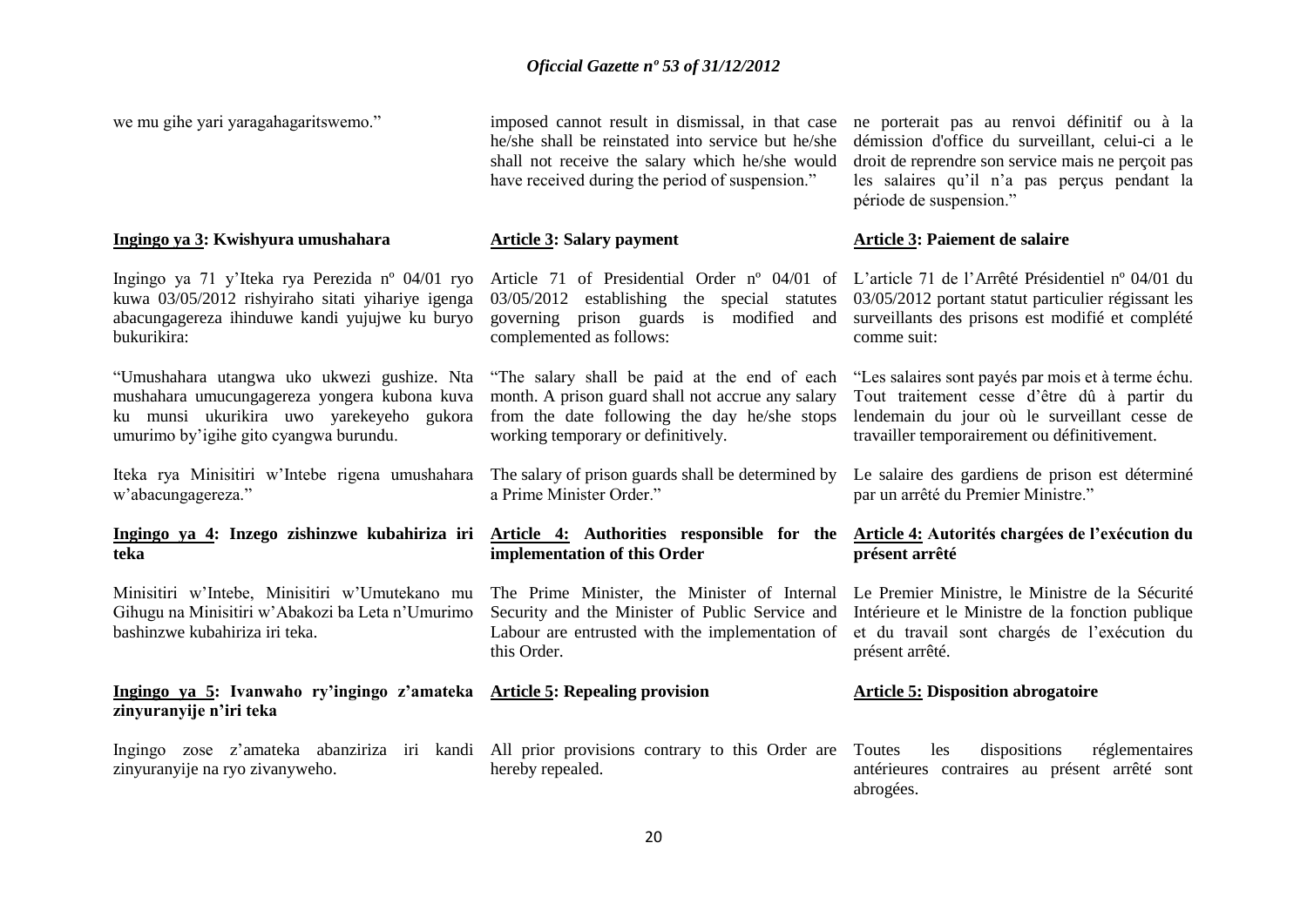we mu gihe yari yaragahagaritswemo."

imposed cannot result in dismissal, in that case he/she shall be reinstated into service but he/she shall not receive the salary which he/she would have received during the period of suspension."

ne porterait pas au renvoi définitif ou à la démission d'office du surveillant, celui-ci a le droit de reprendre son service mais ne perçoit pas les salaires qu'il n'a pas perçus pendant la période de suspension."

**Ingingo ya 3: Kwishyura umushahara**

Ingingo ya 71 y'Iteka rya Perezida nº 04/01 ryo kuwa 03/05/2012 rishyiraho sitati yihariye igenga abacungagereza ihinduwe kandi yujujwe ku buryo bukurikira:

"Umushahara utangwa uko ukwezi gushize. Nta mushahara umucungagereza yongera kubona kuva ku munsi ukurikira uwo yarekeyeho gukora umurimo by'igihe gito cyangwa burundu.

Iteka rya Minisitiri w'Intebe rigena umushahara w'abacungagereza."

**Ingingo ya 4: Inzego zishinzwe kubahiriza iri teka**

Minisitiri w'Intebe, Minisitiri w'Umutekano mu Gihugu na Minisitiri w'Abakozi ba Leta n'Umurimo bashinzwe kubahiriza iri teka.

**Ingingo ya 5: Ivanwaho ry'ingingo z'amateka zinyuranyije n'iri teka**

Ingingo zose z'amateka abanziriza iri kandi zinyuranyije na ryo zivanyweho.

**Article 3: Salary payment**

Article 71 of Presidential Order nº 04/01 of 03/05/2012 establishing the special statutes governing prison guards is modified and complemented as follows:

"The salary shall be paid at the end of each month. A prison guard shall not accrue any salary from the date following the day he/she stops working temporary or definitively.

The salary of prison guards shall be determined by a Prime Minister Order."

**Article 4: Authorities responsible for the implementation of this Order**

The Prime Minister, the Minister of Internal Security and the Minister of Public Service and Labour are entrusted with the implementation of this Order.

**Article 5: Repealing provision**

All prior provisions contrary to this Order are hereby repealed.

**Article 3: Paiement de salaire**

L'article 71 de l'Arrêté Présidentiel nº 04/01 du 03/05/2012 portant statut particulier régissant les surveillants des prisons est modifié et complété comme suit:

"Les salaires sont payés par mois et à terme échu. Tout traitement cesse d'être dû à partir du lendemain du jour où le surveillant cesse de travailler temporairement ou définitivement.

Le salaire des gardiens de prison est déterminé par un arrêté du Premier Ministre."

**Article 4: Autorités chargées de l'exécution du présent arrêté**

Le Premier Ministre, le Ministre de la Sécurité Intérieure et le Ministre de la fonction publique et du travail sont chargés de l'exécution du présent arrêté.

**Article 5: Disposition abrogatoire**

Toutes les dispositions réglementaires antérieures contraires au présent arrêté sont abrogées.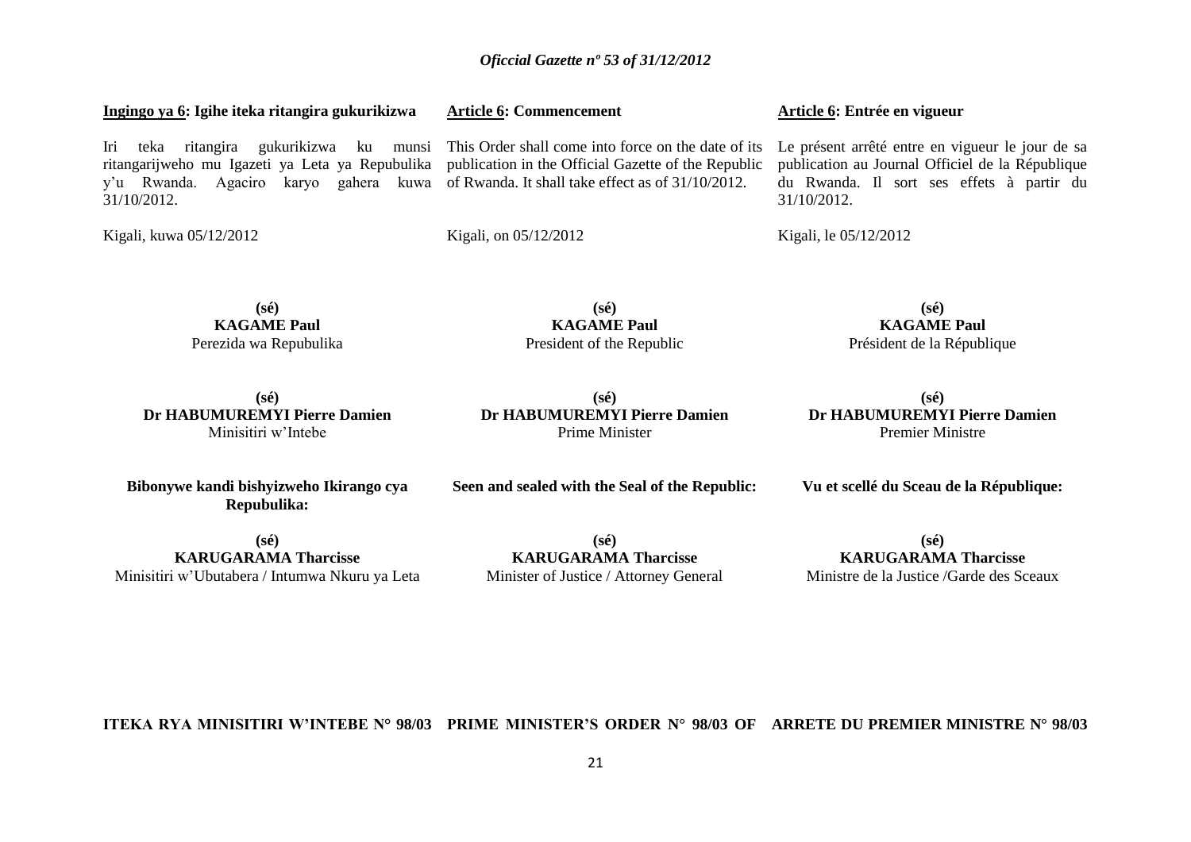**Ingingo ya 6: Igihe iteka ritangira gukurikizwa**

Iri teka ritangira gukurikizwa ku munsi ritangarijweho mu Igazeti ya Leta ya Repubulika y'u Rwanda. Agaciro karyo gahera kuwa 31/10/2012.

Kigali, kuwa 05/12/2012

**(sé)**
**KAGAME Paul**
Perezida wa Repubulika

**(sé)**
**Dr HABUMUREMYI Pierre Damien**
Minisitiri w'Intebe

**Bibonywe kandi bishyizweho Ikirango cya Repubulika:**

**(sé)**
**KARUGARAMA Tharcisse**
Minisitiri w'Ubutabera / Intumwa Nkuru ya Leta

**Article 6: Commencement**

This Order shall come into force on the date of its publication in the Official Gazette of the Republic of Rwanda. It shall take effect as of 31/10/2012.

Kigali, on 05/12/2012

**(sé)**
**KAGAME Paul**
President of the Republic

**(sé)**
**Dr HABUMUREMYI Pierre Damien**
Prime Minister

**Seen and sealed with the Seal of the Republic:**

**(sé)**
**KARUGARAMA Tharcisse**
Minister of Justice / Attorney General

**Article 6: Entrée en vigueur**

Le présent arrêté entre en vigueur le jour de sa publication au Journal Officiel de la République du Rwanda. Il sort ses effets à partir du 31/10/2012.

Kigali, le 05/12/2012

**(sé)**
**KAGAME Paul**
Président de la République

**(sé)**
**Dr HABUMUREMYI Pierre Damien**
Premier Ministre

**Vu et scellé du Sceau de la République:**

**(sé)**
**KARUGARAMA Tharcisse**
Ministre de la Justice /Garde des Sceaux

**ITEKA RYA MINISITIRI W'INTEBE N° 98/03**

**PRIME MINISTER'S ORDER N° 98/03 OF**

**ARRETE DU PREMIER MINISTRE N° 98/03**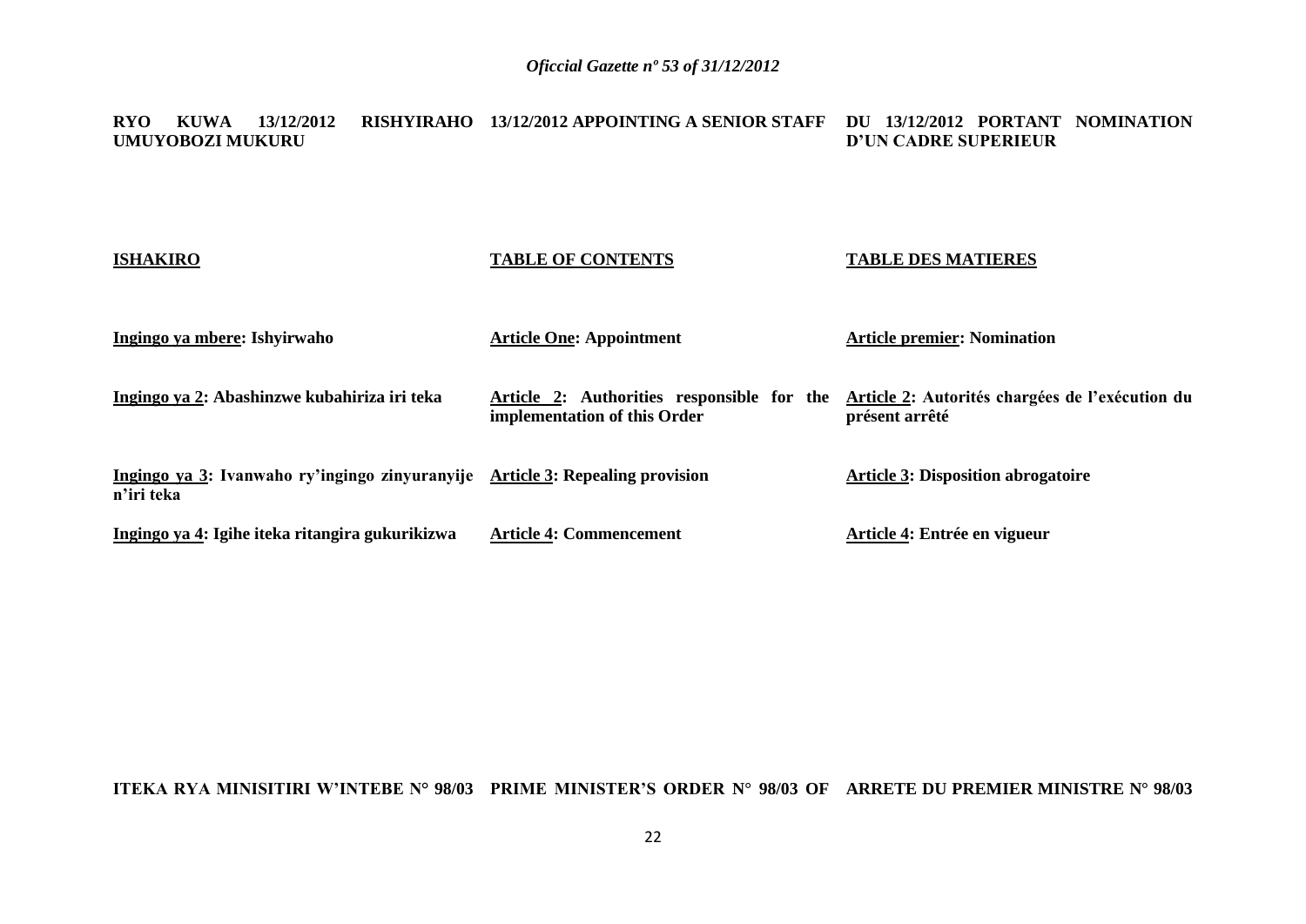**RYO KUWA 13/12/2012 RISHYIRAHO UMUYOBOZI MUKURU**

**13/12/2012 APPOINTING A SENIOR STAFF**

**DU 13/12/2012 PORTANT NOMINATION D'UN CADRE SUPERIEUR**

| **ISHAKIRO** | **TABLE OF CONTENTS** | **TABLE DES MATIERES** |
|---|---|---|
| **Ingingo ya mbere: Ishyirwaho** | **Article One: Appointment** | **Article premier: Nomination** |
| **Ingingo ya 2: Abashinzwe kubahiriza iri teka** | **Article 2: Authorities responsible for the implementation of this Order** | **Article 2: Autorités chargées de l'exécution du présent arrêté** |
| **Ingingo ya 3: Ivanwaho ry'ingingo zinyuranyije n'iri teka** | **Article 3: Repealing provision** | **Article 3: Disposition abrogatoire** |
| **Ingingo ya 4: Igihe iteka ritangira gukurikizwa** | **Article 4: Commencement** | **Article 4: Entrée en vigueur** |

**ITEKA RYA MINISITIRI W'INTEBE N° 98/03**

**PRIME MINISTER'S ORDER N° 98/03 OF**

**ARRETE DU PREMIER MINISTRE N° 98/03**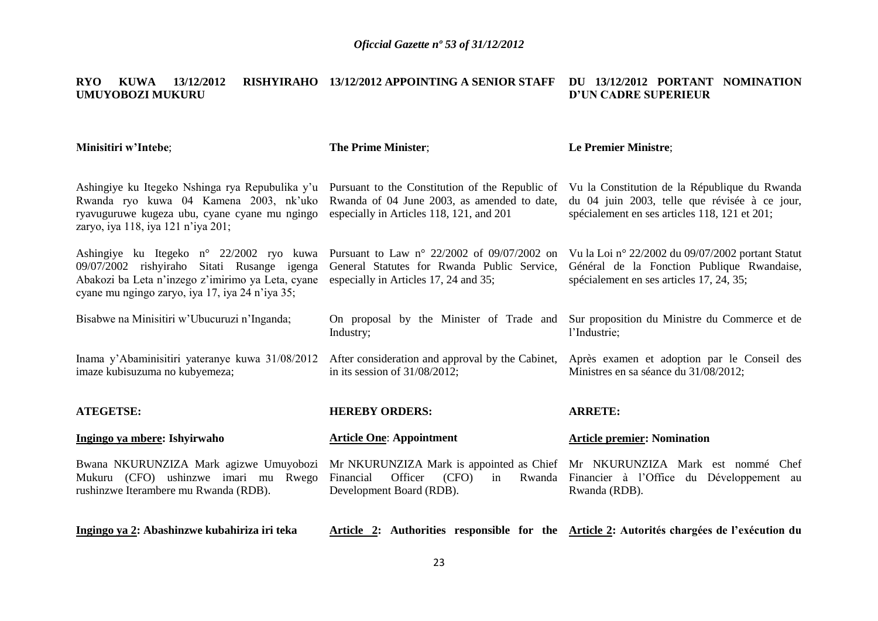**RYO KUWA 13/12/2012 RISHYIRAHO UMUYOBOZI MUKURU**

**Minisitiri w'Intebe**;

Ashingiye ku Itegeko Nshinga rya Repubulika y'u Rwanda ryo kuwa 04 Kamena 2003, nk'uko ryavuguruwe kugeza ubu, cyane cyane mu ngingo zaryo, iya 118, iya 121 n'iya 201;

Ashingiye ku Itegeko n° 22/2002 ryo kuwa 09/07/2002 rishyiraho Sitati Rusange igenga Abakozi ba Leta n'inzego z'imirimo ya Leta, cyane cyane mu ngingo zaryo, iya 17, iya 24 n'iya 35;

Bisabwe na Minisitiri w'Ubucuruzi n'Inganda;

Inama y'Abaminisitiri yateranye kuwa 31/08/2012 imaze kubisuzuma no kubyemeza;

**ATEGETSE:**

**Ingingo ya mbere: Ishyirwaho**

Bwana NKURUNZIZA Mark agizwe Umuyobozi Mukuru (CFO) ushinzwe imari mu Rwego rushinzwe Iterambere mu Rwanda (RDB).

**Ingingo ya 2: Abashinzwe kubahiriza iri teka**

**13/12/2012 APPOINTING A SENIOR STAFF**

**The Prime Minister**;

Pursuant to the Constitution of the Republic of Rwanda of 04 June 2003, as amended to date, especially in Articles 118, 121, and 201

Pursuant to Law n° 22/2002 of 09/07/2002 on General Statutes for Rwanda Public Service, especially in Articles 17, 24 and 35;

On proposal by the Minister of Trade and Industry;

After consideration and approval by the Cabinet, in its session of 31/08/2012;

**HEREBY ORDERS:**

**Article One: Appointment**

Mr NKURUNZIZA Mark is appointed as Chief Financial Officer (CFO) in Rwanda Development Board (RDB).

**Article 2: Authorities responsible for the**

**DU 13/12/2012 PORTANT NOMINATION D'UN CADRE SUPERIEUR**

**Le Premier Ministre**;

Vu la Constitution de la République du Rwanda du 04 juin 2003, telle que révisée à ce jour, spécialement en ses articles 118, 121 et 201;

Vu la Loi n° 22/2002 du 09/07/2002 portant Statut Général de la Fonction Publique Rwandaise, spécialement en ses articles 17, 24, 35;

Sur proposition du Ministre du Commerce et de l'Industrie;

Après examen et adoption par le Conseil des Ministres en sa séance du 31/08/2012;

**ARRETE:**

**Article premier: Nomination**

Mr NKURUNZIZA Mark est nommé Chef Financier à l'Office du Développement au Rwanda (RDB).

**Article 2: Autorités chargées de l'exécution du**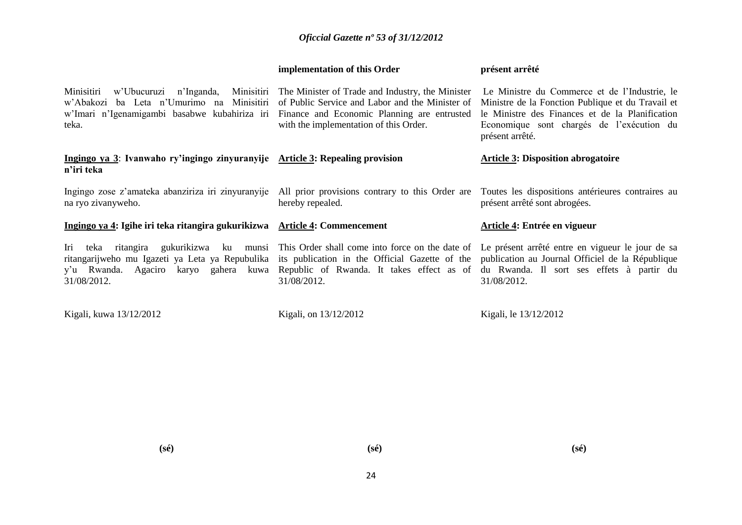**implementation of this Order**

**présent arrêté**

Minisitiri w'Ubucuruzi n'Inganda, Minisitiri w'Abakozi ba Leta n'Umurimo na Minisitiri w'Imari n'Igenamigambi basabwe kubahiriza iri teka.

The Minister of Trade and Industry, the Minister of Public Service and Labor and the Minister of Finance and Economic Planning are entrusted with the implementation of this Order.

Le Ministre du Commerce et de l'Industrie, le Ministre de la Fonction Publique et du Travail et le Ministre des Finances et de la Planification Economique sont chargés de l'exécution du présent arrêté.

**Ingingo ya 3: Ivanwaho ry'ingingo zinyuranyije n'iri teka**

Ingingo zose z'amateka abanziriza iri zinyuranyije na ryo zivanyweho.

**Article 3: Repealing provision**

All prior provisions contrary to this Order are hereby repealed.

**Article 3: Disposition abrogatoire**

Toutes les dispositions antérieures contraires au présent arrêté sont abrogées.

**Ingingo ya 4: Igihe iri teka ritangira gukurikizwa**

Iri teka ritangira gukurikizwa ku munsi ritangarijweho mu Igazeti ya Leta ya Repubulika y'u Rwanda. Agaciro karyo gahera kuwa 31/08/2012.

**Article 4: Commencement**

This Order shall come into force on the date of its publication in the Official Gazette of the Republic of Rwanda. It takes effect as of 31/08/2012.

**Article 4: Entrée en vigueur**

Le présent arrêté entre en vigueur le jour de sa publication au Journal Officiel de la République du Rwanda. Il sort ses effets à partir du 31/08/2012.

Kigali, kuwa 13/12/2012

Kigali, on 13/12/2012

Kigali, le 13/12/2012

**(sé)**

**(sé)**

**(sé)**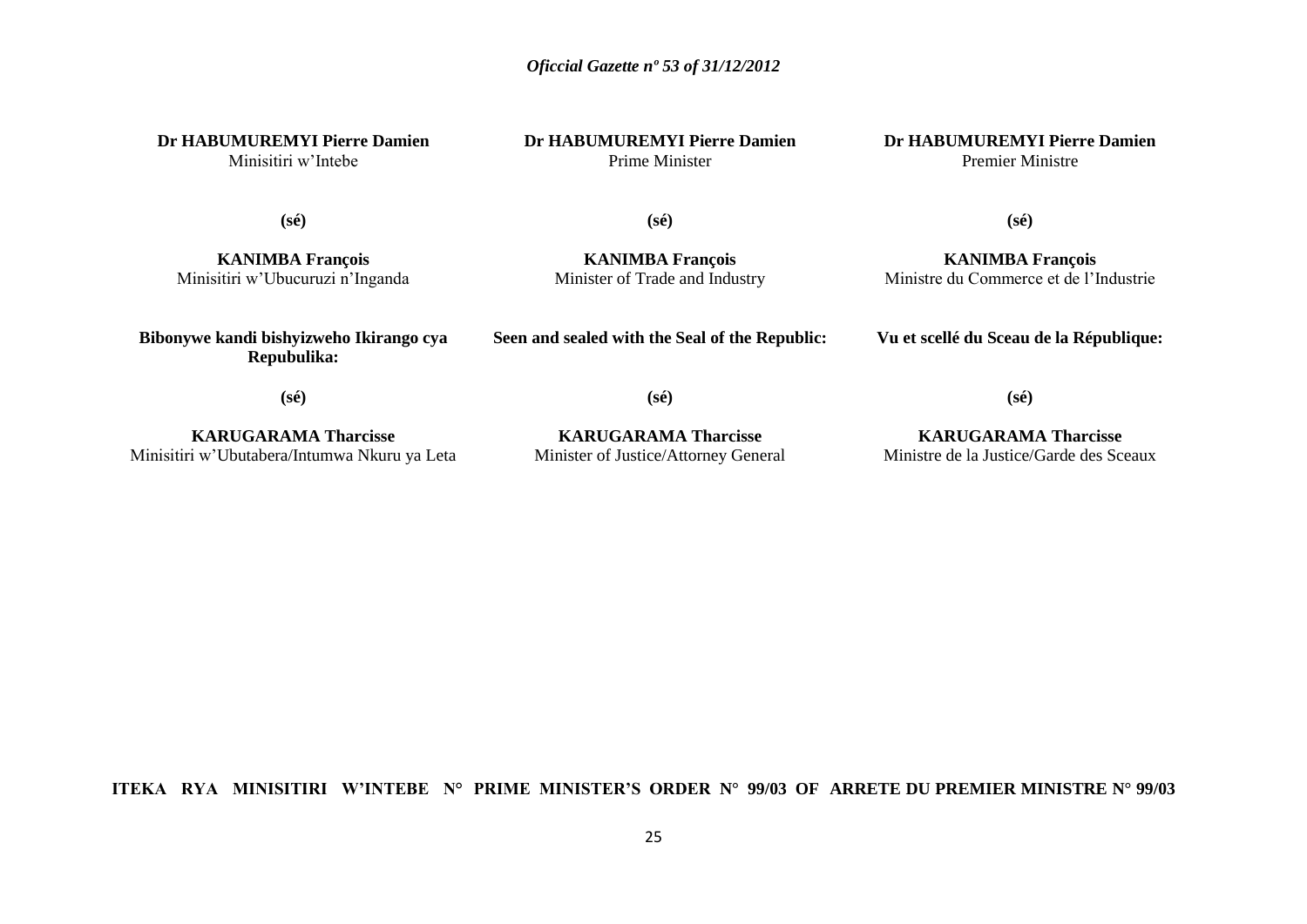**Dr HABUMUREMYI Pierre Damien**
Minisitiri w'Intebe

**(sé)**

**KANIMBA François**
Minisitiri w'Ubucuruzi n'Inganda

**Bibonywe kandi bishyizweho Ikirango cya Repubulika:**

**(sé)**

**KARUGARAMA Tharcisse**
Minisitiri w'Ubutabera/Intumwa Nkuru ya Leta

**Dr HABUMUREMYI Pierre Damien**
Prime Minister

**(sé)**

**KANIMBA François**
Minister of Trade and Industry

**Seen and sealed with the Seal of the Republic:**

**(sé)**

**KARUGARAMA Tharcisse**
Minister of Justice/Attorney General

**Dr HABUMUREMYI Pierre Damien**
Premier Ministre

**(sé)**

**KANIMBA François**
Ministre du Commerce et de l'Industrie

**Vu et scellé du Sceau de la République:**

**(sé)**

**KARUGARAMA Tharcisse**
Ministre de la Justice/Garde des Sceaux

**ITEKA RYA MINISITIRI W'INTEBE N°**

**PRIME MINISTER'S ORDER N° 99/03 OF**

**ARRETE DU PREMIER MINISTRE N° 99/03**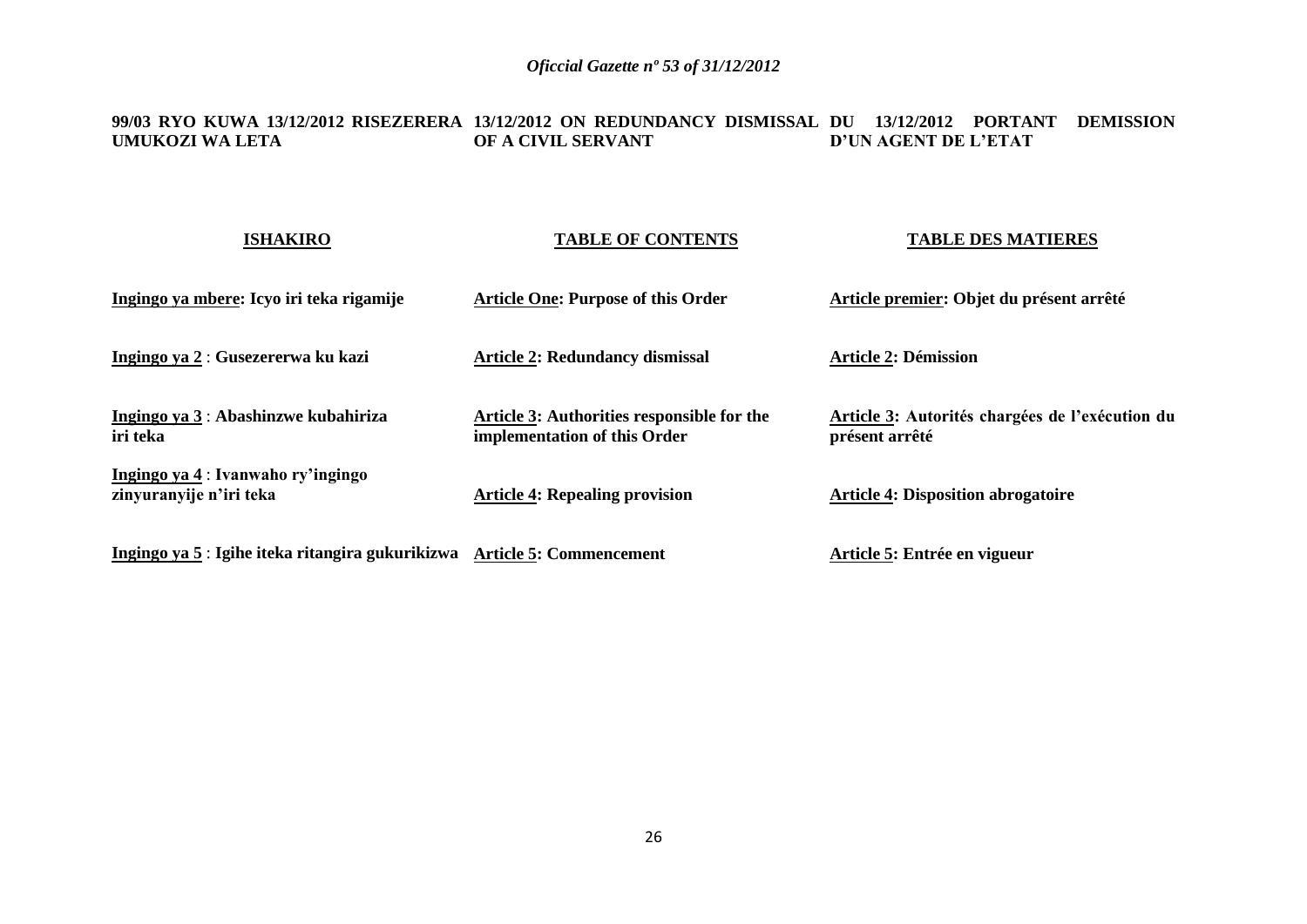**99/03 RYO KUWA 13/12/2012 RISEZERERA UMUKOZI WA LETA**

**13/12/2012 ON REDUNDANCY DISMISSAL OF A CIVIL SERVANT**

**DU 13/12/2012 PORTANT DEMISSION D'UN AGENT DE L'ETAT**

| **ISHAKIRO** | **TABLE OF CONTENTS** | **TABLE DES MATIERES** |
|---|---|---|
| **Ingingo ya mbere: Icyo iri teka rigamije** | **Article One: Purpose of this Order** | **Article premier: Objet du présent arrêté** |
| **Ingingo ya 2 : Gusezererwa ku kazi** | **Article 2: Redundancy dismissal** | **Article 2: Démission** |
| **Ingingo ya 3 : Abashinzwe kubahiriza iri teka** | **Article 3: Authorities responsible for the implementation of this Order** | **Article 3: Autorités chargées de l'exécution du présent arrêté** |
| **Ingingo ya 4 : Ivanwaho ry'ingingo zinyuranyije n'iri teka** | **Article 4: Repealing provision** | **Article 4: Disposition abrogatoire** |
| **Ingingo ya 5 : Igihe iteka ritangira gukurikizwa** | **Article 5: Commencement** | **Article 5: Entrée en vigueur** |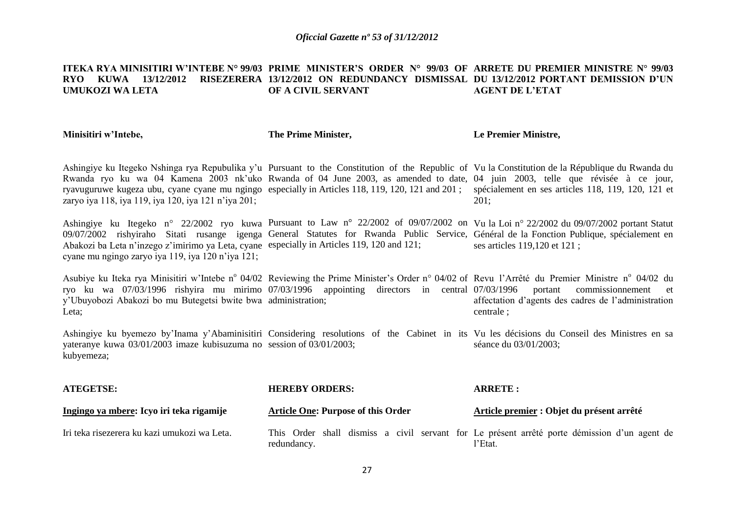**ITEKA RYA MINISITIRI W'INTEBE N° 99/03 RYO KUWA 13/12/2012 RISEZERERA UMUKOZI WA LETA**

**Minisitiri w'Intebe,**

Ashingiye ku Itegeko Nshinga rya Repubulika y'u Rwanda ryo ku wa 04 Kamena 2003 nk'uko ryavuguruwe kugeza ubu, cyane cyane mu ngingo zaryo iya 118, iya 119, iya 120, iya 121 n'iya 201;

Ashingiye ku Itegeko n° 22/2002 ryo kuwa 09/07/2002 rishyiraho Sitati rusange igenga Abakozi ba Leta n'inzego z'imirimo ya Leta, cyane cyane mu ngingo zaryo iya 119, iya 120 n'iya 121;

Asubiye ku Iteka rya Minisitiri w'Intebe n° 04/02 ryo ku wa 07/03/1996 rishyira mu mirimo y'Ubuyobozi Abakozi bo mu Butegetsi bwite bwa Leta;

Ashingiye ku byemezo by'Inama y'Abaminisitiri yateranye kuwa 03/01/2003 imaze kubisuzuma no kubyemeza;

**ATEGETSE:**

**Ingingo ya mbere: Icyo iri teka rigamije**

Iri teka risezerera ku kazi umukozi wa Leta.

**PRIME MINISTER'S ORDER N° 99/03 OF 13/12/2012 ON REDUNDANCY DISMISSAL OF A CIVIL SERVANT**

**The Prime Minister,**

Pursuant to the Constitution of the Republic of Rwanda of 04 June 2003, as amended to date, especially in Articles 118, 119, 120, 121 and 201 ;

Pursuant to Law n° 22/2002 of 09/07/2002 on General Statutes for Rwanda Public Service, especially in Articles 119, 120 and 121;

Reviewing the Prime Minister's Order n° 04/02 of 07/03/1996 appointing directors in central administration;

Considering resolutions of the Cabinet in its session of 03/01/2003;

**HEREBY ORDERS:**

**Article One: Purpose of this Order**

This Order shall dismiss a civil servant for redundancy.

**ARRETE DU PREMIER MINISTRE N° 99/03 DU 13/12/2012 PORTANT DEMISSION D'UN AGENT DE L'ETAT**

**Le Premier Ministre,**

Vu la Constitution de la République du Rwanda du 04 juin 2003, telle que révisée à ce jour, spécialement en ses articles 118, 119, 120, 121 et 201;

Vu la Loi n° 22/2002 du 09/07/2002 portant Statut Général de la Fonction Publique, spécialement en ses articles 119,120 et 121 ;

Revu l'Arrêté du Premier Ministre n° 04/02 du 07/03/1996 portant commissionnement et affectation d'agents des cadres de l'administration centrale ;

Vu les décisions du Conseil des Ministres en sa séance du 03/01/2003;

**ARRETE :**

**Article premier : Objet du présent arrêté**

Le présent arrêté porte démission d'un agent de l'Etat.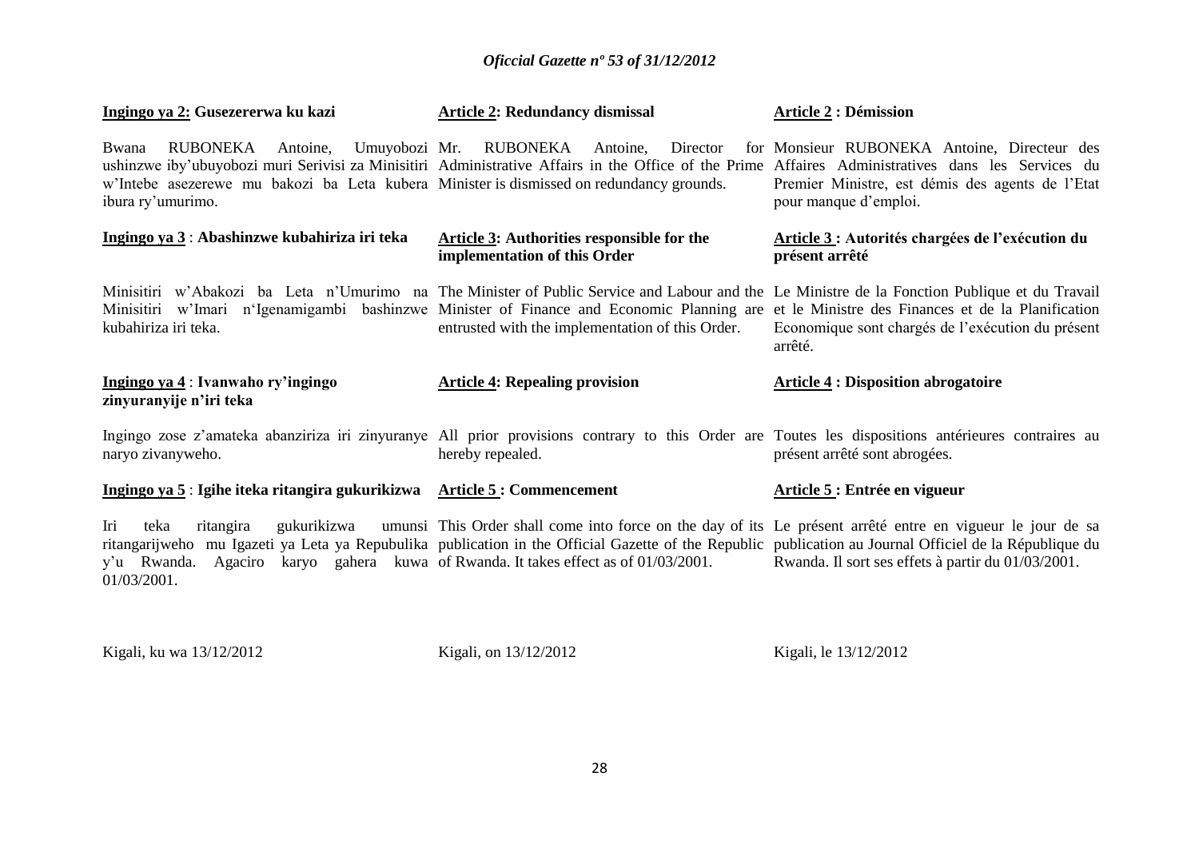**Ingingo ya 2: Gusezererwa ku kazi**

Bwana RUBONEKA Antoine, Umuyobozi ushinzwe iby'ubuyobozi muri Serivisi za Minisitiri w'Intebe asezerewe mu bakozi ba Leta kubera ibura ry'umurimo.

**Ingingo ya 3 : Abashinzwe kubahiriza iri teka**

Minisitiri w'Abakozi ba Leta n'Umurimo na Minisitiri w'Imari n'Igenamigambi bashinzwe kubahiriza iri teka.

**Ingingo ya 4 : Ivanwaho ry'ingingo zinyuranyije n'iri teka**

Ingingo zose z'amateka abanziriza iri zinyuranye naryo zivanyweho.

**Ingingo ya 5 : Igihe iteka ritangira gukurikizwa**

Iri teka ritangira gukurikizwa umunsi ritangarijweho mu Igazeti ya Leta ya Repubulika y'u Rwanda. Agaciro karyo gahera kuwa 01/03/2001.

Kigali, ku wa 13/12/2012

**Article 2: Redundancy dismissal**

Mr. RUBONEKA Antoine, Director for Administrative Affairs in the Office of the Prime Minister is dismissed on redundancy grounds.

**Article 3: Authorities responsible for the implementation of this Order**

The Minister of Public Service and Labour and the Minister of Finance and Economic Planning are entrusted with the implementation of this Order.

**Article 4: Repealing provision**

All prior provisions contrary to this Order are hereby repealed.

**Article 5 : Commencement**

This Order shall come into force on the day of its publication in the Official Gazette of the Republic of Rwanda. It takes effect as of 01/03/2001.

Kigali, on 13/12/2012

**Article 2 : Démission**

Monsieur RUBONEKA Antoine, Directeur des Affaires Administratives dans les Services du Premier Ministre, est démis des agents de l'Etat pour manque d'emploi.

**Article 3 : Autorités chargées de l'exécution du présent arrêté**

Le Ministre de la Fonction Publique et du Travail et le Ministre des Finances et de la Planification Economique sont chargés de l'exécution du présent arrêté.

**Article 4 : Disposition abrogatoire**

Toutes les dispositions antérieures contraires au présent arrêté sont abrogées.

**Article 5 : Entrée en vigueur**

Le présent arrêté entre en vigueur le jour de sa publication au Journal Officiel de la République du Rwanda. Il sort ses effets à partir du 01/03/2001.

Kigali, le 13/12/2012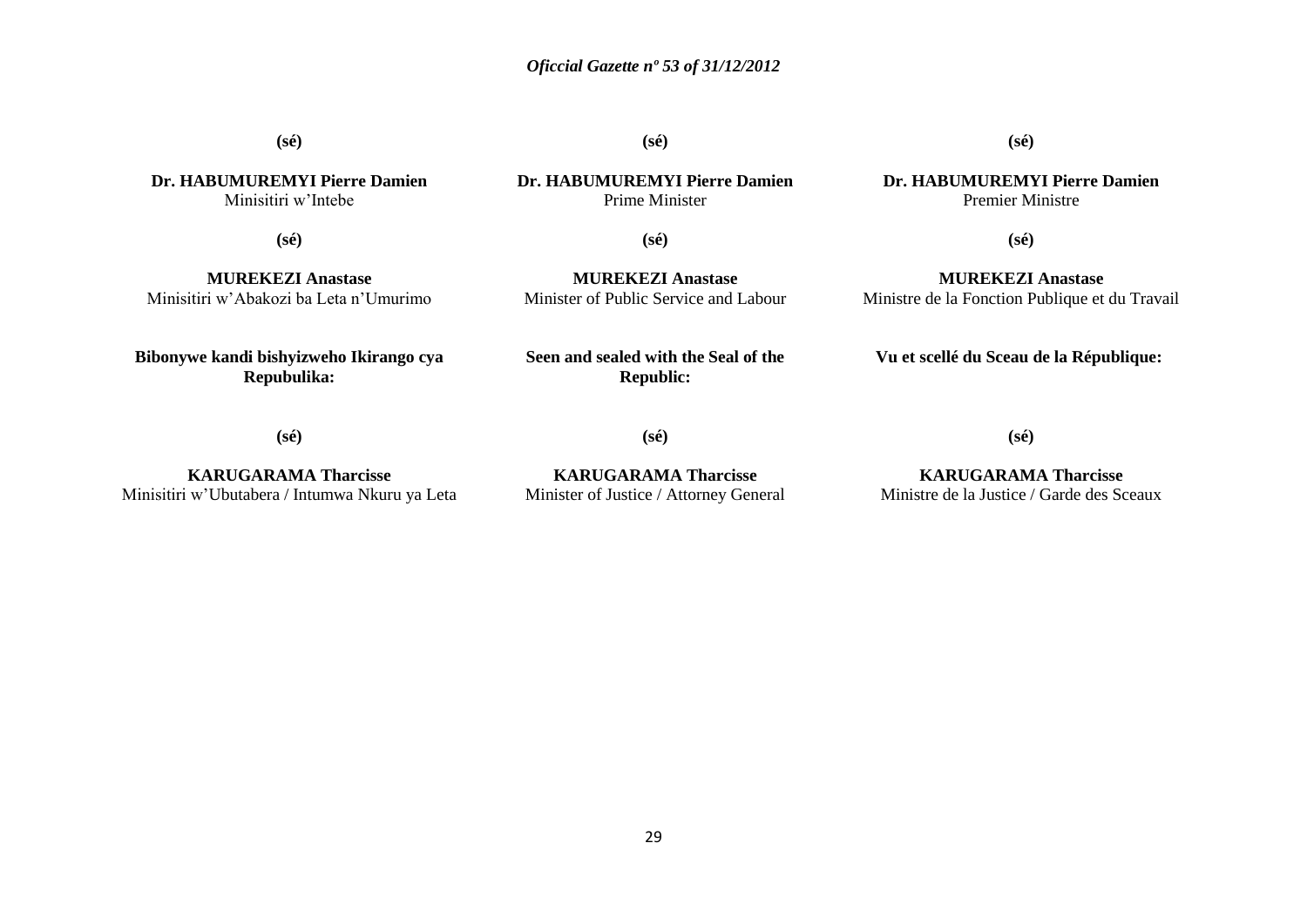**(sé)**

**Dr. HABUMUREMYI Pierre Damien**
Minisitiri w'Intebe

**(sé)**

**MUREKEZI Anastase**
Minisitiri w'Abakozi ba Leta n'Umurimo

**Bibonywe kandi bishyizweho Ikirango cya Repubulika:**

**(sé)**

**KARUGARAMA Tharcisse**
Minisitiri w'Ubutabera / Intumwa Nkuru ya Leta

**(sé)**

**Dr. HABUMUREMYI Pierre Damien**
Prime Minister

**(sé)**

**MUREKEZI Anastase**
Minister of Public Service and Labour

**Seen and sealed with the Seal of the Republic:**

**(sé)**

**KARUGARAMA Tharcisse**
Minister of Justice / Attorney General

**(sé)**

**Dr. HABUMUREMYI Pierre Damien**
Premier Ministre

**(sé)**

**MUREKEZI Anastase**
Ministre de la Fonction Publique et du Travail

**Vu et scellé du Sceau de la République:**

**(sé)**

**KARUGARAMA Tharcisse**
Ministre de la Justice / Garde des Sceaux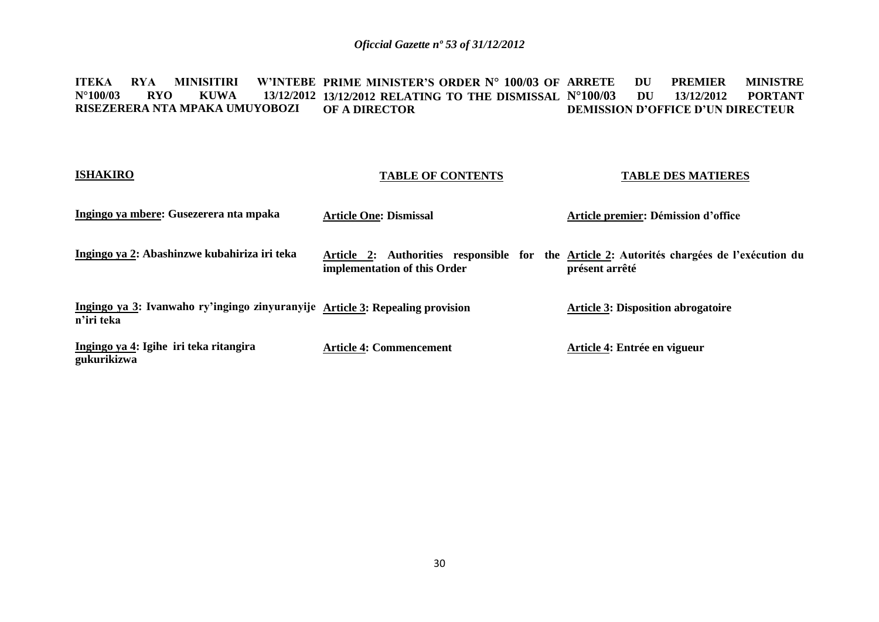**ITEKA RYA MINISITIRI W'INTEBE N°100/03 RYO KUWA 13/12/2012 RISEZERERA NTA MPAKA UMUYOBOZI**

**ISHAKIRO**

**Ingingo ya mbere: Gusezerera nta mpaka**

**Ingingo ya 2: Abashinzwe kubahiriza iri teka**

**Ingingo ya 3: Ivanwaho ry'ingingo zinyuranyije n'iri teka**

**Ingingo ya 4: Igihe iri teka ritangira gukurikizwa**

**PRIME MINISTER'S ORDER N° 100/03 OF 13/12/2012 RELATING TO THE DISMISSAL OF A DIRECTOR**

**TABLE OF CONTENTS**

**Article One: Dismissal**

**Article 2: Authorities responsible for the implementation of this Order**

**Article 3: Repealing provision**

**Article 4: Commencement**

**ARRETE DU PREMIER MINISTRE N°100/03 DU 13/12/2012 PORTANT DEMISSION D'OFFICE D'UN DIRECTEUR**

**TABLE DES MATIERES**

**Article premier: Démission d'office**

**Article 2: Autorités chargées de l'exécution du présent arrêté**

**Article 3: Disposition abrogatoire**

**Article 4: Entrée en vigueur**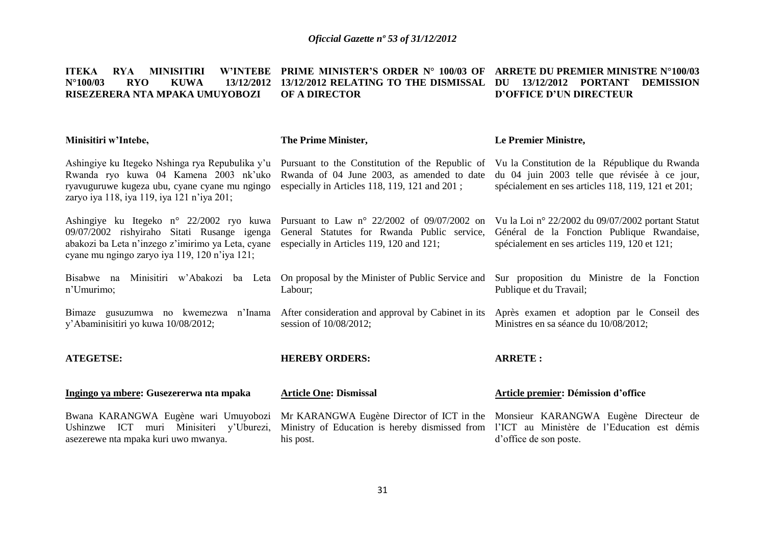**ITEKA RYA MINISITIRI W'INTEBE N°100/03 RYO KUWA 13/12/2012 RISEZERERA NTA MPAKA UMUYOBOZI**

**Minisitiri w'Intebe,**

Ashingiye ku Itegeko Nshinga rya Repubulika y'u Rwanda ryo kuwa 04 Kamena 2003 nk'uko ryavuguruwe kugeza ubu, cyane cyane mu ngingo zaryo iya 118, iya 119, iya 121 n'iya 201;

Ashingiye ku Itegeko n° 22/2002 ryo kuwa 09/07/2002 rishyiraho Sitati Rusange igenga abakozi ba Leta n'inzego z'imirimo ya Leta, cyane cyane mu ngingo zaryo iya 119, 120 n'iya 121;

Bisabwe na Minisitiri w'Abakozi ba Leta n'Umurimo;

Bimaze gusuzumwa no kwemezwa n'Inama y'Abaminisitiri yo kuwa 10/08/2012;

**ATEGETSE:**

**Ingingo ya mbere: Gusezererwa nta mpaka**

Bwana KARANGWA Eugène wari Umuyobozi Ushinzwe ICT muri Minisiteri y'Uburezi, asezerewe nta mpaka kuri uwo mwanya.

**PRIME MINISTER'S ORDER N° 100/03 OF 13/12/2012 RELATING TO THE DISMISSAL OF A DIRECTOR**

**The Prime Minister,**

Pursuant to the Constitution of the Republic of Rwanda of 04 June 2003, as amended to date especially in Articles 118, 119, 121 and 201 ;

Pursuant to Law n° 22/2002 of 09/07/2002 on General Statutes for Rwanda Public service, especially in Articles 119, 120 and 121;

On proposal by the Minister of Public Service and Labour;

After consideration and approval by Cabinet in its session of 10/08/2012;

**HEREBY ORDERS:**

**Article One: Dismissal**

Mr KARANGWA Eugène Director of ICT in the Ministry of Education is hereby dismissed from his post.

**ARRETE DU PREMIER MINISTRE N°100/03 DU 13/12/2012 PORTANT DEMISSION D'OFFICE D'UN DIRECTEUR**

**Le Premier Ministre,**

Vu la Constitution de la République du Rwanda du 04 juin 2003 telle que révisée à ce jour, spécialement en ses articles 118, 119, 121 et 201;

Vu la Loi n° 22/2002 du 09/07/2002 portant Statut Général de la Fonction Publique Rwandaise, spécialement en ses articles 119, 120 et 121;

Sur proposition du Ministre de la Fonction Publique et du Travail;

Après examen et adoption par le Conseil des Ministres en sa séance du 10/08/2012;

**ARRETE :**

**Article premier: Démission d'office**

Monsieur KARANGWA Eugène Directeur de l'ICT au Ministère de l'Education est démis d'office de son poste.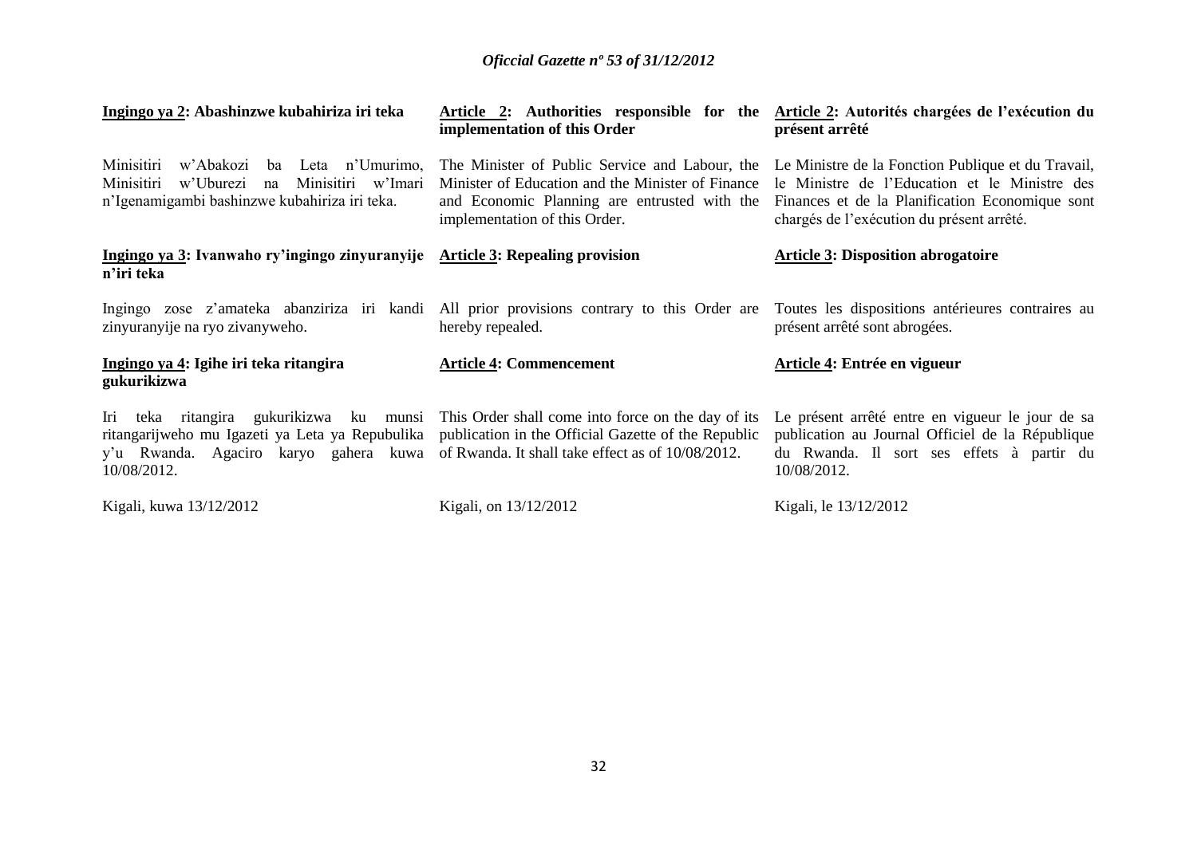**Ingingo ya 2: Abashinzwe kubahiriza iri teka**

Minisitiri w'Abakozi ba Leta n'Umurimo, Minisitiri w'Uburezi na Minisitiri w'Imari n'Igenamigambi bashinzwe kubahiriza iri teka.

**Ingingo ya 3: Ivanwaho ry'ingingo zinyuranyije n'iri teka**

Ingingo zose z'amateka abanziriza iri kandi zinyuranyije na ryo zivanyweho.

**Ingingo ya 4: Igihe iri teka ritangira gukurikizwa**

Iri teka ritangira gukurikizwa ku munsi ritangarijweho mu Igazeti ya Leta ya Repubulika y'u Rwanda. Agaciro karyo gahera kuwa 10/08/2012.

Kigali, kuwa 13/12/2012

**Article 2: Authorities responsible for the implementation of this Order**

The Minister of Public Service and Labour, the Minister of Education and the Minister of Finance and Economic Planning are entrusted with the implementation of this Order.

**Article 3: Repealing provision**

All prior provisions contrary to this Order are hereby repealed.

**Article 4: Commencement**

This Order shall come into force on the day of its publication in the Official Gazette of the Republic of Rwanda. It shall take effect as of 10/08/2012.

Kigali, on 13/12/2012

**Article 2: Autorités chargées de l'exécution du présent arrêté**

Le Ministre de la Fonction Publique et du Travail, le Ministre de l'Education et le Ministre des Finances et de la Planification Economique sont chargés de l'exécution du présent arrêté.

**Article 3: Disposition abrogatoire**

Toutes les dispositions antérieures contraires au présent arrêté sont abrogées.

**Article 4: Entrée en vigueur**

Le présent arrêté entre en vigueur le jour de sa publication au Journal Officiel de la République du Rwanda. Il sort ses effets à partir du 10/08/2012.

Kigali, le 13/12/2012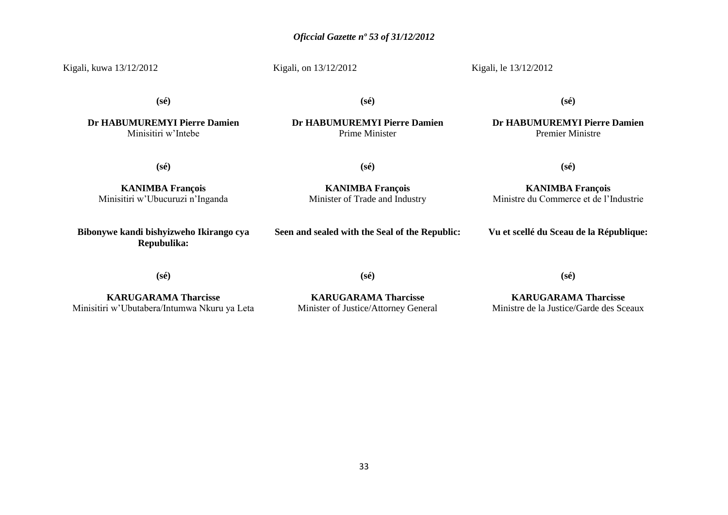Kigali, kuwa 13/12/2012

**(sé)**

**Dr HABUMUREMYI Pierre Damien**
Minisitiri w'Intebe

**(sé)**

**KANIMBA François**
Minisitiri w'Ubucuruzi n'Inganda

**Bibonywe kandi bishyizweho Ikirango cya Repubulika:**

**(sé)**

**KARUGARAMA Tharcisse**
Minisitiri w'Ubutabera/Intumwa Nkuru ya Leta

Kigali, on 13/12/2012

**(sé)**

**Dr HABUMUREMYI Pierre Damien**
Prime Minister

**(sé)**

**KANIMBA François**
Minister of Trade and Industry

**Seen and sealed with the Seal of the Republic:**

**(sé)**

**KARUGARAMA Tharcisse**
Minister of Justice/Attorney General

Kigali, le 13/12/2012

**(sé)**

**Dr HABUMUREMYI Pierre Damien**
Premier Ministre

**(sé)**

**KANIMBA François**
Ministre du Commerce et de l'Industrie

**Vu et scellé du Sceau de la République:**

**(sé)**

**KARUGARAMA Tharcisse**
Ministre de la Justice/Garde des Sceaux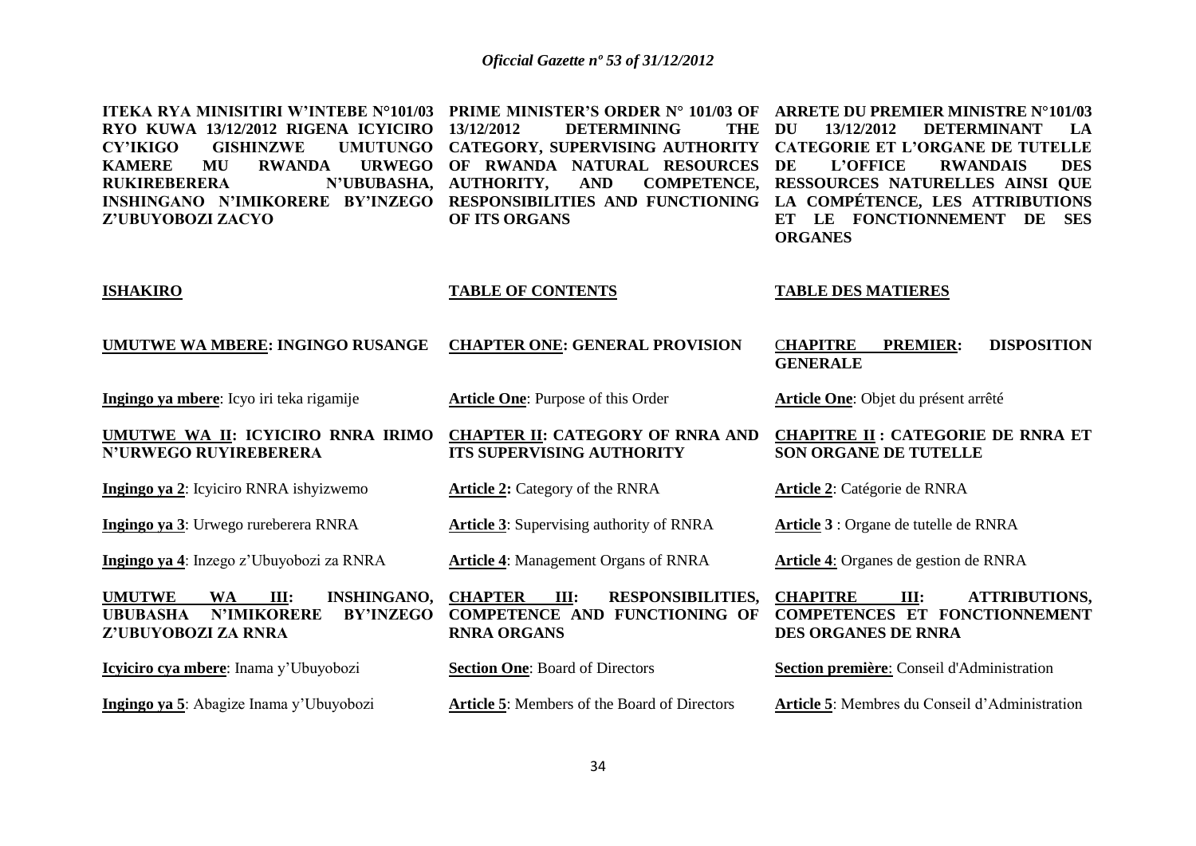**ITEKA RYA MINISITIRI W'INTEBE N°101/03 RYO KUWA 13/12/2012 RIGENA ICYICIRO CY'IKIGO GISHINZWE UMUTUNGO KAMERE MU RWANDA URWEGO RUKIREBERERA N'UBUBASHA, INSHINGANO N'IMIKORERE BY'INZEGO Z'UBUYOBOZI ZACYO**

**ISHAKIRO**

**UMUTWE WA MBERE: INGINGO RUSANGE**

**Ingingo ya mbere**: Icyo iri teka rigamije

**UMUTWE WA II: ICYICIRO RNRA IRIMO N'URWEGO RUYIREBERERA**

**Ingingo ya 2**: Icyiciro RNRA ishyizwemo

**Ingingo ya 3**: Urwego rureberera RNRA

**Ingingo ya 4**: Inzego z'Ubuyobozi za RNRA

**UMUTWE WA III: INSHINGANO, UBUBASHA N'IMIKORERE BY'INZEGO Z'UBUYOBOZI ZA RNRA**

**Icyiciro cya mbere**: Inama y'Ubuyobozi

**Ingingo ya 5**: Abagize Inama y'Ubuyobozi

**PRIME MINISTER'S ORDER N° 101/03 OF 13/12/2012 DETERMINING THE CATEGORY, SUPERVISING AUTHORITY OF RWANDA NATURAL RESOURCES AUTHORITY, AND COMPETENCE, RESPONSIBILITIES AND FUNCTIONING OF ITS ORGANS**

**TABLE OF CONTENTS**

**CHAPTER ONE: GENERAL PROVISION**

**Article One**: Purpose of this Order

**CHAPTER II: CATEGORY OF RNRA AND ITS SUPERVISING AUTHORITY**

**Article 2:** Category of the RNRA

**Article 3**: Supervising authority of RNRA

**Article 4**: Management Organs of RNRA

**CHAPTER III: RESPONSIBILITIES, COMPETENCE AND FUNCTIONING OF RNRA ORGANS**

**Section One**: Board of Directors

**Article 5**: Members of the Board of Directors

**ARRETE DU PREMIER MINISTRE N°101/03 DU 13/12/2012 DETERMINANT LA CATEGORIE ET L'ORGANE DE TUTELLE DE L'OFFICE RWANDAIS DES RESSOURCES NATURELLES AINSI QUE LA COMPÉTENCE, LES ATTRIBUTIONS ET LE FONCTIONNEMENT DE SES ORGANES**

**TABLE DES MATIERES**

**CHAPITRE PREMIER: DISPOSITION GENERALE**

**Article One**: Objet du présent arrêté

**CHAPITRE II : CATEGORIE DE RNRA ET SON ORGANE DE TUTELLE**

**Article 2**: Catégorie de RNRA

**Article 3** : Organe de tutelle de RNRA

**Article 4**: Organes de gestion de RNRA

**CHAPITRE III: ATTRIBUTIONS, COMPETENCES ET FONCTIONNEMENT DES ORGANES DE RNRA**

**Section première**: Conseil d'Administration

**Article 5**: Membres du Conseil d'Administration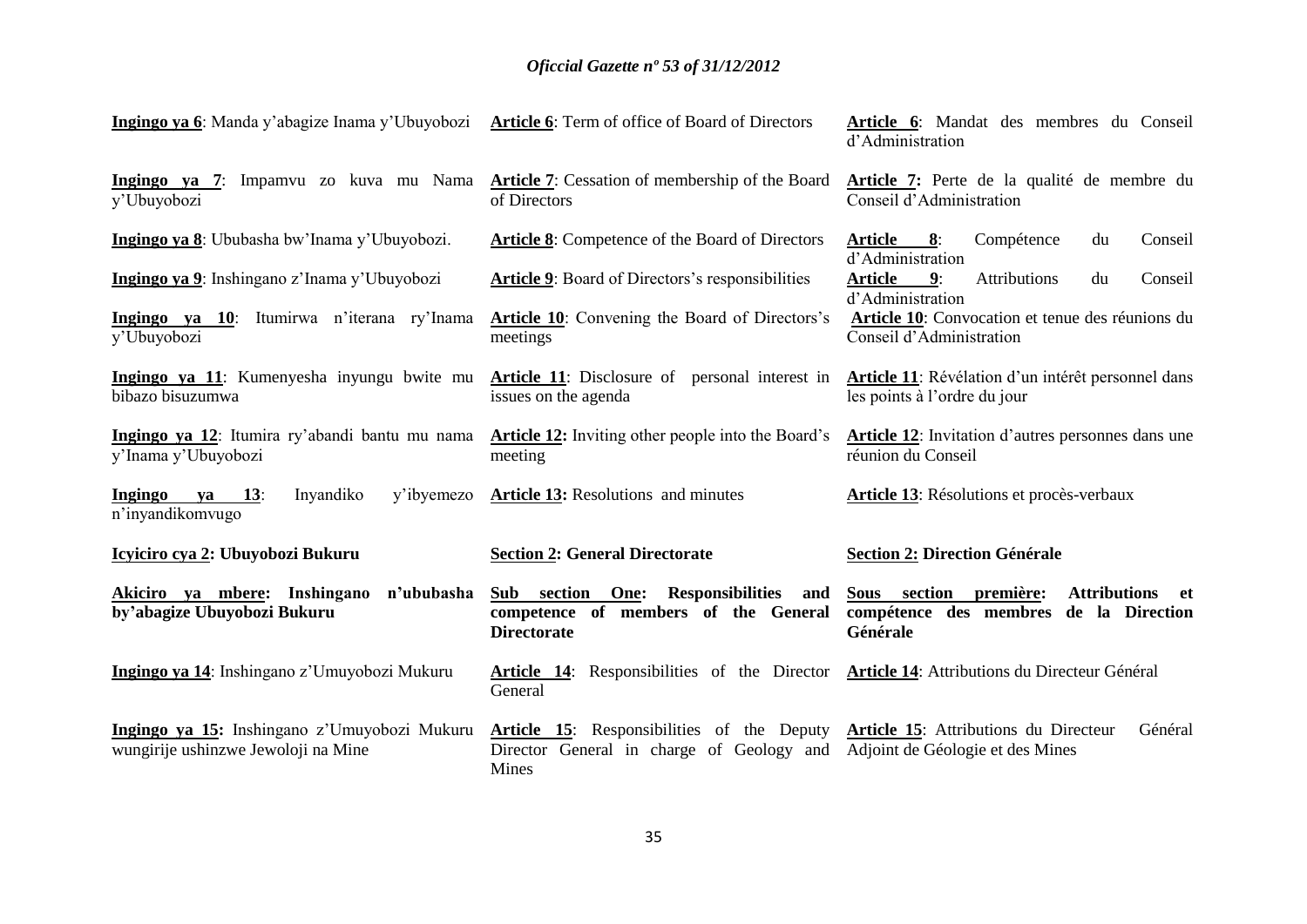**Ingingo ya 6**: Manda y'abagize Inama y'Ubuyobozi

**Ingingo ya 7**: Impamvu zo kuva mu Nama y'Ubuyobozi

**Ingingo ya 8**: Ububasha bw'Inama y'Ubuyobozi.

**Ingingo ya 9**: Inshingano z'Inama y'Ubuyobozi

**Ingingo ya 10**: Itumirwa n'iterana ry'Inama y'Ubuyobozi

**Ingingo ya 11**: Kumenyesha inyungu bwite mu bibazo bisuzumwa

**Ingingo ya 12**: Itumira ry'abandi bantu mu nama y'Inama y'Ubuyobozi

**Ingingo ya 13**: Inyandiko y'ibyemezo n'inyandikomvugo

**Icyiciro cya 2: Ubuyobozi Bukuru**

**Akiciro ya mbere: Inshingano n'ububasha by'abagize Ubuyobozi Bukuru**

**Ingingo ya 14**: Inshingano z'Umuyobozi Mukuru

**Ingingo ya 15:** Inshingano z'Umuyobozi Mukuru wungirije ushinzwe Jewoloji na Mine

**Article 6**: Term of office of Board of Directors

**Article 7**: Cessation of membership of the Board of Directors

**Article 8**: Competence of the Board of Directors

**Article 9**: Board of Directors's responsibilities

**Article 10**: Convening the Board of Directors's meetings

**Article 11**: Disclosure of personal interest in issues on the agenda

**Article 12:** Inviting other people into the Board's meeting

**Article 13:** Resolutions and minutes

**Section 2: General Directorate**

**Sub section One: Responsibilities and competence of members of the General Directorate**

**Article 14**: Responsibilities of the Director General

**Article 15**: Responsibilities of the Deputy Director General in charge of Geology and Mines

**Article 6**: Mandat des membres du Conseil d'Administration

**Article 7:** Perte de la qualité de membre du Conseil d'Administration

**Article 8**: Compétence du Conseil d'Administration

**Article 9**: Attributions du Conseil d'Administration

**Article 10**: Convocation et tenue des réunions du Conseil d'Administration

**Article 11**: Révélation d'un intérêt personnel dans les points à l'ordre du jour

**Article 12**: Invitation d'autres personnes dans une réunion du Conseil

**Article 13**: Résolutions et procès-verbaux

**Section 2: Direction Générale**

**Sous section première: Attributions et compétence des membres de la Direction Générale**

**Article 14**: Attributions du Directeur Général

**Article 15**: Attributions du Directeur Général Adjoint de Géologie et des Mines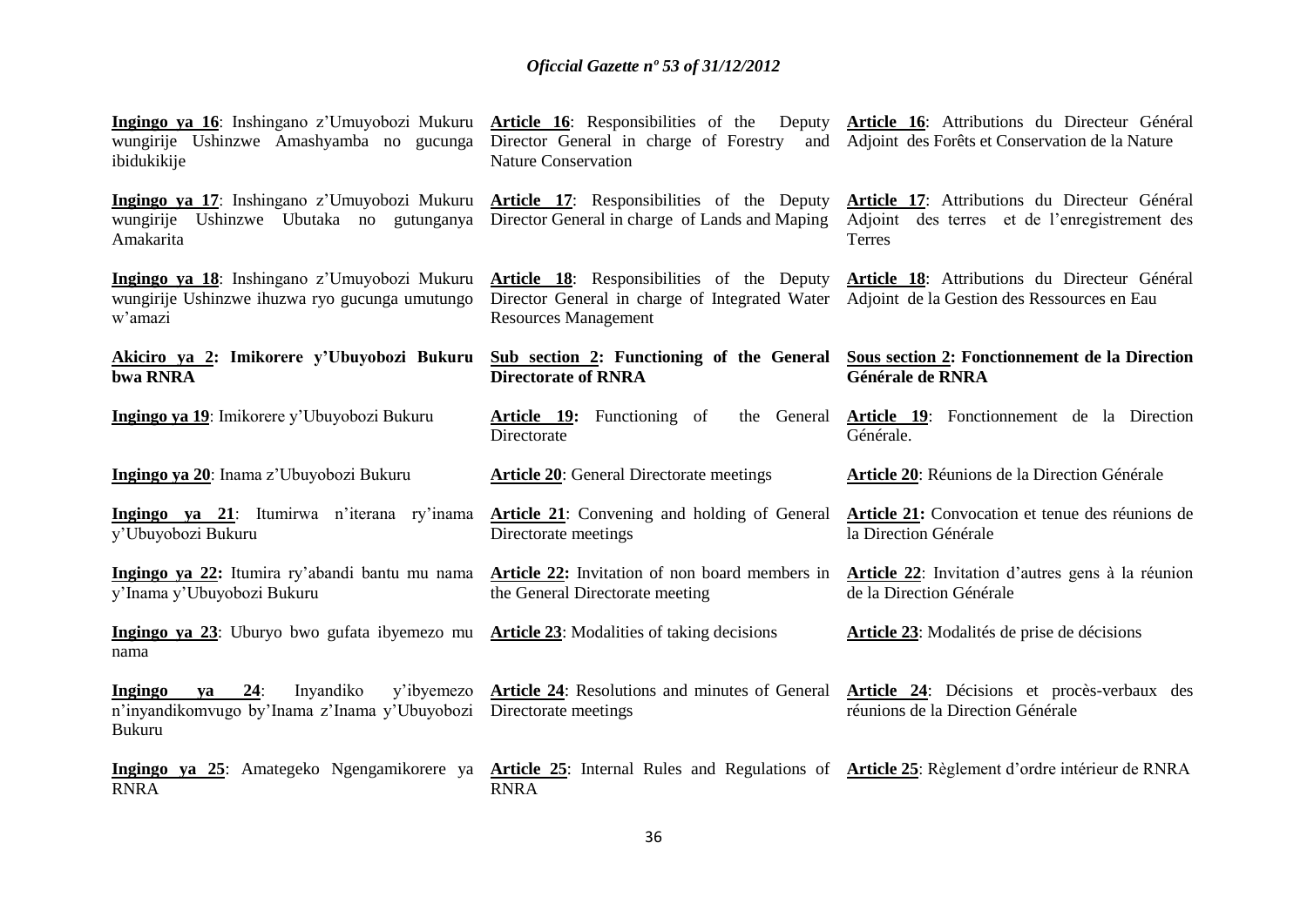| | | |
|---|---|---|
| **Ingingo ya 16**: Inshingano z'Umuyobozi Mukuru wungirije Ushinzwe Amashyamba no gucunga ibidukikije | **Article 16**: Responsibilities of the Deputy Director General in charge of Forestry and Nature Conservation | **Article 16**: Attributions du Directeur Général Adjoint des Forêts et Conservation de la Nature |
| **Ingingo ya 17**: Inshingano z'Umuyobozi Mukuru wungirije Ushinzwe Ubutaka no gutunganya Amakarita | **Article 17**: Responsibilities of the Deputy Director General in charge of Lands and Maping | **Article 17**: Attributions du Directeur Général Adjoint des terres et de l'enregistrement des Terres |
| **Ingingo ya 18**: Inshingano z'Umuyobozi Mukuru wungirije Ushinzwe ihuzwa ryo gucunga umutungo w'amazi | **Article 18**: Responsibilities of the Deputy Director General in charge of Integrated Water Resources Management | **Article 18**: Attributions du Directeur Général Adjoint de la Gestion des Ressources en Eau |
| **Akiciro ya 2: Imikorere y'Ubuyobozi Bukuru bwa RNRA** | **Sub section 2: Functioning of the General Directorate of RNRA** | **Sous section 2: Fonctionnement de la Direction Générale de RNRA** |
| **Ingingo ya 19**: Imikorere y'Ubuyobozi Bukuru | **Article 19:** Functioning of the General Directorate | **Article 19**: Fonctionnement de la Direction Générale. |
| **Ingingo ya 20**: Inama z'Ubuyobozi Bukuru | **Article 20**: General Directorate meetings | **Article 20**: Réunions de la Direction Générale |
| **Ingingo ya 21**: Itumirwa n'iterana ry'inama y'Ubuyobozi Bukuru | **Article 21**: Convening and holding of General Directorate meetings | **Article 21:** Convocation et tenue des réunions de la Direction Générale |
| **Ingingo ya 22:** Itumira ry'abandi bantu mu nama y'Inama y'Ubuyobozi Bukuru | **Article 22:** Invitation of non board members in the General Directorate meeting | **Article 22**: Invitation d'autres gens à la réunion de la Direction Générale |
| **Ingingo ya 23**: Uburyo bwo gufata ibyemezo mu nama | **Article 23**: Modalities of taking decisions | **Article 23**: Modalités de prise de décisions |
| **Ingingo ya 24**: Inyandiko y'ibyemezo n'inyandikomvugo by'Inama z'Inama y'Ubuyobozi Bukuru | **Article 24**: Resolutions and minutes of General Directorate meetings | **Article 24**: Décisions et procès-verbaux des réunions de la Direction Générale |
| **Ingingo ya 25**: Amategeko Ngengamikorere ya RNRA | **Article 25**: Internal Rules and Regulations of RNRA | **Article 25**: Règlement d'ordre intérieur de RNRA |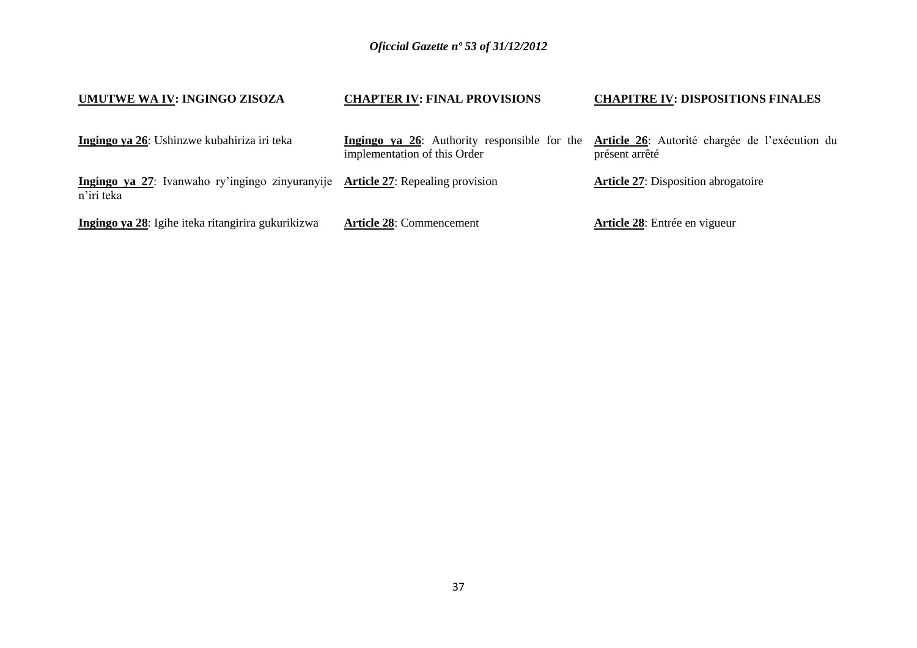**UMUTWE WA IV: INGINGO ZISOZA**

**Ingingo ya 26**: Ushinzwe kubahiriza iri teka

**Ingingo ya 27**: Ivanwaho ry'ingingo zinyuranyije n'iri teka

**Ingingo ya 28**: Igihe iteka ritangirira gukurikizwa

**CHAPTER IV: FINAL PROVISIONS**

**Ingingo ya 26**: Authority responsible for the implementation of this Order

**Article 27**: Repealing provision

**Article 28**: Commencement

**CHAPITRE IV: DISPOSITIONS FINALES**

**Article 26**: Autorité chargée de l'exécution du présent arrêté

**Article 27**: Disposition abrogatoire

**Article 28**: Entrée en vigueur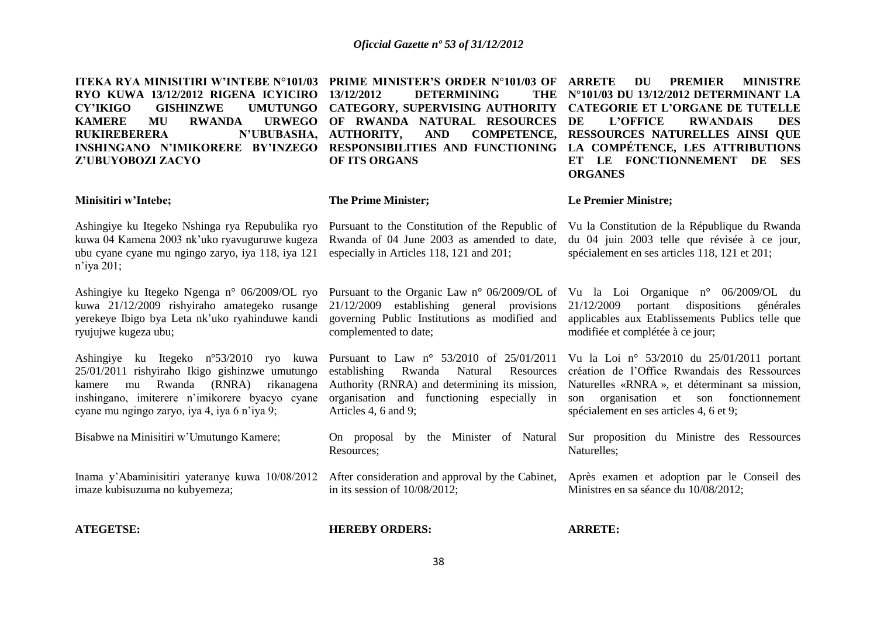**ITEKA RYA MINISITIRI W'INTEBE N°101/03 RYO KUWA 13/12/2012 RIGENA ICYICIRO CY'IKIGO GISHINZWE UMUTUNGO KAMERE MU RWANDA URWEGO RUKIREBERERA N'UBUBASHA, INSHINGANO N'IMIKORERE BY'INZEGO Z'UBUYOBOZI ZACYO**

**Minisitiri w'Intebe;**

Ashingiye ku Itegeko Nshinga rya Repubulika ryo kuwa 04 Kamena 2003 nk'uko ryavuguruwe kugeza ubu cyane cyane mu ngingo zaryo, iya 118, iya 121 n'iya 201;

Ashingiye ku Itegeko Ngenga n° 06/2009/OL ryo kuwa 21/12/2009 rishyiraho amategeko rusange yerekeye Ibigo bya Leta nk'uko ryahinduwe kandi ryujujwe kugeza ubu;

Ashingiye ku Itegeko nº53/2010 ryo kuwa 25/01/2011 rishyiraho Ikigo gishinzwe umutungo kamere mu Rwanda (RNRA) rikanagena inshingano, imiterere n'imikorere byacyo cyane cyane mu ngingo zaryo, iya 4, iya 6 n'iya 9;

Bisabwe na Minisitiri w'Umutungo Kamere;

Inama y'Abaminisitiri yateranye kuwa 10/08/2012 imaze kubisuzuma no kubyemeza;

**ATEGETSE:**

**PRIME MINISTER'S ORDER N°101/03 OF 13/12/2012 DETERMINING THE CATEGORY, SUPERVISING AUTHORITY OF RWANDA NATURAL RESOURCES AUTHORITY, AND COMPETENCE, RESPONSIBILITIES AND FUNCTIONING OF ITS ORGANS**

**The Prime Minister;**

Pursuant to the Constitution of the Republic of Rwanda of 04 June 2003 as amended to date, especially in Articles 118, 121 and 201;

Pursuant to the Organic Law n° 06/2009/OL of 21/12/2009 establishing general provisions governing Public Institutions as modified and complemented to date;

Pursuant to Law n° 53/2010 of 25/01/2011 establishing Rwanda Natural Resources Authority (RNRA) and determining its mission, organisation and functioning especially in Articles 4, 6 and 9;

On proposal by the Minister of Natural Resources;

After consideration and approval by the Cabinet, in its session of 10/08/2012;

**HEREBY ORDERS:**

**ARRETE DU PREMIER MINISTRE N°101/03 DU 13/12/2012 DETERMINANT LA CATEGORIE ET L'ORGANE DE TUTELLE DE L'OFFICE RWANDAIS DES RESSOURCES NATURELLES AINSI QUE LA COMPÉTENCE, LES ATTRIBUTIONS ET LE FONCTIONNEMENT DE SES ORGANES**

**Le Premier Ministre;**

Vu la Constitution de la République du Rwanda du 04 juin 2003 telle que révisée à ce jour, spécialement en ses articles 118, 121 et 201;

Vu la Loi Organique n° 06/2009/OL du 21/12/2009 portant dispositions générales applicables aux Etablissements Publics telle que modifiée et complétée à ce jour;

Vu la Loi n° 53/2010 du 25/01/2011 portant création de l'Office Rwandais des Ressources Naturelles «RNRA », et déterminant sa mission, son organisation et son fonctionnement spécialement en ses articles 4, 6 et 9;

Sur proposition du Ministre des Ressources Naturelles;

Après examen et adoption par le Conseil des Ministres en sa séance du 10/08/2012;

**ARRETE:**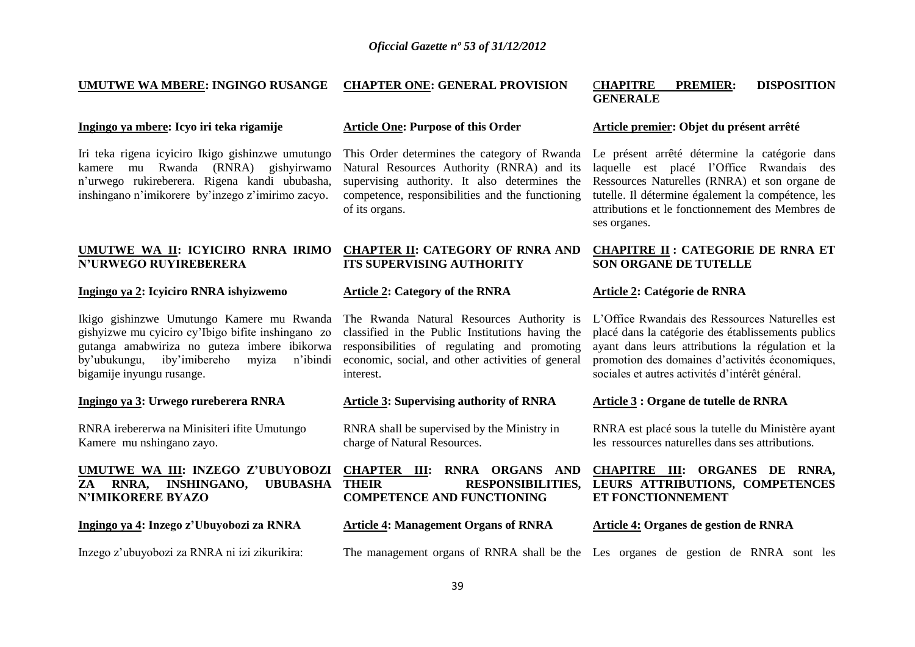**UMUTWE WA MBERE: INGINGO RUSANGE**

**Ingingo ya mbere: Icyo iri teka rigamije**

Iri teka rigena icyiciro Ikigo gishinzwe umutungo kamere mu Rwanda (RNRA) gishyirwamo n'urwego rukireberera. Rigena kandi ububasha, inshingano n'imikorere by'inzego z'imirimo zacyo.

**UMUTWE WA II: ICYICIRO RNRA IRIMO N'URWEGO RUYIREBERERA**

**Ingingo ya 2: Icyiciro RNRA ishyizwemo**

Ikigo gishinzwe Umutungo Kamere mu Rwanda gishyizwe mu cyiciro cy'Ibigo bifite inshingano zo gutanga amabwiriza no guteza imbere ibikorwa by'ubukungu, iby'imibereho myiza n'ibindi bigamije inyungu rusange.

**Ingingo ya 3: Urwego rureberera RNRA**

RNRA irebererwa na Minisiteri ifite Umutungo Kamere mu nshingano zayo.

**UMUTWE WA III: INZEGO Z'UBUYOBOZI ZA RNRA, INSHINGANO, UBUBASHA N'IMIKORERE BYAZO**

**Ingingo ya 4: Inzego z'Ubuyobozi za RNRA**

Inzego z'ubuyobozi za RNRA ni izi zikurikira:

**CHAPTER ONE: GENERAL PROVISION**

**Article One: Purpose of this Order**

This Order determines the category of Rwanda Natural Resources Authority (RNRA) and its supervising authority. It also determines the competence, responsibilities and the functioning of its organs.

**CHAPTER II: CATEGORY OF RNRA AND ITS SUPERVISING AUTHORITY**

**Article 2: Category of the RNRA**

The Rwanda Natural Resources Authority is classified in the Public Institutions having the responsibilities of regulating and promoting economic, social, and other activities of general interest.

**Article 3: Supervising authority of RNRA**

RNRA shall be supervised by the Ministry in charge of Natural Resources.

**CHAPTER III: RNRA ORGANS AND THEIR RESPONSIBILITIES, COMPETENCE AND FUNCTIONING**

**Article 4: Management Organs of RNRA**

The management organs of RNRA shall be the

**CHAPITRE PREMIER: DISPOSITION GENERALE**

**Article premier: Objet du présent arrêté**

Le présent arrêté détermine la catégorie dans laquelle est placé l'Office Rwandais des Ressources Naturelles (RNRA) et son organe de tutelle. Il détermine également la compétence, les attributions et le fonctionnement des Membres de ses organes.

**CHAPITRE II : CATEGORIE DE RNRA ET SON ORGANE DE TUTELLE**

**Article 2: Catégorie de RNRA**

L'Office Rwandais des Ressources Naturelles est placé dans la catégorie des établissements publics ayant dans leurs attributions la régulation et la promotion des domaines d'activités économiques, sociales et autres activités d'intérêt général.

**Article 3 : Organe de tutelle de RNRA**

RNRA est placé sous la tutelle du Ministère ayant les ressources naturelles dans ses attributions.

**CHAPITRE III: ORGANES DE RNRA, LEURS ATTRIBUTIONS, COMPETENCES ET FONCTIONNEMENT**

**Article 4: Organes de gestion de RNRA**

Les organes de gestion de RNRA sont les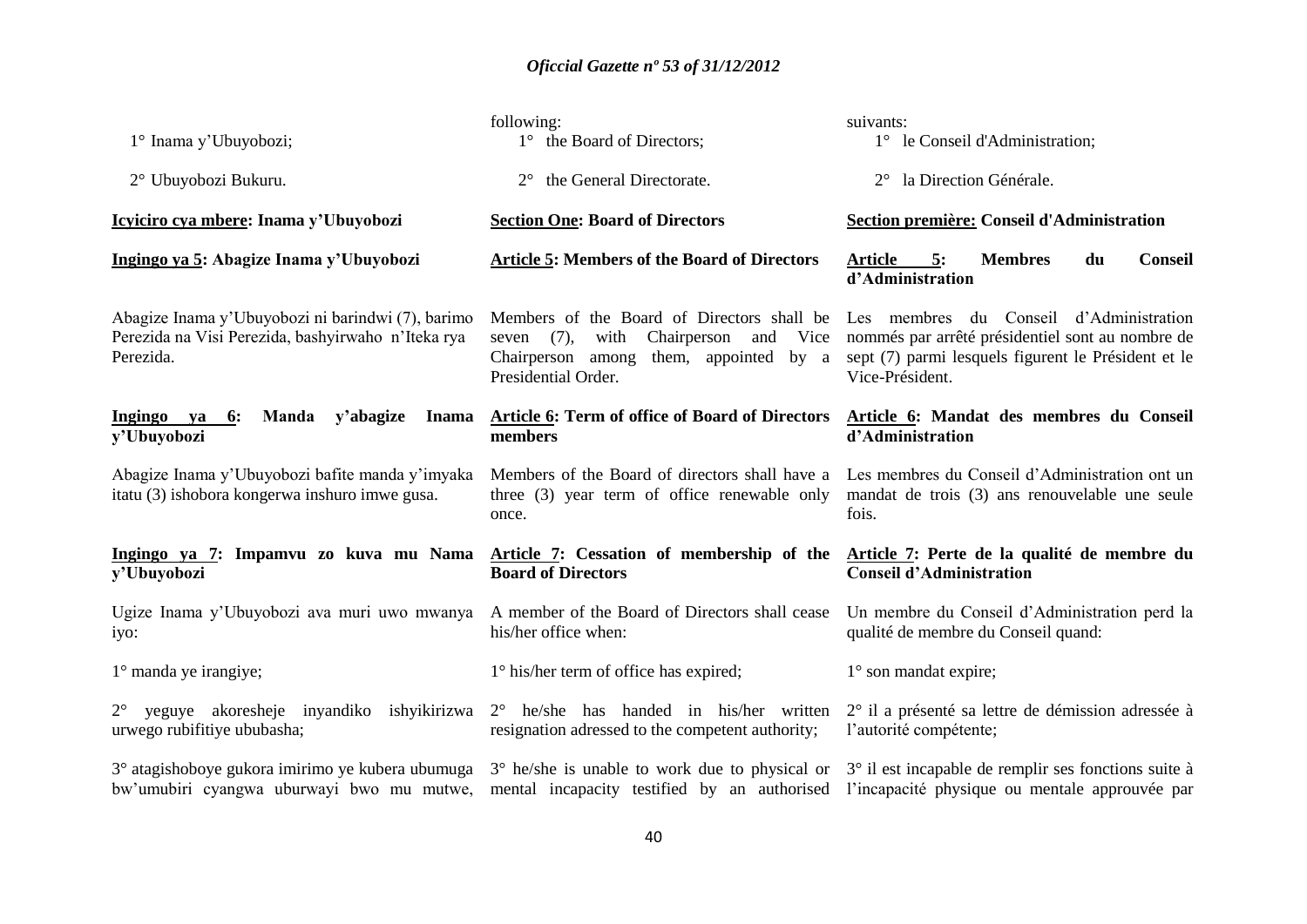1° Inama y'Ubuyobozi;

2° Ubuyobozi Bukuru.

**<u>Icyiciro cya mbere</u>: Inama y'Ubuyobozi**

**<u>Ingingo ya 5</u>: Abagize Inama y'Ubuyobozi**

Abagize Inama y'Ubuyobozi ni barindwi (7), barimo Perezida na Visi Perezida, bashyirwaho n'Iteka rya Perezida.

**<u>Ingingo ya 6</u>: Manda y'abagize Inama y'Ubuyobozi**

Abagize Inama y'Ubuyobozi bafite manda y'imyaka itatu (3) ishobora kongerwa inshuro imwe gusa.

**<u>Ingingo ya 7</u>: Impamvu zo kuva mu Nama y'Ubuyobozi**

Ugize Inama y'Ubuyobozi ava muri uwo mwanya iyo:

1° manda ye irangiye;

2° yeguye akoresheje inyandiko ishyikirizwa urwego rubifitiye ububasha;

3° atagishoboye gukora imirimo ye kubera ubumuga bw'umubiri cyangwa uburwayi bwo mu mutwe,

following:

1° the Board of Directors;

2° the General Directorate.

**<u>Section One</u>: Board of Directors**

**<u>Article 5</u>: Members of the Board of Directors**

Members of the Board of Directors shall be seven (7), with Chairperson and Vice Chairperson among them, appointed by a Presidential Order.

**<u>Article 6</u>: Term of office of Board of Directors members**

Members of the Board of directors shall have a three (3) year term of office renewable only once.

**<u>Article 7</u>: Cessation of membership of the Board of Directors**

A member of the Board of Directors shall cease his/her office when:

1° his/her term of office has expired;

2° he/she has handed in his/her written resignation adressed to the competent authority;

3° he/she is unable to work due to physical or mental incapacity testified by an authorised

suivants:

1° le Conseil d'Administration;

2° la Direction Générale.

**<u>Section première:</u> Conseil d'Administration**

**<u>Article 5</u>: Membres du Conseil d'Administration**

Les membres du Conseil d'Administration nommés par arrêté présidentiel sont au nombre de sept (7) parmi lesquels figurent le Président et le Vice-Président.

**<u>Article 6</u>: Mandat des membres du Conseil d'Administration**

Les membres du Conseil d'Administration ont un mandat de trois (3) ans renouvelable une seule fois.

**<u>Article 7</u>: Perte de la qualité de membre du Conseil d'Administration**

Un membre du Conseil d'Administration perd la qualité de membre du Conseil quand:

1° son mandat expire;

2° il a présenté sa lettre de démission adressée à l'autorité compétente;

3° il est incapable de remplir ses fonctions suite à l'incapacité physique ou mentale approuvée par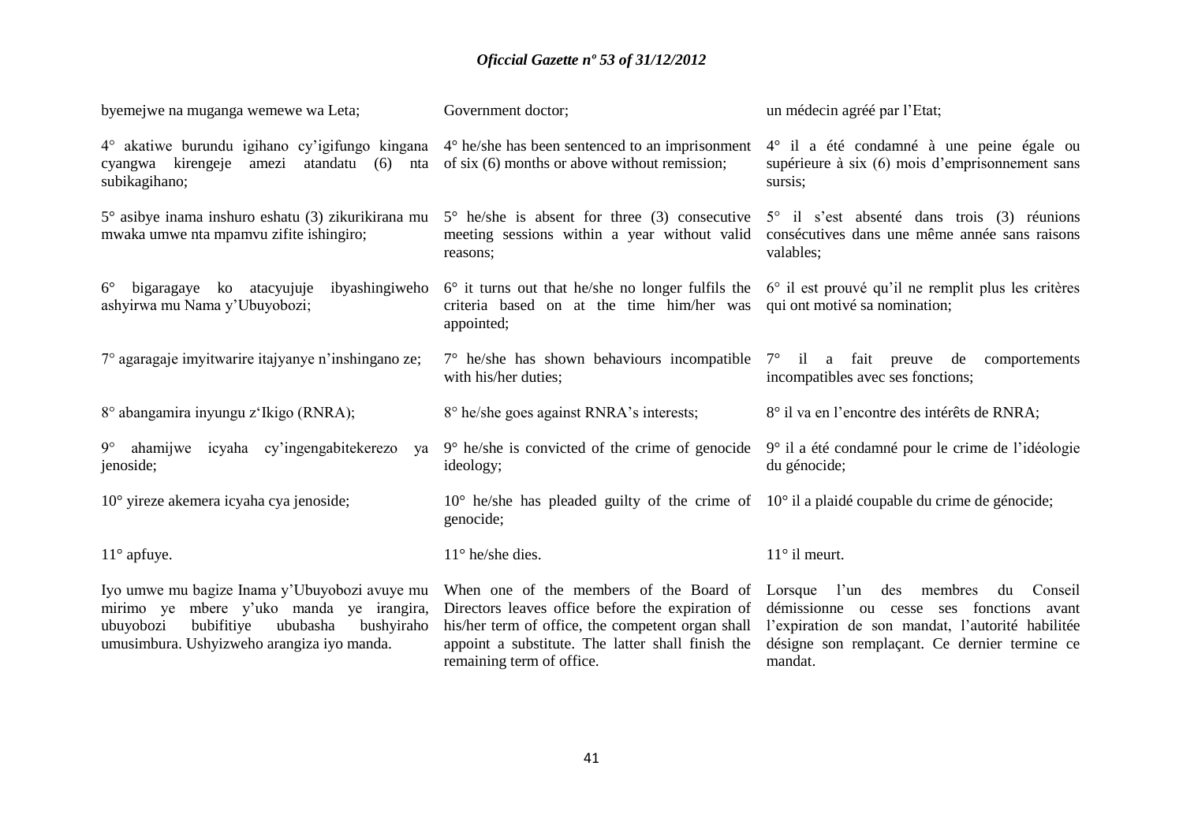byemejwe na muganga wemewe wa Leta;

4° akatiwe burundu igihano cy'igifungo kingana cyangwa kirengeje amezi atandatu (6) nta subikagihano;

5° asibye inama inshuro eshatu (3) zikurikirana mu mwaka umwe nta mpamvu zifite ishingiro;

6° bigaragaye ko atacyujuje ibyashingiweho ashyirwa mu Nama y'Ubuyobozi;

7° agaragaje imyitwarire itajyanye n'inshingano ze;

8° abangamira inyungu z'Ikigo (RNRA);

9° ahamijwe icyaha cy'ingengabitekerezo ya jenoside;

10° yireze akemera icyaha cya jenoside;

11° apfuye.

Iyo umwe mu bagize Inama y'Ubuyobozi avuye mu mirimo ye mbere y'uko manda ye irangira, ubuyobozi bubifitiye ububasha bushyiraho umusimbura. Ushyizweho arangiza iyo manda.

Government doctor;

4° he/she has been sentenced to an imprisonment of six (6) months or above without remission;

5° he/she is absent for three (3) consecutive meeting sessions within a year without valid reasons;

6° it turns out that he/she no longer fulfils the criteria based on at the time him/her was appointed;

7° he/she has shown behaviours incompatible with his/her duties;

8° he/she goes against RNRA's interests;

9° he/she is convicted of the crime of genocide ideology;

10° he/she has pleaded guilty of the crime of genocide;

11° he/she dies.

When one of the members of the Board of Directors leaves office before the expiration of his/her term of office, the competent organ shall appoint a substitute. The latter shall finish the remaining term of office.

un médecin agréé par l'Etat;

4° il a été condamné à une peine égale ou supérieure à six (6) mois d'emprisonnement sans sursis;

5° il s'est absenté dans trois (3) réunions consécutives dans une même année sans raisons valables;

6° il est prouvé qu'il ne remplit plus les critères qui ont motivé sa nomination;

7° il a fait preuve de comportements incompatibles avec ses fonctions;

8° il va en l'encontre des intérêts de RNRA;

9° il a été condamné pour le crime de l'idéologie du génocide;

10° il a plaidé coupable du crime de génocide;

11° il meurt.

Lorsque l'un des membres du Conseil démissionne ou cesse ses fonctions avant l'expiration de son mandat, l'autorité habilitée désigne son remplaçant. Ce dernier termine ce mandat.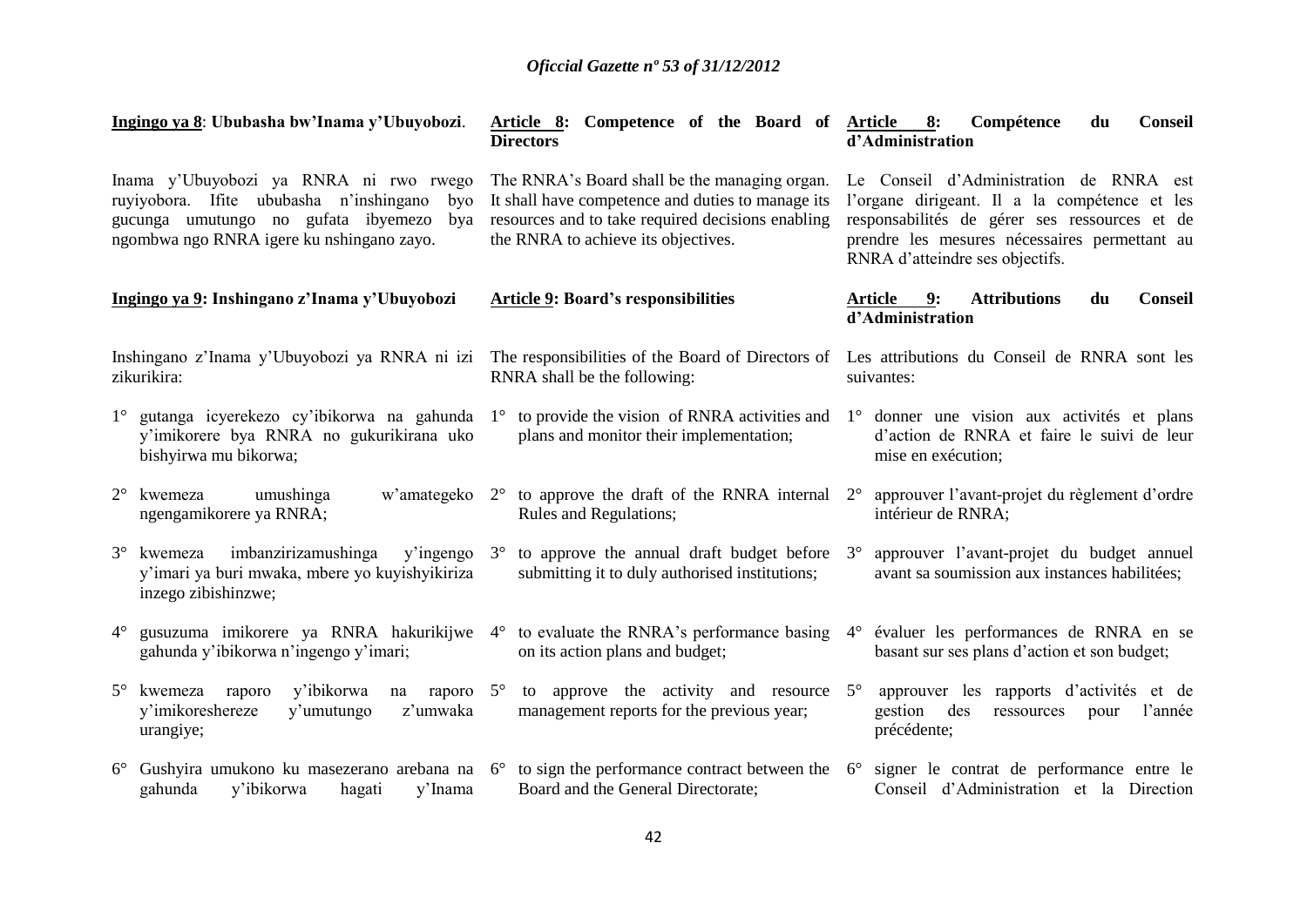**Ingingo ya 8**: **Ububasha bw'Inama y'Ubuyobozi**.

Inama y'Ubuyobozi ya RNRA ni rwo rwego ruyiyobora. Ifite ububasha n'inshingano byo gucunga umutungo no gufata ibyemezo bya ngombwa ngo RNRA igere ku nshingano zayo.

**Ingingo ya 9: Inshingano z'Inama y'Ubuyobozi**

Inshingano z'Inama y'Ubuyobozi ya RNRA ni izi zikurikira:

1° gutanga icyerekezo cy'ibikorwa na gahunda y'imikorere bya RNRA no gukurikirana uko bishyirwa mu bikorwa;

2° kwemeza umushinga w'amategeko ngengamikorere ya RNRA;

3° kwemeza imbanzirizamushinga y'ingengo y'imari ya buri mwaka, mbere yo kuyishyikiriza inzego zibishinzwe;

4° gusuzuma imikorere ya RNRA hakurikijwe gahunda y'ibikorwa n'ingengo y'imari;

5° kwemeza raporo y'ibikorwa na raporo y'imikoreshereze y'umutungo z'umwaka urangiye;

6° Gushyira umukono ku masezerano arebana na gahunda y'ibikorwa hagati y'Inama

**Article 8: Competence of the Board of Directors**

The RNRA's Board shall be the managing organ. It shall have competence and duties to manage its resources and to take required decisions enabling the RNRA to achieve its objectives.

**Article 9: Board's responsibilities**

The responsibilities of the Board of Directors of RNRA shall be the following:

1° to provide the vision of RNRA activities and plans and monitor their implementation;

2° to approve the draft of the RNRA internal Rules and Regulations;

3° to approve the annual draft budget before submitting it to duly authorised institutions;

4° to evaluate the RNRA's performance basing on its action plans and budget;

5° to approve the activity and resource management reports for the previous year;

6° to sign the performance contract between the Board and the General Directorate;

**Article 8: Compétence du Conseil d'Administration**

Le Conseil d'Administration de RNRA est l'organe dirigeant. Il a la compétence et les responsabilités de gérer ses ressources et de prendre les mesures nécessaires permettant au RNRA d'atteindre ses objectifs.

**Article 9: Attributions du Conseil d'Administration**

Les attributions du Conseil de RNRA sont les suivantes:

1° donner une vision aux activités et plans d'action de RNRA et faire le suivi de leur mise en exécution;

2° approuver l'avant-projet du règlement d'ordre intérieur de RNRA;

3° approuver l'avant-projet du budget annuel avant sa soumission aux instances habilitées;

4° évaluer les performances de RNRA en se basant sur ses plans d'action et son budget;

5° approuver les rapports d'activités et de gestion des ressources pour l'année précédente;

6° signer le contrat de performance entre le Conseil d'Administration et la Direction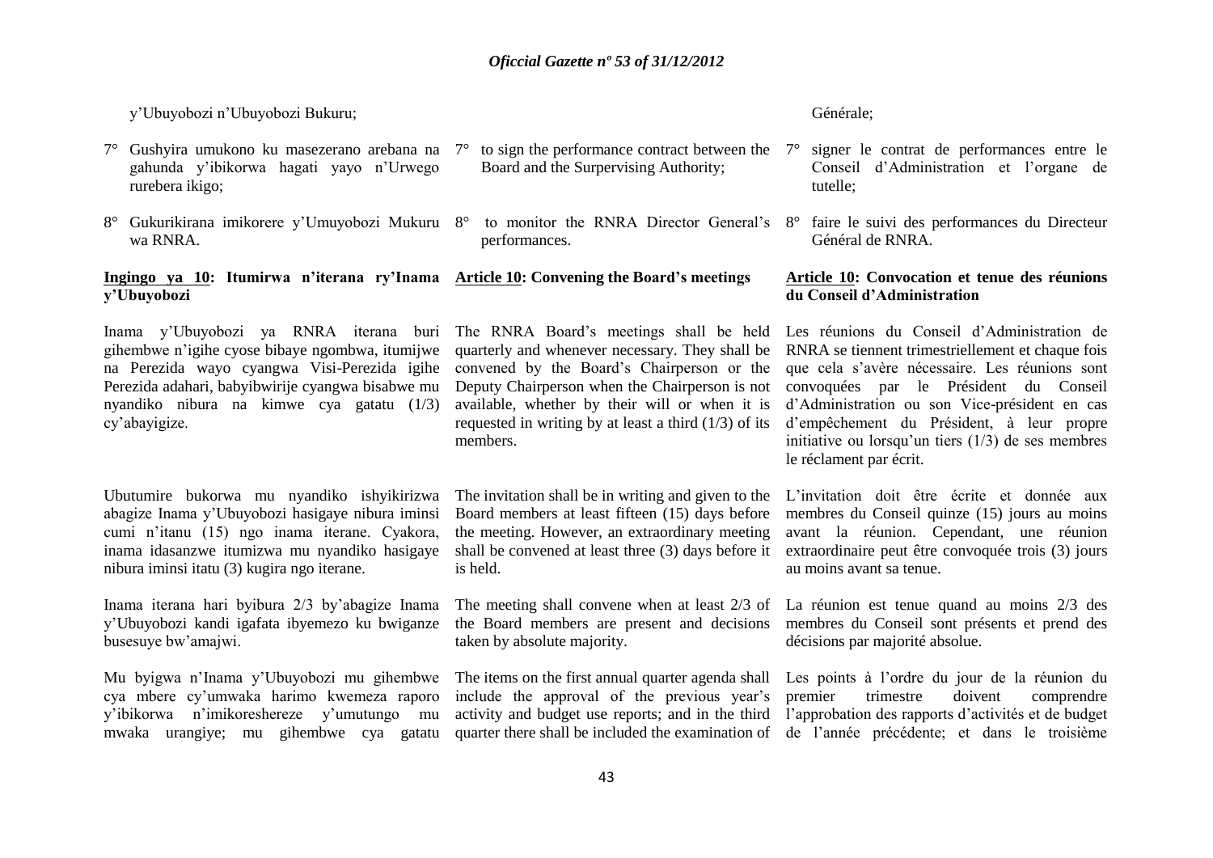y'Ubuyobozi n'Ubuyobozi Bukuru;

7° Gushyira umukono ku masezerano arebana na gahunda y'ibikorwa hagati yayo n'Urwego rurebera ikigo;

8° Gukurikirana imikorere y'Umuyobozi Mukuru wa RNRA.

**Ingingo ya 10: Itumirwa n'iterana ry'Inama y'Ubuyobozi**

Inama y'Ubuyobozi ya RNRA iterana buri gihembwe n'igihe cyose bibaye ngombwa, itumijwe na Perezida wayo cyangwa Visi-Perezida igihe Perezida adahari, babyibwirije cyangwa bisabwe mu nyandiko nibura na kimwe cya gatatu (1/3) cy'abayigize.

Ubutumire bukorwa mu nyandiko ishyikirizwa abagize Inama y'Ubuyobozi hasigaye nibura iminsi cumi n'itanu (15) ngo inama iterane. Cyakora, inama idasanzwe itumizwa mu nyandiko hasigaye nibura iminsi itatu (3) kugira ngo iterane.

Inama iterana hari byibura 2/3 by'abagize Inama y'Ubuyobozi kandi igafata ibyemezo ku bwiganze busesuye bw'amajwi.

Mu byigwa n'Inama y'Ubuyobozi mu gihembwe cya mbere cy'umwaka harimo kwemeza raporo y'ibikorwa n'imikoreshereze y'umutungo mu mwaka urangiye; mu gihembwe cya gatatu

7° to sign the performance contract between the Board and the Surpervising Authority;

8° to monitor the RNRA Director General's performances.

**Article 10: Convening the Board's meetings**

The RNRA Board's meetings shall be held quarterly and whenever necessary. They shall be convened by the Board's Chairperson or the Deputy Chairperson when the Chairperson is not available, whether by their will or when it is requested in writing by at least a third (1/3) of its members.

The invitation shall be in writing and given to the Board members at least fifteen (15) days before the meeting. However, an extraordinary meeting shall be convened at least three (3) days before it is held.

The meeting shall convene when at least 2/3 of the Board members are present and decisions taken by absolute majority.

The items on the first annual quarter agenda shall include the approval of the previous year's activity and budget use reports; and in the third quarter there shall be included the examination of

Générale;

7° signer le contrat de performances entre le Conseil d'Administration et l'organe de tutelle;

8° faire le suivi des performances du Directeur Général de RNRA.

**Article 10: Convocation et tenue des réunions du Conseil d'Administration**

Les réunions du Conseil d'Administration de RNRA se tiennent trimestriellement et chaque fois que cela s'avère nécessaire. Les réunions sont convoquées par le Président du Conseil d'Administration ou son Vice-président en cas d'empêchement du Président, à leur propre initiative ou lorsqu'un tiers (1/3) de ses membres le réclament par écrit.

L'invitation doit être écrite et donnée aux membres du Conseil quinze (15) jours au moins avant la réunion. Cependant, une réunion extraordinaire peut être convoquée trois (3) jours au moins avant sa tenue.

La réunion est tenue quand au moins 2/3 des membres du Conseil sont présents et prend des décisions par majorité absolue.

Les points à l'ordre du jour de la réunion du premier trimestre doivent comprendre l'approbation des rapports d'activités et de budget de l'année précédente; et dans le troisième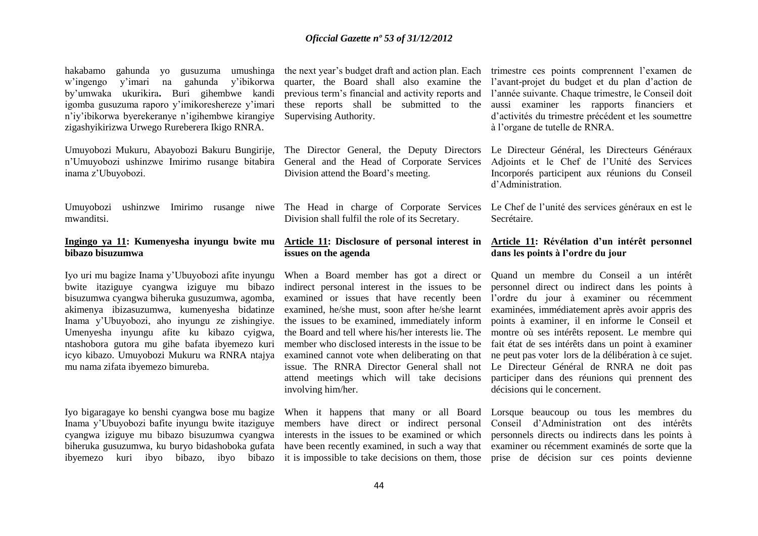hakabamo gahunda yo gusuzuma umushinga w'ingengo y'imari na gahunda y'ibikorwa by'umwaka ukurikira**.** Buri gihembwe kandi igomba gusuzuma raporo y'imikoreshereze y'imari n'iy'ibikorwa byerekeranye n'igihembwe kirangiye zigashyikirizwa Urwego Rureberera Ikigo RNRA.

Umuyobozi Mukuru, Abayobozi Bakuru Bungirije, n'Umuyobozi ushinzwe Imirimo rusange bitabira inama z'Ubuyobozi.

Umuyobozi ushinzwe Imirimo rusange niwe mwanditsi.

**Ingingo ya 11: Kumenyesha inyungu bwite mu bibazo bisuzumwa**

Iyo uri mu bagize Inama y'Ubuyobozi afite inyungu bwite itaziguye cyangwa iziguye mu bibazo bisuzumwa cyangwa biheruka gusuzumwa, agomba, akimenya ibizasuzumwa, kumenyesha bidatinze Inama y'Ubuyobozi, aho inyungu ze zishingiye. Umenyesha inyungu afite ku kibazo cyigwa, ntashobora gutora mu gihe bafata ibyemezo kuri icyo kibazo. Umuyobozi Mukuru wa RNRA ntajya mu nama zifata ibyemezo bimureba.

Iyo bigaragaye ko benshi cyangwa bose mu bagize Inama y'Ubuyobozi bafite inyungu bwite itaziguye cyangwa iziguye mu bibazo bisuzumwa cyangwa biheruka gusuzumwa, ku buryo bidashoboka gufata ibyemezo kuri ibyo bibazo, ibyo bibazo

the next year's budget draft and action plan. Each quarter, the Board shall also examine the previous term's financial and activity reports and these reports shall be submitted to the Supervising Authority.

The Director General, the Deputy Directors General and the Head of Corporate Services Division attend the Board's meeting.

The Head in charge of Corporate Services Division shall fulfil the role of its Secretary.

**Article 11: Disclosure of personal interest in issues on the agenda**

When a Board member has got a direct or indirect personal interest in the issues to be examined or issues that have recently been examined, he/she must, soon after he/she learnt the issues to be examined, immediately inform the Board and tell where his/her interests lie. The member who disclosed interests in the issue to be examined cannot vote when deliberating on that issue. The RNRA Director General shall not attend meetings which will take decisions involving him/her.

When it happens that many or all Board members have direct or indirect personal interests in the issues to be examined or which have been recently examined, in such a way that it is impossible to take decisions on them, those

trimestre ces points comprennent l'examen de l'avant-projet du budget et du plan d'action de l'année suivante. Chaque trimestre, le Conseil doit aussi examiner les rapports financiers et d'activités du trimestre précédent et les soumettre à l'organe de tutelle de RNRA.

Le Directeur Général, les Directeurs Généraux Adjoints et le Chef de l'Unité des Services Incorporés participent aux réunions du Conseil d'Administration.

Le Chef de l'unité des services généraux en est le Secrétaire.

**Article 11: Révélation d'un intérêt personnel dans les points à l'ordre du jour**

Quand un membre du Conseil a un intérêt personnel direct ou indirect dans les points à l'ordre du jour à examiner ou récemment examinées, immédiatement après avoir appris des points à examiner, il en informe le Conseil et montre où ses intérêts reposent. Le membre qui fait état de ses intérêts dans un point à examiner ne peut pas voter lors de la délibération à ce sujet. Le Directeur Général de RNRA ne doit pas participer dans des réunions qui prennent des décisions qui le concernent.

Lorsque beaucoup ou tous les membres du Conseil d'Administration ont des intérêts personnels directs ou indirects dans les points à examiner ou récemment examinés de sorte que la prise de décision sur ces points devienne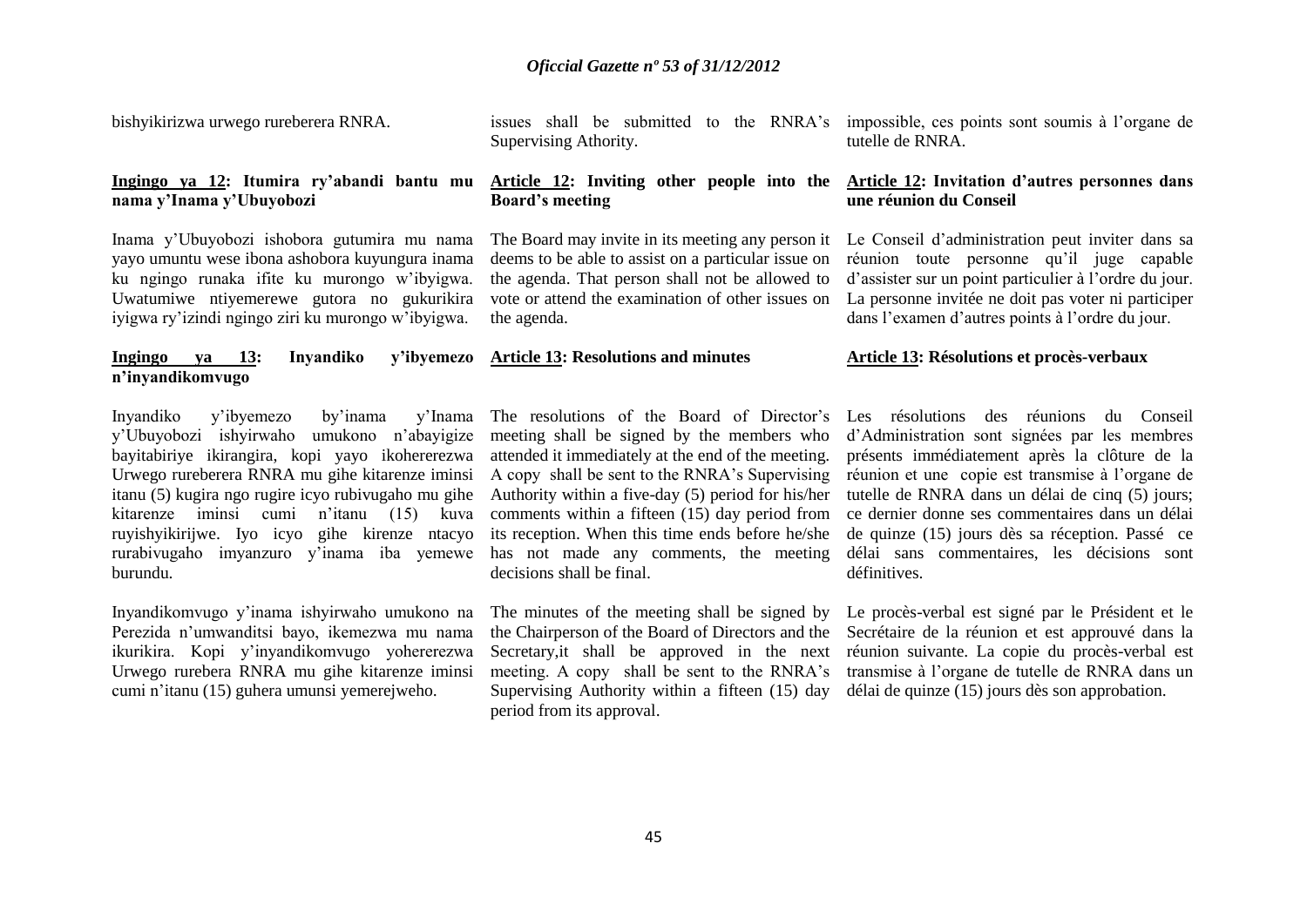bishyikirizwa urwego rureberera RNRA.

**Ingingo ya 12: Itumira ry'abandi bantu mu nama y'Inama y'Ubuyobozi**

Inama y'Ubuyobozi ishobora gutumira mu nama yayo umuntu wese ibona ashobora kuyungura inama ku ngingo runaka ifite ku murongo w'ibyigwa. Uwatumiwe ntiyemerewe gutora no gukurikira iyigwa ry'izindi ngingo ziri ku murongo w'ibyigwa.

**Ingingo ya 13: Inyandiko y'ibyemezo n'inyandikomvugo**

Inyandiko y'ibyemezo by'inama y'Inama y'Ubuyobozi ishyirwaho umukono n'abayigize bayitabiriye ikirangira, kopi yayo ikohererezwa Urwego rureberera RNRA mu gihe kitarenze iminsi itanu (5) kugira ngo rugire icyo rubivugaho mu gihe kitarenze iminsi cumi n'itanu (15) kuva ruyishyikirijwe. Iyo icyo gihe kirenze ntacyo rurabivugaho imyanzuro y'inama iba yemewe burundu.

Inyandikomvugo y'inama ishyirwaho umukono na Perezida n'umwanditsi bayo, ikemezwa mu nama ikurikira. Kopi y'inyandikomvugo yohererezwa Urwego rurebera RNRA mu gihe kitarenze iminsi cumi n'itanu (15) guhera umunsi yemerejweho.

issues shall be submitted to the RNRA's Supervising Athority.

**Article 12: Inviting other people into the Board's meeting**

The Board may invite in its meeting any person it deems to be able to assist on a particular issue on the agenda. That person shall not be allowed to vote or attend the examination of other issues on the agenda.

**Article 13: Resolutions and minutes**

The resolutions of the Board of Director's meeting shall be signed by the members who attended it immediately at the end of the meeting. A copy shall be sent to the RNRA's Supervising Authority within a five-day (5) period for his/her comments within a fifteen (15) day period from its reception. When this time ends before he/she has not made any comments, the meeting decisions shall be final.

The minutes of the meeting shall be signed by the Chairperson of the Board of Directors and the Secretary,it shall be approved in the next meeting. A copy shall be sent to the RNRA's Supervising Authority within a fifteen (15) day period from its approval.

impossible, ces points sont soumis à l'organe de tutelle de RNRA.

**Article 12: Invitation d'autres personnes dans une réunion du Conseil**

Le Conseil d'administration peut inviter dans sa réunion toute personne qu'il juge capable d'assister sur un point particulier à l'ordre du jour. La personne invitée ne doit pas voter ni participer dans l'examen d'autres points à l'ordre du jour.

**Article 13: Résolutions et procès-verbaux**

Les résolutions des réunions du Conseil d'Administration sont signées par les membres présents immédiatement après la clôture de la réunion et une copie est transmise à l'organe de tutelle de RNRA dans un délai de cinq (5) jours; ce dernier donne ses commentaires dans un délai de quinze (15) jours dès sa réception. Passé ce délai sans commentaires, les décisions sont définitives.

Le procès-verbal est signé par le Président et le Secrétaire de la réunion et est approuvé dans la réunion suivante. La copie du procès-verbal est transmise à l'organe de tutelle de RNRA dans un délai de quinze (15) jours dès son approbation.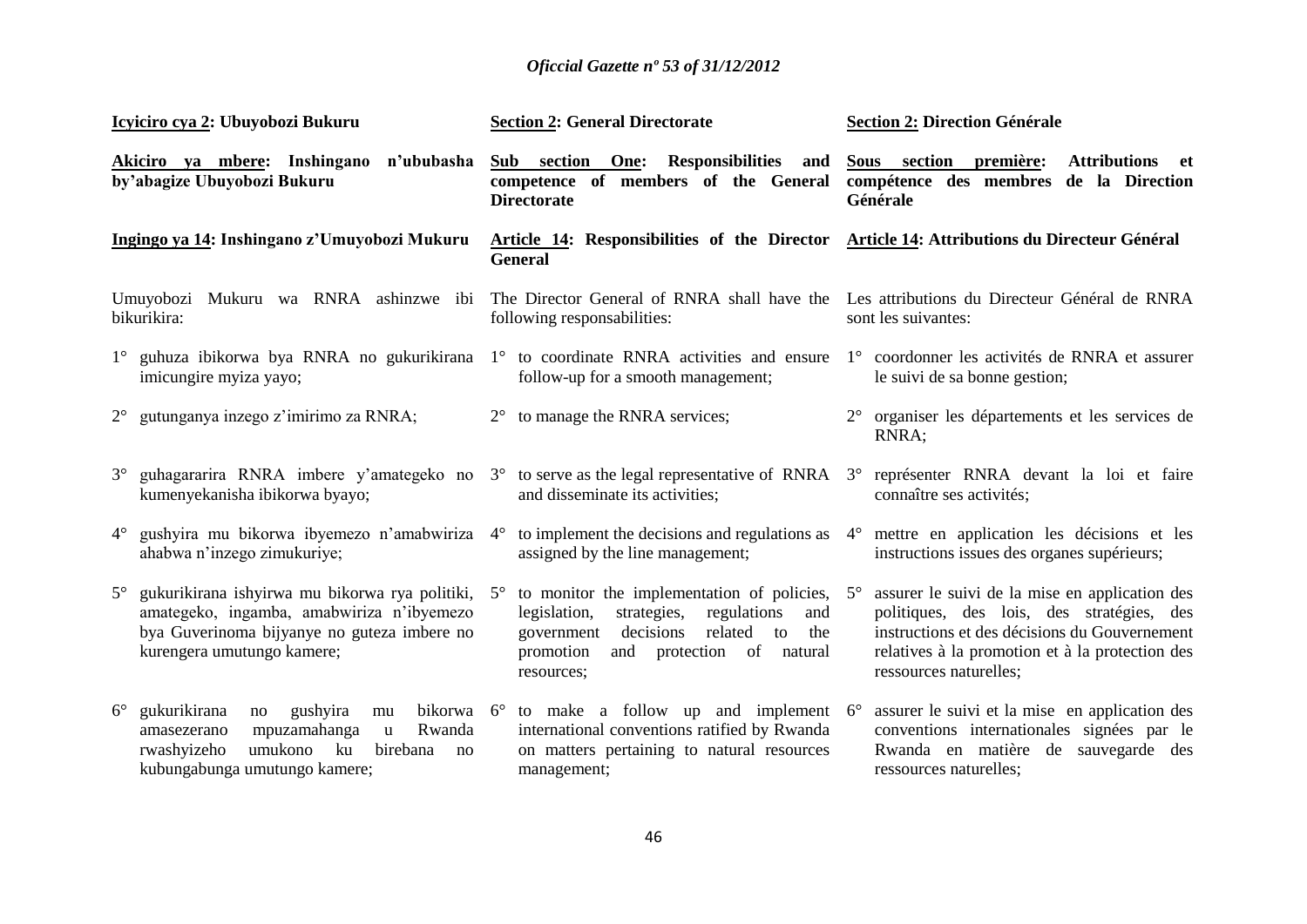**Icyiciro cya 2: Ubuyobozi Bukuru**

**Akiciro ya mbere: Inshingano n'ububasha by'abagize Ubuyobozi Bukuru**

**Ingingo ya 14: Inshingano z'Umuyobozi Mukuru**

Umuyobozi Mukuru wa RNRA ashinzwe ibi bikurikira:

1° guhuza ibikorwa bya RNRA no gukurikirana imicungire myiza yayo;

2° gutunganya inzego z'imirimo za RNRA;

3° guhagararira RNRA imbere y'amategeko no kumenyekanisha ibikorwa byayo;

4° gushyira mu bikorwa ibyemezo n'amabwiriza ahabwa n'inzego zimukuriye;

5° gukurikirana ishyirwa mu bikorwa rya politiki, amategeko, ingamba, amabwiriza n'ibyemezo bya Guverinoma bijyanye no guteza imbere no kurengera umutungo kamere;

6° gukurikirana no gushyira mu bikorwa amasezerano mpuzamahanga u Rwanda rwashyizeho umukono ku birebana no kubungabunga umutungo kamere;

**Section 2: General Directorate**

**Sub section One: Responsibilities and competence of members of the General Directorate**

**Article 14: Responsibilities of the Director General**

The Director General of RNRA shall have the following responsabilities:

1° to coordinate RNRA activities and ensure follow-up for a smooth management;

2° to manage the RNRA services;

3° to serve as the legal representative of RNRA and disseminate its activities;

4° to implement the decisions and regulations as assigned by the line management;

5° to monitor the implementation of policies, legislation, strategies, regulations and government decisions related to the promotion and protection of natural resources;

6° to make a follow up and implement international conventions ratified by Rwanda on matters pertaining to natural resources management;

**Section 2: Direction Générale**

**Sous section première: Attributions et compétence des membres de la Direction Générale**

**Article 14: Attributions du Directeur Général**

Les attributions du Directeur Général de RNRA sont les suivantes:

1° coordonner les activités de RNRA et assurer le suivi de sa bonne gestion;

2° organiser les départements et les services de RNRA;

3° représenter RNRA devant la loi et faire connaître ses activités;

4° mettre en application les décisions et les instructions issues des organes supérieurs;

5° assurer le suivi de la mise en application des politiques, des lois, des stratégies, des instructions et des décisions du Gouvernement relatives à la promotion et à la protection des ressources naturelles;

6° assurer le suivi et la mise en application des conventions internationales signées par le Rwanda en matière de sauvegarde des ressources naturelles;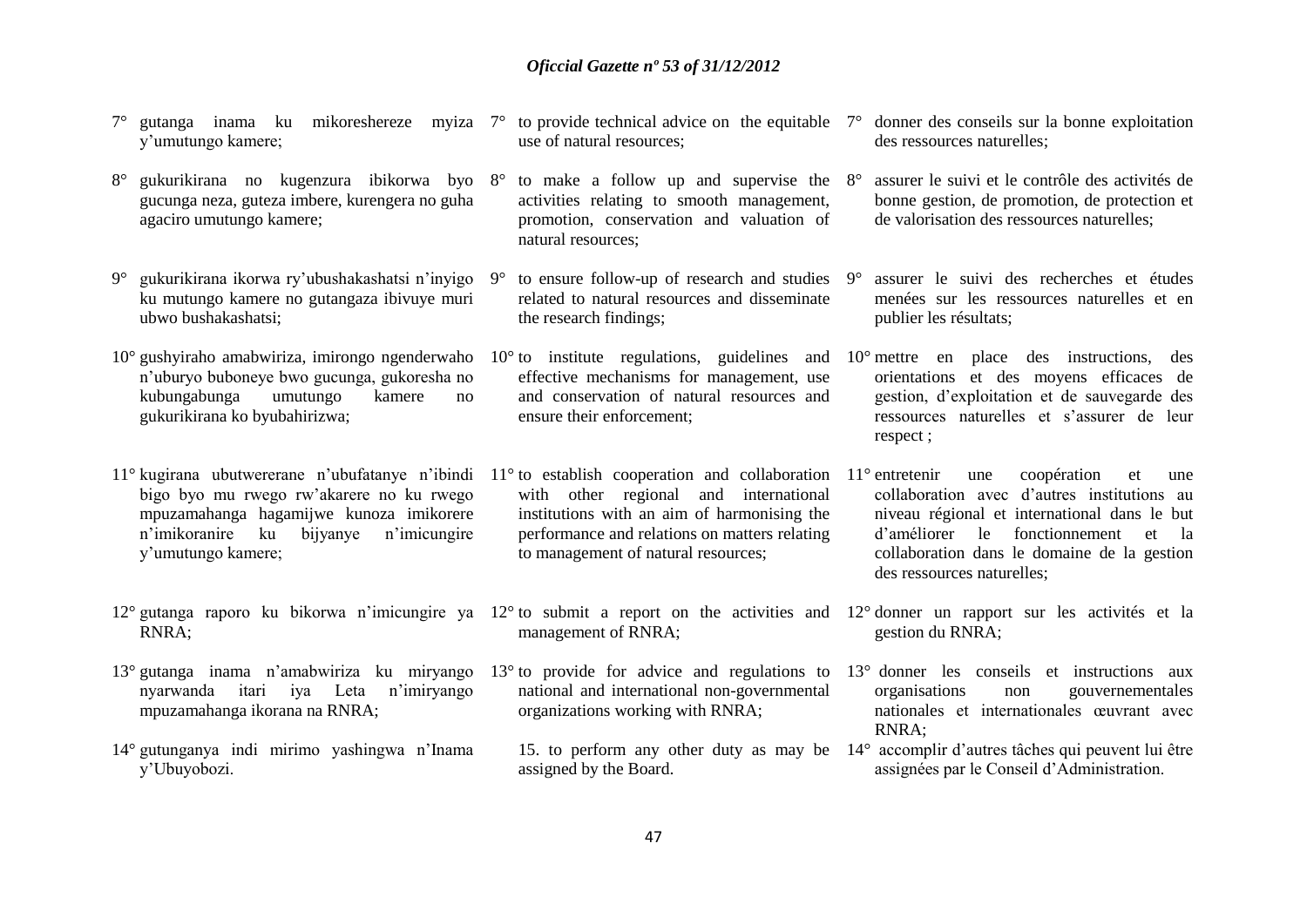7° gutanga inama ku mikoreshereze myiza y'umutungo kamere;

8° gukurikirana no kugenzura ibikorwa byo gucunga neza, guteza imbere, kurengera no guha agaciro umutungo kamere;

9° gukurikirana ikorwa ry'ubushakashatsi n'inyigo ku mutungo kamere no gutangaza ibivuye muri ubwo bushakashatsi;

10° gushyiraho amabwiriza, imirongo ngenderwaho n'uburyo buboneye bwo gucunga, gukoresha no kubungabunga umutungo kamere no gukurikirana ko byubahirizwa;

11° kugirana ubutwererane n'ubufatanye n'ibindi bigo byo mu rwego rw'akarere no ku rwego mpuzamahanga hagamijwe kunoza imikorere n'imikoranire ku bijyanye n'imicungire y'umutungo kamere;

12° gutanga raporo ku bikorwa n'imicungire ya RNRA;

13° gutanga inama n'amabwiriza ku miryango nyarwanda itari iya Leta n'imiryango mpuzamahanga ikorana na RNRA;

14° gutunganya indi mirimo yashingwa n'Inama y'Ubuyobozi.

7° to provide technical advice on the equitable use of natural resources;

8° to make a follow up and supervise the activities relating to smooth management, promotion, conservation and valuation of natural resources;

9° to ensure follow-up of research and studies related to natural resources and disseminate the research findings;

10° to institute regulations, guidelines and effective mechanisms for management, use and conservation of natural resources and ensure their enforcement;

11° to establish cooperation and collaboration with other regional and international institutions with an aim of harmonising the performance and relations on matters relating to management of natural resources;

12° to submit a report on the activities and management of RNRA;

13° to provide for advice and regulations to national and international non-governmental organizations working with RNRA;

15. to perform any other duty as may be assigned by the Board.

7° donner des conseils sur la bonne exploitation des ressources naturelles;

8° assurer le suivi et le contrôle des activités de bonne gestion, de promotion, de protection et de valorisation des ressources naturelles;

9° assurer le suivi des recherches et études menées sur les ressources naturelles et en publier les résultats;

10° mettre en place des instructions, des orientations et des moyens efficaces de gestion, d'exploitation et de sauvegarde des ressources naturelles et s'assurer de leur respect ;

11° entretenir une coopération et une collaboration avec d'autres institutions au niveau régional et international dans le but d'améliorer le fonctionnement et la collaboration dans le domaine de la gestion des ressources naturelles;

12° donner un rapport sur les activités et la gestion du RNRA;

13° donner les conseils et instructions aux organisations non gouvernementales nationales et internationales œuvrant avec RNRA;

14° accomplir d'autres tâches qui peuvent lui être assignées par le Conseil d'Administration.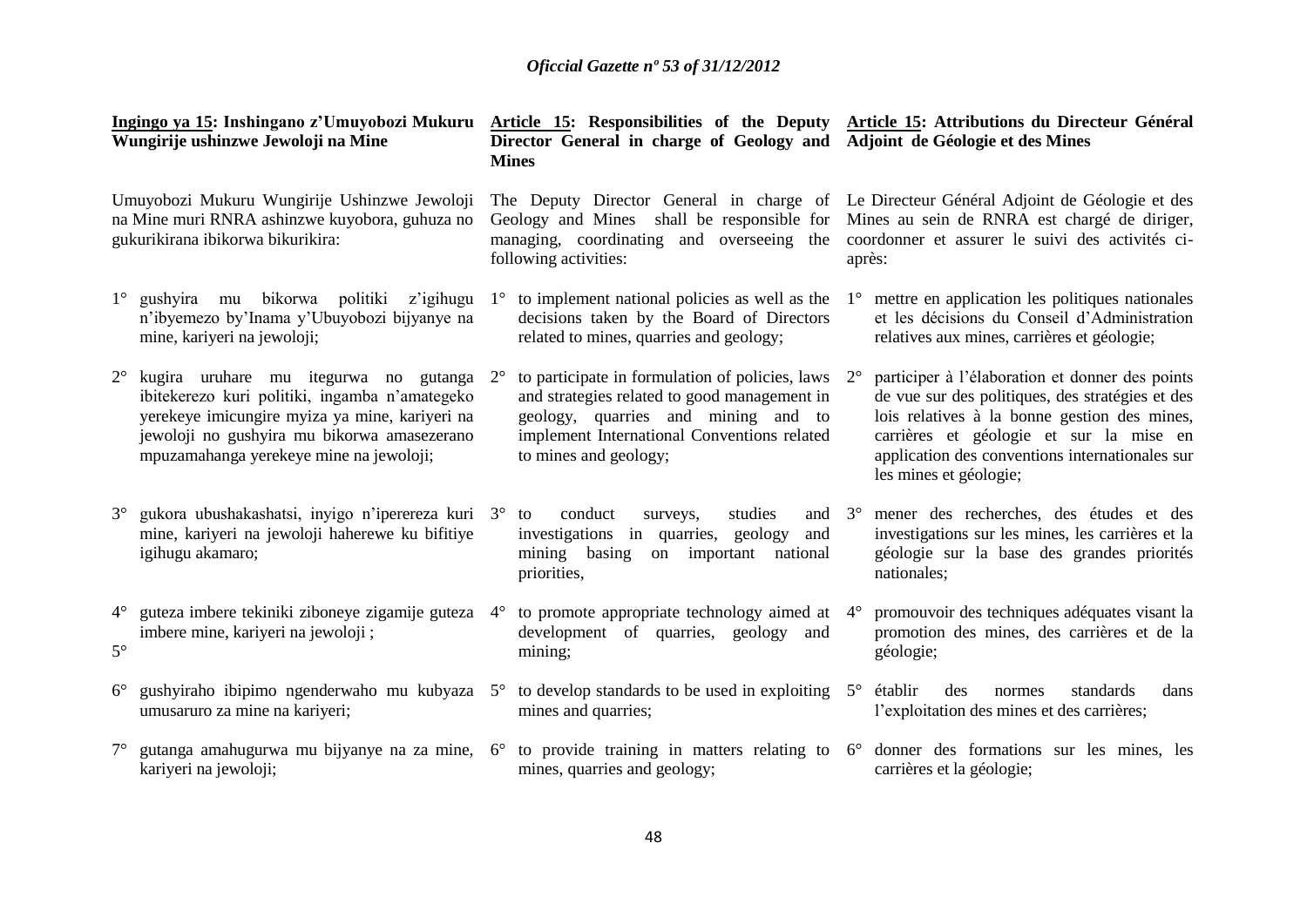**Ingingo ya 15: Inshingano z'Umuyobozi Mukuru Wungirije ushinzwe Jewoloji na Mine**

Umuyobozi Mukuru Wungirije Ushinzwe Jewoloji na Mine muri RNRA ashinzwe kuyobora, guhuza no gukurikirana ibikorwa bikurikira:

1° gushyira mu bikorwa politiki z'igihugu n'ibyemezo by'Inama y'Ubuyobozi bijyanye na mine, kariyeri na jewoloji;

2° kugira uruhare mu itegurwa no gutanga ibitekerezo kuri politiki, ingamba n'amategeko yerekeye imicungire myiza ya mine, kariyeri na jewoloji no gushyira mu bikorwa amasezerano mpuzamahanga yerekeye mine na jewoloji;

3° gukora ubushakashatsi, inyigo n'iperereza kuri mine, kariyeri na jewoloji haherewe ku bifitiye igihugu akamaro;

4° guteza imbere tekiniki ziboneye zigamije guteza imbere mine, kariyeri na jewoloji ;

5°

6° gushyiraho ibipimo ngenderwaho mu kubyaza umusaruro za mine na kariyeri;

7° gutanga amahugurwa mu bijyanye na za mine, kariyeri na jewoloji;

**Article 15: Responsibilities of the Deputy Director General in charge of Geology and Mines**

The Deputy Director General in charge of Geology and Mines shall be responsible for managing, coordinating and overseeing the following activities:

1° to implement national policies as well as the decisions taken by the Board of Directors related to mines, quarries and geology;

2° to participate in formulation of policies, laws and strategies related to good management in geology, quarries and mining and to implement International Conventions related to mines and geology;

3° to conduct surveys, studies and investigations in quarries, geology and mining basing on important national priorities,

4° to promote appropriate technology aimed at development of quarries, geology and mining;

5° to develop standards to be used in exploiting mines and quarries;

6° to provide training in matters relating to mines, quarries and geology;

**Article 15: Attributions du Directeur Général Adjoint de Géologie et des Mines**

Le Directeur Général Adjoint de Géologie et des Mines au sein de RNRA est chargé de diriger, coordonner et assurer le suivi des activités ci-après:

1° mettre en application les politiques nationales et les décisions du Conseil d'Administration relatives aux mines, carrières et géologie;

2° participer à l'élaboration et donner des points de vue sur des politiques, des stratégies et des lois relatives à la bonne gestion des mines, carrières et géologie et sur la mise en application des conventions internationales sur les mines et géologie;

3° mener des recherches, des études et des investigations sur les mines, les carrières et la géologie sur la base des grandes priorités nationales;

4° promouvoir des techniques adéquates visant la promotion des mines, des carrières et de la géologie;

5° établir des normes standards dans l'exploitation des mines et des carrières;

6° donner des formations sur les mines, les carrières et la géologie;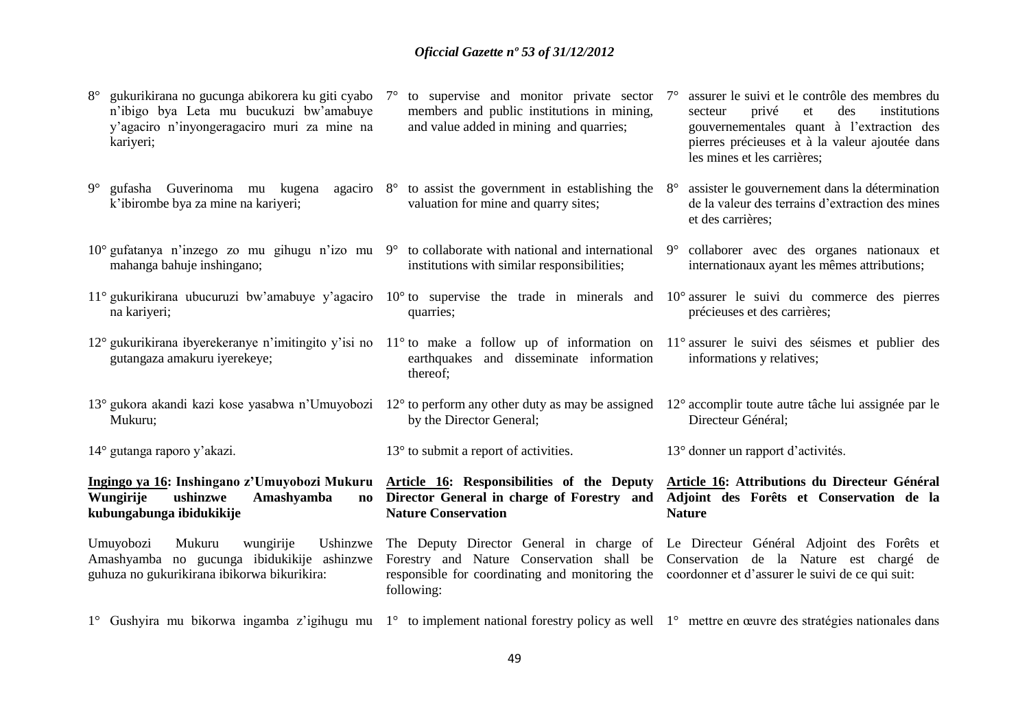8° gukurikirana no gucunga abikorera ku giti cyabo n'ibigo bya Leta mu bucukuzi bw'amabuye y'agaciro n'inyongeragaciro muri za mine na kariyeri;

9° gufasha Guverinoma mu kugena agaciro k'ibirombe bya za mine na kariyeri;

10° gufatanya n'inzego zo mu gihugu n'izo mu mahanga bahuje inshingano;

11° gukurikirana ubucuruzi bw'amabuye y'agaciro na kariyeri;

12° gukurikirana ibyerekeranye n'imitingito y'isi no gutangaza amakuru iyerekeye;

13° gukora akandi kazi kose yasabwa n'Umuyobozi Mukuru;

14° gutanga raporo y'akazi.

**Ingingo ya 16: Inshingano z'Umuyobozi Mukuru Wungirije ushinzwe Amashyamba no kubungabunga ibidukikije**

Umuyobozi Mukuru wungirije Ushinzwe Amashyamba no gucunga ibidukikije ashinzwe guhuza no gukurikirana ibikorwa bikurikira:

1° Gushyira mu bikorwa ingamba z'igihugu mu

7° to supervise and monitor private sector members and public institutions in mining, and value added in mining and quarries;

8° to assist the government in establishing the valuation for mine and quarry sites;

9° to collaborate with national and international institutions with similar responsibilities;

10° to supervise the trade in minerals and quarries;

11° to make a follow up of information on earthquakes and disseminate information thereof;

12° to perform any other duty as may be assigned by the Director General;

13° to submit a report of activities.

**Article 16: Responsibilities of the Deputy Director General in charge of Forestry and Nature Conservation**

The Deputy Director General in charge of Forestry and Nature Conservation shall be responsible for coordinating and monitoring the following:

1° to implement national forestry policy as well

7° assurer le suivi et le contrôle des membres du secteur privé et des institutions gouvernementales quant à l'extraction des pierres précieuses et à la valeur ajoutée dans les mines et les carrières;

8° assister le gouvernement dans la détermination de la valeur des terrains d'extraction des mines et des carrières;

9° collaborer avec des organes nationaux et internationaux ayant les mêmes attributions;

10° assurer le suivi du commerce des pierres précieuses et des carrières;

11° assurer le suivi des séismes et publier des informations y relatives;

12° accomplir toute autre tâche lui assignée par le Directeur Général;

13° donner un rapport d'activités.

**Article 16: Attributions du Directeur Général Adjoint des Forêts et Conservation de la Nature**

Le Directeur Général Adjoint des Forêts et Conservation de la Nature est chargé de coordonner et d'assurer le suivi de ce qui suit:

1° mettre en œuvre des stratégies nationales dans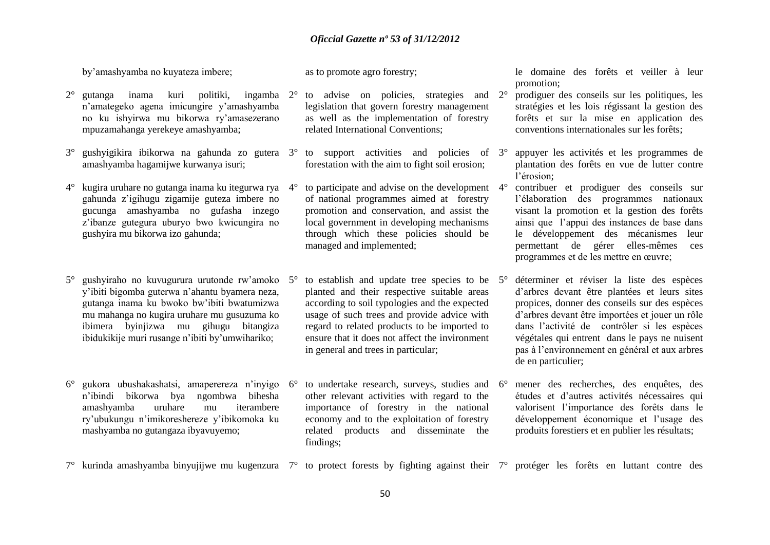by'amashyamba no kuyateza imbere;

2° gutanga inama kuri politiki, ingamba n'amategeko agena imicungire y'amashyamba no ku ishyirwa mu bikorwa ry'amasezerano mpuzamahanga yerekeye amashyamba;

3° gushyigikira ibikorwa na gahunda zo gutera amashyamba hagamijwe kurwanya isuri;

4° kugira uruhare no gutanga inama ku itegurwa rya gahunda z'igihugu zigamije guteza imbere no gucunga amashyamba no gufasha inzego z'ibanze gutegura uburyo bwo kwicungira no gushyira mu bikorwa izo gahunda;

5° gushyiraho no kuvugurura urutonde rw'amoko y'ibiti bigomba guterwa n'ahantu byamera neza, gutanga inama ku bwoko bw'ibiti bwatumizwa mu mahanga no kugira uruhare mu gusuzuma ko ibimera byinjizwa mu gihugu bitangiza ibidukikije muri rusange n'ibiti by'umwihariko;

6° gukora ubushakashatsi, amaperereza n'inyigo n'ibindi bikorwa bya ngombwa bihesha amashyamba uruhare mu iterambere ry'ubukungu n'imikoreshereze y'ibikomoka ku mashyamba no gutangaza ibyavuyemo;

7° kurinda amashyamba binyujijwe mu kugenzura

as to promote agro forestry;

2° to advise on policies, strategies and legislation that govern forestry management as well as the implementation of forestry related International Conventions;

3° to support activities and policies of forestation with the aim to fight soil erosion;

4° to participate and advise on the development of national programmes aimed at forestry promotion and conservation, and assist the local government in developing mechanisms through which these policies should be managed and implemented;

5° to establish and update tree species to be planted and their respective suitable areas according to soil typologies and the expected usage of such trees and provide advice with regard to related products to be imported to ensure that it does not affect the invironment in general and trees in particular;

6° to undertake research, surveys, studies and other relevant activities with regard to the importance of forestry in the national economy and to the exploitation of forestry related products and disseminate the findings;

7° to protect forests by fighting against their

le domaine des forêts et veiller à leur promotion;

2° prodiguer des conseils sur les politiques, les stratégies et les lois régissant la gestion des forêts et sur la mise en application des conventions internationales sur les forêts;

3° appuyer les activités et les programmes de plantation des forêts en vue de lutter contre l'érosion;

4° contribuer et prodiguer des conseils sur l'élaboration des programmes nationaux visant la promotion et la gestion des forêts ainsi que l'appui des instances de base dans le développement des mécanismes leur permettant de gérer elles-mêmes ces programmes et de les mettre en œuvre;

5° déterminer et réviser la liste des espèces d'arbres devant être plantées et leurs sites propices, donner des conseils sur des espèces d'arbres devant être importées et jouer un rôle dans l'activité de contrôler si les espèces végétales qui entrent dans le pays ne nuisent pas à l'environnement en général et aux arbres de en particulier;

6° mener des recherches, des enquêtes, des études et d'autres activités nécessaires qui valorisent l'importance des forêts dans le développement économique et l'usage des produits forestiers et en publier les résultats;

7° protéger les forêts en luttant contre des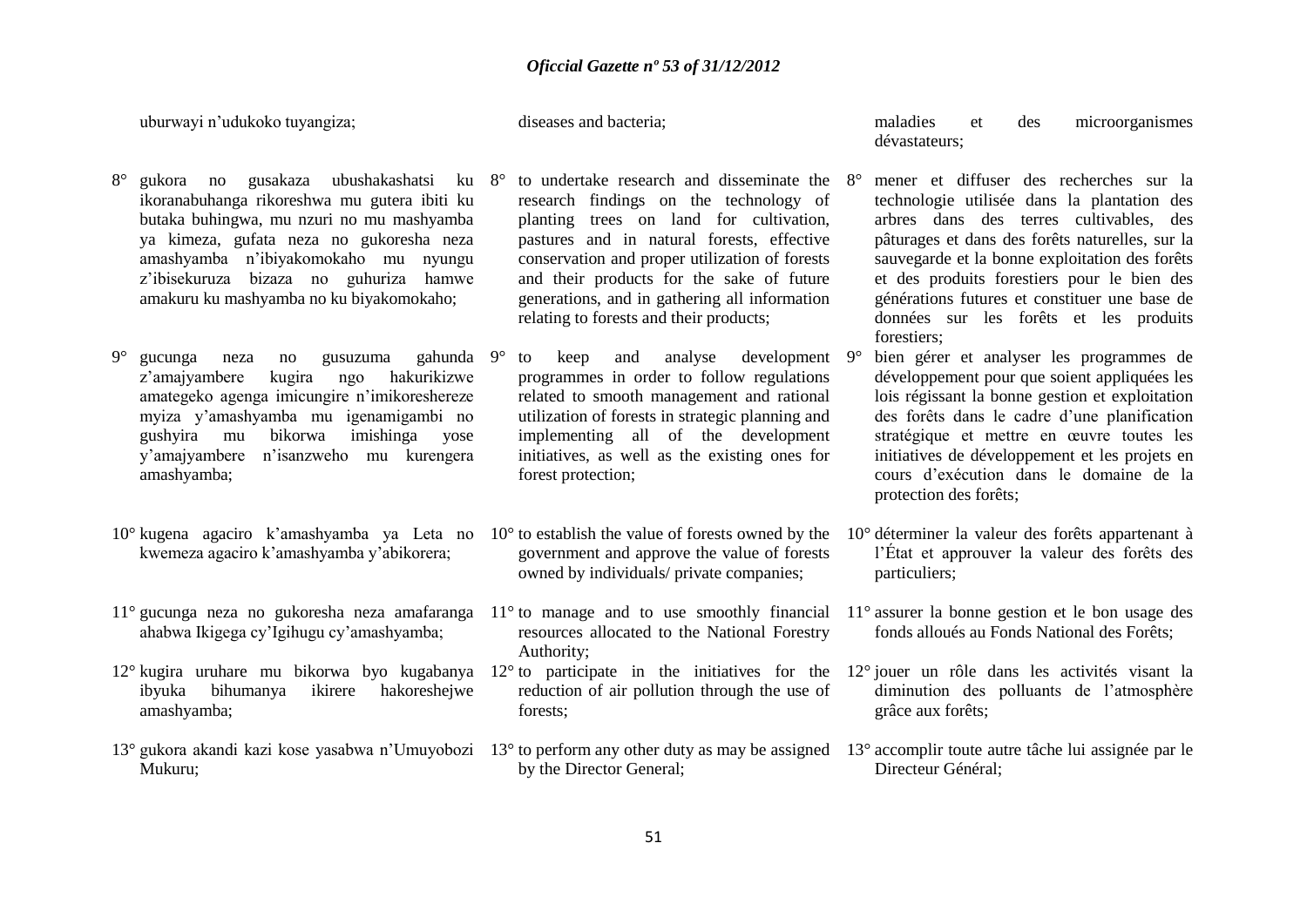uburwayi n'udukoko tuyangiza;

8° gukora no gusakaza ubushakashatsi ku ikoranabuhanga rikoreshwa mu gutera ibiti ku butaka buhingwa, mu nzuri no mu mashyamba ya kimeza, gufata neza no gukoresha neza amashyamba n'ibiyakomokaho mu nyungu z'ibisekuruza bizaza no guhuriza hamwe amakuru ku mashyamba no ku biyakomokaho;

9° gucunga neza no gusuzuma gahunda z'amajyambere kugira ngo hakurikizwe amategeko agenga imicungire n'imikoreshereze myiza y'amashyamba mu igenamigambi no gushyira mu bikorwa imishinga yose y'amajyambere n'isanzweho mu kurengera amashyamba;

10° kugena agaciro k'amashyamba ya Leta no kwemeza agaciro k'amashyamba y'abikorera;

11° gucunga neza no gukoresha neza amafaranga ahabwa Ikigega cy'Igihugu cy'amashyamba;

12° kugira uruhare mu bikorwa byo kugabanya ibyuka bihumanya ikirere hakoreshejwe amashyamba;

13° gukora akandi kazi kose yasabwa n'Umuyobozi Mukuru;

diseases and bacteria;

8° to undertake research and disseminate the research findings on the technology of planting trees on land for cultivation, pastures and in natural forests, effective conservation and proper utilization of forests and their products for the sake of future generations, and in gathering all information relating to forests and their products;

9° to keep and analyse development programmes in order to follow regulations related to smooth management and rational utilization of forests in strategic planning and implementing all of the development initiatives, as well as the existing ones for forest protection;

10° to establish the value of forests owned by the government and approve the value of forests owned by individuals/ private companies;

11° to manage and to use smoothly financial resources allocated to the National Forestry Authority;

12° to participate in the initiatives for the reduction of air pollution through the use of forests;

13° to perform any other duty as may be assigned by the Director General;

maladies et des microorganismes dévastateurs;

8° mener et diffuser des recherches sur la technologie utilisée dans la plantation des arbres dans des terres cultivables, des pâturages et dans des forêts naturelles, sur la sauvegarde et la bonne exploitation des forêts et des produits forestiers pour le bien des générations futures et constituer une base de données sur les forêts et les produits forestiers;

9° bien gérer et analyser les programmes de développement pour que soient appliquées les lois régissant la bonne gestion et exploitation des forêts dans le cadre d'une planification stratégique et mettre en œuvre toutes les initiatives de développement et les projets en cours d'exécution dans le domaine de la protection des forêts;

10° déterminer la valeur des forêts appartenant à l'État et approuver la valeur des forêts des particuliers;

11° assurer la bonne gestion et le bon usage des fonds alloués au Fonds National des Forêts;

12° jouer un rôle dans les activités visant la diminution des polluants de l'atmosphère grâce aux forêts;

13° accomplir toute autre tâche lui assignée par le Directeur Général;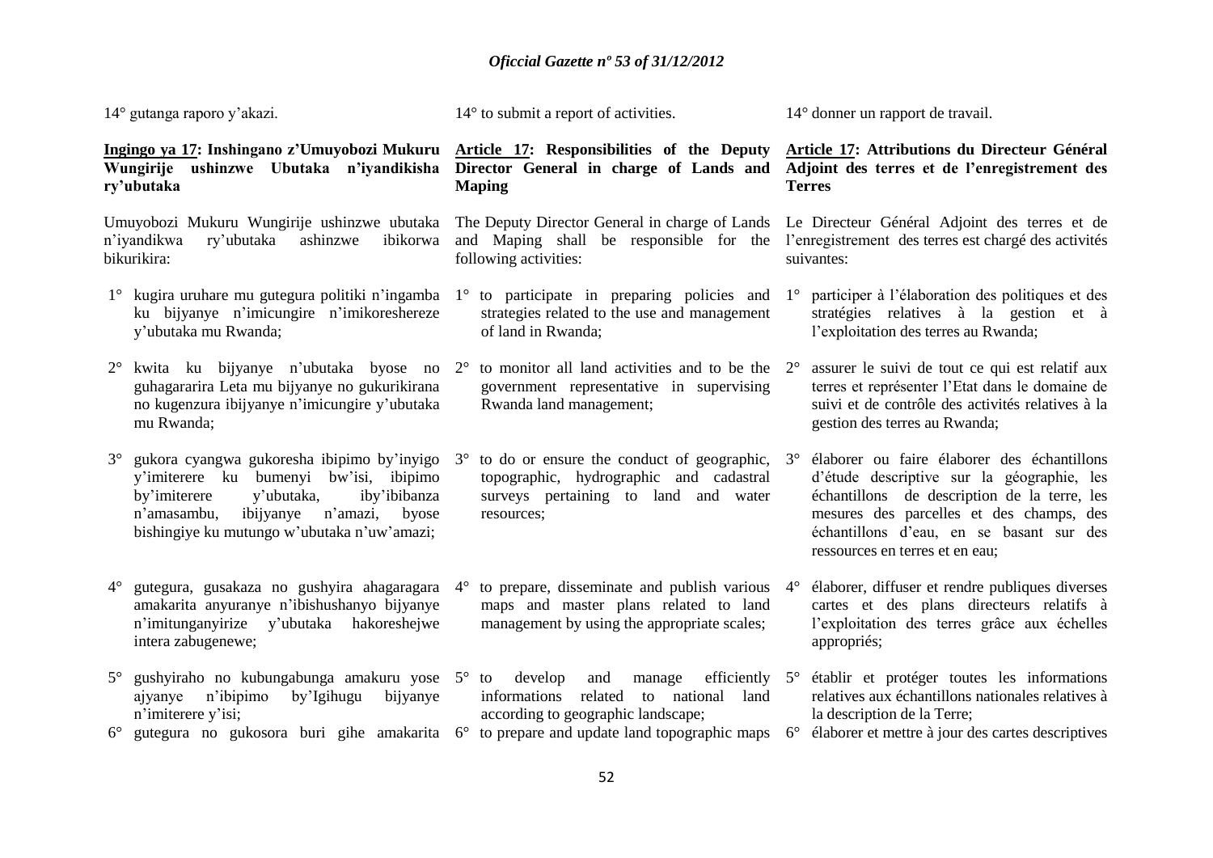14° gutanga raporo y'akazi.

**Ingingo ya 17: Inshingano z'Umuyobozi Mukuru Wungirije ushinzwe Ubutaka n'iyandikisha ry'ubutaka**

Umuyobozi Mukuru Wungirije ushinzwe ubutaka n'iyandikwa ry'ubutaka ashinzwe ibikorwa bikurikira:

1° kugira uruhare mu gutegura politiki n'ingamba ku bijyanye n'imicungire n'imikoreshereze y'ubutaka mu Rwanda;

2° kwita ku bijyanye n'ubutaka byose no guhagararira Leta mu bijyanye no gukurikirana no kugenzura ibijyanye n'imicungire y'ubutaka mu Rwanda;

3° gukora cyangwa gukoresha ibipimo by'inyigo y'imiterere ku bumenyi bw'isi, ibipimo by'imiterere y'ubutaka, iby'ibibanza n'amasambu, ibijyanye n'amazi, byose bishingiye ku mutungo w'ubutaka n'uw'amazi;

4° gutegura, gusakaza no gushyira ahagaragara amakarita anyuranye n'ibishushanyo bijyanye n'imitunganyirize y'ubutaka hakoreshejwe intera zabugenewe;

5° gushyiraho no kubungabunga amakuru yose ajyanye n'ibipimo by'Igihugu bijyanye n'imiterere y'isi;

6° gutegura no gukosora buri gihe amakarita

14° to submit a report of activities.

**Article 17: Responsibilities of the Deputy Director General in charge of Lands and Maping**

The Deputy Director General in charge of Lands and Maping shall be responsible for the following activities:

1° to participate in preparing policies and strategies related to the use and management of land in Rwanda;

2° to monitor all land activities and to be the government representative in supervising Rwanda land management;

3° to do or ensure the conduct of geographic, topographic, hydrographic and cadastral surveys pertaining to land and water resources;

4° to prepare, disseminate and publish various maps and master plans related to land management by using the appropriate scales;

5° to develop and manage efficiently informations related to national land according to geographic landscape;

6° to prepare and update land topographic maps

14° donner un rapport de travail.

**Article 17: Attributions du Directeur Général Adjoint des terres et de l'enregistrement des Terres**

Le Directeur Général Adjoint des terres et de l'enregistrement des terres est chargé des activités suivantes:

1° participer à l'élaboration des politiques et des stratégies relatives à la gestion et à l'exploitation des terres au Rwanda;

2° assurer le suivi de tout ce qui est relatif aux terres et représenter l'Etat dans le domaine de suivi et de contrôle des activités relatives à la gestion des terres au Rwanda;

3° élaborer ou faire élaborer des échantillons d'étude descriptive sur la géographie, les échantillons de description de la terre, les mesures des parcelles et des champs, des échantillons d'eau, en se basant sur des ressources en terres et en eau;

4° élaborer, diffuser et rendre publiques diverses cartes et des plans directeurs relatifs à l'exploitation des terres grâce aux échelles appropriés;

5° établir et protéger toutes les informations relatives aux échantillons nationales relatives à la description de la Terre;

6° élaborer et mettre à jour des cartes descriptives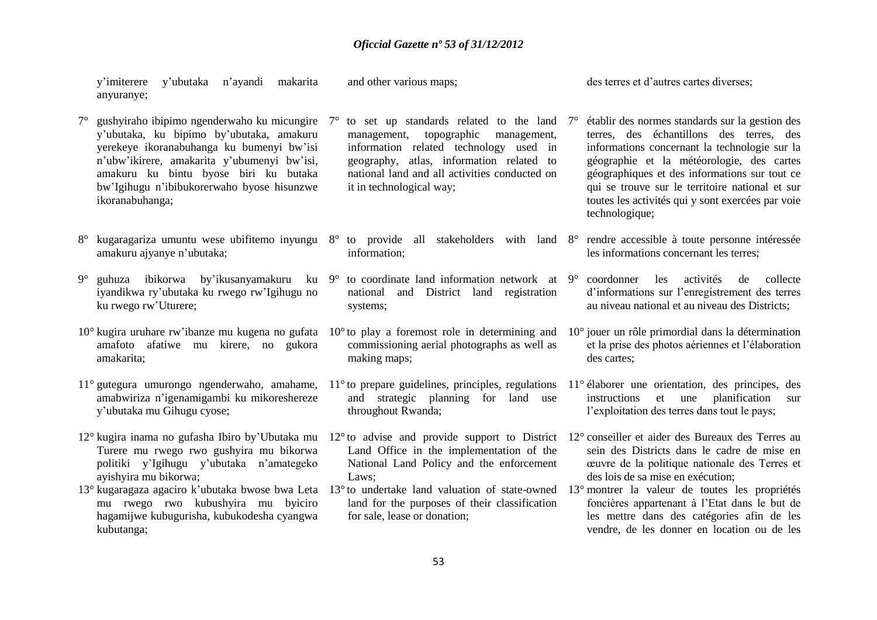y'imiterere y'ubutaka n'ayandi makarita anyuranye;

7° gushyiraho ibipimo ngenderwaho ku micungire y'ubutaka, ku bipimo by'ubutaka, amakuru yerekeye ikoranabuhanga ku bumenyi bw'isi n'ubw'ikirere, amakarita y'ubumenyi bw'isi, amakuru ku bintu byose biri ku butaka bw'Igihugu n'ibibukorerwaho byose hisunzwe ikoranabuhanga;

8° kugaragariza umuntu wese ubifitemo inyungu amakuru ajyanye n'ubutaka;

9° guhuza ibikorwa by'ikusanyamakuru ku iyandikwa ry'ubutaka ku rwego rw'Igihugu no ku rwego rw'Uturere;

10° kugira uruhare rw'ibanze mu kugena no gufata amafoto afatiwe mu kirere, no gukora amakarita;

11° gutegura umurongo ngenderwaho, amahame, amabwiriza n'igenamigambi ku mikoreshereze y'ubutaka mu Gihugu cyose;

12° kugira inama no gufasha Ibiro by'Ubutaka mu Turere mu rwego rwo gushyira mu bikorwa politiki y'Igihugu y'ubutaka n'amategeko ayishyira mu bikorwa;

13° kugaragaza agaciro k'ubutaka bwose bwa Leta mu rwego rwo kubushyira mu byiciro hagamijwe kubugurisha, kubukodesha cyangwa kubutanga;

and other various maps;

7° to set up standards related to the land management, topographic management, information related technology used in geography, atlas, information related to national land and all activities conducted on it in technological way;

8° to provide all stakeholders with land information;

9° to coordinate land information network at national and District land registration systems;

10° to play a foremost role in determining and commissioning aerial photographs as well as making maps;

11° to prepare guidelines, principles, regulations and strategic planning for land use throughout Rwanda;

12° to advise and provide support to District Land Office in the implementation of the National Land Policy and the enforcement Laws;

13° to undertake land valuation of state-owned land for the purposes of their classification for sale, lease or donation;

des terres et d'autres cartes diverses;

7° établir des normes standards sur la gestion des terres, des échantillons des terres, des informations concernant la technologie sur la géographie et la météorologie, des cartes géographiques et des informations sur tout ce qui se trouve sur le territoire national et sur toutes les activités qui y sont exercées par voie technologique;

8° rendre accessible à toute personne intéressée les informations concernant les terres;

9° coordonner les activités de collecte d'informations sur l'enregistrement des terres au niveau national et au niveau des Districts;

10° jouer un rôle primordial dans la détermination et la prise des photos aériennes et l'élaboration des cartes;

11° élaborer une orientation, des principes, des instructions et une planification sur l'exploitation des terres dans tout le pays;

12° conseiller et aider des Bureaux des Terres au sein des Districts dans le cadre de mise en œuvre de la politique nationale des Terres et des lois de sa mise en exécution;

13° montrer la valeur de toutes les propriétés foncières appartenant à l'Etat dans le but de les mettre dans des catégories afin de les vendre, de les donner en location ou de les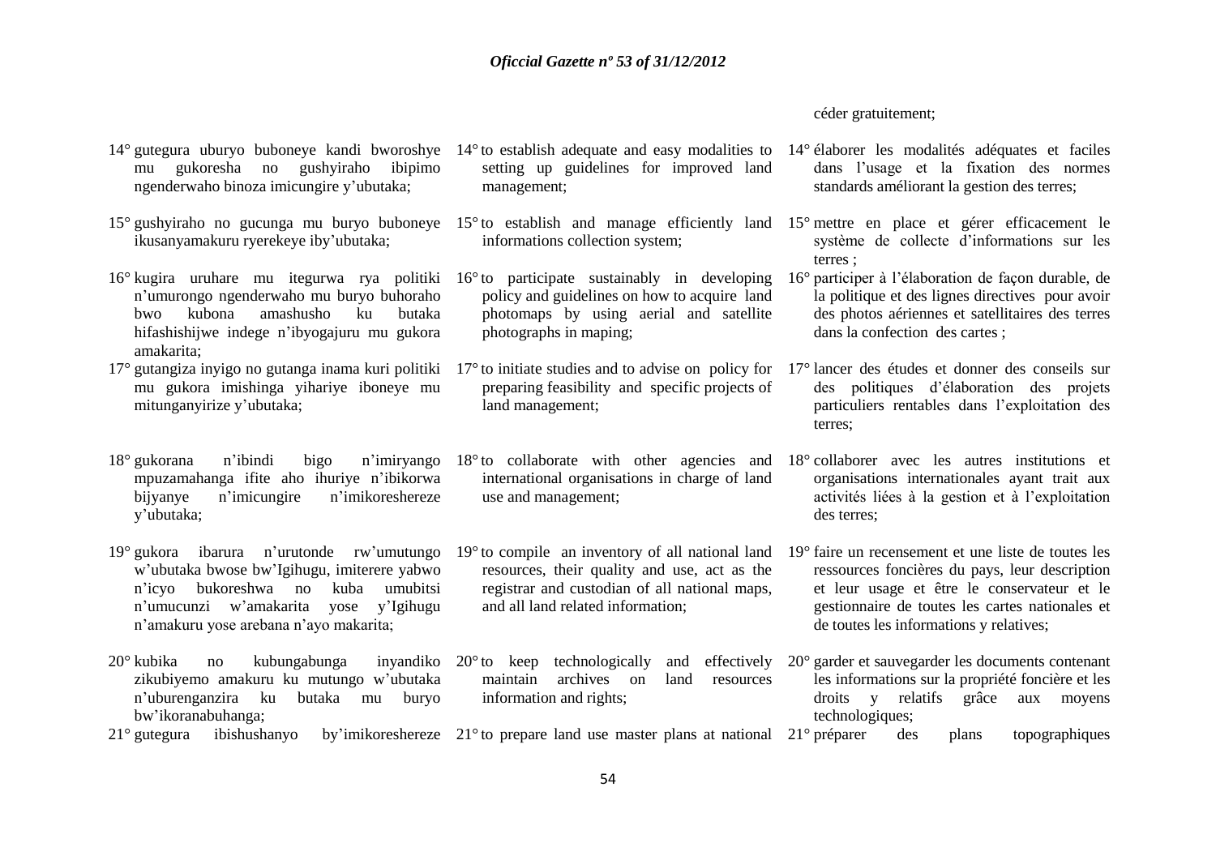céder gratuitement;

14° gutegura uburyo buboneye kandi bworoshye mu gukoresha no gushyiraho ibipimo ngenderwaho binoza imicungire y'ubutaka;

15° gushyiraho no gucunga mu buryo buboneye ikusanyamakuru ryerekeye iby'ubutaka;

16° kugira uruhare mu itegurwa rya politiki n'umurongo ngenderwaho mu buryo buhoraho bwo kubona amashusho ku butaka hifashishijwe indege n'ibyogajuru mu gukora amakarita;

17° gutangiza inyigo no gutanga inama kuri politiki mu gukora imishinga yihariye iboneye mu mitunganyirize y'ubutaka;

18° gukorana n'ibindi bigo n'imiryango mpuzamahanga ifite aho ihuriye n'ibikorwa bijyanye n'imicungire n'imikoreshereze y'ubutaka;

19° gukora ibarura n'urutonde rw'umutungo w'ubutaka bwose bw'Igihugu, imiterere yabwo n'icyo bukoreshwa no kuba umubitsi n'umucunzi w'amakarita yose y'Igihugu n'amakuru yose arebana n'ayo makarita;

20° kubika no kubungabunga inyandiko zikubiyemo amakuru ku mutungo w'ubutaka n'uburenganzira ku butaka mu buryo bw'ikoranabuhanga;

21° gutegura ibishushanyo by'imikoreshereze

14° to establish adequate and easy modalities to setting up guidelines for improved land management;

15° to establish and manage efficiently land informations collection system;

16° to participate sustainably in developing policy and guidelines on how to acquire land photomaps by using aerial and satellite photographs in maping;

17° to initiate studies and to advise on policy for preparing feasibility and specific projects of land management;

18° to collaborate with other agencies and international organisations in charge of land use and management;

19° to compile an inventory of all national land resources, their quality and use, act as the registrar and custodian of all national maps, and all land related information;

20° to keep technologically and effectively maintain archives on land resources information and rights;

21° to prepare land use master plans at national

14° élaborer les modalités adéquates et faciles dans l'usage et la fixation des normes standards améliorant la gestion des terres;

15° mettre en place et gérer efficacement le système de collecte d'informations sur les terres ;

16° participer à l'élaboration de façon durable, de la politique et des lignes directives pour avoir des photos aériennes et satellitaires des terres dans la confection des cartes ;

17° lancer des études et donner des conseils sur des politiques d'élaboration des projets particuliers rentables dans l'exploitation des terres;

18° collaborer avec les autres institutions et organisations internationales ayant trait aux activités liées à la gestion et à l'exploitation des terres;

19° faire un recensement et une liste de toutes les ressources foncières du pays, leur description et leur usage et être le conservateur et le gestionnaire de toutes les cartes nationales et de toutes les informations y relatives;

20° garder et sauvegarder les documents contenant les informations sur la propriété foncière et les droits y relatifs grâce aux moyens technologiques;

21° préparer des plans topographiques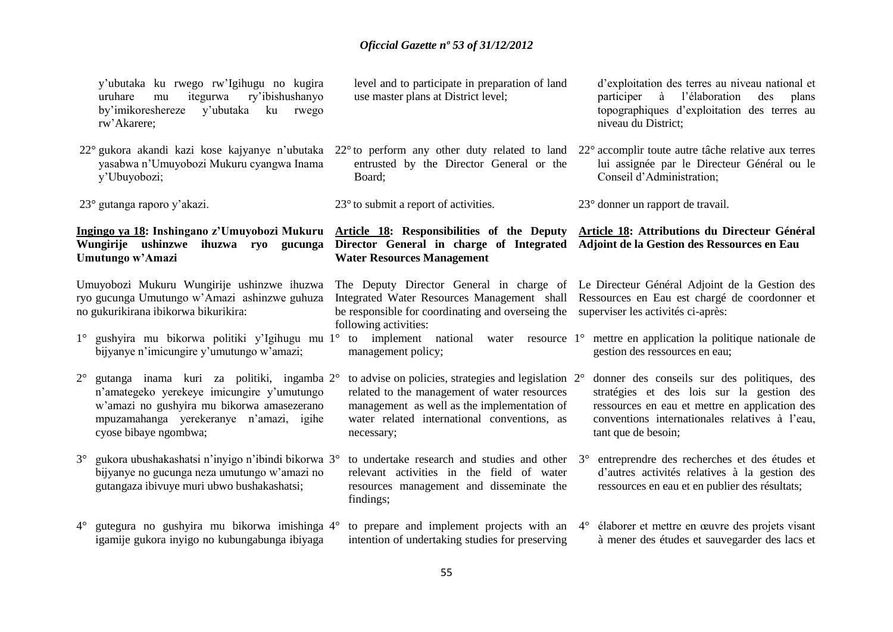y'ubutaka ku rwego rw'Igihugu no kugira uruhare mu itegurwa ry'ibishushanyo by'imikoreshereze y'ubutaka ku rwego rw'Akarere;

22° gukora akandi kazi kose kajyanye n'ubutaka yasabwa n'Umuyobozi Mukuru cyangwa Inama y'Ubuyobozi;

23° gutanga raporo y'akazi.

**Ingingo ya 18: Inshingano z'Umuyobozi Mukuru Wungirije ushinzwe ihuzwa ryo gucunga Umutungo w'Amazi**

Umuyobozi Mukuru Wungirije ushinzwe ihuzwa ryo gucunga Umutungo w'Amazi ashinzwe guhuza no gukurikirana ibikorwa bikurikira:

1° gushyira mu bikorwa politiki y'Igihugu mu bijyanye n'imicungire y'umutungo w'amazi;

2° gutanga inama kuri za politiki, ingamba n'amategeko yerekeye imicungire y'umutungo w'amazi no gushyira mu bikorwa amasezerano mpuzamahanga yerekeranye n'amazi, igihe cyose bibaye ngombwa;

3° gukora ubushakashatsi n'inyigo n'ibindi bikorwa bijyanye no gucunga neza umutungo w'amazi no gutangaza ibivuye muri ubwo bushakashatsi;

4° gutegura no gushyira mu bikorwa imishinga igamije gukora inyigo no kubungabunga ibiyaga

level and to participate in preparation of land use master plans at District level;

22° to perform any other duty related to land entrusted by the Director General or the Board;

23° to submit a report of activities.

**Article 18: Responsibilities of the Deputy Director General in charge of Integrated Water Resources Management**

The Deputy Director General in charge of Integrated Water Resources Management shall be responsible for coordinating and overseing the following activities:

1° to implement national water resource management policy;

2° to advise on policies, strategies and legislation related to the management of water resources management as well as the implementation of water related international conventions, as necessary;

3° to undertake research and studies and other relevant activities in the field of water resources management and disseminate the findings;

4° to prepare and implement projects with an intention of undertaking studies for preserving

d'exploitation des terres au niveau national et participer à l'élaboration des plans topographiques d'exploitation des terres au niveau du District;

22° accomplir toute autre tâche relative aux terres lui assignée par le Directeur Général ou le Conseil d'Administration;

23° donner un rapport de travail.

**Article 18: Attributions du Directeur Général Adjoint de la Gestion des Ressources en Eau**

Le Directeur Général Adjoint de la Gestion des Ressources en Eau est chargé de coordonner et superviser les activités ci-après:

1° mettre en application la politique nationale de gestion des ressources en eau;

2° donner des conseils sur des politiques, des stratégies et des lois sur la gestion des ressources en eau et mettre en application des conventions internationales relatives à l'eau, tant que de besoin;

3° entreprendre des recherches et des études et d'autres activités relatives à la gestion des ressources en eau et en publier des résultats;

4° élaborer et mettre en œuvre des projets visant à mener des études et sauvegarder des lacs et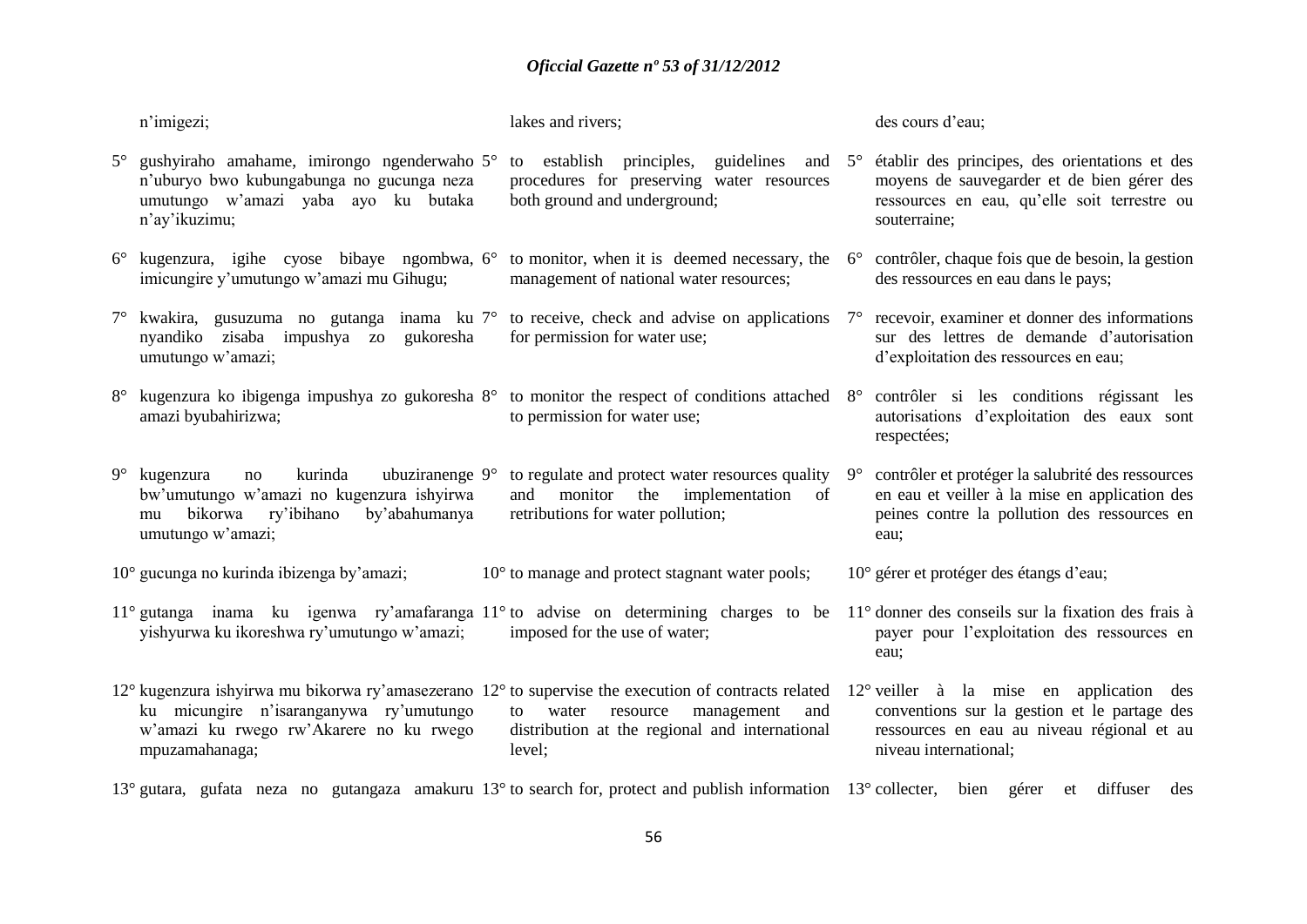n'imigezi;

5° gushyiraho amahame, imirongo ngenderwaho n'uburyo bwo kubungabunga no gucunga neza umutungo w'amazi yaba ayo ku butaka n'ay'ikuzimu;

6° kugenzura, igihe cyose bibaye ngombwa, imicungire y'umutungo w'amazi mu Gihugu;

7° kwakira, gusuzuma no gutanga inama ku nyandiko zisaba impushya zo gukoresha umutungo w'amazi;

8° kugenzura ko ibigenga impushya zo gukoresha amazi byubahirizwa;

9° kugenzura no kurinda ubuziranenge bw'umutungo w'amazi no kugenzura ishyirwa mu bikorwa ry'ibihano by'abahumanya umutungo w'amazi;

10° gucunga no kurinda ibizenga by'amazi;

11° gutanga inama ku igenwa ry'amafaranga yishyurwa ku ikoreshwa ry'umutungo w'amazi;

12° kugenzura ishyirwa mu bikorwa ry'amasezerano ku micungire n'isaranganywa ry'umutungo w'amazi ku rwego rw'Akarere no ku rwego mpuzamahanaga;

13° gutara, gufata neza no gutangaza amakuru

lakes and rivers;

5° to establish principles, guidelines and procedures for preserving water resources both ground and underground;

6° to monitor, when it is deemed necessary, the management of national water resources;

7° to receive, check and advise on applications for permission for water use;

8° to monitor the respect of conditions attached to permission for water use;

9° to regulate and protect water resources quality and monitor the implementation of retributions for water pollution;

10° to manage and protect stagnant water pools;

11° to advise on determining charges to be imposed for the use of water;

12° to supervise the execution of contracts related to water resource management and distribution at the regional and international level;

13° to search for, protect and publish information

des cours d'eau;

5° établir des principes, des orientations et des moyens de sauvegarder et de bien gérer des ressources en eau, qu'elle soit terrestre ou souterraine;

6° contrôler, chaque fois que de besoin, la gestion des ressources en eau dans le pays;

7° recevoir, examiner et donner des informations sur des lettres de demande d'autorisation d'exploitation des ressources en eau;

8° contrôler si les conditions régissant les autorisations d'exploitation des eaux sont respectées;

9° contrôler et protéger la salubrité des ressources en eau et veiller à la mise en application des peines contre la pollution des ressources en eau;

10° gérer et protéger des étangs d'eau;

11° donner des conseils sur la fixation des frais à payer pour l'exploitation des ressources en eau;

12° veiller à la mise en application des conventions sur la gestion et le partage des ressources en eau au niveau régional et au niveau international;

13° collecter, bien gérer et diffuser des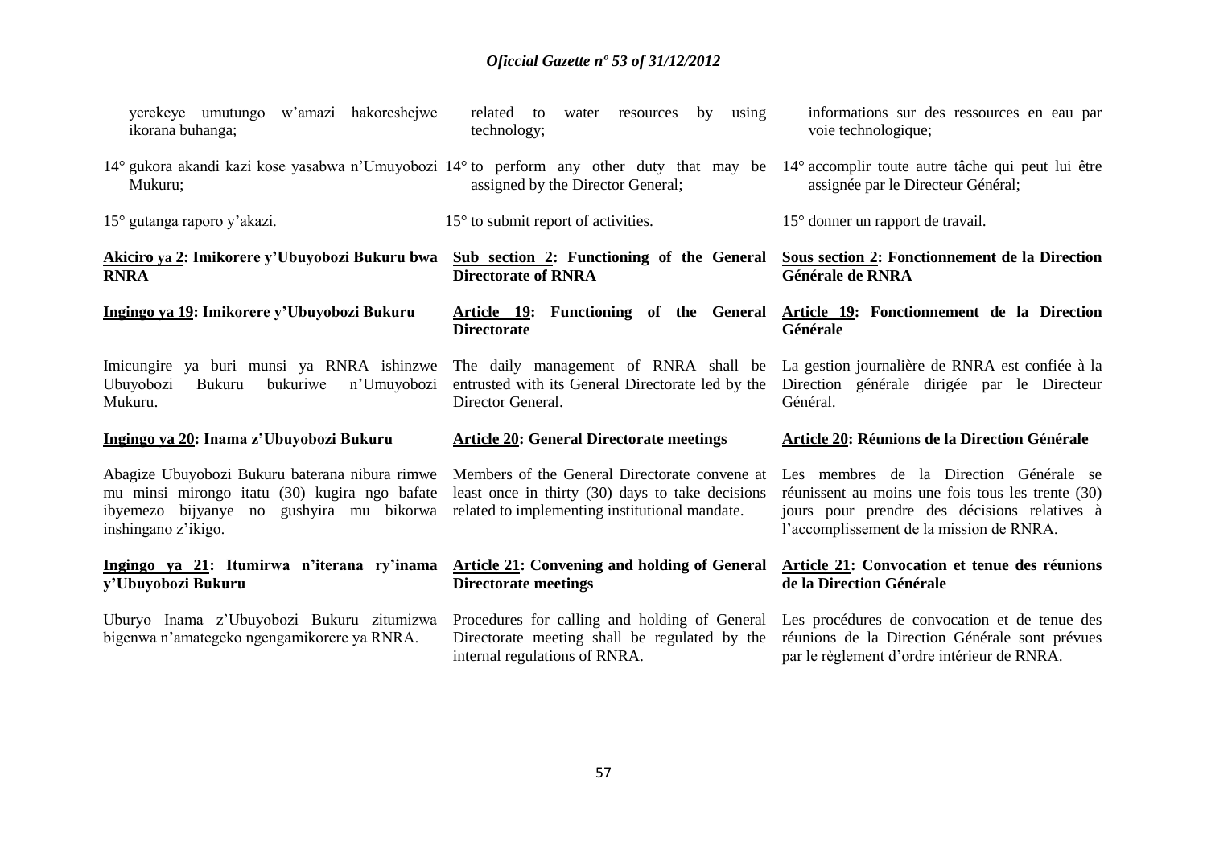yerekeye umutungo w'amazi hakoreshejwe ikorana buhanga;

14° gukora akandi kazi kose yasabwa n'Umuyobozi Mukuru;

15° gutanga raporo y'akazi.

**Akiciro ya 2: Imikorere y'Ubuyobozi Bukuru bwa RNRA**

**Ingingo ya 19: Imikorere y'Ubuyobozi Bukuru**

Imicungire ya buri munsi ya RNRA ishinzwe Ubuyobozi Bukuru bukuriwe n'Umuyobozi Mukuru.

**Ingingo ya 20: Inama z'Ubuyobozi Bukuru**

Abagize Ubuyobozi Bukuru baterana nibura rimwe mu minsi mirongo itatu (30) kugira ngo bafate ibyemezo bijyanye no gushyira mu bikorwa inshingano z'ikigo.

**Ingingo ya 21: Itumirwa n'iterana ry'inama y'Ubuyobozi Bukuru**

Uburyo Inama z'Ubuyobozi Bukuru zitumizwa bigenwa n'amategeko ngengamikorere ya RNRA.

related to water resources by using technology;

14° to perform any other duty that may be assigned by the Director General;

15° to submit report of activities.

**Sub section 2: Functioning of the General Directorate of RNRA**

**Article 19: Functioning of the General Directorate**

The daily management of RNRA shall be entrusted with its General Directorate led by the Director General.

**Article 20: General Directorate meetings**

Members of the General Directorate convene at least once in thirty (30) days to take decisions related to implementing institutional mandate.

**Article 21: Convening and holding of General Directorate meetings**

Procedures for calling and holding of General Directorate meeting shall be regulated by the internal regulations of RNRA.

informations sur des ressources en eau par voie technologique;

14° accomplir toute autre tâche qui peut lui être assignée par le Directeur Général;

15° donner un rapport de travail.

**Sous section 2: Fonctionnement de la Direction Générale de RNRA**

**Article 19: Fonctionnement de la Direction Générale**

La gestion journalière de RNRA est confiée à la Direction générale dirigée par le Directeur Général.

**Article 20: Réunions de la Direction Générale**

Les membres de la Direction Générale se réunissent au moins une fois tous les trente (30) jours pour prendre des décisions relatives à l'accomplissement de la mission de RNRA.

**Article 21: Convocation et tenue des réunions de la Direction Générale**

Les procédures de convocation et de tenue des réunions de la Direction Générale sont prévues par le règlement d'ordre intérieur de RNRA.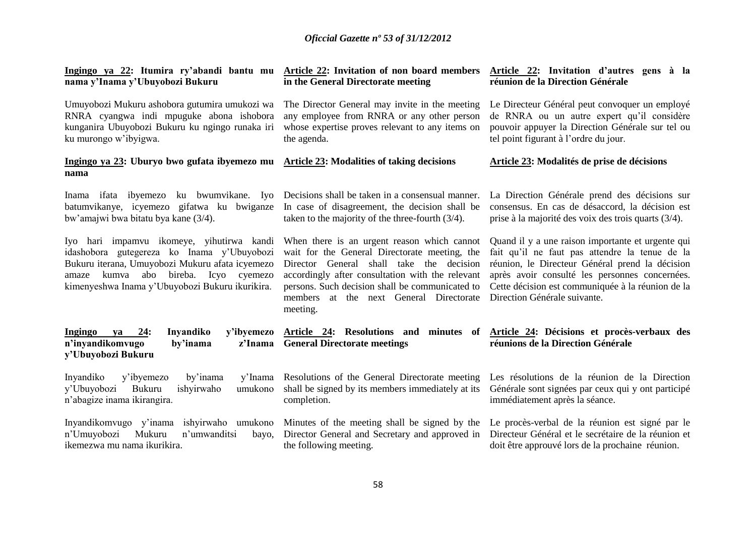**Ingingo ya 22: Itumira ry'abandi bantu mu nama y'Inama y'Ubuyobozi Bukuru**

Umuyobozi Mukuru ashobora gutumira umukozi wa RNRA cyangwa indi mpuguke abona ishobora kunganira Ubuyobozi Bukuru ku ngingo runaka iri ku murongo w'ibyigwa.

**Ingingo ya 23: Uburyo bwo gufata ibyemezo mu nama**

Inama ifata ibyemezo ku bwumvikane. Iyo batumvikanye, icyemezo gifatwa ku bwiganze bw'amajwi bwa bitatu bya kane (3/4).

Iyo hari impamvu ikomeye, yihutirwa kandi idashobora gutegereza ko Inama y'Ubuyobozi Bukuru iterana, Umuyobozi Mukuru afata icyemezo amaze kumva abo bireba. Icyo cyemezo kimenyeshwa Inama y'Ubuyobozi Bukuru ikurikira.

**Ingingo ya 24: Inyandiko y'ibyemezo n'inyandikomvugo by'inama z'Inama y'Ubuyobozi Bukuru**

Inyandiko y'ibyemezo by'inama y'Inama y'Ubuyobozi Bukuru ishyirwaho umukono n'abagize inama ikirangira.

Inyandikomvugo y'inama ishyirwaho umukono n'Umuyobozi Mukuru n'umwanditsi bayo, ikemezwa mu nama ikurikira.

**Article 22: Invitation of non board members in the General Directorate meeting**

The Director General may invite in the meeting any employee from RNRA or any other person whose expertise proves relevant to any items on the agenda.

**Article 23: Modalities of taking decisions**

Decisions shall be taken in a consensual manner. In case of disagreement, the decision shall be taken to the majority of the three-fourth (3/4).

When there is an urgent reason which cannot wait for the General Directorate meeting, the Director General shall take the decision accordingly after consultation with the relevant persons. Such decision shall be communicated to members at the next General Directorate meeting.

**Article 24: Resolutions and minutes of General Directorate meetings**

Resolutions of the General Directorate meeting shall be signed by its members immediately at its completion.

Minutes of the meeting shall be signed by the Director General and Secretary and approved in the following meeting.

**Article 22: Invitation d'autres gens à la réunion de la Direction Générale**

Le Directeur Général peut convoquer un employé de RNRA ou un autre expert qu'il considère pouvoir appuyer la Direction Générale sur tel ou tel point figurant à l'ordre du jour.

**Article 23: Modalités de prise de décisions**

La Direction Générale prend des décisions sur consensus. En cas de désaccord, la décision est prise à la majorité des voix des trois quarts (3/4).

Quand il y a une raison importante et urgente qui fait qu'il ne faut pas attendre la tenue de la réunion, le Directeur Général prend la décision après avoir consulté les personnes concernées. Cette décision est communiquée à la réunion de la Direction Générale suivante.

**Article 24: Décisions et procès-verbaux des réunions de la Direction Générale**

Les résolutions de la réunion de la Direction Générale sont signées par ceux qui y ont participé immédiatement après la séance.

Le procès-verbal de la réunion est signé par le Directeur Général et le secrétaire de la réunion et doit être approuvé lors de la prochaine réunion.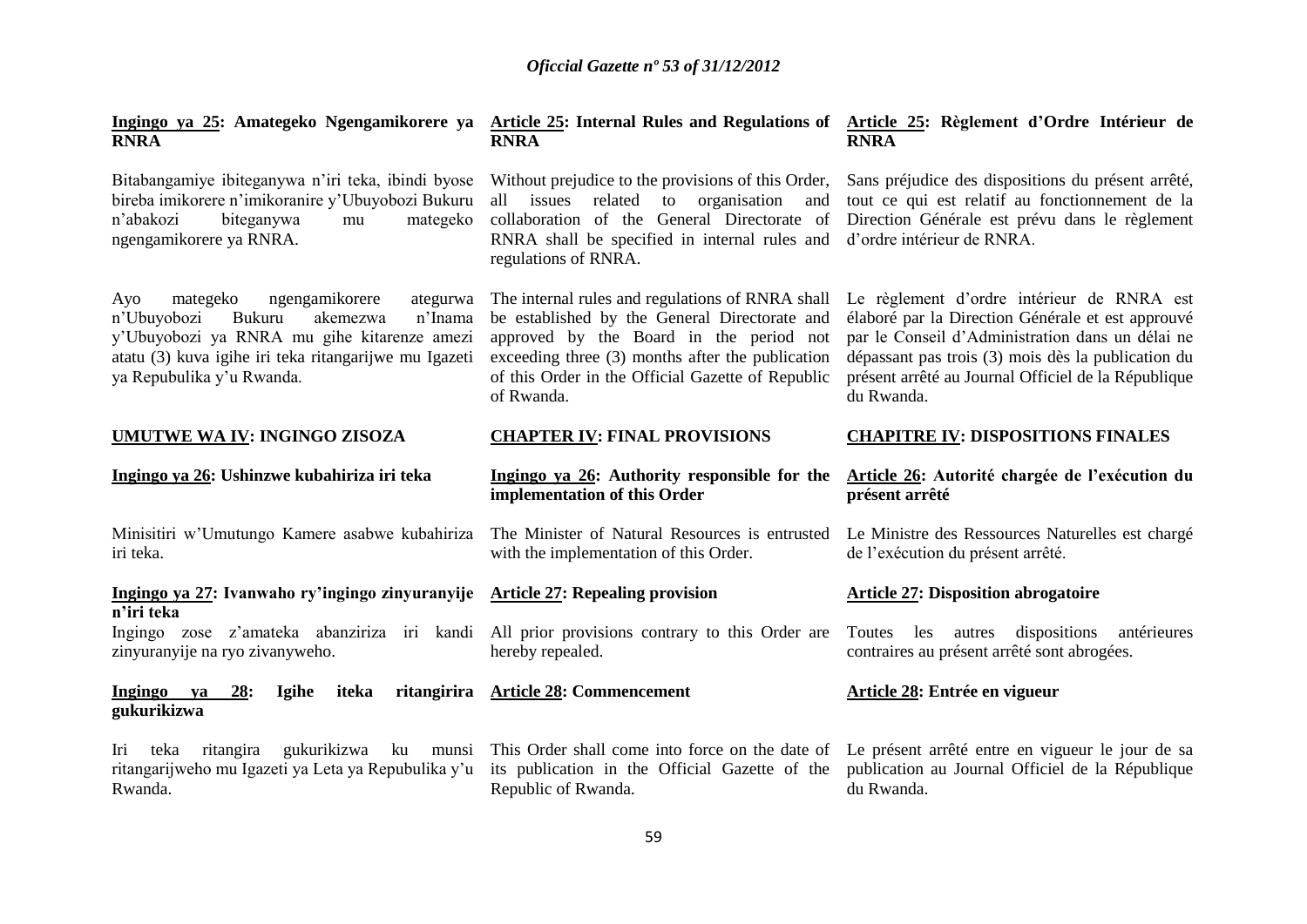**Ingingo ya 25: Amategeko Ngengamikorere ya RNRA**

Bitabangamiye ibiteganywa n'iri teka, ibindi byose bireba imikorere n'imikoranire y'Ubuyobozi Bukuru n'abakozi biteganywa mu mategeko ngengamikorere ya RNRA.

Ayo mategeko ngengamikorere ategurwa n'Ubuyobozi Bukuru akemezwa n'Inama y'Ubuyobozi ya RNRA mu gihe kitarenze amezi atatu (3) kuva igihe iri teka ritangarijwe mu Igazeti ya Repubulika y'u Rwanda.

**UMUTWE WA IV: INGINGO ZISOZA**

**Ingingo ya 26: Ushinzwe kubahiriza iri teka**

Minisitiri w'Umutungo Kamere asabwe kubahiriza iri teka.

**Ingingo ya 27: Ivanwaho ry'ingingo zinyuranyije n'iri teka**

Ingingo zose z'amateka abanziriza iri kandi zinyuranyije na ryo zivanyweho.

**Ingingo ya 28: Igihe iteka ritangirira gukurikizwa**

Iri teka ritangira gukurikizwa ku munsi ritangarijweho mu Igazeti ya Leta ya Repubulika y'u Rwanda.

**Article 25: Internal Rules and Regulations of RNRA**

Without prejudice to the provisions of this Order, all issues related to organisation and collaboration of the General Directorate of RNRA shall be specified in internal rules and regulations of RNRA.

The internal rules and regulations of RNRA shall be established by the General Directorate and approved by the Board in the period not exceeding three (3) months after the publication of this Order in the Official Gazette of Republic of Rwanda.

**CHAPTER IV: FINAL PROVISIONS**

**Ingingo ya 26: Authority responsible for the implementation of this Order**

The Minister of Natural Resources is entrusted with the implementation of this Order.

**Article 27: Repealing provision**

All prior provisions contrary to this Order are hereby repealed.

**Article 28: Commencement**

This Order shall come into force on the date of its publication in the Official Gazette of the Republic of Rwanda.

**Article 25: Règlement d'Ordre Intérieur de RNRA**

Sans préjudice des dispositions du présent arrêté, tout ce qui est relatif au fonctionnement de la Direction Générale est prévu dans le règlement d'ordre intérieur de RNRA.

Le règlement d'ordre intérieur de RNRA est élaboré par la Direction Générale et est approuvé par le Conseil d'Administration dans un délai ne dépassant pas trois (3) mois dès la publication du présent arrêté au Journal Officiel de la République du Rwanda.

**CHAPITRE IV: DISPOSITIONS FINALES**

**Article 26: Autorité chargée de l'exécution du présent arrêté**

Le Ministre des Ressources Naturelles est chargé de l'exécution du présent arrêté.

**Article 27: Disposition abrogatoire**

Toutes les autres dispositions antérieures contraires au présent arrêté sont abrogées.

**Article 28: Entrée en vigueur**

Le présent arrêté entre en vigueur le jour de sa publication au Journal Officiel de la République du Rwanda.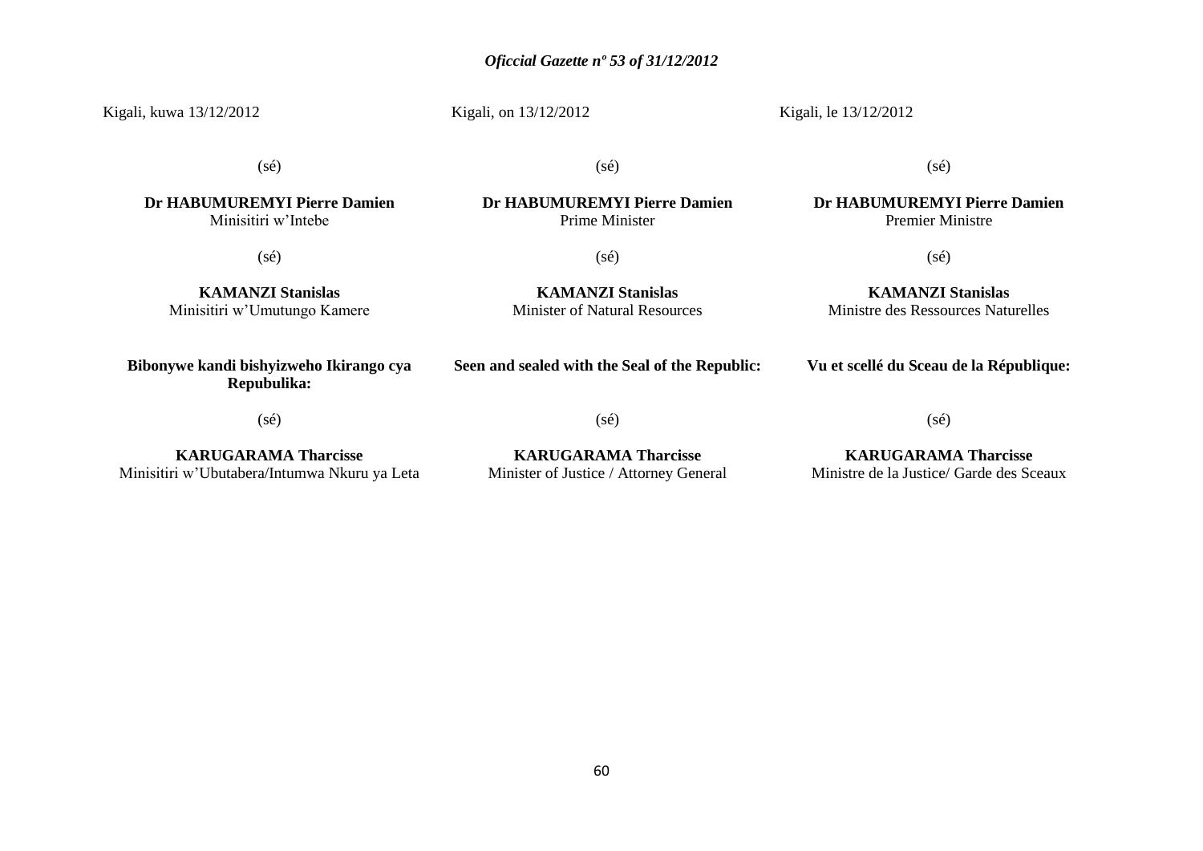Kigali, kuwa 13/12/2012

(sé)

**Dr HABUMUREMYI Pierre Damien**
Minisitiri w'Intebe

(sé)

**KAMANZI Stanislas**
Minisitiri w'Umutungo Kamere

**Bibonywe kandi bishyizweho Ikirango cya Repubulika:**

(sé)

**KARUGARAMA Tharcisse**
Minisitiri w'Ubutabera/Intumwa Nkuru ya Leta

Kigali, on 13/12/2012

(sé)

**Dr HABUMUREMYI Pierre Damien**
Prime Minister

(sé)

**KAMANZI Stanislas**
Minister of Natural Resources

**Seen and sealed with the Seal of the Republic:**

(sé)

**KARUGARAMA Tharcisse**
Minister of Justice / Attorney General

Kigali, le 13/12/2012

(sé)

**Dr HABUMUREMYI Pierre Damien**
Premier Ministre

(sé)

**KAMANZI Stanislas**
Ministre des Ressources Naturelles

**Vu et scellé du Sceau de la République:**

(sé)

**KARUGARAMA Tharcisse**
Ministre de la Justice/ Garde des Sceaux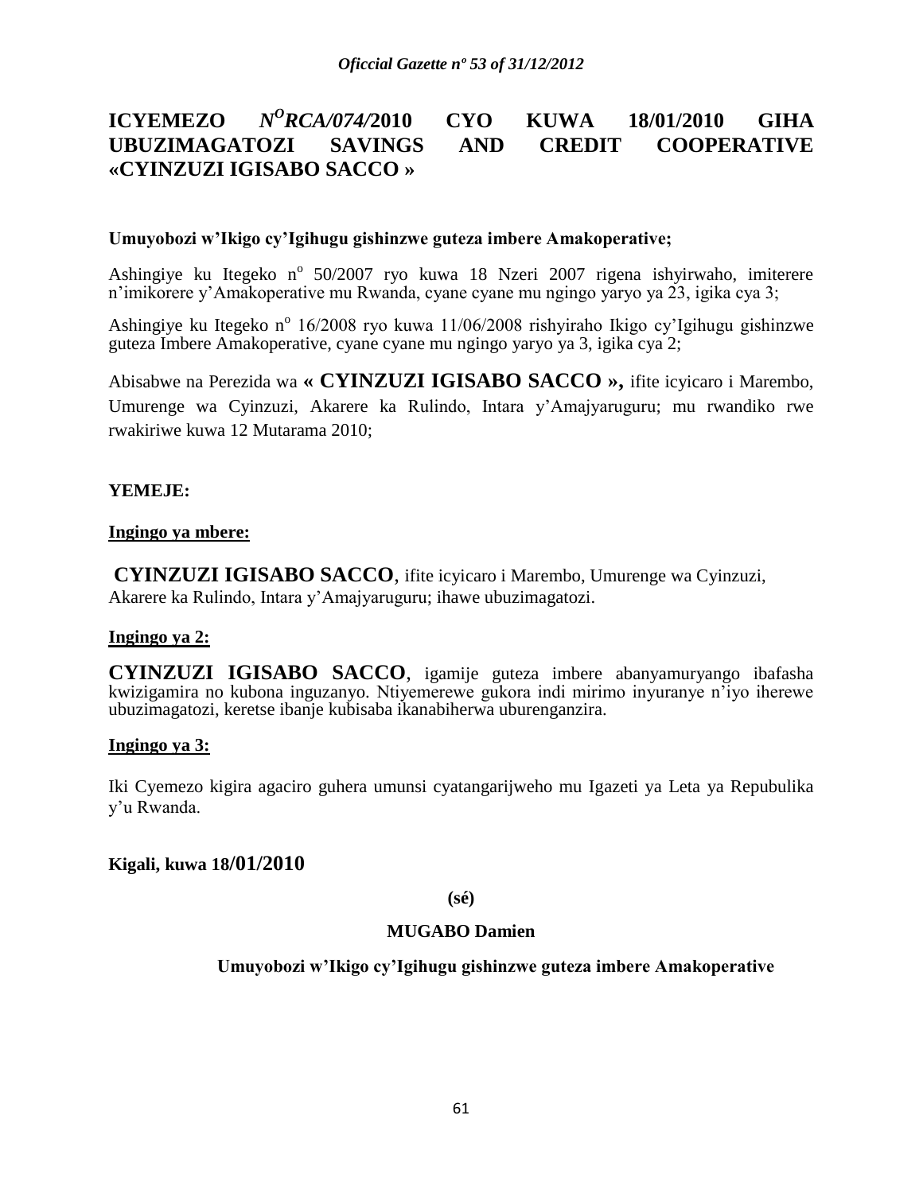# ICYEMEZO *N^O RCA/074/*2010 CYO KUWA 18/01/2010 GIHA UBUZIMAGATOZI SAVINGS AND CREDIT COOPERATIVE «CYINZUZI IGISABO SACCO »

**Umuyobozi w'Ikigo cy'Igihugu gishinzwe guteza imbere Amakoperative;**

Ashingiye ku Itegeko n° 50/2007 ryo kuwa 18 Nzeri 2007 rigena ishyirwaho, imiterere n'imikorere y'Amakoperative mu Rwanda, cyane cyane mu ngingo yaryo ya 23, igika cya 3;

Ashingiye ku Itegeko n° 16/2008 ryo kuwa 11/06/2008 rishyiraho Ikigo cy'Igihugu gishinzwe guteza Imbere Amakoperative, cyane cyane mu ngingo yaryo ya 3, igika cya 2;

Abisabwe na Perezida wa **« CYINZUZI IGISABO SACCO »,** ifite icyicaro i Marembo, Umurenge wa Cyinzuzi, Akarere ka Rulindo, Intara y'Amajyaruguru; mu rwandiko rwe rwakiriwe kuwa 12 Mutarama 2010;

**YEMEJE:**

**Ingingo ya mbere:**

**CYINZUZI IGISABO SACCO**, ifite icyicaro i Marembo, Umurenge wa Cyinzuzi, Akarere ka Rulindo, Intara y'Amajyaruguru; ihawe ubuzimagatozi.

**Ingingo ya 2:**

**CYINZUZI IGISABO SACCO**, igamije guteza imbere abanyamuryango ibafasha kwizigamira no kubona inguzanyo. Ntiyemerewe gukora indi mirimo inyuranye n'iyo iherewe ubuzimagatozi, keretse ibanje kubisaba ikanabiherwa uburenganzira.

**Ingingo ya 3:**

Iki Cyemezo kigira agaciro guhera umunsi cyatangarijweho mu Igazeti ya Leta ya Repubulika y'u Rwanda.

**Kigali, kuwa 18/01/2010**

**(sé)**

**MUGABO Damien**

**Umuyobozi w'Ikigo cy'Igihugu gishinzwe guteza imbere Amakoperative**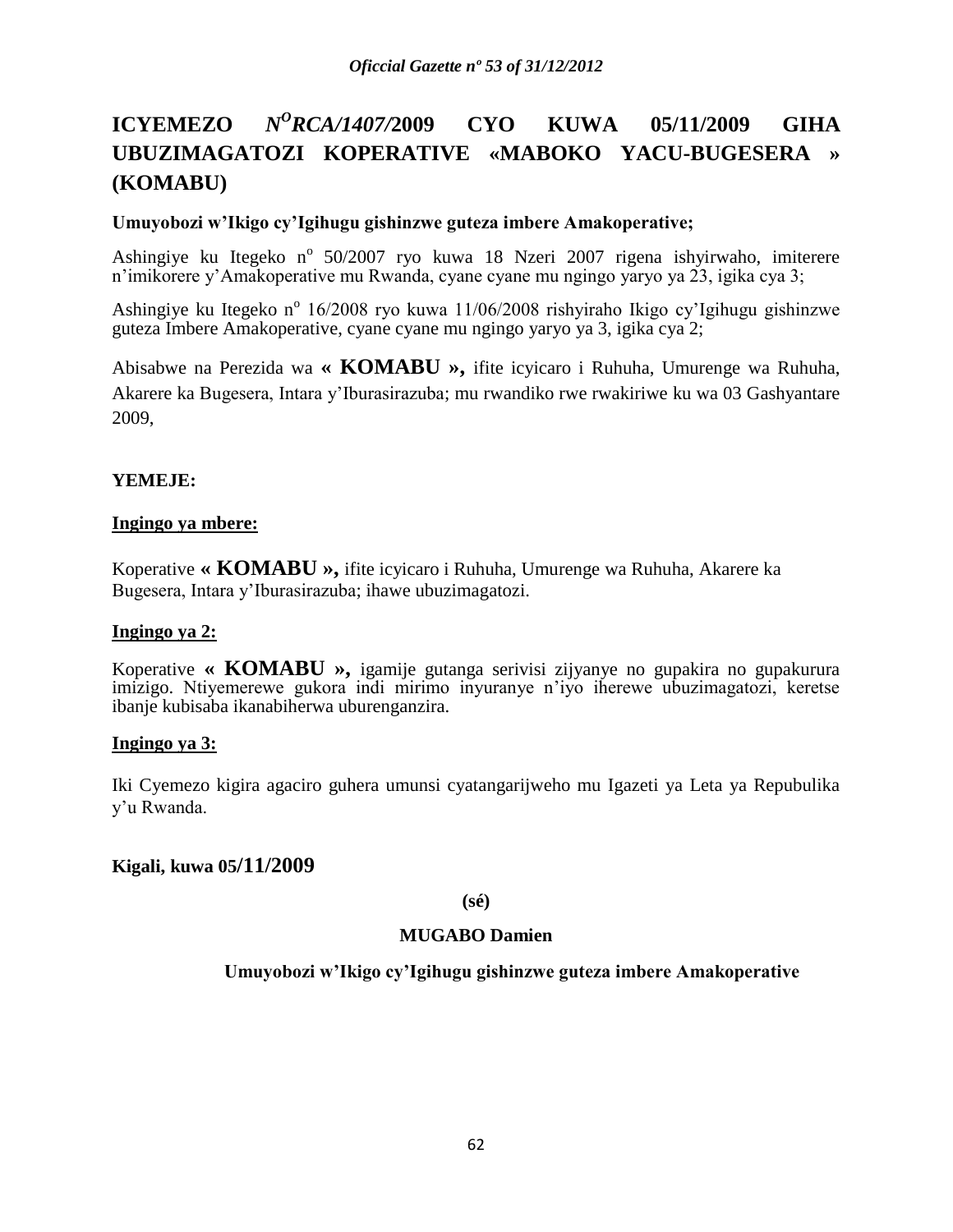# ICYEMEZO *N^O^RCA/1407/*2009 CYO KUWA 05/11/2009 GIHA UBUZIMAGATOZI KOPERATIVE «MABOKO YACU-BUGESERA » (KOMABU)

**Umuyobozi w'Ikigo cy'Igihugu gishinzwe guteza imbere Amakoperative;**

Ashingiye ku Itegeko n^o^ 50/2007 ryo kuwa 18 Nzeri 2007 rigena ishyirwaho, imiterere n'imikorere y'Amakoperative mu Rwanda, cyane cyane mu ngingo yaryo ya 23, igika cya 3;

Ashingiye ku Itegeko n^o^ 16/2008 ryo kuwa 11/06/2008 rishyiraho Ikigo cy'Igihugu gishinzwe guteza Imbere Amakoperative, cyane cyane mu ngingo yaryo ya 3, igika cya 2;

Abisabwe na Perezida wa **« KOMABU »,** ifite icyicaro i Ruhuha, Umurenge wa Ruhuha, Akarere ka Bugesera, Intara y'Iburasirazuba; mu rwandiko rwe rwakiriwe ku wa 03 Gashyantare 2009,

**YEMEJE:**

**Ingingo ya mbere:**

Koperative **« KOMABU »,** ifite icyicaro i Ruhuha, Umurenge wa Ruhuha, Akarere ka Bugesera, Intara y'Iburasirazuba; ihawe ubuzimagatozi.

**Ingingo ya 2:**

Koperative **« KOMABU »,** igamije gutanga serivisi zijyanye no gupakira no gupakurura imizigo. Ntiyemerewe gukora indi mirimo inyuranye n'iyo iherewe ubuzimagatozi, keretse ibanje kubisaba ikanabiherwa uburenganzira.

**Ingingo ya 3:**

Iki Cyemezo kigira agaciro guhera umunsi cyatangarijweho mu Igazeti ya Leta ya Repubulika y'u Rwanda.

**Kigali, kuwa 05/11/2009**

**(sé)**

**MUGABO Damien**

**Umuyobozi w'Ikigo cy'Igihugu gishinzwe guteza imbere Amakoperative**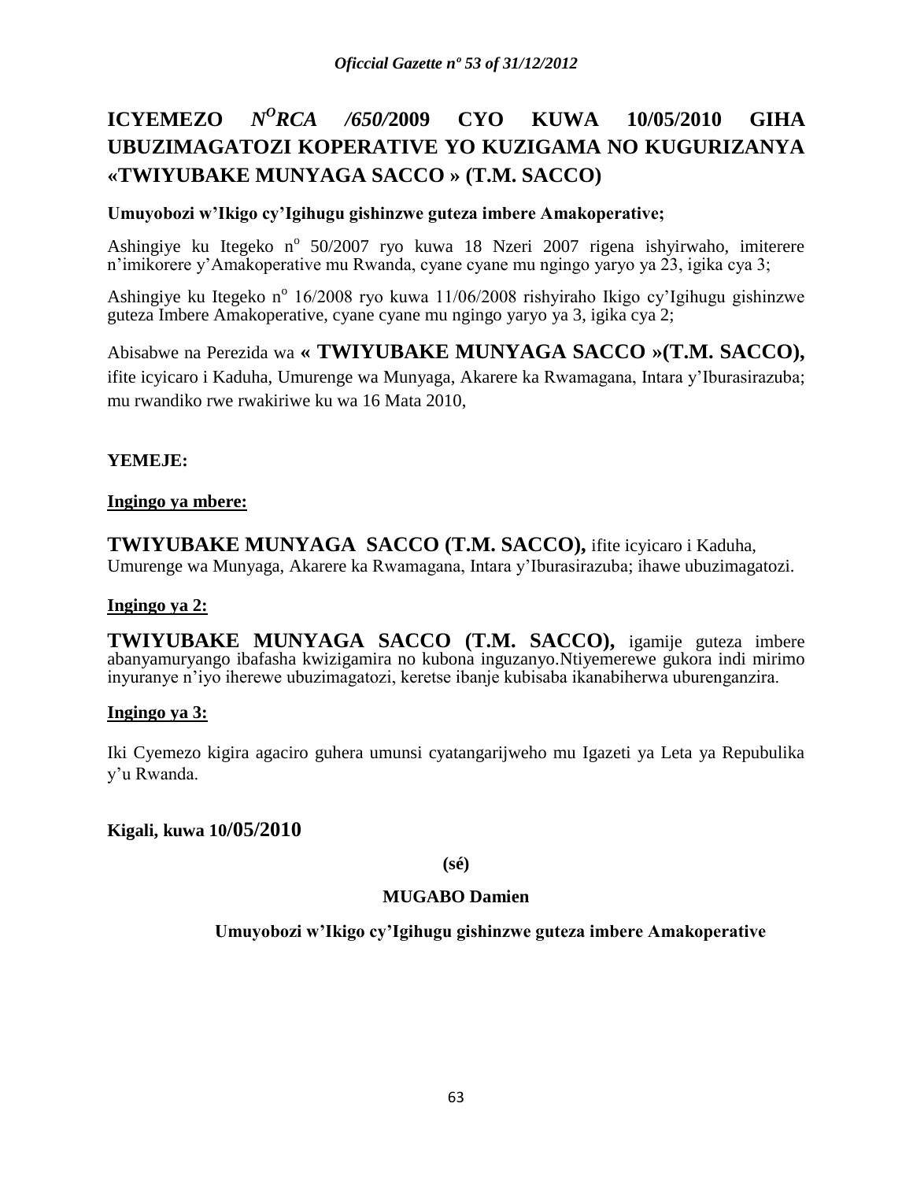# ICYEMEZO *N$^{O}$RCA /650/*2009 CYO KUWA 10/05/2010 GIHA UBUZIMAGATOZI KOPERATIVE YO KUZIGAMA NO KUGURIZANYA «TWIYUBAKE MUNYAGA SACCO » (T.M. SACCO)

**Umuyobozi w'Ikigo cy'Igihugu gishinzwe guteza imbere Amakoperative;**

Ashingiye ku Itegeko n$^{o}$ 50/2007 ryo kuwa 18 Nzeri 2007 rigena ishyirwaho, imiterere n'imikorere y'Amakoperative mu Rwanda, cyane cyane mu ngingo yaryo ya 23, igika cya 3;

Ashingiye ku Itegeko n$^{o}$ 16/2008 ryo kuwa 11/06/2008 rishyiraho Ikigo cy'Igihugu gishinzwe guteza Imbere Amakoperative, cyane cyane mu ngingo yaryo ya 3, igika cya 2;

Abisabwe na Perezida wa **« TWIYUBAKE MUNYAGA SACCO »(T.M. SACCO),** ifite icyicaro i Kaduha, Umurenge wa Munyaga, Akarere ka Rwamagana, Intara y'Iburasirazuba; mu rwandiko rwe rwakiriwe ku wa 16 Mata 2010,

**YEMEJE:**

**Ingingo ya mbere:**

**TWIYUBAKE MUNYAGA SACCO (T.M. SACCO),** ifite icyicaro i Kaduha, Umurenge wa Munyaga, Akarere ka Rwamagana, Intara y'Iburasirazuba; ihawe ubuzimagatozi.

**Ingingo ya 2:**

**TWIYUBAKE MUNYAGA SACCO (T.M. SACCO),** igamije guteza imbere abanyamuryango ibafasha kwizigamira no kubona inguzanyo.Ntiyemerewe gukora indi mirimo inyuranye n'iyo iherewe ubuzimagatozi, keretse ibanje kubisaba ikanabiherwa uburenganzira.

**Ingingo ya 3:**

Iki Cyemezo kigira agaciro guhera umunsi cyatangarijweho mu Igazeti ya Leta ya Repubulika y'u Rwanda.

**Kigali, kuwa 10/05/2010**

**(sé)**

**MUGABO Damien**

**Umuyobozi w'Ikigo cy'Igihugu gishinzwe guteza imbere Amakoperative**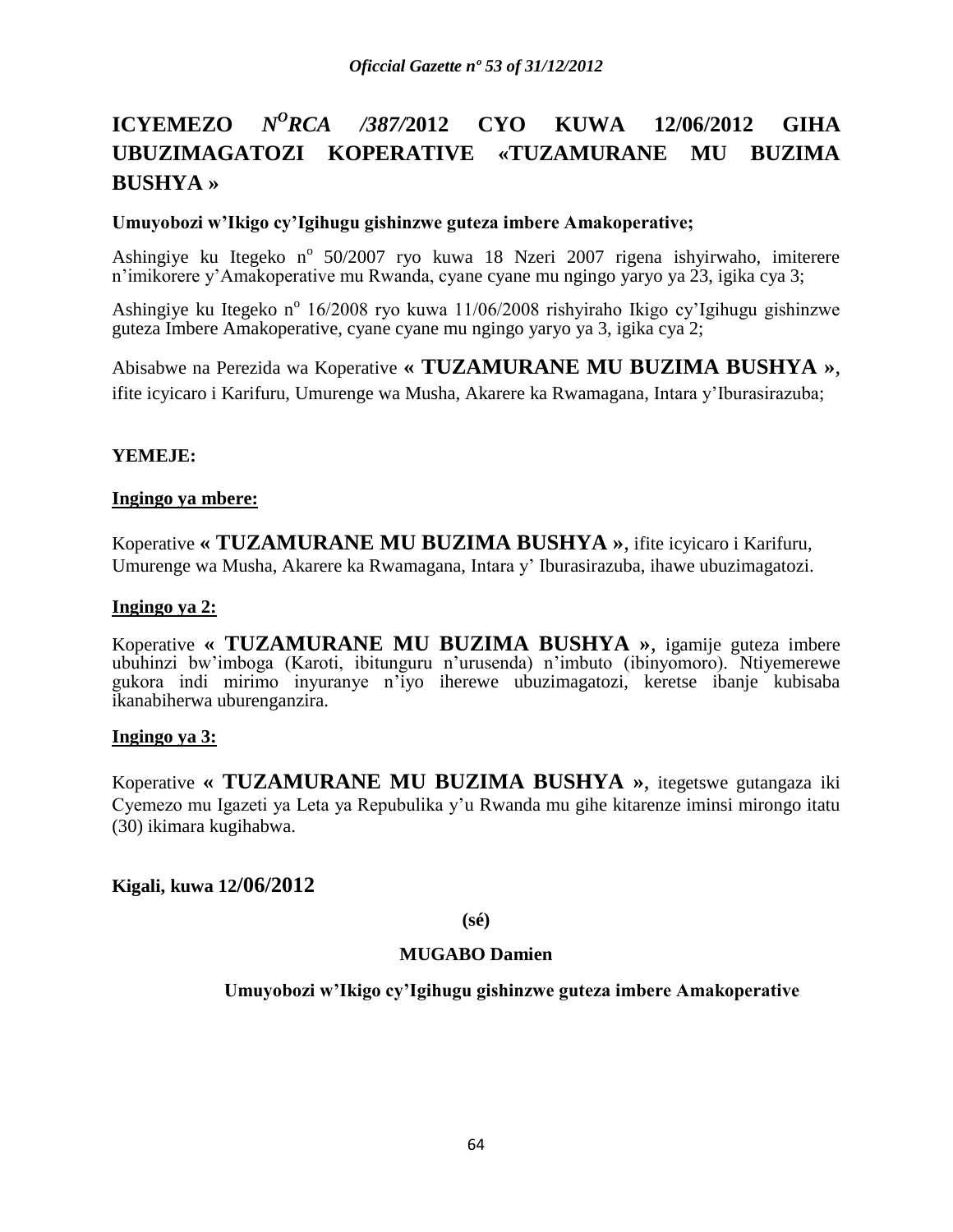# ICYEMEZO *N^O RCA /387/*2012 CYO KUWA 12/06/2012 GIHA UBUZIMAGATOZI KOPERATIVE «TUZAMURANE MU BUZIMA BUSHYA »

**Umuyobozi w'Ikigo cy'Igihugu gishinzwe guteza imbere Amakoperative;**

Ashingiye ku Itegeko n° 50/2007 ryo kuwa 18 Nzeri 2007 rigena ishyirwaho, imiterere n'imikorere y'Amakoperative mu Rwanda, cyane cyane mu ngingo yaryo ya 23, igika cya 3;

Ashingiye ku Itegeko n° 16/2008 ryo kuwa 11/06/2008 rishyiraho Ikigo cy'Igihugu gishinzwe guteza Imbere Amakoperative, cyane cyane mu ngingo yaryo ya 3, igika cya 2;

Abisabwe na Perezida wa Koperative **« TUZAMURANE MU BUZIMA BUSHYA »**, ifite icyicaro i Karifuru, Umurenge wa Musha, Akarere ka Rwamagana, Intara y'Iburasirazuba;

**YEMEJE:**

**Ingingo ya mbere:**

Koperative **« TUZAMURANE MU BUZIMA BUSHYA »**, ifite icyicaro i Karifuru, Umurenge wa Musha, Akarere ka Rwamagana, Intara y' Iburasirazuba, ihawe ubuzimagatozi.

**Ingingo ya 2:**

Koperative **« TUZAMURANE MU BUZIMA BUSHYA »**, igamije guteza imbere ubuhinzi bw'imboga (Karoti, ibitunguru n'urusenda) n'imbuto (ibinyomoro). Ntiyemerewe gukora indi mirimo inyuranye n'iyo iherewe ubuzimagatozi, keretse ibanje kubisaba ikanabiherwa uburenganzira.

**Ingingo ya 3:**

Koperative **« TUZAMURANE MU BUZIMA BUSHYA »**, itegetswe gutangaza iki Cyemezo mu Igazeti ya Leta ya Repubulika y'u Rwanda mu gihe kitarenze iminsi mirongo itatu (30) ikimara kugihabwa.

**Kigali, kuwa 12/06/2012**

**(sé)**

**MUGABO Damien**

**Umuyobozi w'Ikigo cy'Igihugu gishinzwe guteza imbere Amakoperative**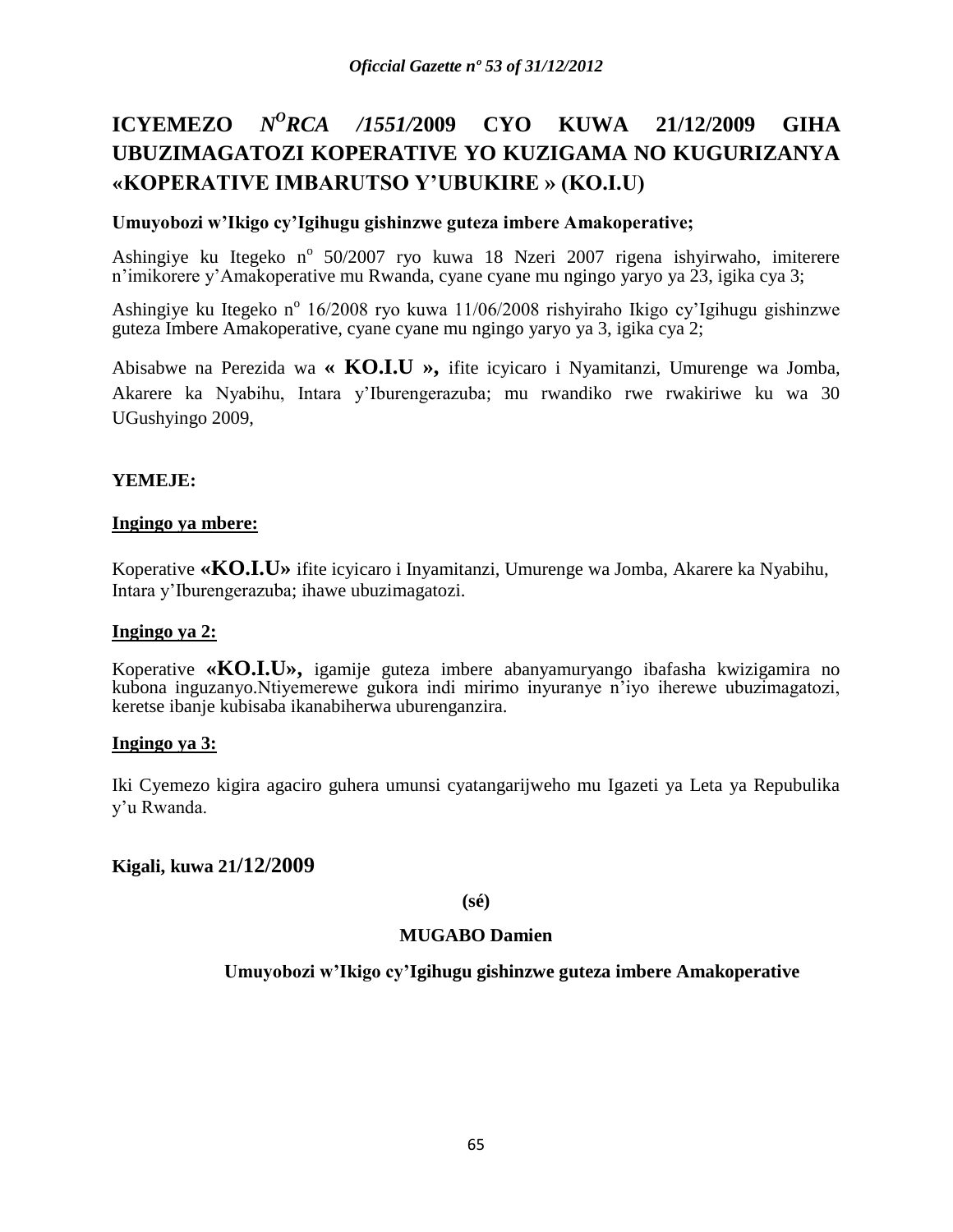# ICYEMEZO *N^O^RCA /1551/*2009 CYO KUWA 21/12/2009 GIHA UBUZIMAGATOZI KOPERATIVE YO KUZIGAMA NO KUGURIZANYA «KOPERATIVE IMBARUTSO Y'UBUKIRE » (KO.I.U)

**Umuyobozi w'Ikigo cy'Igihugu gishinzwe guteza imbere Amakoperative;**

Ashingiye ku Itegeko n° 50/2007 ryo kuwa 18 Nzeri 2007 rigena ishyirwaho, imiterere n'imikorere y'Amakoperative mu Rwanda, cyane cyane mu ngingo yaryo ya 23, igika cya 3;

Ashingiye ku Itegeko n° 16/2008 ryo kuwa 11/06/2008 rishyiraho Ikigo cy'Igihugu gishinzwe guteza Imbere Amakoperative, cyane cyane mu ngingo yaryo ya 3, igika cya 2;

Abisabwe na Perezida wa **« KO.I.U »,** ifite icyicaro i Nyamitanzi, Umurenge wa Jomba, Akarere ka Nyabihu, Intara y'Iburengerazuba; mu rwandiko rwe rwakiriwe ku wa 30 UGushyingo 2009,

**YEMEJE:**

**Ingingo ya mbere:**

Koperative **«KO.I.U»** ifite icyicaro i Inyamitanzi, Umurenge wa Jomba, Akarere ka Nyabihu, Intara y'Iburengerazuba; ihawe ubuzimagatozi.

**Ingingo ya 2:**

Koperative **«KO.I.U»,** igamije guteza imbere abanyamuryango ibafasha kwizigamira no kubona inguzanyo.Ntiyemerewe gukora indi mirimo inyuranye n'iyo iherewe ubuzimagatozi, keretse ibanje kubisaba ikanabiherwa uburenganzira.

**Ingingo ya 3:**

Iki Cyemezo kigira agaciro guhera umunsi cyatangarijweho mu Igazeti ya Leta ya Repubulika y'u Rwanda.

**Kigali, kuwa 21/12/2009**

**(sé)**

**MUGABO Damien**

**Umuyobozi w'Ikigo cy'Igihugu gishinzwe guteza imbere Amakoperative**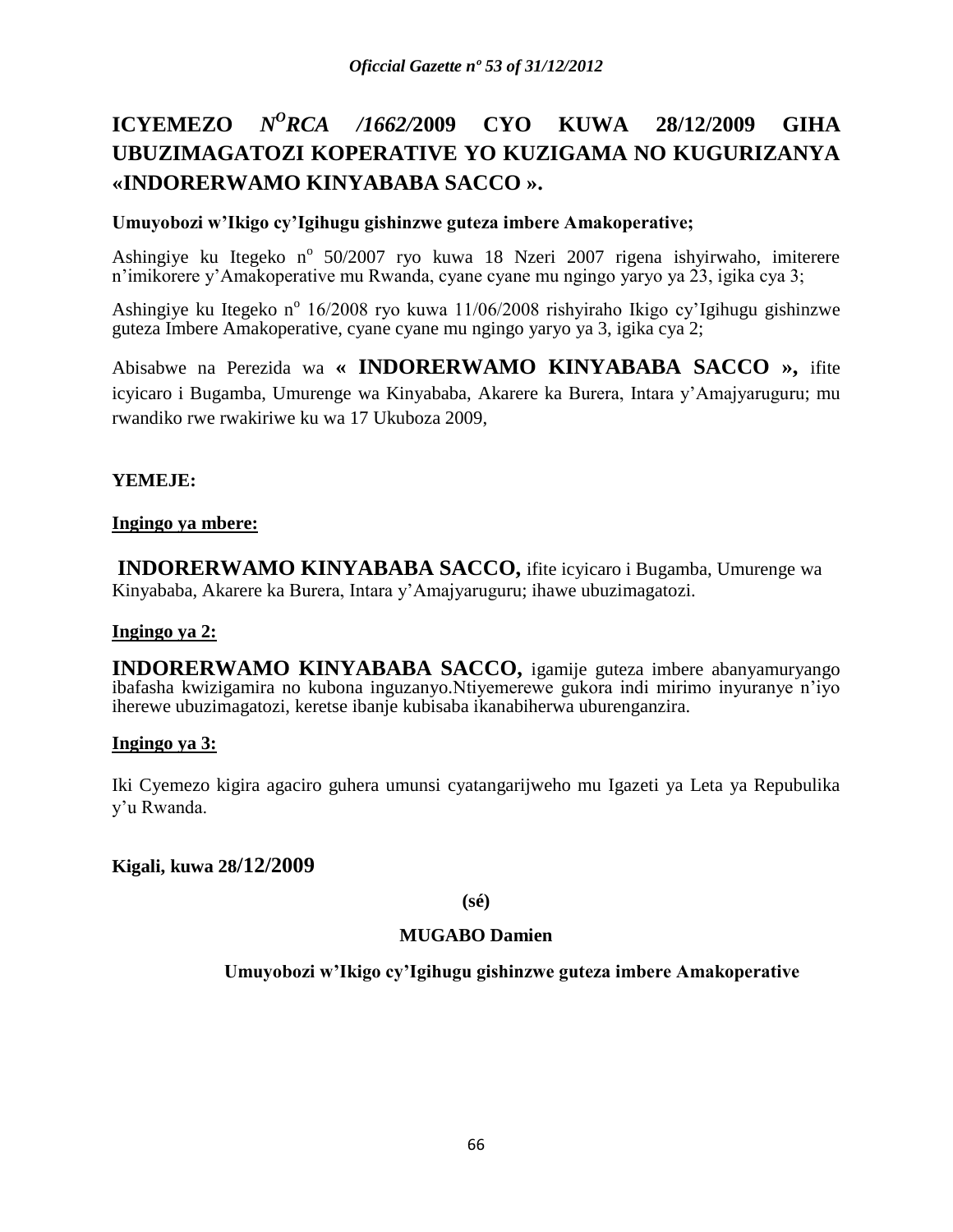# ICYEMEZO *N^O RCA /1662/*2009 CYO KUWA 28/12/2009 GIHA UBUZIMAGATOZI KOPERATIVE YO KUZIGAMA NO KUGURIZANYA «INDORERWAMO KINYABABA SACCO ».

**Umuyobozi w'Ikigo cy'Igihugu gishinzwe guteza imbere Amakoperative;**

Ashingiye ku Itegeko n° 50/2007 ryo kuwa 18 Nzeri 2007 rigena ishyirwaho, imiterere n'imikorere y'Amakoperative mu Rwanda, cyane cyane mu ngingo yaryo ya 23, igika cya 3;

Ashingiye ku Itegeko n° 16/2008 ryo kuwa 11/06/2008 rishyiraho Ikigo cy'Igihugu gishinzwe guteza Imbere Amakoperative, cyane cyane mu ngingo yaryo ya 3, igika cya 2;

Abisabwe na Perezida wa **« INDORERWAMO KINYABABA SACCO »,** ifite icyicaro i Bugamba, Umurenge wa Kinyababa, Akarere ka Burera, Intara y'Amajyaruguru; mu rwandiko rwe rwakiriwe ku wa 17 Ukuboza 2009,

**YEMEJE:**

**Ingingo ya mbere:**

**INDORERWAMO KINYABABA SACCO,** ifite icyicaro i Bugamba, Umurenge wa Kinyababa, Akarere ka Burera, Intara y'Amajyaruguru; ihawe ubuzimagatozi.

**Ingingo ya 2:**

**INDORERWAMO KINYABABA SACCO,** igamije guteza imbere abanyamuryango ibafasha kwizigamira no kubona inguzanyo.Ntiyemerewe gukora indi mirimo inyuranye n'iyo iherewe ubuzimagatozi, keretse ibanje kubisaba ikanabiherwa uburenganzira.

**Ingingo ya 3:**

Iki Cyemezo kigira agaciro guhera umunsi cyatangarijweho mu Igazeti ya Leta ya Repubulika y'u Rwanda.

**Kigali, kuwa 28/12/2009**

**(sé)**

**MUGABO Damien**

**Umuyobozi w'Ikigo cy'Igihugu gishinzwe guteza imbere Amakoperative**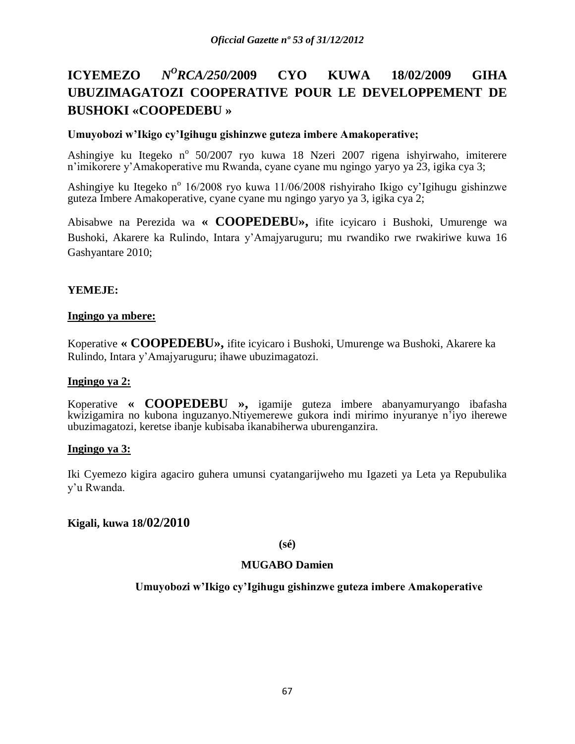# ICYEMEZO N°RCA/250/2009 CYO KUWA 18/02/2009 GIHA UBUZIMAGATOZI COOPERATIVE POUR LE DEVELOPPEMENT DE BUSHOKI «COOPEDEBU »

**Umuyobozi w'Ikigo cy'Igihugu gishinzwe guteza imbere Amakoperative;**

Ashingiye ku Itegeko n° 50/2007 ryo kuwa 18 Nzeri 2007 rigena ishyirwaho, imiterere n'imikorere y'Amakoperative mu Rwanda, cyane cyane mu ngingo yaryo ya 23, igika cya 3;

Ashingiye ku Itegeko n° 16/2008 ryo kuwa 11/06/2008 rishyiraho Ikigo cy'Igihugu gishinzwe guteza Imbere Amakoperative, cyane cyane mu ngingo yaryo ya 3, igika cya 2;

Abisabwe na Perezida wa **« COOPEDEBU»,** ifite icyicaro i Bushoki, Umurenge wa Bushoki, Akarere ka Rulindo, Intara y'Amajyaruguru; mu rwandiko rwe rwakiriwe kuwa 16 Gashyantare 2010;

**YEMEJE:**

**Ingingo ya mbere:**

Koperative **« COOPEDEBU»,** ifite icyicaro i Bushoki, Umurenge wa Bushoki, Akarere ka Rulindo, Intara y'Amajyaruguru; ihawe ubuzimagatozi.

**Ingingo ya 2:**

Koperative **« COOPEDEBU »,** igamije guteza imbere abanyamuryango ibafasha kwizigamira no kubona inguzanyo.Ntiyemerewe gukora indi mirimo inyuranye n'iyo iherewe ubuzimagatozi, keretse ibanje kubisaba ikanabiherwa uburenganzira.

**Ingingo ya 3:**

Iki Cyemezo kigira agaciro guhera umunsi cyatangarijweho mu Igazeti ya Leta ya Repubulika y'u Rwanda.

**Kigali, kuwa 18/02/2010**

**(sé)**

**MUGABO Damien**

**Umuyobozi w'Ikigo cy'Igihugu gishinzwe guteza imbere Amakoperative**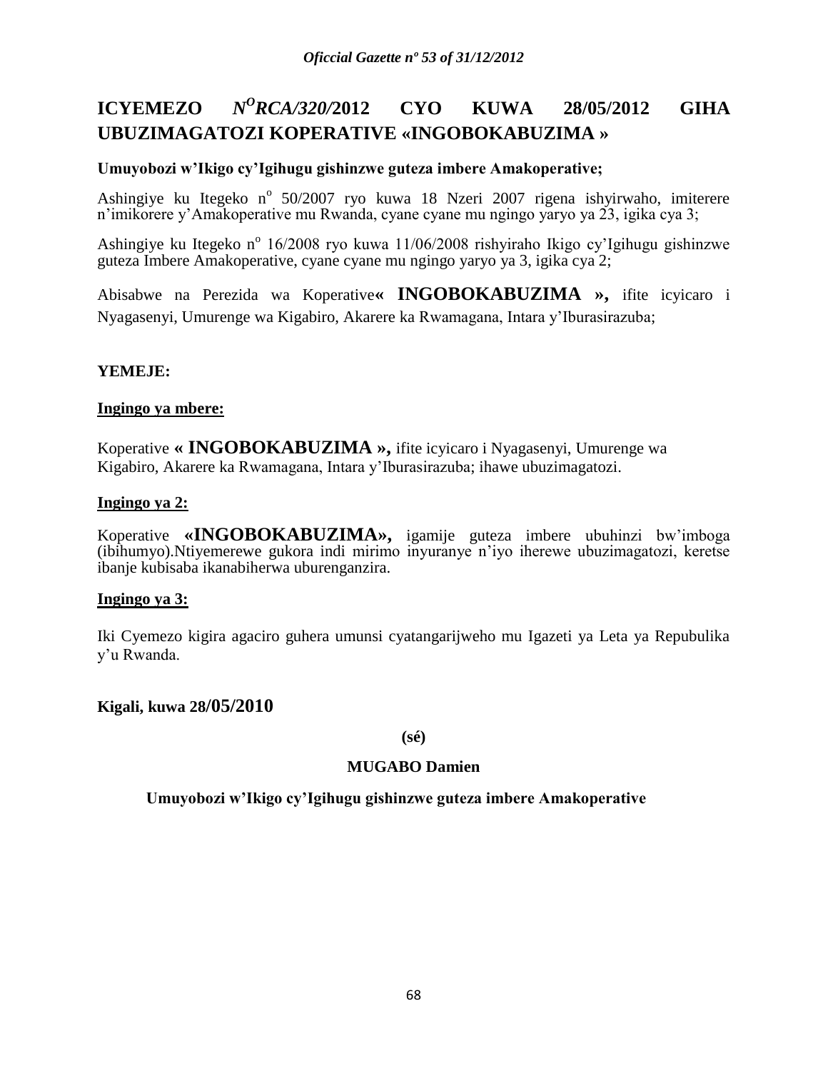# ICYEMEZO *N^O^RCA/320/*2012 CYO KUWA 28/05/2012 GIHA UBUZIMAGATOZI KOPERATIVE «INGOBOKABUZIMA »

**Umuyobozi w'Ikigo cy'Igihugu gishinzwe guteza imbere Amakoperative;**

Ashingiye ku Itegeko n° 50/2007 ryo kuwa 18 Nzeri 2007 rigena ishyirwaho, imiterere n'imikorere y'Amakoperative mu Rwanda, cyane cyane mu ngingo yaryo ya 23, igika cya 3;

Ashingiye ku Itegeko n° 16/2008 ryo kuwa 11/06/2008 rishyiraho Ikigo cy'Igihugu gishinzwe guteza Imbere Amakoperative, cyane cyane mu ngingo yaryo ya 3, igika cya 2;

Abisabwe na Perezida wa Koperative**« INGOBOKABUZIMA »,** ifite icyicaro i Nyagasenyi, Umurenge wa Kigabiro, Akarere ka Rwamagana, Intara y'Iburasirazuba;

**YEMEJE:**

**Ingingo ya mbere:**

Koperative **« INGOBOKABUZIMA »,** ifite icyicaro i Nyagasenyi, Umurenge wa Kigabiro, Akarere ka Rwamagana, Intara y'Iburasirazuba; ihawe ubuzimagatozi.

**Ingingo ya 2:**

Koperative **«INGOBOKABUZIMA»,** igamije guteza imbere ubuhinzi bw'imboga (ibihumyo).Ntiyemerewe gukora indi mirimo inyuranye n'iyo iherewe ubuzimagatozi, keretse ibanje kubisaba ikanabiherwa uburenganzira.

**Ingingo ya 3:**

Iki Cyemezo kigira agaciro guhera umunsi cyatangarijweho mu Igazeti ya Leta ya Repubulika y'u Rwanda.

**Kigali, kuwa 28/05/2010**

**(sé)**

**MUGABO Damien**

**Umuyobozi w'Ikigo cy'Igihugu gishinzwe guteza imbere Amakoperative**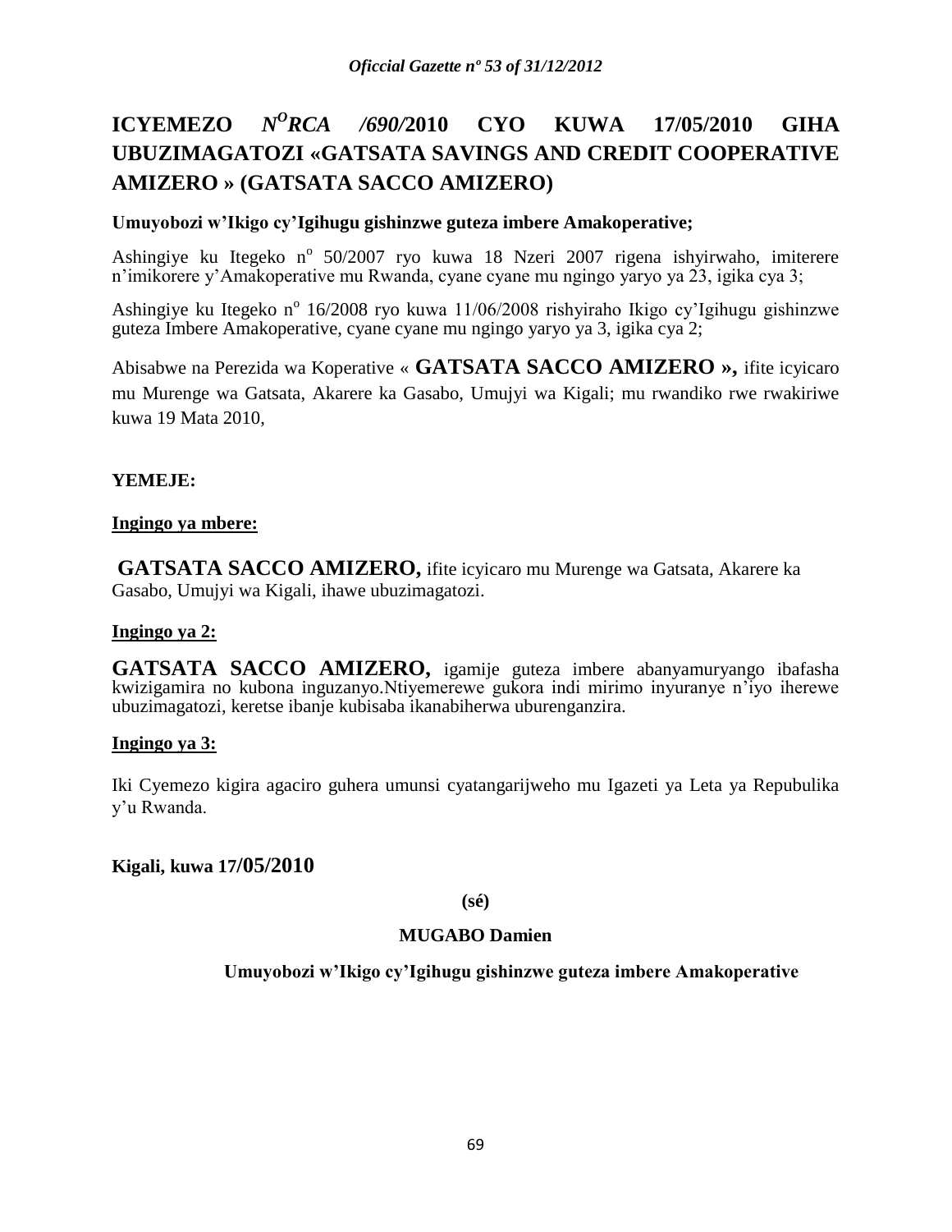# ICYEMEZO *N^O^RCA /690/*2010 CYO KUWA 17/05/2010 GIHA UBUZIMAGATOZI «GATSATA SAVINGS AND CREDIT COOPERATIVE AMIZERO » (GATSATA SACCO AMIZERO)

**Umuyobozi w'Ikigo cy'Igihugu gishinzwe guteza imbere Amakoperative;**

Ashingiye ku Itegeko n° 50/2007 ryo kuwa 18 Nzeri 2007 rigena ishyirwaho, imiterere n'imikorere y'Amakoperative mu Rwanda, cyane cyane mu ngingo yaryo ya 23, igika cya 3;

Ashingiye ku Itegeko n° 16/2008 ryo kuwa 11/06/2008 rishyiraho Ikigo cy'Igihugu gishinzwe guteza Imbere Amakoperative, cyane cyane mu ngingo yaryo ya 3, igika cya 2;

Abisabwe na Perezida wa Koperative « **GATSATA SACCO AMIZERO »,** ifite icyicaro mu Murenge wa Gatsata, Akarere ka Gasabo, Umujyi wa Kigali; mu rwandiko rwe rwakiriwe kuwa 19 Mata 2010,

**YEMEJE:**

**Ingingo ya mbere:**

**GATSATA SACCO AMIZERO,** ifite icyicaro mu Murenge wa Gatsata, Akarere ka Gasabo, Umujyi wa Kigali, ihawe ubuzimagatozi.

**Ingingo ya 2:**

**GATSATA SACCO AMIZERO,** igamije guteza imbere abanyamuryango ibafasha kwizigamira no kubona inguzanyo.Ntiyemerewe gukora indi mirimo inyuranye n'iyo iherewe ubuzimagatozi, keretse ibanje kubisaba ikanabiherwa uburenganzira.

**Ingingo ya 3:**

Iki Cyemezo kigira agaciro guhera umunsi cyatangarijweho mu Igazeti ya Leta ya Repubulika y'u Rwanda.

**Kigali, kuwa 17/05/2010**

**(sé)**

**MUGABO Damien**

**Umuyobozi w'Ikigo cy'Igihugu gishinzwe guteza imbere Amakoperative**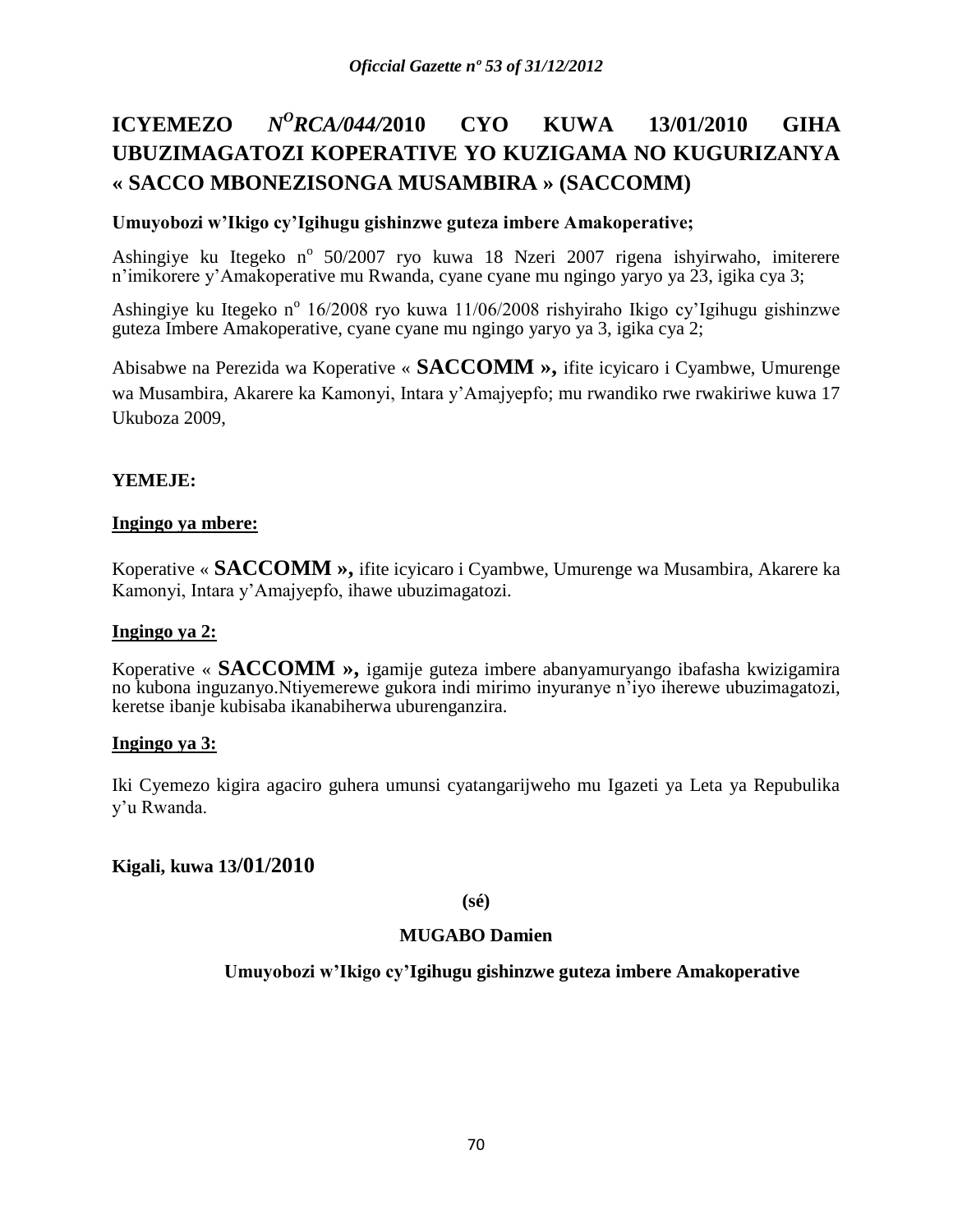# ICYEMEZO *N$^{O}$RCA/044/*2010 CYO KUWA 13/01/2010 GIHA UBUZIMAGATOZI KOPERATIVE YO KUZIGAMA NO KUGURIZANYA « SACCO MBONEZISONGA MUSAMBIRA » (SACCOMM)

**Umuyobozi w'Ikigo cy'Igihugu gishinzwe guteza imbere Amakoperative;**

Ashingiye ku Itegeko n$^{o}$ 50/2007 ryo kuwa 18 Nzeri 2007 rigena ishyirwaho, imiterere n'imikorere y'Amakoperative mu Rwanda, cyane cyane mu ngingo yaryo ya 23, igika cya 3;

Ashingiye ku Itegeko n$^{o}$ 16/2008 ryo kuwa 11/06/2008 rishyiraho Ikigo cy'Igihugu gishinzwe guteza Imbere Amakoperative, cyane cyane mu ngingo yaryo ya 3, igika cya 2;

Abisabwe na Perezida wa Koperative « **SACCOMM »,** ifite icyicaro i Cyambwe, Umurenge wa Musambira, Akarere ka Kamonyi, Intara y'Amajyepfo; mu rwandiko rwe rwakiriwe kuwa 17 Ukuboza 2009,

**YEMEJE:**

**Ingingo ya mbere:**

Koperative « **SACCOMM »,** ifite icyicaro i Cyambwe, Umurenge wa Musambira, Akarere ka Kamonyi, Intara y'Amajyepfo, ihawe ubuzimagatozi.

**Ingingo ya 2:**

Koperative « **SACCOMM »,** igamije guteza imbere abanyamuryango ibafasha kwizigamira no kubona inguzanyo.Ntiyemerewe gukora indi mirimo inyuranye n'iyo iherewe ubuzimagatozi, keretse ibanje kubisaba ikanabiherwa uburenganzira.

**Ingingo ya 3:**

Iki Cyemezo kigira agaciro guhera umunsi cyatangarijweho mu Igazeti ya Leta ya Repubulika y'u Rwanda.

**Kigali, kuwa 13/01/2010**

**(sé)**

**MUGABO Damien**

**Umuyobozi w'Ikigo cy'Igihugu gishinzwe guteza imbere Amakoperative**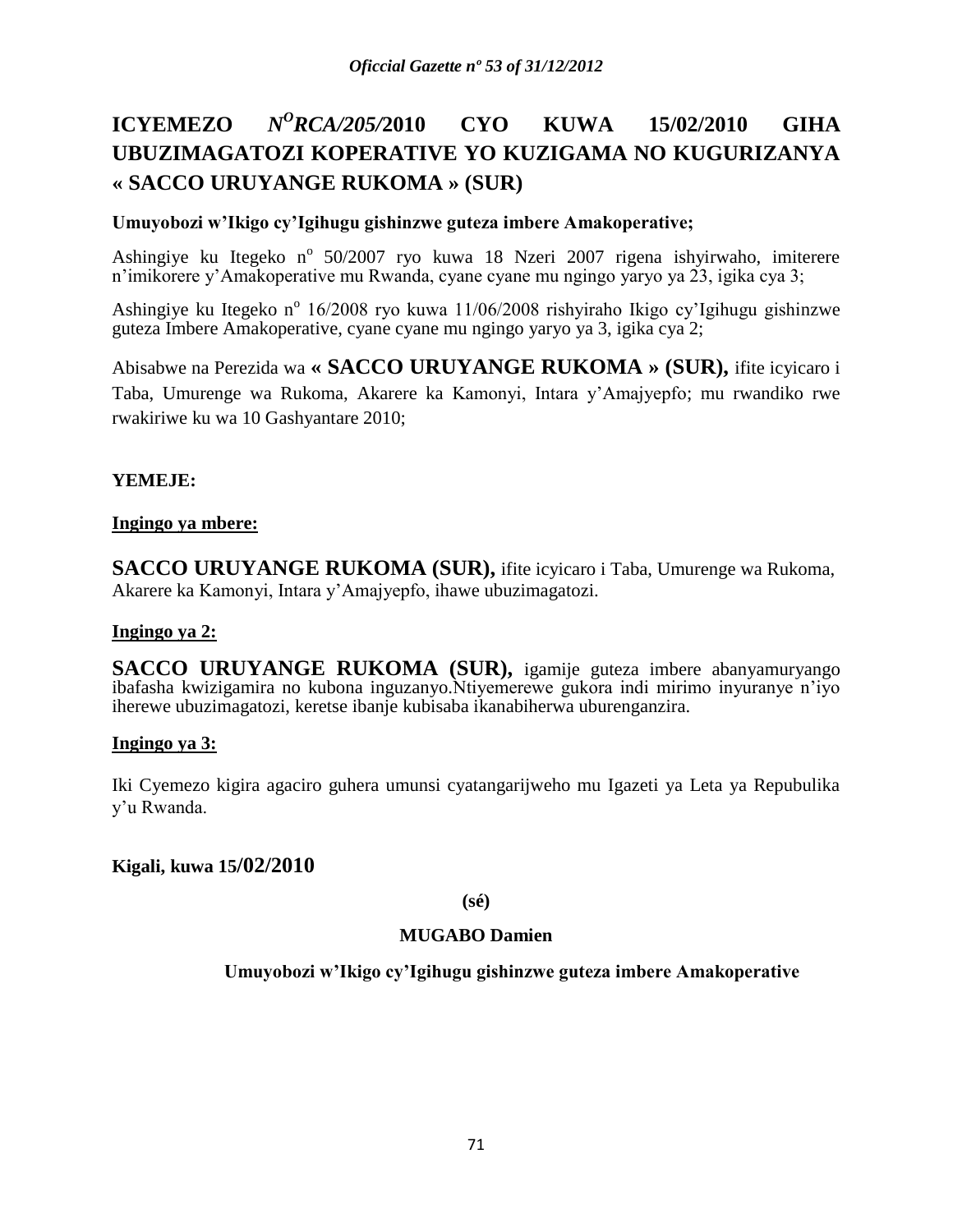# ICYEMEZO *N^O RCA/205/*2010 CYO KUWA 15/02/2010 GIHA UBUZIMAGATOZI KOPERATIVE YO KUZIGAMA NO KUGURIZANYA « SACCO URUYANGE RUKOMA » (SUR)

**Umuyobozi w'Ikigo cy'Igihugu gishinzwe guteza imbere Amakoperative;**

Ashingiye ku Itegeko n° 50/2007 ryo kuwa 18 Nzeri 2007 rigena ishyirwaho, imiterere n'imikorere y'Amakoperative mu Rwanda, cyane cyane mu ngingo yaryo ya 23, igika cya 3;

Ashingiye ku Itegeko n° 16/2008 ryo kuwa 11/06/2008 rishyiraho Ikigo cy'Igihugu gishinzwe guteza Imbere Amakoperative, cyane cyane mu ngingo yaryo ya 3, igika cya 2;

Abisabwe na Perezida wa **« SACCO URUYANGE RUKOMA » (SUR),** ifite icyicaro i Taba, Umurenge wa Rukoma, Akarere ka Kamonyi, Intara y'Amajyepfo; mu rwandiko rwe rwakiriwe ku wa 10 Gashyantare 2010;

**YEMEJE:**

**Ingingo ya mbere:**

**SACCO URUYANGE RUKOMA (SUR),** ifite icyicaro i Taba, Umurenge wa Rukoma, Akarere ka Kamonyi, Intara y'Amajyepfo, ihawe ubuzimagatozi.

**Ingingo ya 2:**

**SACCO URUYANGE RUKOMA (SUR),** igamije guteza imbere abanyamuryango ibafasha kwizigamira no kubona inguzanyo.Ntiyemerewe gukora indi mirimo inyuranye n'iyo iherewe ubuzimagatozi, keretse ibanje kubisaba ikanabiherwa uburenganzira.

**Ingingo ya 3:**

Iki Cyemezo kigira agaciro guhera umunsi cyatangarijweho mu Igazeti ya Leta ya Repubulika y'u Rwanda.

**Kigali, kuwa 15/02/2010**

**(sé)**

**MUGABO Damien**

**Umuyobozi w'Ikigo cy'Igihugu gishinzwe guteza imbere Amakoperative**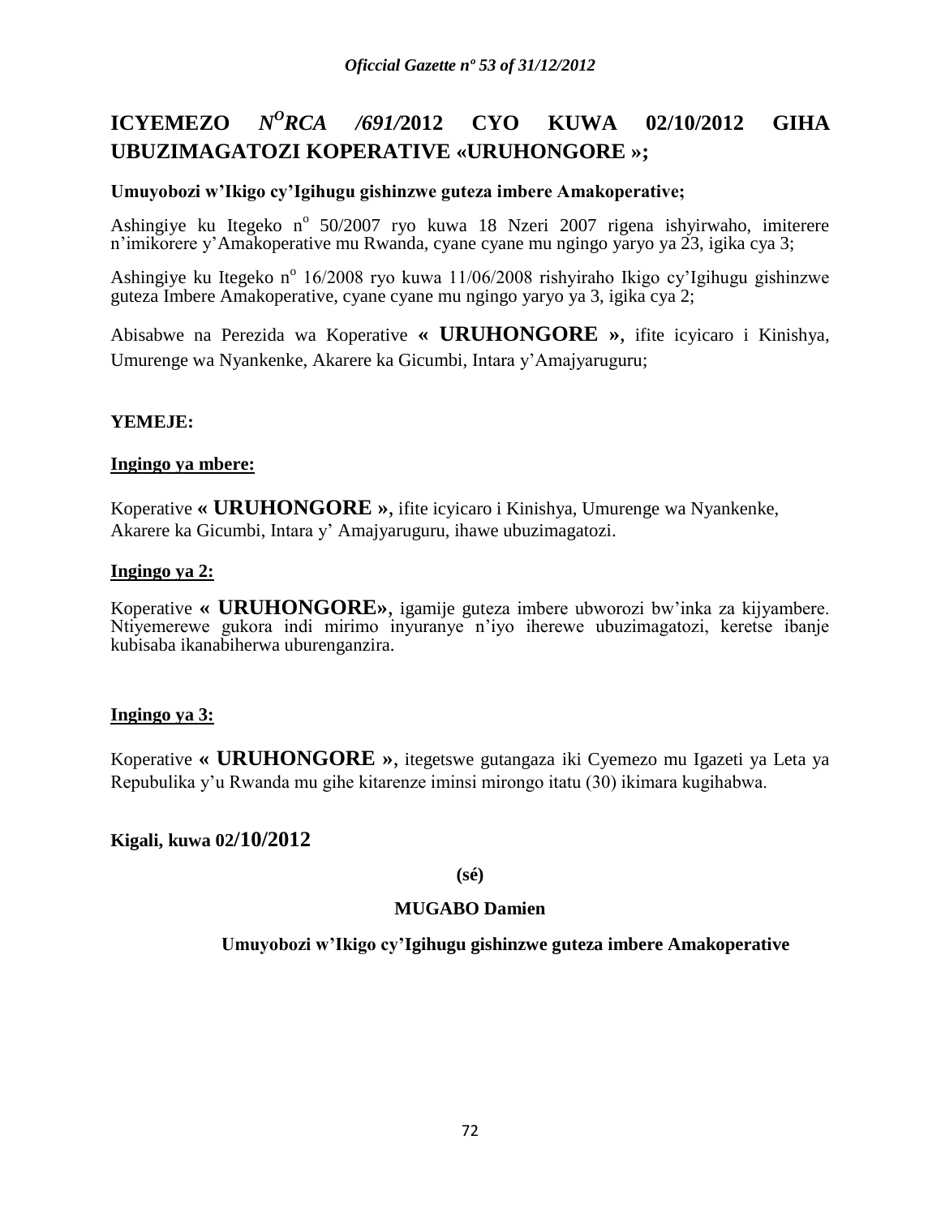# ICYEMEZO *N^O RCA /691/*2012 CYO KUWA 02/10/2012 GIHA UBUZIMAGATOZI KOPERATIVE «URUHONGORE »;

**Umuyobozi w'Ikigo cy'Igihugu gishinzwe guteza imbere Amakoperative;**

Ashingiye ku Itegeko n° 50/2007 ryo kuwa 18 Nzeri 2007 rigena ishyirwaho, imiterere n'imikorere y'Amakoperative mu Rwanda, cyane cyane mu ngingo yaryo ya 23, igika cya 3;

Ashingiye ku Itegeko n° 16/2008 ryo kuwa 11/06/2008 rishyiraho Ikigo cy'Igihugu gishinzwe guteza Imbere Amakoperative, cyane cyane mu ngingo yaryo ya 3, igika cya 2;

Abisabwe na Perezida wa Koperative **« URUHONGORE »**, ifite icyicaro i Kinishya, Umurenge wa Nyankenke, Akarere ka Gicumbi, Intara y'Amajyaruguru;

**YEMEJE:**

**Ingingo ya mbere:**

Koperative **« URUHONGORE »**, ifite icyicaro i Kinishya, Umurenge wa Nyankenke, Akarere ka Gicumbi, Intara y' Amajyaruguru, ihawe ubuzimagatozi.

**Ingingo ya 2:**

Koperative **« URUHONGORE»**, igamije guteza imbere ubworozi bw'inka za kijyambere. Ntiyemerewe gukora indi mirimo inyuranye n'iyo iherewe ubuzimagatozi, keretse ibanje kubisaba ikanabiherwa uburenganzira.

**Ingingo ya 3:**

Koperative **« URUHONGORE »**, itegetswe gutangaza iki Cyemezo mu Igazeti ya Leta ya Repubulika y'u Rwanda mu gihe kitarenze iminsi mirongo itatu (30) ikimara kugihabwa.

**Kigali, kuwa 02/10/2012**

**(sé)**

**MUGABO Damien**

**Umuyobozi w'Ikigo cy'Igihugu gishinzwe guteza imbere Amakoperative**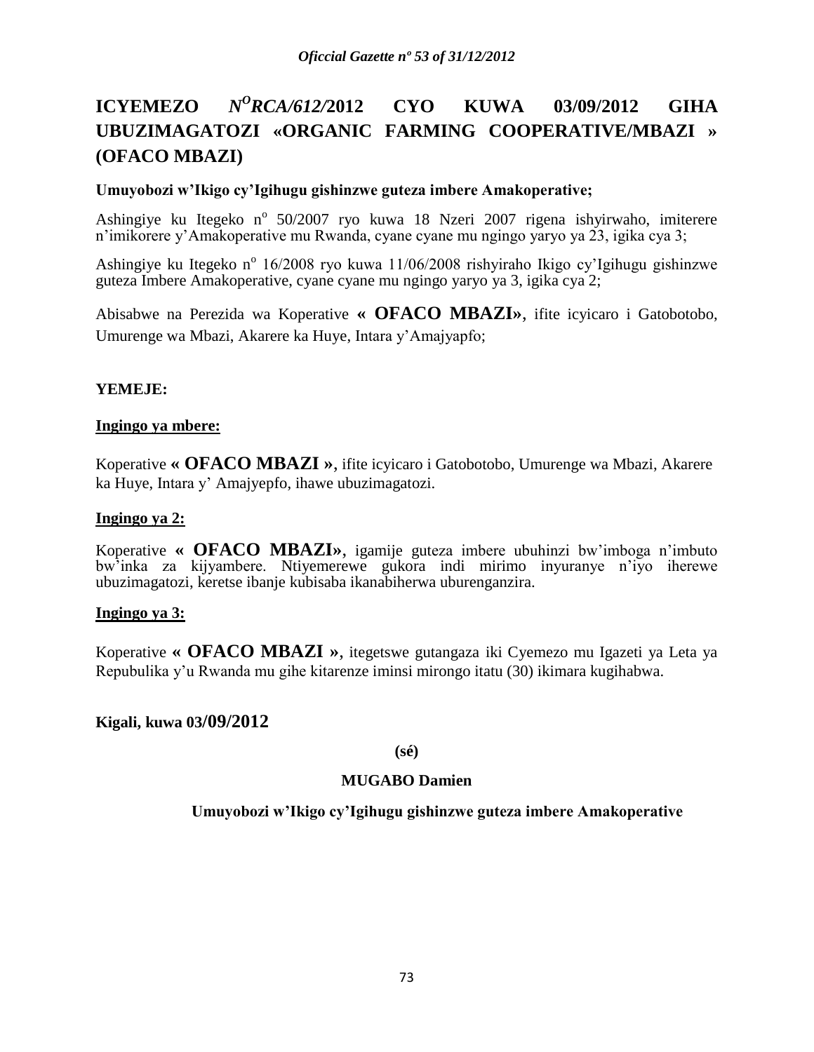# ICYEMEZO *N$^{O}$RCA/612/*2012 CYO KUWA 03/09/2012 GIHA UBUZIMAGATOZI «ORGANIC FARMING COOPERATIVE/MBAZI » (OFACO MBAZI)

**Umuyobozi w'Ikigo cy'Igihugu gishinzwe guteza imbere Amakoperative;**

Ashingiye ku Itegeko n$^{o}$ 50/2007 ryo kuwa 18 Nzeri 2007 rigena ishyirwaho, imiterere n'imikorere y'Amakoperative mu Rwanda, cyane cyane mu ngingo yaryo ya 23, igika cya 3;

Ashingiye ku Itegeko n$^{o}$ 16/2008 ryo kuwa 11/06/2008 rishyiraho Ikigo cy'Igihugu gishinzwe guteza Imbere Amakoperative, cyane cyane mu ngingo yaryo ya 3, igika cya 2;

Abisabwe na Perezida wa Koperative **« OFACO MBAZI»**, ifite icyicaro i Gatobotobo, Umurenge wa Mbazi, Akarere ka Huye, Intara y'Amajyapfo;

**YEMEJE:**

**Ingingo ya mbere:**

Koperative **« OFACO MBAZI »**, ifite icyicaro i Gatobotobo, Umurenge wa Mbazi, Akarere ka Huye, Intara y' Amajyepfo, ihawe ubuzimagatozi.

**Ingingo ya 2:**

Koperative **« OFACO MBAZI»**, igamije guteza imbere ubuhinzi bw'imboga n'imbuto bw'inka za kijyambere. Ntiyemerewe gukora indi mirimo inyuranye n'iyo iherewe ubuzimagatozi, keretse ibanje kubisaba ikanabiherwa uburenganzira.

**Ingingo ya 3:**

Koperative **« OFACO MBAZI »**, itegetswe gutangaza iki Cyemezo mu Igazeti ya Leta ya Repubulika y'u Rwanda mu gihe kitarenze iminsi mirongo itatu (30) ikimara kugihabwa.

**Kigali, kuwa 03/09/2012**

**(sé)**

**MUGABO Damien**

**Umuyobozi w'Ikigo cy'Igihugu gishinzwe guteza imbere Amakoperative**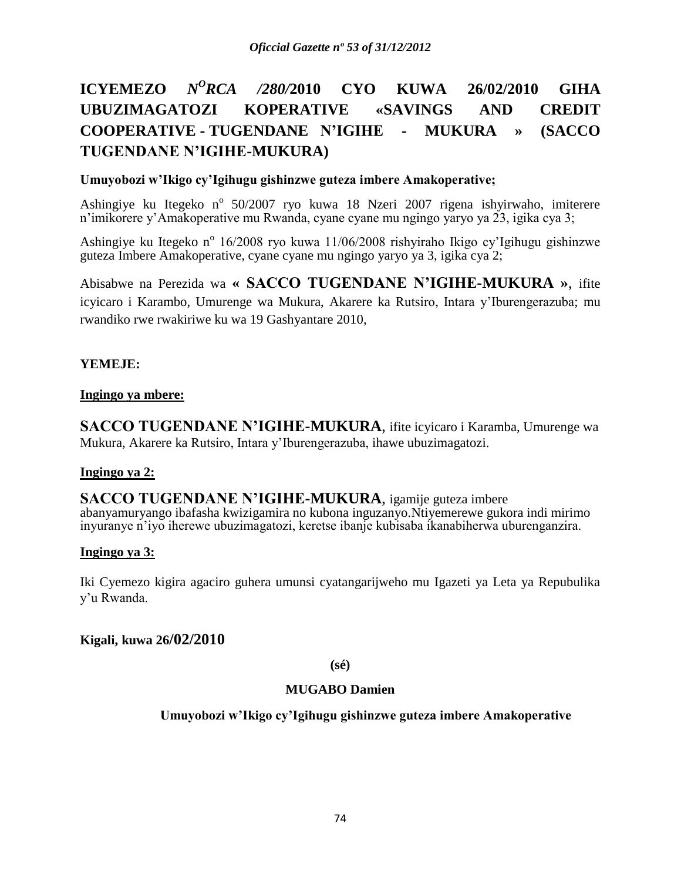# ICYEMEZO *N^O RCA /280/*2010 CYO KUWA 26/02/2010 GIHA UBUZIMAGATOZI KOPERATIVE «SAVINGS AND CREDIT COOPERATIVE - TUGENDANE N'IGIHE - MUKURA » (SACCO TUGENDANE N'IGIHE-MUKURA)

**Umuyobozi w'Ikigo cy'Igihugu gishinzwe guteza imbere Amakoperative;**

Ashingiye ku Itegeko n° 50/2007 ryo kuwa 18 Nzeri 2007 rigena ishyirwaho, imiterere n'imikorere y'Amakoperative mu Rwanda, cyane cyane mu ngingo yaryo ya 23, igika cya 3;

Ashingiye ku Itegeko n° 16/2008 ryo kuwa 11/06/2008 rishyiraho Ikigo cy'Igihugu gishinzwe guteza Imbere Amakoperative, cyane cyane mu ngingo yaryo ya 3, igika cya 2;

Abisabwe na Perezida wa **« SACCO TUGENDANE N'IGIHE-MUKURA »**, ifite icyicaro i Karambo, Umurenge wa Mukura, Akarere ka Rutsiro, Intara y'Iburengerazuba; mu rwandiko rwe rwakiriwe ku wa 19 Gashyantare 2010,

**YEMEJE:**

**Ingingo ya mbere:**

**SACCO TUGENDANE N'IGIHE-MUKURA**, ifite icyicaro i Karamba, Umurenge wa Mukura, Akarere ka Rutsiro, Intara y'Iburengerazuba, ihawe ubuzimagatozi.

**Ingingo ya 2:**

**SACCO TUGENDANE N'IGIHE-MUKURA**, igamije guteza imbere abanyamuryango ibafasha kwizigamira no kubona inguzanyo.Ntiyemerewe gukora indi mirimo inyuranye n'iyo iherewe ubuzimagatozi, keretse ibanje kubisaba ikanabiherwa uburenganzira.

**Ingingo ya 3:**

Iki Cyemezo kigira agaciro guhera umunsi cyatangarijweho mu Igazeti ya Leta ya Repubulika y'u Rwanda.

**Kigali, kuwa 26/02/2010**

**(sé)**

**MUGABO Damien**

**Umuyobozi w'Ikigo cy'Igihugu gishinzwe guteza imbere Amakoperative**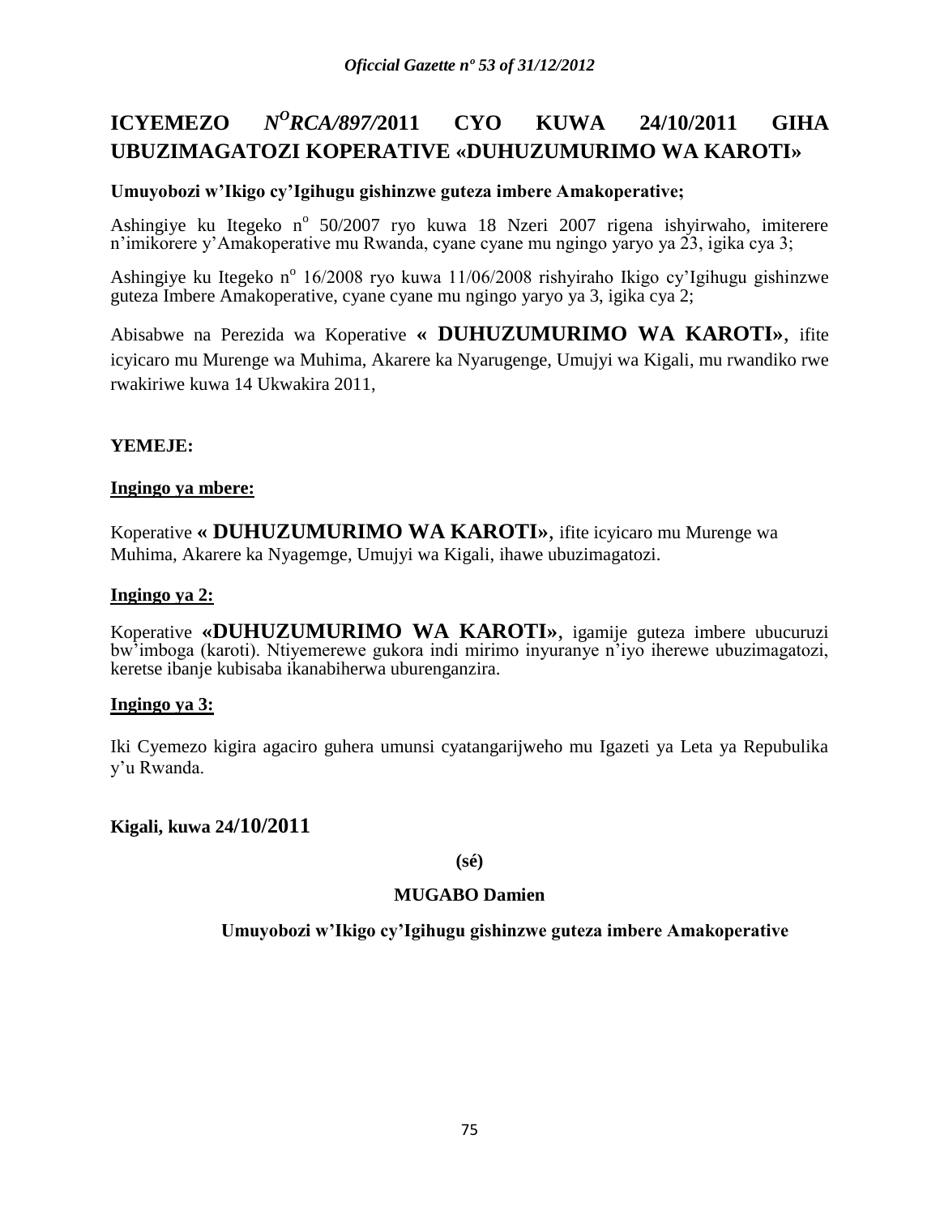# ICYEMEZO $N^O$*RCA/897/*2011 CYO KUWA 24/10/2011 GIHA UBUZIMAGATOZI KOPERATIVE «DUHUZUMURIMO WA KAROTI»

**Umuyobozi w'Ikigo cy'Igihugu gishinzwe guteza imbere Amakoperative;**

Ashingiye ku Itegeko n$^o$ 50/2007 ryo kuwa 18 Nzeri 2007 rigena ishyirwaho, imiterere n'imikorere y'Amakoperative mu Rwanda, cyane cyane mu ngingo yaryo ya 23, igika cya 3;

Ashingiye ku Itegeko n$^o$ 16/2008 ryo kuwa 11/06/2008 rishyiraho Ikigo cy'Igihugu gishinzwe guteza Imbere Amakoperative, cyane cyane mu ngingo yaryo ya 3, igika cya 2;

Abisabwe na Perezida wa Koperative **« DUHUZUMURIMO WA KAROTI»**, ifite icyicaro mu Murenge wa Muhima, Akarere ka Nyarugenge, Umujyi wa Kigali, mu rwandiko rwe rwakiriwe kuwa 14 Ukwakira 2011,

**YEMEJE:**

**Ingingo ya mbere:**

Koperative **« DUHUZUMURIMO WA KAROTI»**, ifite icyicaro mu Murenge wa Muhima, Akarere ka Nyagemge, Umujyi wa Kigali, ihawe ubuzimagatozi.

**Ingingo ya 2:**

Koperative **«DUHUZUMURIMO WA KAROTI»**, igamije guteza imbere ubucuruzi bw'imboga (karoti). Ntiyemerewe gukora indi mirimo inyuranye n'iyo iherewe ubuzimagatozi, keretse ibanje kubisaba ikanabiherwa uburenganzira.

**Ingingo ya 3:**

Iki Cyemezo kigira agaciro guhera umunsi cyatangarijweho mu Igazeti ya Leta ya Repubulika y'u Rwanda.

**Kigali, kuwa 24/10/2011**

**(sé)**

**MUGABO Damien**

**Umuyobozi w'Ikigo cy'Igihugu gishinzwe guteza imbere Amakoperative**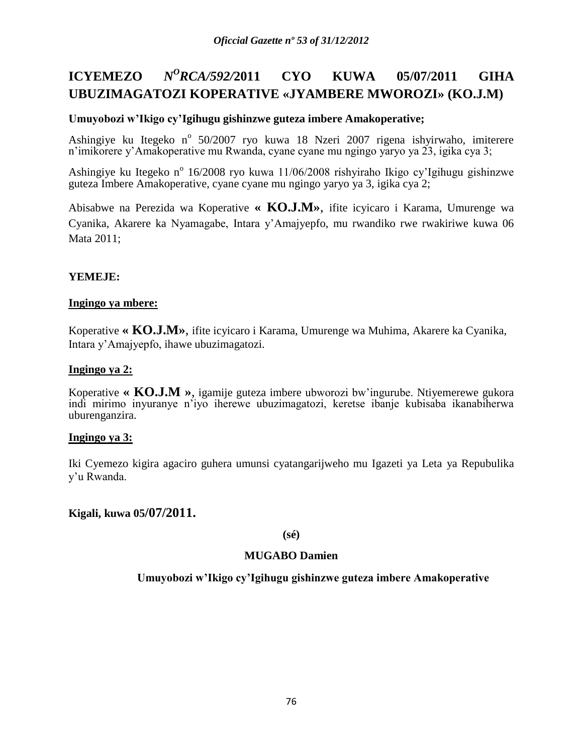# ICYEMEZO *N^O RCA/592/*2011 CYO KUWA 05/07/2011 GIHA UBUZIMAGATOZI KOPERATIVE «JYAMBERE MWOROZI» (KO.J.M)

**Umuyobozi w'Ikigo cy'Igihugu gishinzwe guteza imbere Amakoperative;**

Ashingiye ku Itegeko n° 50/2007 ryo kuwa 18 Nzeri 2007 rigena ishyirwaho, imiterere n'imikorere y'Amakoperative mu Rwanda, cyane cyane mu ngingo yaryo ya 23, igika cya 3;

Ashingiye ku Itegeko n° 16/2008 ryo kuwa 11/06/2008 rishyiraho Ikigo cy'Igihugu gishinzwe guteza Imbere Amakoperative, cyane cyane mu ngingo yaryo ya 3, igika cya 2;

Abisabwe na Perezida wa Koperative **« KO.J.M»**, ifite icyicaro i Karama, Umurenge wa Cyanika, Akarere ka Nyamagabe, Intara y'Amajyepfo, mu rwandiko rwe rwakiriwe kuwa 06 Mata 2011;

**YEMEJE:**

**Ingingo ya mbere:**

Koperative **« KO.J.M»**, ifite icyicaro i Karama, Umurenge wa Muhima, Akarere ka Cyanika, Intara y'Amajyepfo, ihawe ubuzimagatozi.

**Ingingo ya 2:**

Koperative **« KO.J.M »**, igamije guteza imbere ubworozi bw'ingurube. Ntiyemerewe gukora indi mirimo inyuranye n'iyo iherewe ubuzimagatozi, keretse ibanje kubisaba ikanabiherwa uburenganzira.

**Ingingo ya 3:**

Iki Cyemezo kigira agaciro guhera umunsi cyatangarijweho mu Igazeti ya Leta ya Repubulika y'u Rwanda.

**Kigali, kuwa 05/07/2011.**

**(sé)**

**MUGABO Damien**

**Umuyobozi w'Ikigo cy'Igihugu gishinzwe guteza imbere Amakoperative**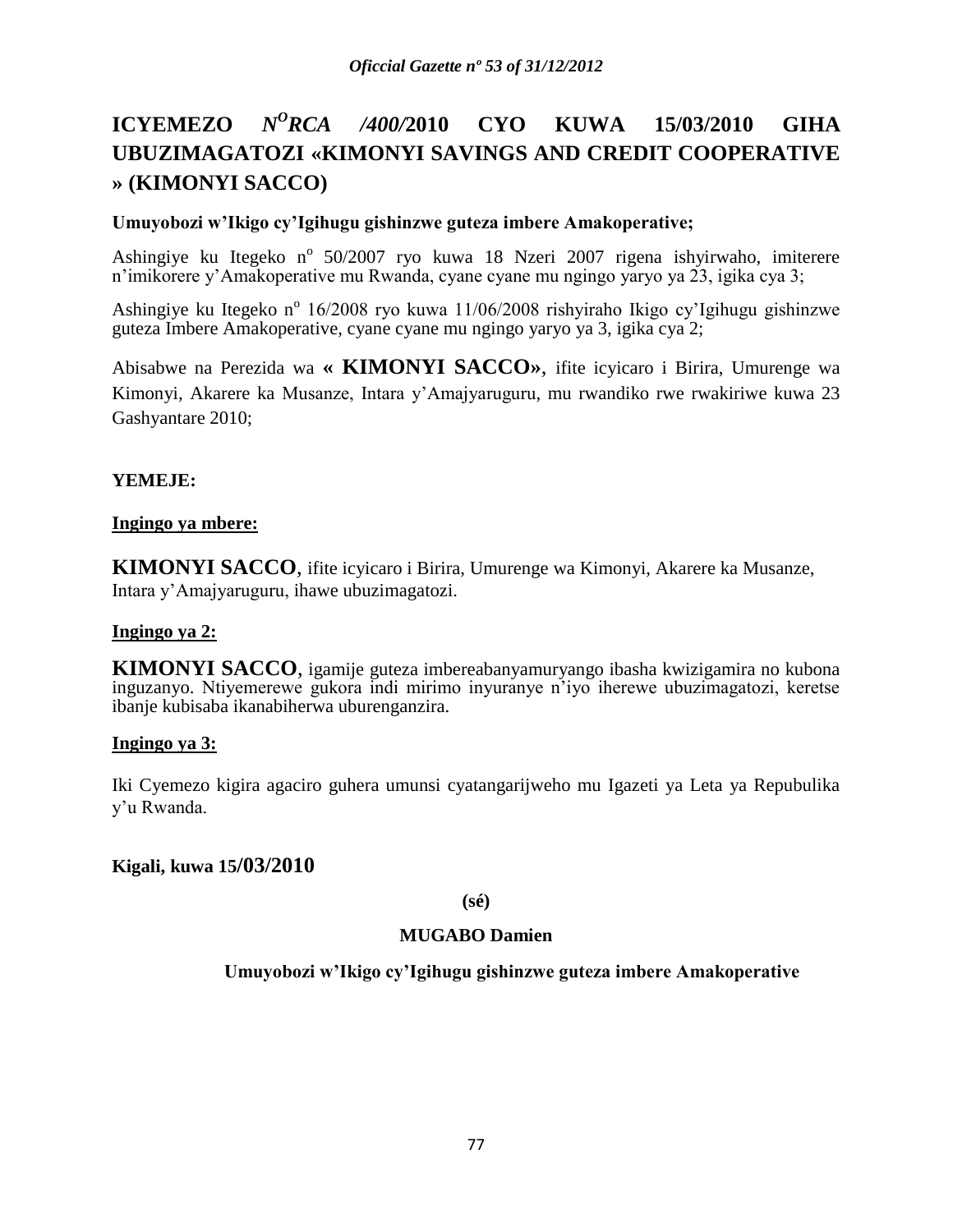# ICYEMEZO *N^O^RCA /400/*2010 CYO KUWA 15/03/2010 GIHA UBUZIMAGATOZI «KIMONYI SAVINGS AND CREDIT COOPERATIVE » (KIMONYI SACCO)

**Umuyobozi w'Ikigo cy'Igihugu gishinzwe guteza imbere Amakoperative;**

Ashingiye ku Itegeko n° 50/2007 ryo kuwa 18 Nzeri 2007 rigena ishyirwaho, imiterere n'imikorere y'Amakoperative mu Rwanda, cyane cyane mu ngingo yaryo ya 23, igika cya 3;

Ashingiye ku Itegeko n° 16/2008 ryo kuwa 11/06/2008 rishyiraho Ikigo cy'Igihugu gishinzwe guteza Imbere Amakoperative, cyane cyane mu ngingo yaryo ya 3, igika cya 2;

Abisabwe na Perezida wa **« KIMONYI SACCO»**, ifite icyicaro i Birira, Umurenge wa Kimonyi, Akarere ka Musanze, Intara y'Amajyaruguru, mu rwandiko rwe rwakiriwe kuwa 23 Gashyantare 2010;

**YEMEJE:**

**Ingingo ya mbere:**

**KIMONYI SACCO**, ifite icyicaro i Birira, Umurenge wa Kimonyi, Akarere ka Musanze, Intara y'Amajyaruguru, ihawe ubuzimagatozi.

**Ingingo ya 2:**

**KIMONYI SACCO**, igamije guteza imbereabanyamuryango ibasha kwizigamira no kubona inguzanyo. Ntiyemerewe gukora indi mirimo inyuranye n'iyo iherewe ubuzimagatozi, keretse ibanje kubisaba ikanabiherwa uburenganzira.

**Ingingo ya 3:**

Iki Cyemezo kigira agaciro guhera umunsi cyatangarijweho mu Igazeti ya Leta ya Repubulika y'u Rwanda.

**Kigali, kuwa 15/03/2010**

**(sé)**

**MUGABO Damien**

**Umuyobozi w'Ikigo cy'Igihugu gishinzwe guteza imbere Amakoperative**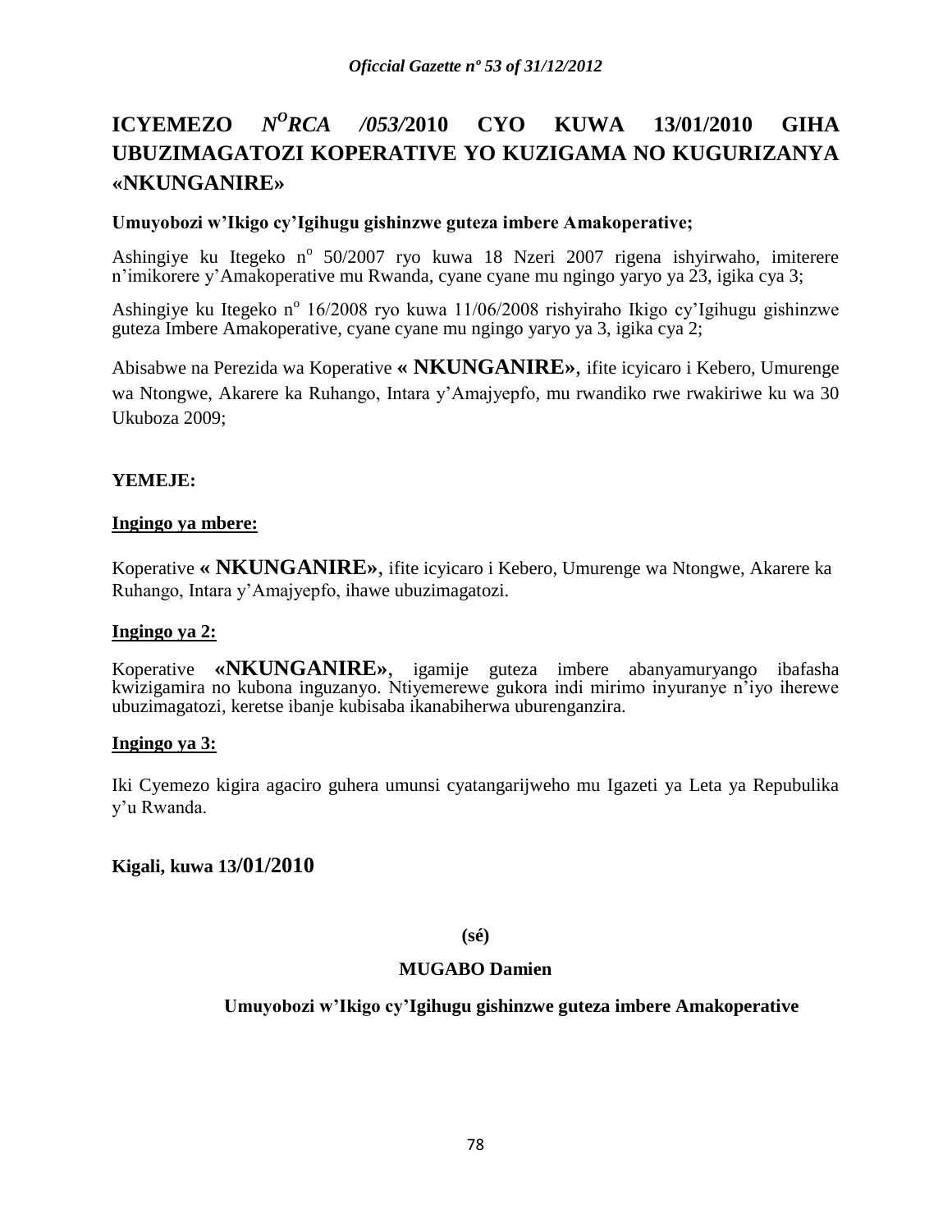# ICYEMEZO *N^O^RCA /053/*2010 CYO KUWA 13/01/2010 GIHA UBUZIMAGATOZI KOPERATIVE YO KUZIGAMA NO KUGURIZANYA «NKUNGANIRE»

**Umuyobozi w'Ikigo cy'Igihugu gishinzwe guteza imbere Amakoperative;**

Ashingiye ku Itegeko n° 50/2007 ryo kuwa 18 Nzeri 2007 rigena ishyirwaho, imiterere n'imikorere y'Amakoperative mu Rwanda, cyane cyane mu ngingo yaryo ya 23, igika cya 3;

Ashingiye ku Itegeko n° 16/2008 ryo kuwa 11/06/2008 rishyiraho Ikigo cy'Igihugu gishinzwe guteza Imbere Amakoperative, cyane cyane mu ngingo yaryo ya 3, igika cya 2;

Abisabwe na Perezida wa Koperative **« NKUNGANIRE»**, ifite icyicaro i Kebero, Umurenge wa Ntongwe, Akarere ka Ruhango, Intara y'Amajyepfo, mu rwandiko rwe rwakiriwe ku wa 30 Ukuboza 2009;

**YEMEJE:**

**<u>Ingingo ya mbere:</u>**

Koperative **« NKUNGANIRE»**, ifite icyicaro i Kebero, Umurenge wa Ntongwe, Akarere ka Ruhango, Intara y'Amajyepfo, ihawe ubuzimagatozi.

**<u>Ingingo ya 2:</u>**

Koperative **«NKUNGANIRE»**, igamije guteza imbere abanyamuryango ibafasha kwizigamira no kubona inguzanyo. Ntiyemerewe gukora indi mirimo inyuranye n'iyo iherewe ubuzimagatozi, keretse ibanje kubisaba ikanabiherwa uburenganzira.

**<u>Ingingo ya 3:</u>**

Iki Cyemezo kigira agaciro guhera umunsi cyatangarijweho mu Igazeti ya Leta ya Repubulika y'u Rwanda.

**Kigali, kuwa 13/01/2010**

**(sé)**

**MUGABO Damien**

**Umuyobozi w'Ikigo cy'Igihugu gishinzwe guteza imbere Amakoperative**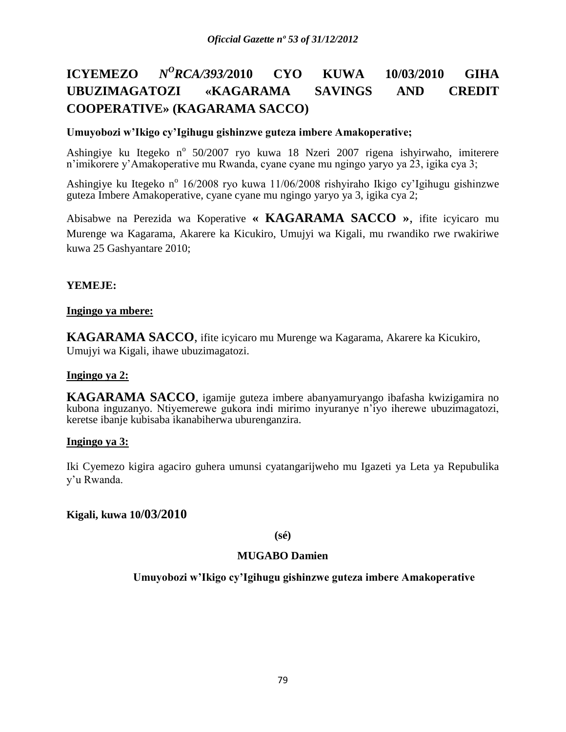# ICYEMEZO *N^O RCA/393/*2010 CYO KUWA 10/03/2010 GIHA UBUZIMAGATOZI «KAGARAMA SAVINGS AND CREDIT COOPERATIVE» (KAGARAMA SACCO)

**Umuyobozi w'Ikigo cy'Igihugu gishinzwe guteza imbere Amakoperative;**

Ashingiye ku Itegeko n° 50/2007 ryo kuwa 18 Nzeri 2007 rigena ishyirwaho, imiterere n'imikorere y'Amakoperative mu Rwanda, cyane cyane mu ngingo yaryo ya 23, igika cya 3;

Ashingiye ku Itegeko n° 16/2008 ryo kuwa 11/06/2008 rishyiraho Ikigo cy'Igihugu gishinzwe guteza Imbere Amakoperative, cyane cyane mu ngingo yaryo ya 3, igika cya 2;

Abisabwe na Perezida wa Koperative **« KAGARAMA SACCO »**, ifite icyicaro mu Murenge wa Kagarama, Akarere ka Kicukiro, Umujyi wa Kigali, mu rwandiko rwe rwakiriwe kuwa 25 Gashyantare 2010;

**YEMEJE:**

**Ingingo ya mbere:**

**KAGARAMA SACCO**, ifite icyicaro mu Murenge wa Kagarama, Akarere ka Kicukiro, Umujyi wa Kigali, ihawe ubuzimagatozi.

**Ingingo ya 2:**

**KAGARAMA SACCO**, igamije guteza imbere abanyamuryango ibafasha kwizigamira no kubona inguzanyo. Ntiyemerewe gukora indi mirimo inyuranye n'iyo iherewe ubuzimagatozi, keretse ibanje kubisaba ikanabiherwa uburenganzira.

**Ingingo ya 3:**

Iki Cyemezo kigira agaciro guhera umunsi cyatangarijweho mu Igazeti ya Leta ya Repubulika y'u Rwanda.

**Kigali, kuwa 10/03/2010**

**(sé)**

**MUGABO Damien**

**Umuyobozi w'Ikigo cy'Igihugu gishinzwe guteza imbere Amakoperative**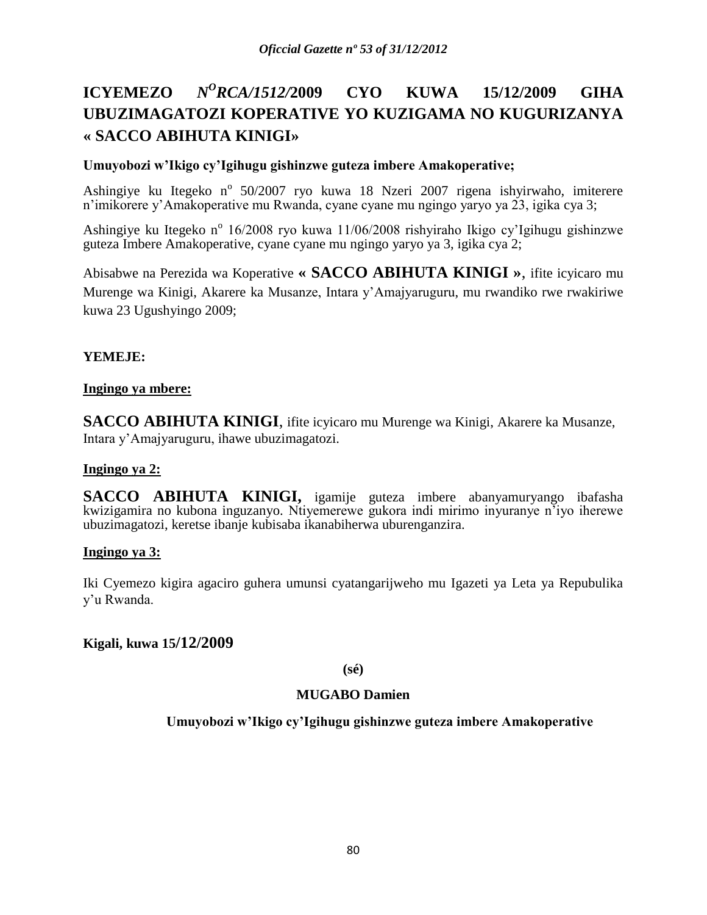# ICYEMEZO $N^{O}$*RCA/1512/*2009 CYO KUWA 15/12/2009 GIHA UBUZIMAGATOZI KOPERATIVE YO KUZIGAMA NO KUGURIZANYA « SACCO ABIHUTA KINIGI»

**Umuyobozi w'Ikigo cy'Igihugu gishinzwe guteza imbere Amakoperative;**

Ashingiye ku Itegeko n° 50/2007 ryo kuwa 18 Nzeri 2007 rigena ishyirwaho, imiterere n'imikorere y'Amakoperative mu Rwanda, cyane cyane mu ngingo yaryo ya 23, igika cya 3;

Ashingiye ku Itegeko n° 16/2008 ryo kuwa 11/06/2008 rishyiraho Ikigo cy'Igihugu gishinzwe guteza Imbere Amakoperative, cyane cyane mu ngingo yaryo ya 3, igika cya 2;

Abisabwe na Perezida wa Koperative **« SACCO ABIHUTA KINIGI »**, ifite icyicaro mu Murenge wa Kinigi, Akarere ka Musanze, Intara y'Amajyaruguru, mu rwandiko rwe rwakiriwe kuwa 23 Ugushyingo 2009;

**YEMEJE:**

**Ingingo ya mbere:**

**SACCO ABIHUTA KINIGI**, ifite icyicaro mu Murenge wa Kinigi, Akarere ka Musanze, Intara y'Amajyaruguru, ihawe ubuzimagatozi.

**Ingingo ya 2:**

**SACCO ABIHUTA KINIGI,** igamije guteza imbere abanyamuryango ibafasha kwizigamira no kubona inguzanyo. Ntiyemerewe gukora indi mirimo inyuranye n'iyo iherewe ubuzimagatozi, keretse ibanje kubisaba ikanabiherwa uburenganzira.

**Ingingo ya 3:**

Iki Cyemezo kigira agaciro guhera umunsi cyatangarijweho mu Igazeti ya Leta ya Repubulika y'u Rwanda.

**Kigali, kuwa 15/12/2009**

**(sé)**

**MUGABO Damien**

**Umuyobozi w'Ikigo cy'Igihugu gishinzwe guteza imbere Amakoperative**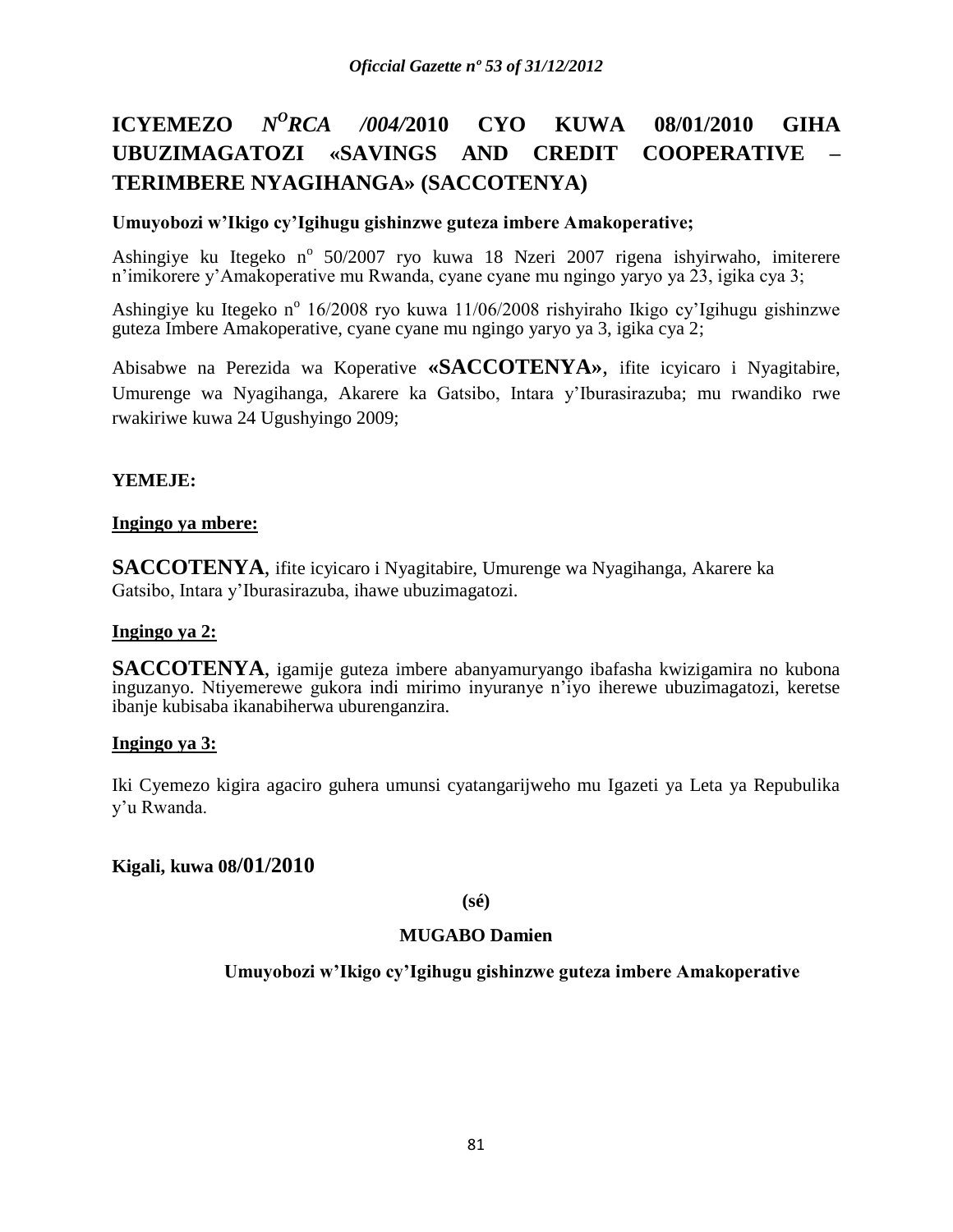# ICYEMEZO *N$^{O}$RCA /004/*2010 CYO KUWA 08/01/2010 GIHA UBUZIMAGATOZI «SAVINGS AND CREDIT COOPERATIVE – TERIMBERE NYAGIHANGA» (SACCOTENYA)

**Umuyobozi w'Ikigo cy'Igihugu gishinzwe guteza imbere Amakoperative;**

Ashingiye ku Itegeko n$^{o}$ 50/2007 ryo kuwa 18 Nzeri 2007 rigena ishyirwaho, imiterere n'imikorere y'Amakoperative mu Rwanda, cyane cyane mu ngingo yaryo ya 23, igika cya 3;

Ashingiye ku Itegeko n$^{o}$ 16/2008 ryo kuwa 11/06/2008 rishyiraho Ikigo cy'Igihugu gishinzwe guteza Imbere Amakoperative, cyane cyane mu ngingo yaryo ya 3, igika cya 2;

Abisabwe na Perezida wa Koperative **«SACCOTENYA»**, ifite icyicaro i Nyagitabire, Umurenge wa Nyagihanga, Akarere ka Gatsibo, Intara y'Iburasirazuba; mu rwandiko rwe rwakiriwe kuwa 24 Ugushyingo 2009;

**YEMEJE:**

**<u>Ingingo ya mbere:</u>**

**SACCOTENYA**, ifite icyicaro i Nyagitabire, Umurenge wa Nyagihanga, Akarere ka Gatsibo, Intara y'Iburasirazuba, ihawe ubuzimagatozi.

**<u>Ingingo ya 2:</u>**

**SACCOTENYA**, igamije guteza imbere abanyamuryango ibafasha kwizigamira no kubona inguzanyo. Ntiyemerewe gukora indi mirimo inyuranye n'iyo iherewe ubuzimagatozi, keretse ibanje kubisaba ikanabiherwa uburenganzira.

**<u>Ingingo ya 3:</u>**

Iki Cyemezo kigira agaciro guhera umunsi cyatangarijweho mu Igazeti ya Leta ya Repubulika y'u Rwanda.

**Kigali, kuwa 08/01/2010**

**(sé)**

**MUGABO Damien**

**Umuyobozi w'Ikigo cy'Igihugu gishinzwe guteza imbere Amakoperative**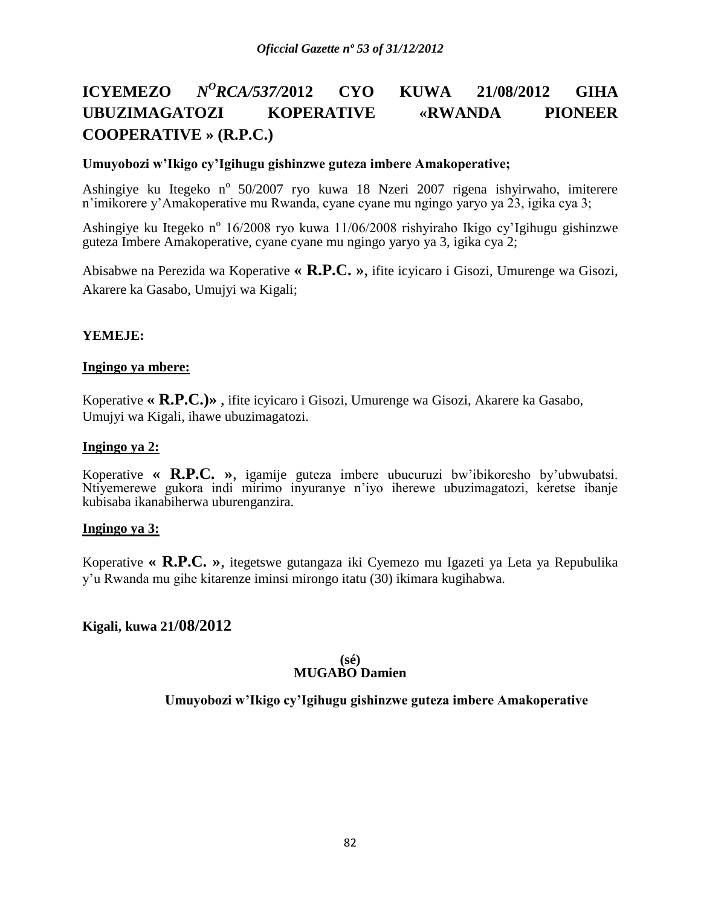# ICYEMEZO $N^O$*RCA/537/*2012 CYO KUWA 21/08/2012 GIHA UBUZIMAGATOZI KOPERATIVE «RWANDA PIONEER COOPERATIVE » (R.P.C.)

**Umuyobozi w'Ikigo cy'Igihugu gishinzwe guteza imbere Amakoperative;**

Ashingiye ku Itegeko n° 50/2007 ryo kuwa 18 Nzeri 2007 rigena ishyirwaho, imiterere n'imikorere y'Amakoperative mu Rwanda, cyane cyane mu ngingo yaryo ya 23, igika cya 3;

Ashingiye ku Itegeko n° 16/2008 ryo kuwa 11/06/2008 rishyiraho Ikigo cy'Igihugu gishinzwe guteza Imbere Amakoperative, cyane cyane mu ngingo yaryo ya 3, igika cya 2;

Abisabwe na Perezida wa Koperative **« R.P.C. »**, ifite icyicaro i Gisozi, Umurenge wa Gisozi, Akarere ka Gasabo, Umujyi wa Kigali;

**YEMEJE:**

**Ingingo ya mbere:**

Koperative **« R.P.C.)»** , ifite icyicaro i Gisozi, Umurenge wa Gisozi, Akarere ka Gasabo, Umujyi wa Kigali, ihawe ubuzimagatozi.

**Ingingo ya 2:**

Koperative **« R.P.C. »**, igamije guteza imbere ubucuruzi bw'ibikoresho by'ubwubatsi. Ntiyemerewe gukora indi mirimo inyuranye n'iyo iherewe ubuzimagatozi, keretse ibanje kubisaba ikanabiherwa uburenganzira.

**Ingingo ya 3:**

Koperative **« R.P.C. »**, itegetswe gutangaza iki Cyemezo mu Igazeti ya Leta ya Repubulika y'u Rwanda mu gihe kitarenze iminsi mirongo itatu (30) ikimara kugihabwa.

**Kigali, kuwa 21/08/2012**

**(sé)**
**MUGABO Damien**

**Umuyobozi w'Ikigo cy'Igihugu gishinzwe guteza imbere Amakoperative**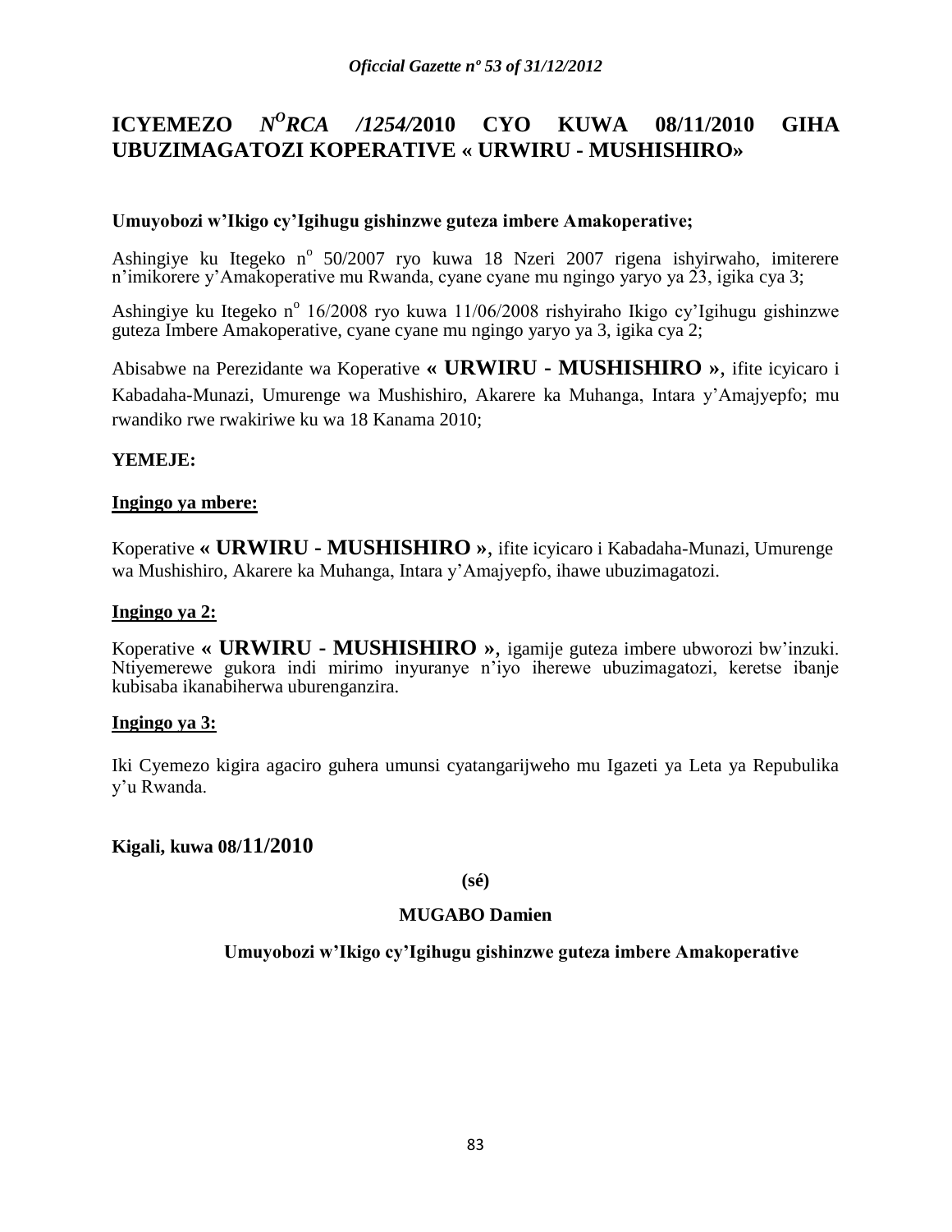# ICYEMEZO $N^{O}$*RCA /1254/*2010 CYO KUWA 08/11/2010 GIHA UBUZIMAGATOZI KOPERATIVE « URWIRU - MUSHISHIRO»

**Umuyobozi w'Ikigo cy'Igihugu gishinzwe guteza imbere Amakoperative;**

Ashingiye ku Itegeko n° 50/2007 ryo kuwa 18 Nzeri 2007 rigena ishyirwaho, imiterere n'imikorere y'Amakoperative mu Rwanda, cyane cyane mu ngingo yaryo ya 23, igika cya 3;

Ashingiye ku Itegeko n° 16/2008 ryo kuwa 11/06/2008 rishyiraho Ikigo cy'Igihugu gishinzwe guteza Imbere Amakoperative, cyane cyane mu ngingo yaryo ya 3, igika cya 2;

Abisabwe na Perezidante wa Koperative **« URWIRU - MUSHISHIRO »**, ifite icyicaro i Kabadaha-Munazi, Umurenge wa Mushishiro, Akarere ka Muhanga, Intara y'Amajyepfo; mu rwandiko rwe rwakiriwe ku wa 18 Kanama 2010;

**YEMEJE:**

**Ingingo ya mbere:**

Koperative **« URWIRU - MUSHISHIRO »**, ifite icyicaro i Kabadaha-Munazi, Umurenge wa Mushishiro, Akarere ka Muhanga, Intara y'Amajyepfo, ihawe ubuzimagatozi.

**Ingingo ya 2:**

Koperative **« URWIRU - MUSHISHIRO »**, igamije guteza imbere ubworozi bw'inzuki. Ntiyemerewe gukora indi mirimo inyuranye n'iyo iherewe ubuzimagatozi, keretse ibanje kubisaba ikanabiherwa uburenganzira.

**Ingingo ya 3:**

Iki Cyemezo kigira agaciro guhera umunsi cyatangarijweho mu Igazeti ya Leta ya Repubulika y'u Rwanda.

**Kigali, kuwa 08/11/2010**

**(sé)**

**MUGABO Damien**

**Umuyobozi w'Ikigo cy'Igihugu gishinzwe guteza imbere Amakoperative**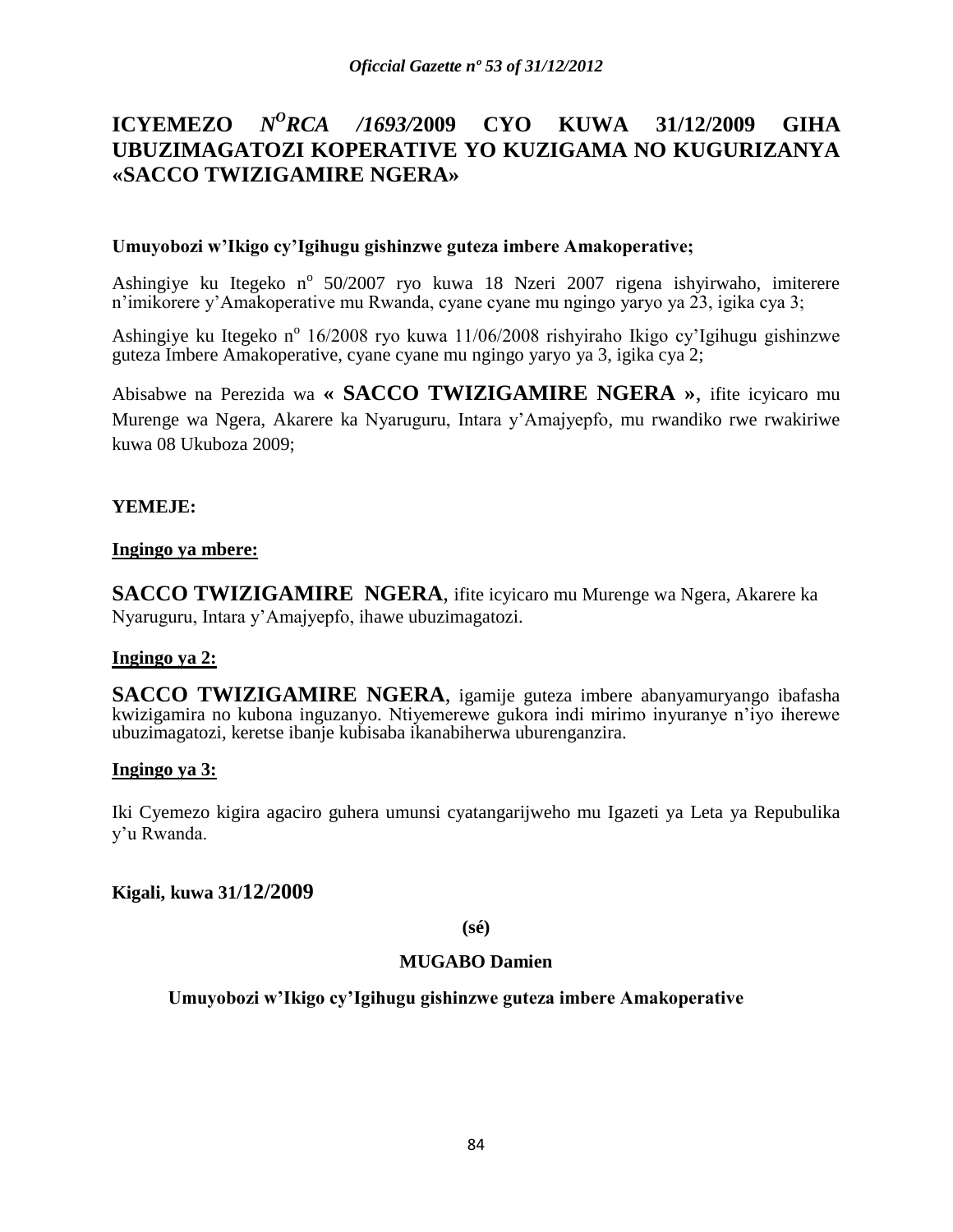# ICYEMEZO $N^{O}$*RCA /1693/*2009 CYO KUWA 31/12/2009 GIHA UBUZIMAGATOZI KOPERATIVE YO KUZIGAMA NO KUGURIZANYA «SACCO TWIZIGAMIRE NGERA»

**Umuyobozi w'Ikigo cy'Igihugu gishinzwe guteza imbere Amakoperative;**

Ashingiye ku Itegeko n° 50/2007 ryo kuwa 18 Nzeri 2007 rigena ishyirwaho, imiterere n'imikorere y'Amakoperative mu Rwanda, cyane cyane mu ngingo yaryo ya 23, igika cya 3;

Ashingiye ku Itegeko n° 16/2008 ryo kuwa 11/06/2008 rishyiraho Ikigo cy'Igihugu gishinzwe guteza Imbere Amakoperative, cyane cyane mu ngingo yaryo ya 3, igika cya 2;

Abisabwe na Perezida wa **« SACCO TWIZIGAMIRE NGERA »**, ifite icyicaro mu Murenge wa Ngera, Akarere ka Nyaruguru, Intara y'Amajyepfo, mu rwandiko rwe rwakiriwe kuwa 08 Ukuboza 2009;

**YEMEJE:**

**Ingingo ya mbere:**

**SACCO TWIZIGAMIRE NGERA**, ifite icyicaro mu Murenge wa Ngera, Akarere ka Nyaruguru, Intara y'Amajyepfo, ihawe ubuzimagatozi.

**Ingingo ya 2:**

**SACCO TWIZIGAMIRE NGERA**, igamije guteza imbere abanyamuryango ibafasha kwizigamira no kubona inguzanyo. Ntiyemerewe gukora indi mirimo inyuranye n'iyo iherewe ubuzimagatozi, keretse ibanje kubisaba ikanabiherwa uburenganzira.

**Ingingo ya 3:**

Iki Cyemezo kigira agaciro guhera umunsi cyatangarijweho mu Igazeti ya Leta ya Repubulika y'u Rwanda.

**Kigali, kuwa 31/12/2009**

**(sé)**

**MUGABO Damien**

**Umuyobozi w'Ikigo cy'Igihugu gishinzwe guteza imbere Amakoperative**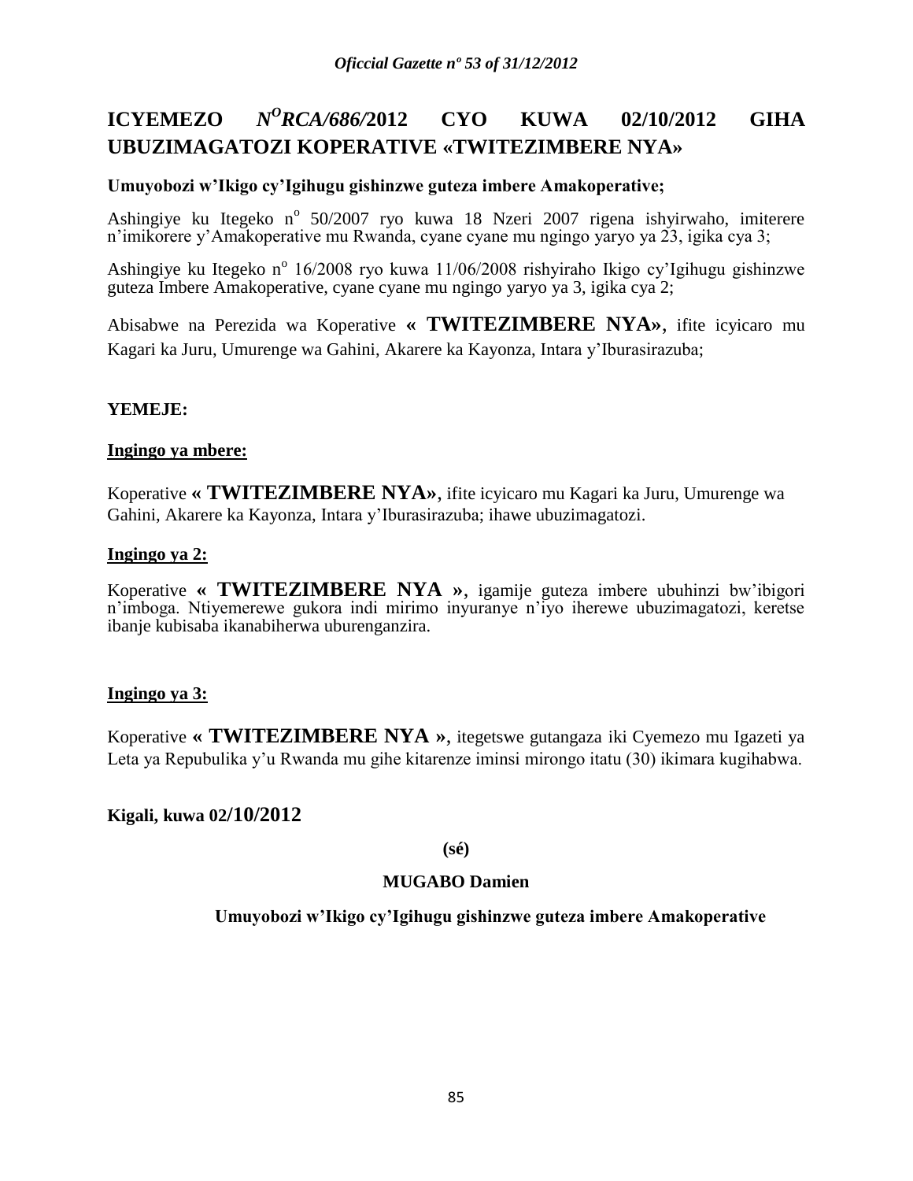# ICYEMEZO $N^{O}$*RCA/686/*2012 CYO KUWA 02/10/2012 GIHA UBUZIMAGATOZI KOPERATIVE «TWITEZIMBERE NYA»

**Umuyobozi w'Ikigo cy'Igihugu gishinzwe guteza imbere Amakoperative;**

Ashingiye ku Itegeko n° 50/2007 ryo kuwa 18 Nzeri 2007 rigena ishyirwaho, imiterere n'imikorere y'Amakoperative mu Rwanda, cyane cyane mu ngingo yaryo ya 23, igika cya 3;

Ashingiye ku Itegeko n° 16/2008 ryo kuwa 11/06/2008 rishyiraho Ikigo cy'Igihugu gishinzwe guteza Imbere Amakoperative, cyane cyane mu ngingo yaryo ya 3, igika cya 2;

Abisabwe na Perezida wa Koperative **« TWITEZIMBERE NYA»**, ifite icyicaro mu Kagari ka Juru, Umurenge wa Gahini, Akarere ka Kayonza, Intara y'Iburasirazuba;

**YEMEJE:**

**Ingingo ya mbere:**

Koperative **« TWITEZIMBERE NYA»**, ifite icyicaro mu Kagari ka Juru, Umurenge wa Gahini, Akarere ka Kayonza, Intara y'Iburasirazuba; ihawe ubuzimagatozi.

**Ingingo ya 2:**

Koperative **« TWITEZIMBERE NYA »**, igamije guteza imbere ubuhinzi bw'ibigori n'imboga. Ntiyemerewe gukora indi mirimo inyuranye n'iyo iherewe ubuzimagatozi, keretse ibanje kubisaba ikanabiherwa uburenganzira.

**Ingingo ya 3:**

Koperative **« TWITEZIMBERE NYA »**, itegetswe gutangaza iki Cyemezo mu Igazeti ya Leta ya Repubulika y'u Rwanda mu gihe kitarenze iminsi mirongo itatu (30) ikimara kugihabwa.

**Kigali, kuwa 02/10/2012**

**(sé)**

**MUGABO Damien**

**Umuyobozi w'Ikigo cy'Igihugu gishinzwe guteza imbere Amakoperative**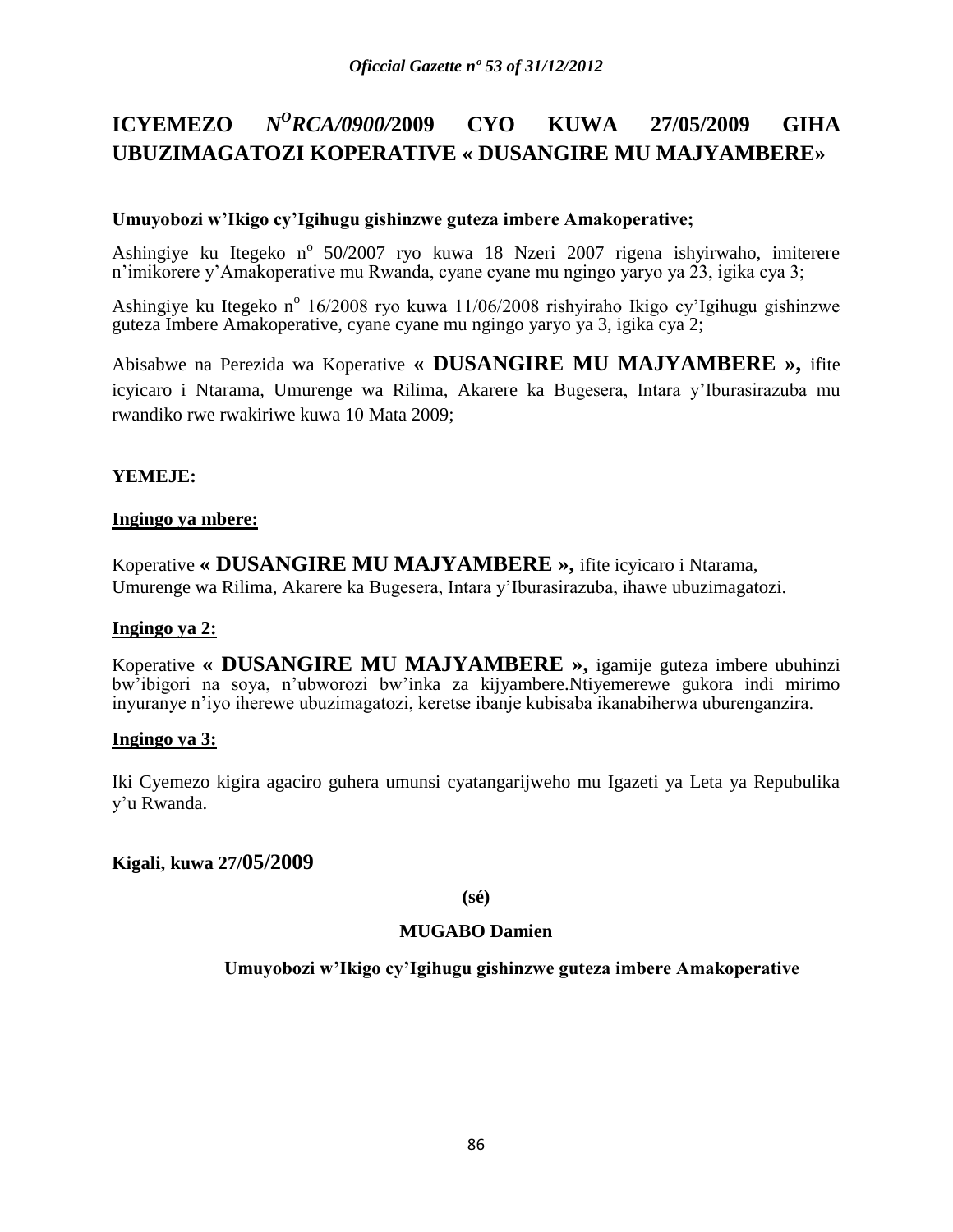# ICYEMEZO *N<sup>O</sup>RCA/0900/*2009 CYO KUWA 27/05/2009 GIHA UBUZIMAGATOZI KOPERATIVE « DUSANGIRE MU MAJYAMBERE»

**Umuyobozi w'Ikigo cy'Igihugu gishinzwe guteza imbere Amakoperative;**

Ashingiye ku Itegeko n° 50/2007 ryo kuwa 18 Nzeri 2007 rigena ishyirwaho, imiterere n'imikorere y'Amakoperative mu Rwanda, cyane cyane mu ngingo yaryo ya 23, igika cya 3;

Ashingiye ku Itegeko n° 16/2008 ryo kuwa 11/06/2008 rishyiraho Ikigo cy'Igihugu gishinzwe guteza Imbere Amakoperative, cyane cyane mu ngingo yaryo ya 3, igika cya 2;

Abisabwe na Perezida wa Koperative **« DUSANGIRE MU MAJYAMBERE »,** ifite icyicaro i Ntarama, Umurenge wa Rilima, Akarere ka Bugesera, Intara y'Iburasirazuba mu rwandiko rwe rwakiriwe kuwa 10 Mata 2009;

**YEMEJE:**

**Ingingo ya mbere:**

Koperative **« DUSANGIRE MU MAJYAMBERE »,** ifite icyicaro i Ntarama, Umurenge wa Rilima, Akarere ka Bugesera, Intara y'Iburasirazuba, ihawe ubuzimagatozi.

**Ingingo ya 2:**

Koperative **« DUSANGIRE MU MAJYAMBERE »,** igamije guteza imbere ubuhinzi bw'ibigori na soya, n'ubworozi bw'inka za kijyambere.Ntiyemerewe gukora indi mirimo inyuranye n'iyo iherewe ubuzimagatozi, keretse ibanje kubisaba ikanabiherwa uburenganzira.

**Ingingo ya 3:**

Iki Cyemezo kigira agaciro guhera umunsi cyatangarijweho mu Igazeti ya Leta ya Repubulika y'u Rwanda.

**Kigali, kuwa 27/05/2009**

**(sé)**

**MUGABO Damien**

**Umuyobozi w'Ikigo cy'Igihugu gishinzwe guteza imbere Amakoperative**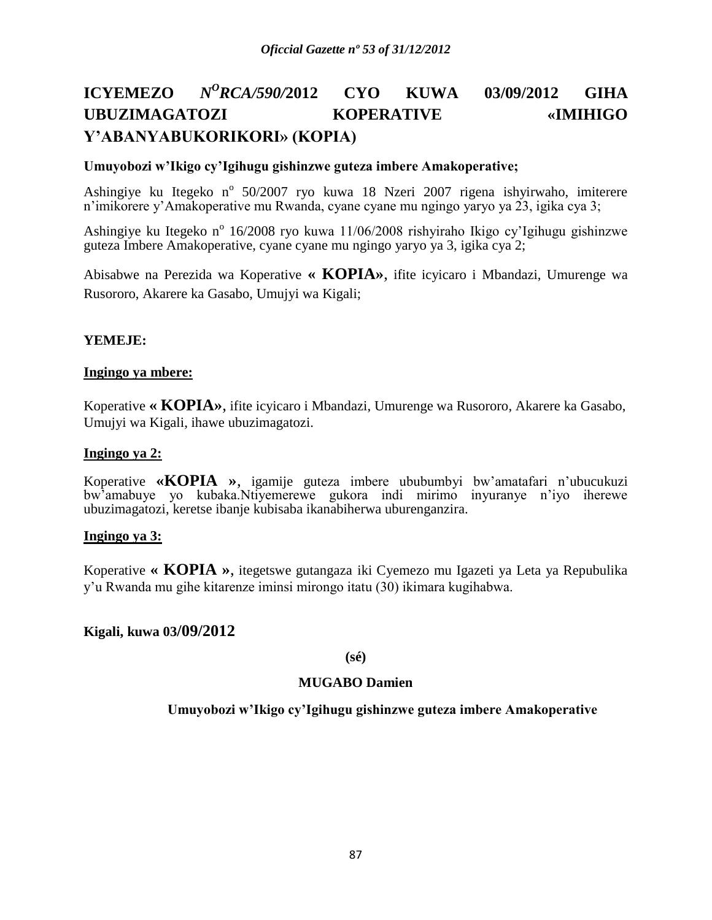# ICYEMEZO *N$^{O}$RCA/590/*2012 CYO KUWA 03/09/2012 GIHA UBUZIMAGATOZI KOPERATIVE «IMIHIGO Y'ABANYABUKORIKORI» (KOPIA)

**Umuyobozi w'Ikigo cy'Igihugu gishinzwe guteza imbere Amakoperative;**

Ashingiye ku Itegeko n$^{o}$ 50/2007 ryo kuwa 18 Nzeri 2007 rigena ishyirwaho, imiterere n'imikorere y'Amakoperative mu Rwanda, cyane cyane mu ngingo yaryo ya 23, igika cya 3;

Ashingiye ku Itegeko n$^{o}$ 16/2008 ryo kuwa 11/06/2008 rishyiraho Ikigo cy'Igihugu gishinzwe guteza Imbere Amakoperative, cyane cyane mu ngingo yaryo ya 3, igika cya 2;

Abisabwe na Perezida wa Koperative **« KOPIA»**, ifite icyicaro i Mbandazi, Umurenge wa Rusororo, Akarere ka Gasabo, Umujyi wa Kigali;

**YEMEJE:**

**Ingingo ya mbere:**

Koperative **« KOPIA»**, ifite icyicaro i Mbandazi, Umurenge wa Rusororo, Akarere ka Gasabo, Umujyi wa Kigali, ihawe ubuzimagatozi.

**Ingingo ya 2:**

Koperative **«KOPIA »**, igamije guteza imbere ububumbyi bw'amatafari n'ubucukuzi bw'amabuye yo kubaka.Ntiyemerewe gukora indi mirimo inyuranye n'iyo iherewe ubuzimagatozi, keretse ibanje kubisaba ikanabiherwa uburenganzira.

**Ingingo ya 3:**

Koperative **« KOPIA »**, itegetswe gutangaza iki Cyemezo mu Igazeti ya Leta ya Repubulika y'u Rwanda mu gihe kitarenze iminsi mirongo itatu (30) ikimara kugihabwa.

**Kigali, kuwa 03/09/2012**

**(sé)**

**MUGABO Damien**

**Umuyobozi w'Ikigo cy'Igihugu gishinzwe guteza imbere Amakoperative**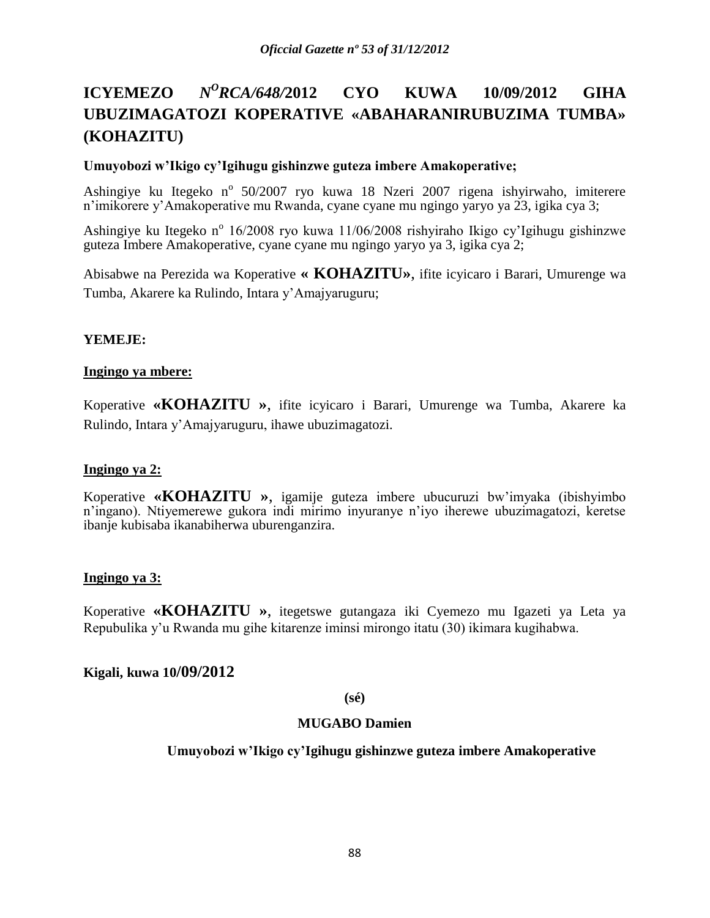# ICYEMEZO *N^O^RCA/648/*2012 CYO KUWA 10/09/2012 GIHA UBUZIMAGATOZI KOPERATIVE «ABAHARANIRUBUZIMA TUMBA» (KOHAZITU)

**Umuyobozi w'Ikigo cy'Igihugu gishinzwe guteza imbere Amakoperative;**

Ashingiye ku Itegeko n° 50/2007 ryo kuwa 18 Nzeri 2007 rigena ishyirwaho, imiterere n'imikorere y'Amakoperative mu Rwanda, cyane cyane mu ngingo yaryo ya 23, igika cya 3;

Ashingiye ku Itegeko n° 16/2008 ryo kuwa 11/06/2008 rishyiraho Ikigo cy'Igihugu gishinzwe guteza Imbere Amakoperative, cyane cyane mu ngingo yaryo ya 3, igika cya 2;

Abisabwe na Perezida wa Koperative **« KOHAZITU»**, ifite icyicaro i Barari, Umurenge wa Tumba, Akarere ka Rulindo, Intara y'Amajyaruguru;

**YEMEJE:**

**<u>Ingingo ya mbere:</u>**

Koperative **«KOHAZITU »**, ifite icyicaro i Barari, Umurenge wa Tumba, Akarere ka Rulindo, Intara y'Amajyaruguru, ihawe ubuzimagatozi.

**<u>Ingingo ya 2:</u>**

Koperative **«KOHAZITU »**, igamije guteza imbere ubucuruzi bw'imyaka (ibishyimbo n'ingano). Ntiyemerewe gukora indi mirimo inyuranye n'iyo iherewe ubuzimagatozi, keretse ibanje kubisaba ikanabiherwa uburenganzira.

**<u>Ingingo ya 3:</u>**

Koperative **«KOHAZITU »**, itegetswe gutangaza iki Cyemezo mu Igazeti ya Leta ya Repubulika y'u Rwanda mu gihe kitarenze iminsi mirongo itatu (30) ikimara kugihabwa.

**Kigali, kuwa 10/09/2012**

**(sé)**

**MUGABO Damien**

**Umuyobozi w'Ikigo cy'Igihugu gishinzwe guteza imbere Amakoperative**